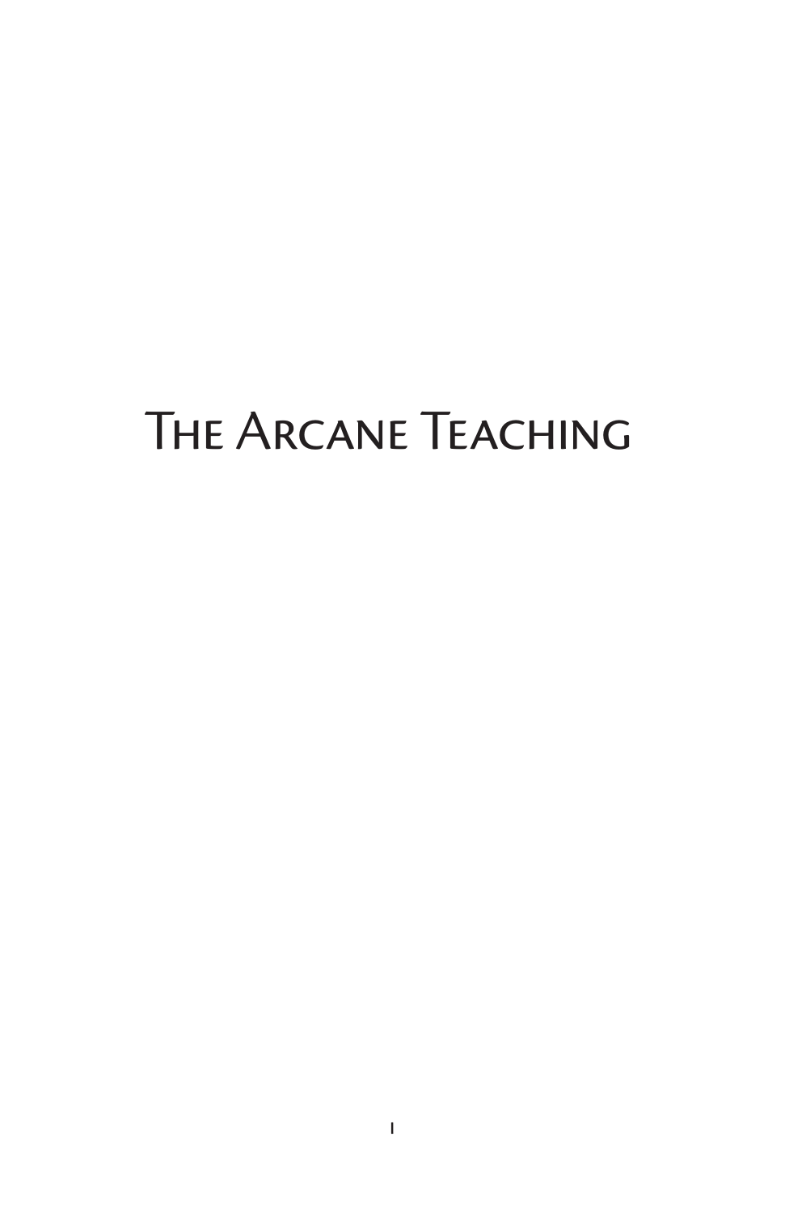# The Arcane Teaching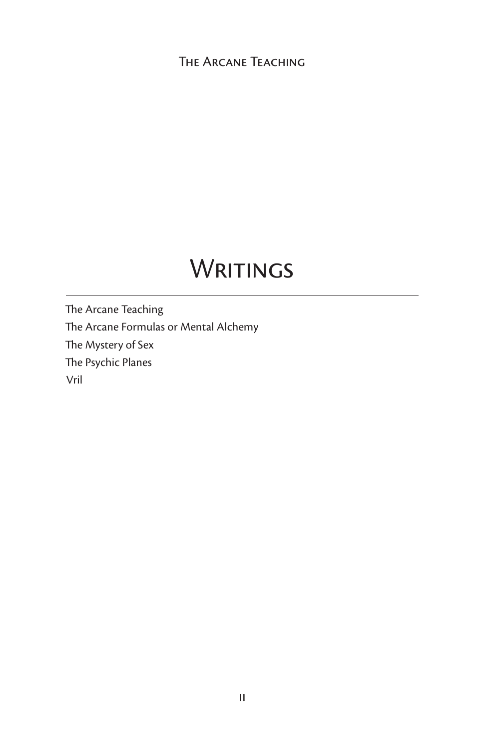# Writings

The Arcane Teaching

The Arcane Formulas or Mental Alchemy

The Mystery of Sex

The Psychic Planes

Vril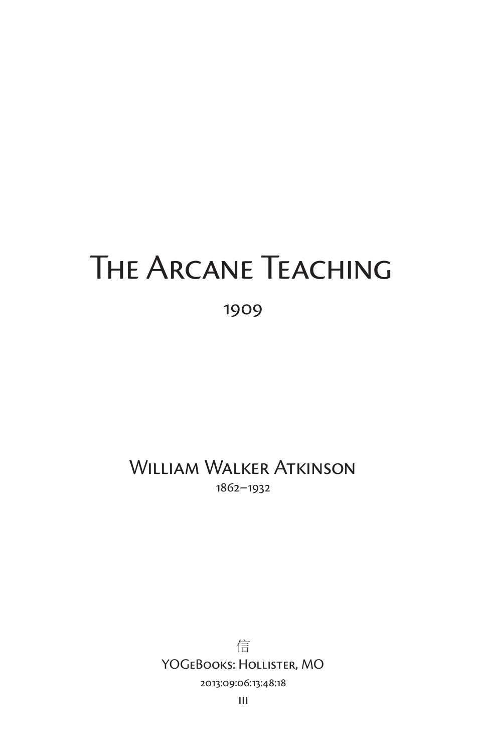# The Arcane Teaching

1909

William Walker Atkinson

1862–1932

信

YOGeBooks: Hollister, MO

2013:09:06:13:48:18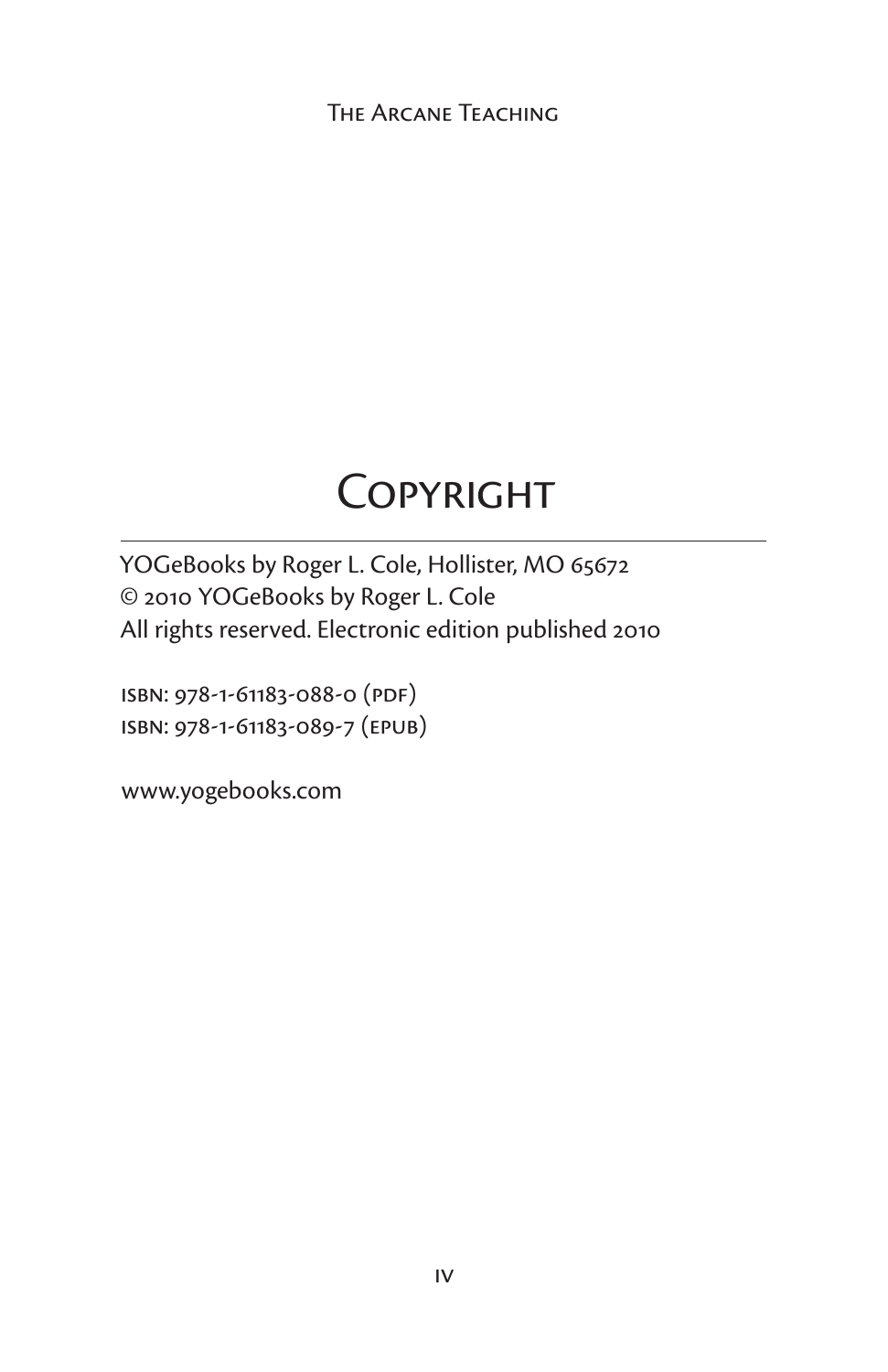# Copyright

YOGeBooks by Roger L. Cole, Hollister, MO 65672
© 2010 YOGeBooks by Roger L. Cole
All rights reserved. Electronic edition published 2010

isbn: 978-1-61183-088-0 (pdf)
isbn: 978-1-61183-089-7 (epub)

www.yogebooks.com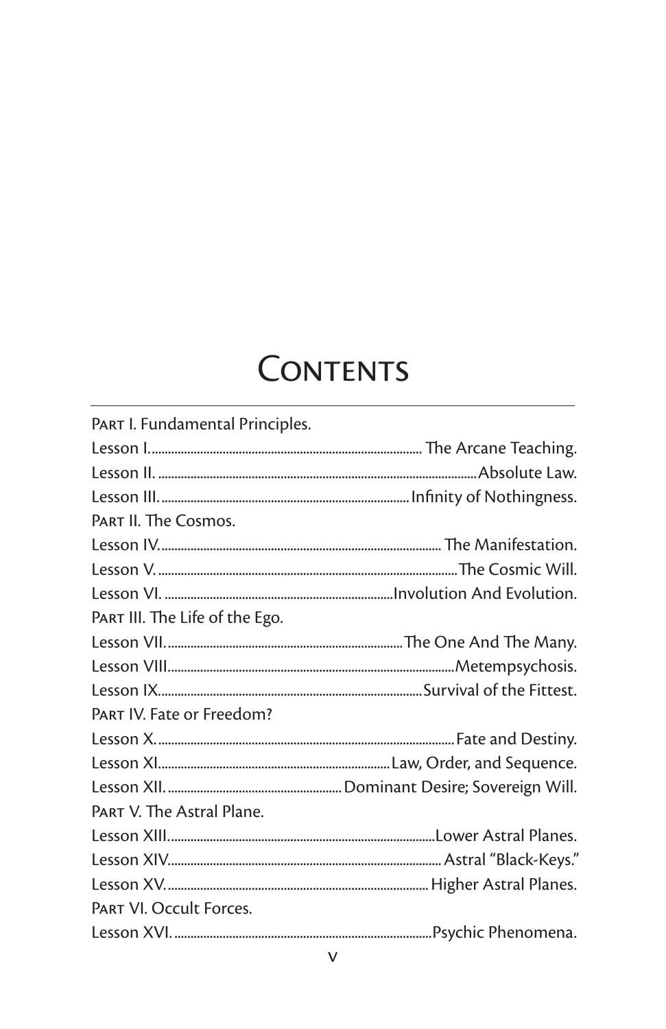# Contents

Part I. Fundamental Principles.

Lesson I. .......... The Arcane Teaching.

Lesson II. .......... Absolute Law.

Lesson III. .......... Infinity of Nothingness.

Part II. The Cosmos.

Lesson IV. .......... The Manifestation.

Lesson V. .......... The Cosmic Will.

Lesson VI. .......... Involution And Evolution.

Part III. The Life of the Ego.

Lesson VII. .......... The One And The Many.

Lesson VIII. .......... Metempsychosis.

Lesson IX. .......... Survival of the Fittest.

Part IV. Fate or Freedom?

Lesson X. .......... Fate and Destiny.

Lesson XI. .......... Law, Order, and Sequence.

Lesson XII. .......... Dominant Desire; Sovereign Will.

Part V. The Astral Plane.

Lesson XIII. .......... Lower Astral Planes.

Lesson XIV. .......... Astral “Black-Keys.”

Lesson XV. .......... Higher Astral Planes.

Part VI. Occult Forces.

Lesson XVI. .......... Psychic Phenomena.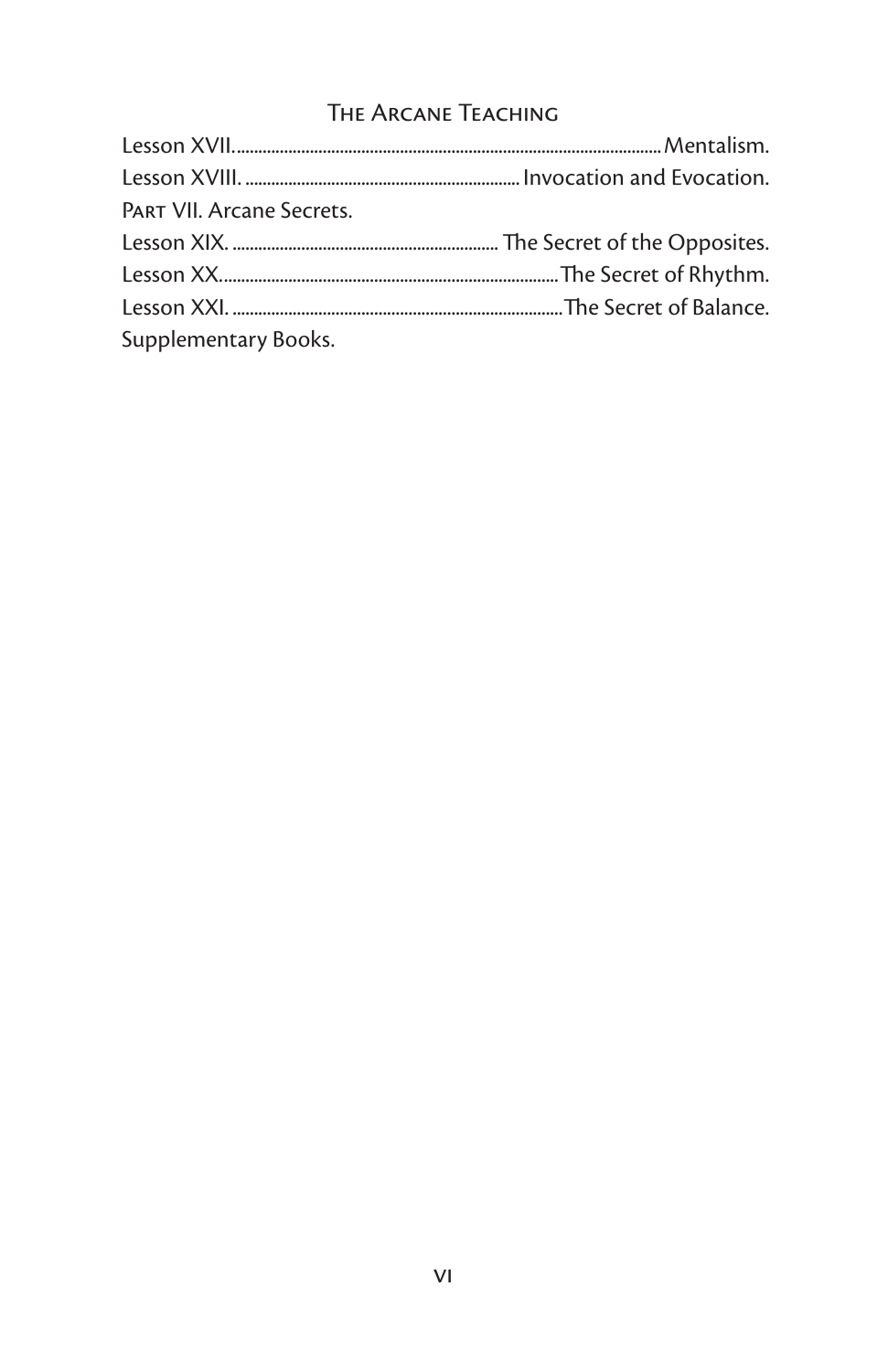Lesson XVII. .................................................. Mentalism.

Lesson XVIII. .................................................. Invocation and Evocation.

Part VII. Arcane Secrets.

Lesson XIX. .................................................. The Secret of the Opposites.

Lesson XX. .................................................. The Secret of Rhythm.

Lesson XXI. .................................................. The Secret of Balance.

Supplementary Books.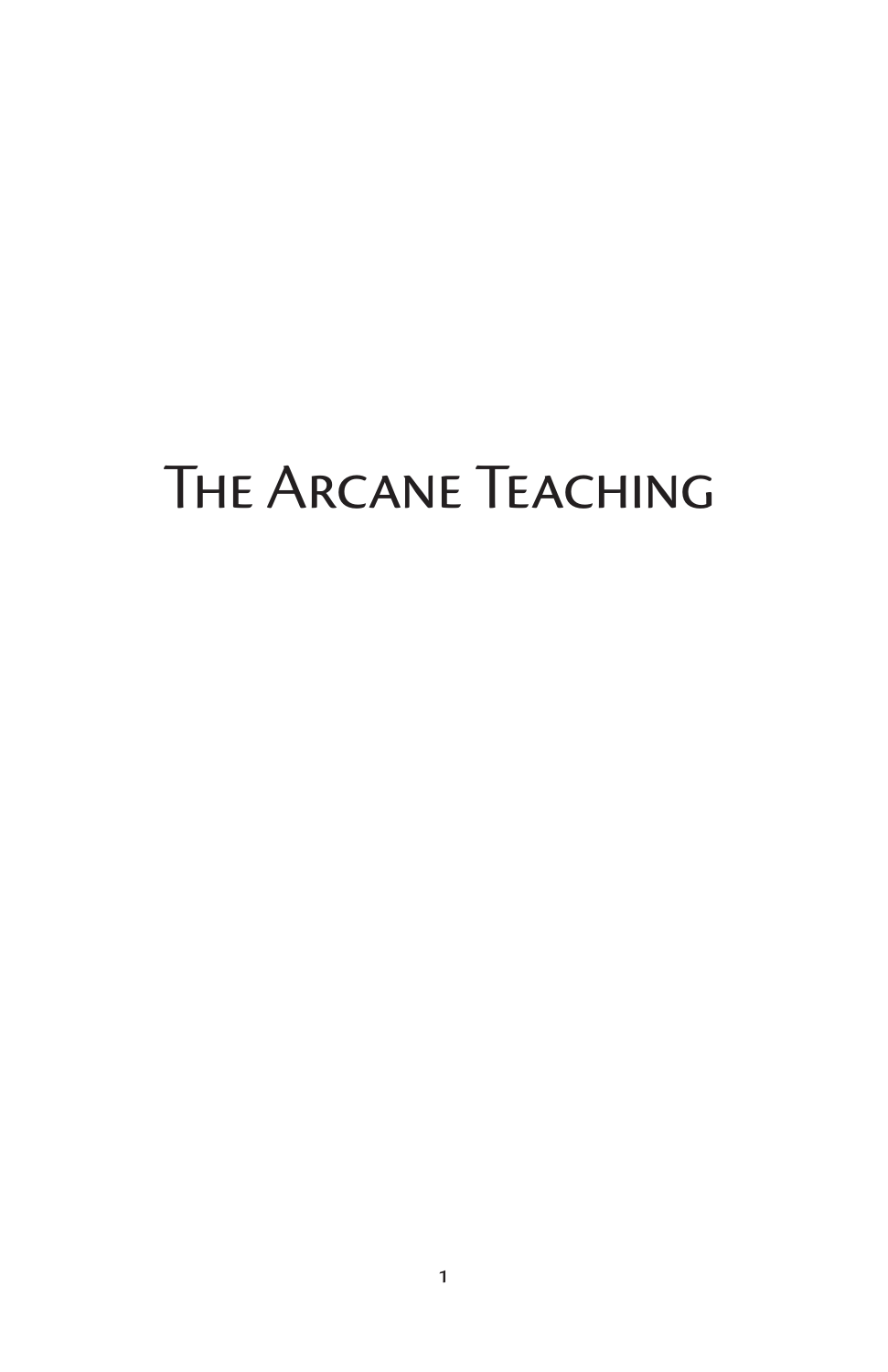# The Arcane Teaching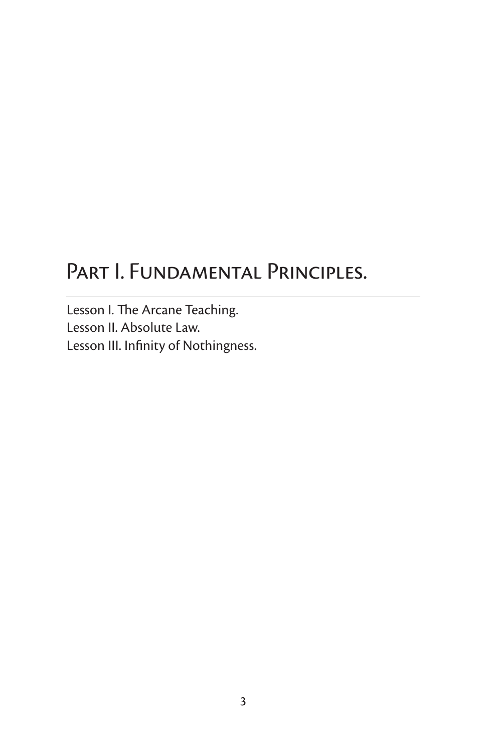# Part I. Fundamental Principles.

Lesson I. The Arcane Teaching.
Lesson II. Absolute Law.
Lesson III. Infinity of Nothingness.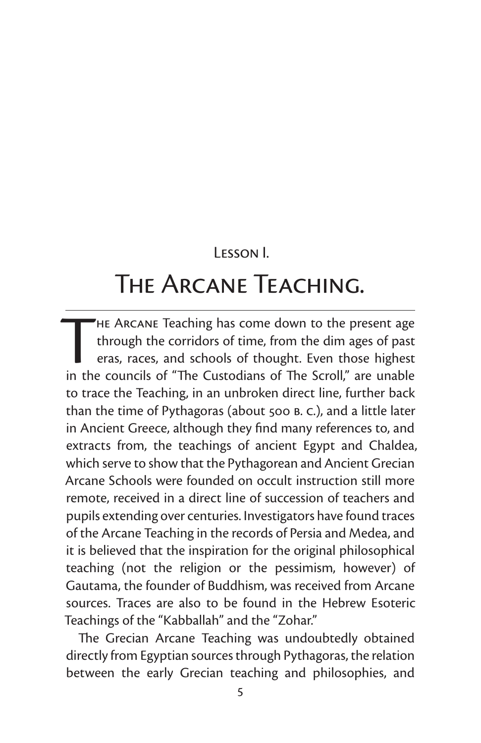## Lesson I.

# The Arcane Teaching.

The Arcane Teaching has come down to the present age through the corridors of time, from the dim ages of past eras, races, and schools of thought. Even those highest in the councils of "The Custodians of The Scroll," are unable to trace the Teaching, in an unbroken direct line, further back than the time of Pythagoras (about 500 B. C.), and a little later in Ancient Greece, although they find many references to, and extracts from, the teachings of ancient Egypt and Chaldea, which serve to show that the Pythagorean and Ancient Grecian Arcane Schools were founded on occult instruction still more remote, received in a direct line of succession of teachers and pupils extending over centuries. Investigators have found traces of the Arcane Teaching in the records of Persia and Medea, and it is believed that the inspiration for the original philosophical teaching (not the religion or the pessimism, however) of Gautama, the founder of Buddhism, was received from Arcane sources. Traces are also to be found in the Hebrew Esoteric Teachings of the "Kabballah" and the "Zohar."

The Grecian Arcane Teaching was undoubtedly obtained directly from Egyptian sources through Pythagoras, the relation between the early Grecian teaching and philosophies, and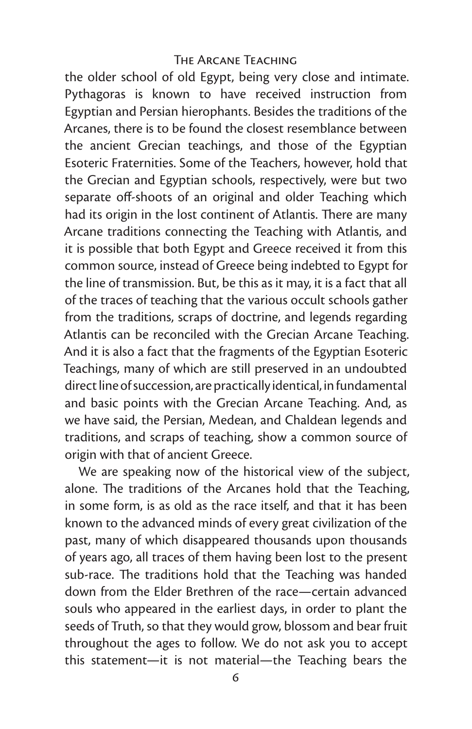the older school of old Egypt, being very close and intimate. Pythagoras is known to have received instruction from Egyptian and Persian hierophants. Besides the traditions of the Arcanes, there is to be found the closest resemblance between the ancient Grecian teachings, and those of the Egyptian Esoteric Fraternities. Some of the Teachers, however, hold that the Grecian and Egyptian schools, respectively, were but two separate off-shoots of an original and older Teaching which had its origin in the lost continent of Atlantis. There are many Arcane traditions connecting the Teaching with Atlantis, and it is possible that both Egypt and Greece received it from this common source, instead of Greece being indebted to Egypt for the line of transmission. But, be this as it may, it is a fact that all of the traces of teaching that the various occult schools gather from the traditions, scraps of doctrine, and legends regarding Atlantis can be reconciled with the Grecian Arcane Teaching. And it is also a fact that the fragments of the Egyptian Esoteric Teachings, many of which are still preserved in an undoubted direct line of succession, are practically identical, in fundamental and basic points with the Grecian Arcane Teaching. And, as we have said, the Persian, Medean, and Chaldean legends and traditions, and scraps of teaching, show a common source of origin with that of ancient Greece.

We are speaking now of the historical view of the subject, alone. The traditions of the Arcanes hold that the Teaching, in some form, is as old as the race itself, and that it has been known to the advanced minds of every great civilization of the past, many of which disappeared thousands upon thousands of years ago, all traces of them having been lost to the present sub-race. The traditions hold that the Teaching was handed down from the Elder Brethren of the race—certain advanced souls who appeared in the earliest days, in order to plant the seeds of Truth, so that they would grow, blossom and bear fruit throughout the ages to follow. We do not ask you to accept this statement—it is not material—the Teaching bears the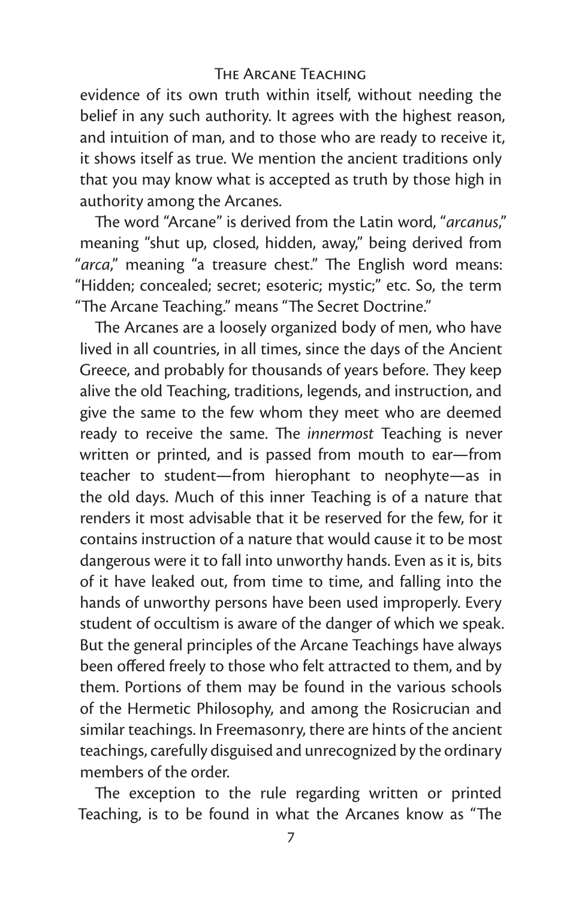evidence of its own truth within itself, without needing the belief in any such authority. It agrees with the highest reason, and intuition of man, and to those who are ready to receive it, it shows itself as true. We mention the ancient traditions only that you may know what is accepted as truth by those high in authority among the Arcanes.

The word "Arcane" is derived from the Latin word, "*arcanus*," meaning "shut up, closed, hidden, away," being derived from "*arca*," meaning "a treasure chest." The English word means: "Hidden; concealed; secret; esoteric; mystic;" etc. So, the term "The Arcane Teaching." means "The Secret Doctrine."

The Arcanes are a loosely organized body of men, who have lived in all countries, in all times, since the days of the Ancient Greece, and probably for thousands of years before. They keep alive the old Teaching, traditions, legends, and instruction, and give the same to the few whom they meet who are deemed ready to receive the same. The *innermost* Teaching is never written or printed, and is passed from mouth to ear—from teacher to student—from hierophant to neophyte—as in the old days. Much of this inner Teaching is of a nature that renders it most advisable that it be reserved for the few, for it contains instruction of a nature that would cause it to be most dangerous were it to fall into unworthy hands. Even as it is, bits of it have leaked out, from time to time, and falling into the hands of unworthy persons have been used improperly. Every student of occultism is aware of the danger of which we speak. But the general principles of the Arcane Teachings have always been offered freely to those who felt attracted to them, and by them. Portions of them may be found in the various schools of the Hermetic Philosophy, and among the Rosicrucian and similar teachings. In Freemasonry, there are hints of the ancient teachings, carefully disguised and unrecognized by the ordinary members of the order.

The exception to the rule regarding written or printed Teaching, is to be found in what the Arcanes know as "The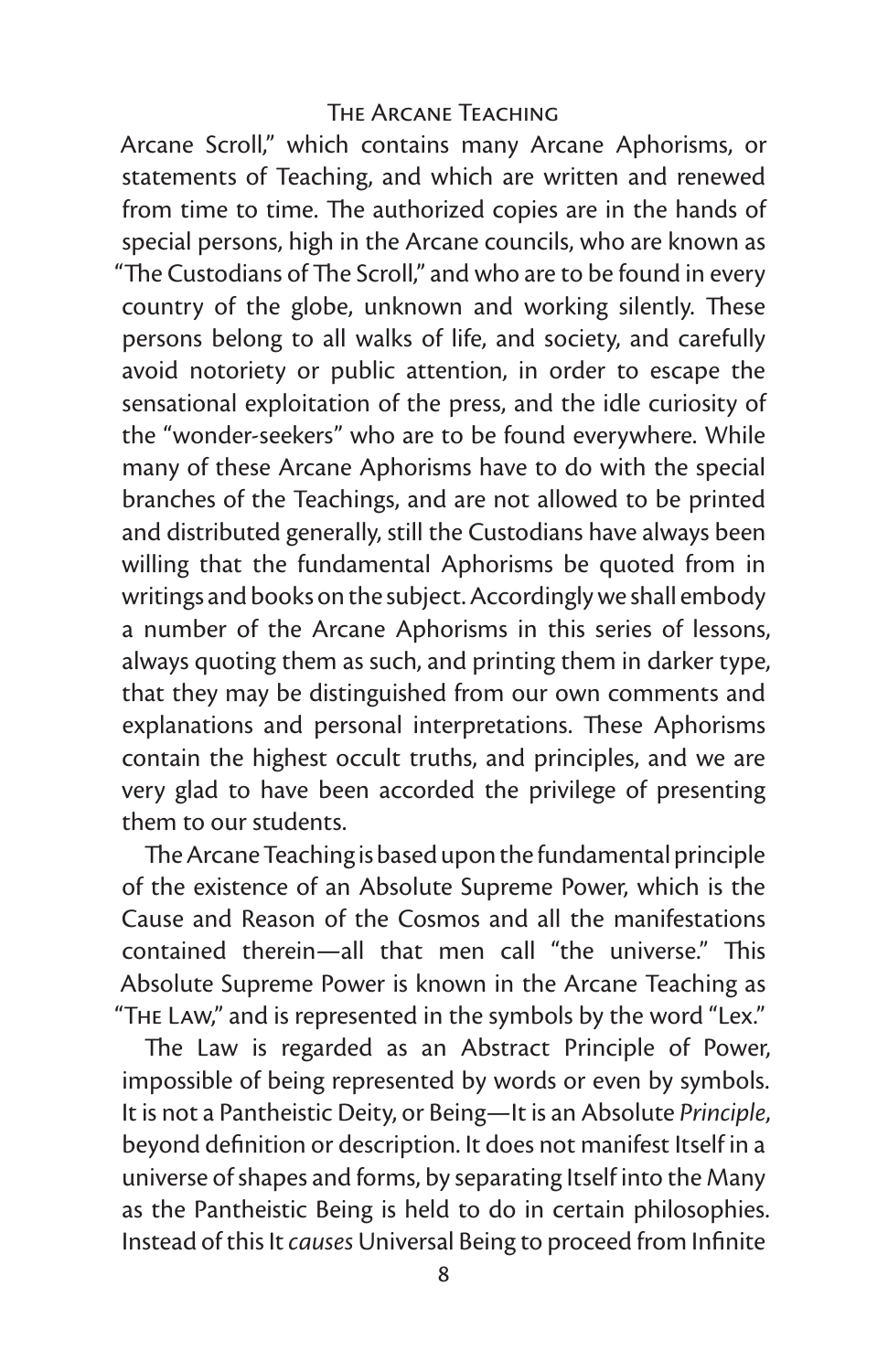Arcane Scroll," which contains many Arcane Aphorisms, or statements of Teaching, and which are written and renewed from time to time. The authorized copies are in the hands of special persons, high in the Arcane councils, who are known as "The Custodians of The Scroll," and who are to be found in every country of the globe, unknown and working silently. These persons belong to all walks of life, and society, and carefully avoid notoriety or public attention, in order to escape the sensational exploitation of the press, and the idle curiosity of the "wonder-seekers" who are to be found everywhere. While many of these Arcane Aphorisms have to do with the special branches of the Teachings, and are not allowed to be printed and distributed generally, still the Custodians have always been willing that the fundamental Aphorisms be quoted from in writings and books on the subject. Accordingly we shall embody a number of the Arcane Aphorisms in this series of lessons, always quoting them as such, and printing them in darker type, that they may be distinguished from our own comments and explanations and personal interpretations. These Aphorisms contain the highest occult truths, and principles, and we are very glad to have been accorded the privilege of presenting them to our students.

The Arcane Teaching is based upon the fundamental principle of the existence of an Absolute Supreme Power, which is the Cause and Reason of the Cosmos and all the manifestations contained therein—all that men call "the universe." This Absolute Supreme Power is known in the Arcane Teaching as "The Law," and is represented in the symbols by the word "Lex."

The Law is regarded as an Abstract Principle of Power, impossible of being represented by words or even by symbols. It is not a Pantheistic Deity, or Being—It is an Absolute *Principle*, beyond definition or description. It does not manifest Itself in a universe of shapes and forms, by separating Itself into the Many as the Pantheistic Being is held to do in certain philosophies. Instead of this It *causes* Universal Being to proceed from Infinite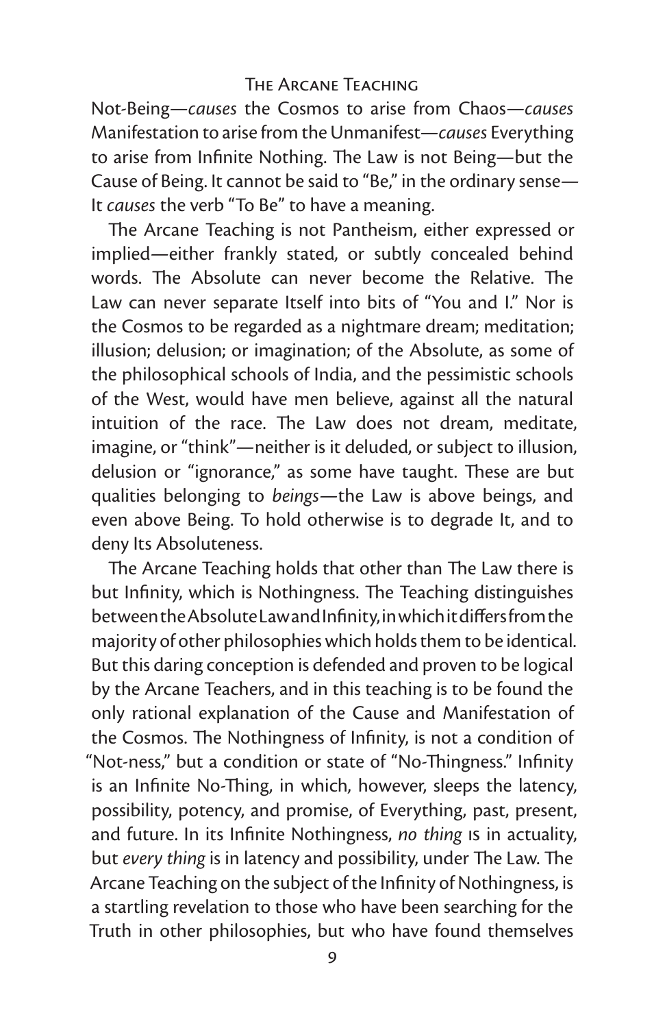Not-Being—*causes* the Cosmos to arise from Chaos—*causes* Manifestation to arise from the Unmanifest—*causes* Everything to arise from Infinite Nothing. The Law is not Being—but the Cause of Being. It cannot be said to "Be," in the ordinary sense—It *causes* the verb "To Be" to have a meaning.

The Arcane Teaching is not Pantheism, either expressed or implied—either frankly stated, or subtly concealed behind words. The Absolute can never become the Relative. The Law can never separate Itself into bits of "You and I." Nor is the Cosmos to be regarded as a nightmare dream; meditation; illusion; delusion; or imagination; of the Absolute, as some of the philosophical schools of India, and the pessimistic schools of the West, would have men believe, against all the natural intuition of the race. The Law does not dream, meditate, imagine, or "think"—neither is it deluded, or subject to illusion, delusion or "ignorance," as some have taught. These are but qualities belonging to *beings*—the Law is above beings, and even above Being. To hold otherwise is to degrade It, and to deny Its Absoluteness.

The Arcane Teaching holds that other than The Law there is but Infinity, which is Nothingness. The Teaching distinguishes between the Absolute Law and Infinity, in which it differs from the majority of other philosophies which holds them to be identical. But this daring conception is defended and proven to be logical by the Arcane Teachers, and in this teaching is to be found the only rational explanation of the Cause and Manifestation of the Cosmos. The Nothingness of Infinity, is not a condition of "Not-ness," but a condition or state of "No-Thingness." Infinity is an Infinite No-Thing, in which, however, sleeps the latency, possibility, potency, and promise, of Everything, past, present, and future. In its Infinite Nothingness, *no thing* IS in actuality, but *every thing* is in latency and possibility, under The Law. The Arcane Teaching on the subject of the Infinity of Nothingness, is a startling revelation to those who have been searching for the Truth in other philosophies, but who have found themselves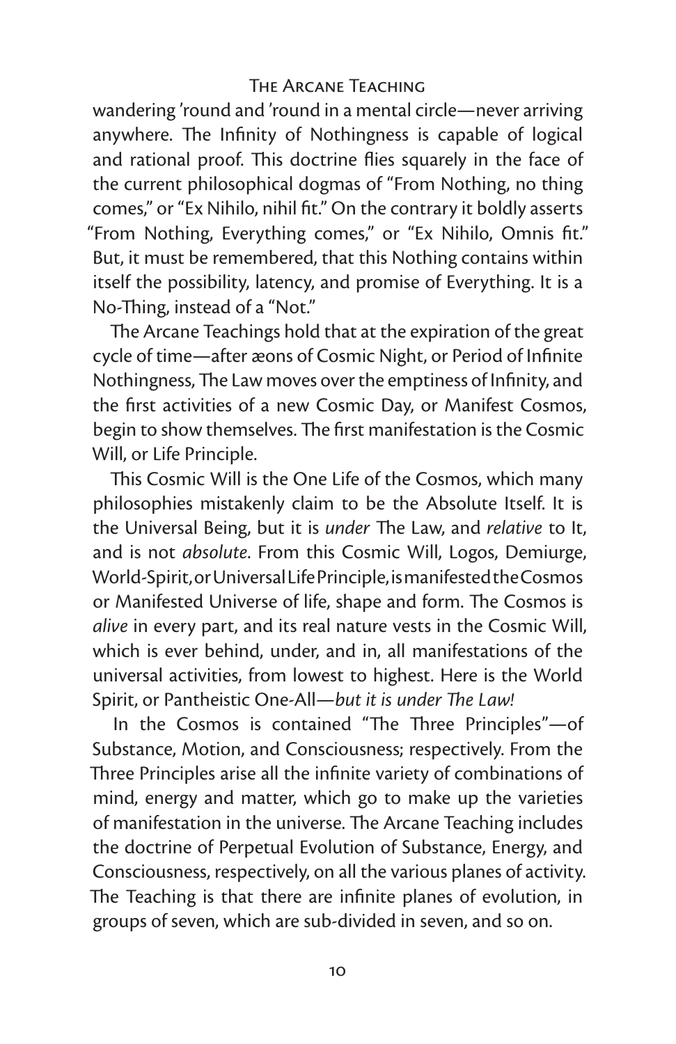wandering 'round and 'round in a mental circle—never arriving anywhere. The Infinity of Nothingness is capable of logical and rational proof. This doctrine flies squarely in the face of the current philosophical dogmas of "From Nothing, no thing comes," or "Ex Nihilo, nihil fit." On the contrary it boldly asserts "From Nothing, Everything comes," or "Ex Nihilo, Omnis fit." But, it must be remembered, that this Nothing contains within itself the possibility, latency, and promise of Everything. It is a No-Thing, instead of a "Not."

The Arcane Teachings hold that at the expiration of the great cycle of time—after æons of Cosmic Night, or Period of Infinite Nothingness, The Law moves over the emptiness of Infinity, and the first activities of a new Cosmic Day, or Manifest Cosmos, begin to show themselves. The first manifestation is the Cosmic Will, or Life Principle.

This Cosmic Will is the One Life of the Cosmos, which many philosophies mistakenly claim to be the Absolute Itself. It is the Universal Being, but it is *under* The Law, and *relative* to It, and is not *absolute*. From this Cosmic Will, Logos, Demiurge, World-Spirit, or Universal Life Principle, is manifested the Cosmos or Manifested Universe of life, shape and form. The Cosmos is *alive* in every part, and its real nature vests in the Cosmic Will, which is ever behind, under, and in, all manifestations of the universal activities, from lowest to highest. Here is the World Spirit, or Pantheistic One-All—*but it is under The Law!*

In the Cosmos is contained "The Three Principles"—of Substance, Motion, and Consciousness; respectively. From the Three Principles arise all the infinite variety of combinations of mind, energy and matter, which go to make up the varieties of manifestation in the universe. The Arcane Teaching includes the doctrine of Perpetual Evolution of Substance, Energy, and Consciousness, respectively, on all the various planes of activity. The Teaching is that there are infinite planes of evolution, in groups of seven, which are sub-divided in seven, and so on.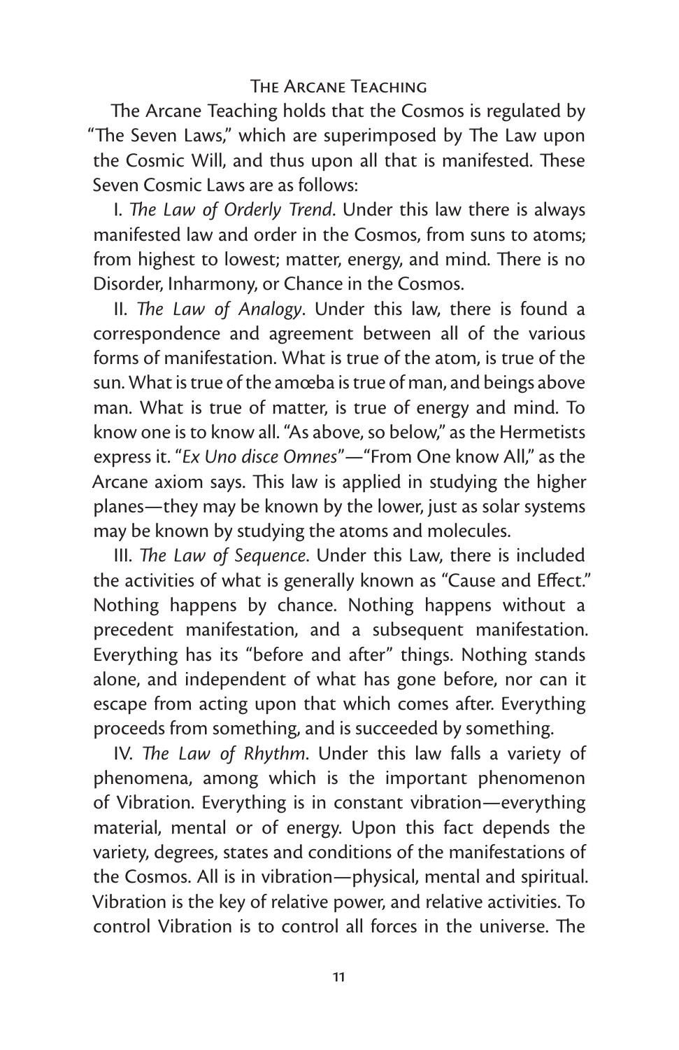## The Arcane Teaching

The Arcane Teaching holds that the Cosmos is regulated by "The Seven Laws," which are superimposed by The Law upon the Cosmic Will, and thus upon all that is manifested. These Seven Cosmic Laws are as follows:

I. *The Law of Orderly Trend*. Under this law there is always manifested law and order in the Cosmos, from suns to atoms; from highest to lowest; matter, energy, and mind. There is no Disorder, Inharmony, or Chance in the Cosmos.

II. *The Law of Analogy*. Under this law, there is found a correspondence and agreement between all of the various forms of manifestation. What is true of the atom, is true of the sun. What is true of the amœba is true of man, and beings above man. What is true of matter, is true of energy and mind. To know one is to know all. "As above, so below," as the Hermetists express it. "*Ex Uno disce Omnes*"—"From One know All," as the Arcane axiom says. This law is applied in studying the higher planes—they may be known by the lower, just as solar systems may be known by studying the atoms and molecules.

III. *The Law of Sequence*. Under this Law, there is included the activities of what is generally known as "Cause and Effect." Nothing happens by chance. Nothing happens without a precedent manifestation, and a subsequent manifestation. Everything has its "before and after" things. Nothing stands alone, and independent of what has gone before, nor can it escape from acting upon that which comes after. Everything proceeds from something, and is succeeded by something.

IV. *The Law of Rhythm*. Under this law falls a variety of phenomena, among which is the important phenomenon of Vibration. Everything is in constant vibration—everything material, mental or of energy. Upon this fact depends the variety, degrees, states and conditions of the manifestations of the Cosmos. All is in vibration—physical, mental and spiritual. Vibration is the key of relative power, and relative activities. To control Vibration is to control all forces in the universe. The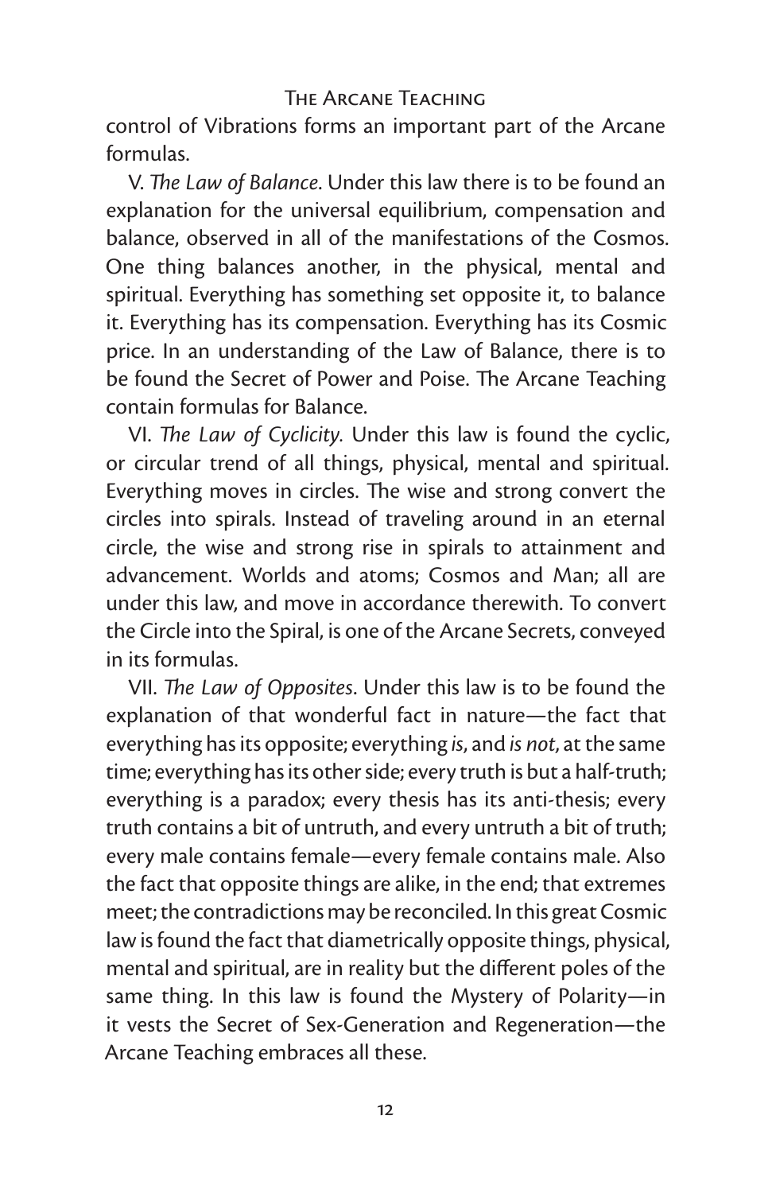control of Vibrations forms an important part of the Arcane formulas.

V. *The Law of Balance*. Under this law there is to be found an explanation for the universal equilibrium, compensation and balance, observed in all of the manifestations of the Cosmos. One thing balances another, in the physical, mental and spiritual. Everything has something set opposite it, to balance it. Everything has its compensation. Everything has its Cosmic price. In an understanding of the Law of Balance, there is to be found the Secret of Power and Poise. The Arcane Teaching contain formulas for Balance.

VI. *The Law of Cyclicity*. Under this law is found the cyclic, or circular trend of all things, physical, mental and spiritual. Everything moves in circles. The wise and strong convert the circles into spirals. Instead of traveling around in an eternal circle, the wise and strong rise in spirals to attainment and advancement. Worlds and atoms; Cosmos and Man; all are under this law, and move in accordance therewith. To convert the Circle into the Spiral, is one of the Arcane Secrets, conveyed in its formulas.

VII. *The Law of Opposites*. Under this law is to be found the explanation of that wonderful fact in nature—the fact that everything has its opposite; everything *is*, and *is not*, at the same time; everything has its other side; every truth is but a half-truth; everything is a paradox; every thesis has its anti-thesis; every truth contains a bit of untruth, and every untruth a bit of truth; every male contains female—every female contains male. Also the fact that opposite things are alike, in the end; that extremes meet; the contradictions may be reconciled. In this great Cosmic law is found the fact that diametrically opposite things, physical, mental and spiritual, are in reality but the different poles of the same thing. In this law is found the Mystery of Polarity—in it vests the Secret of Sex-Generation and Regeneration—the Arcane Teaching embraces all these.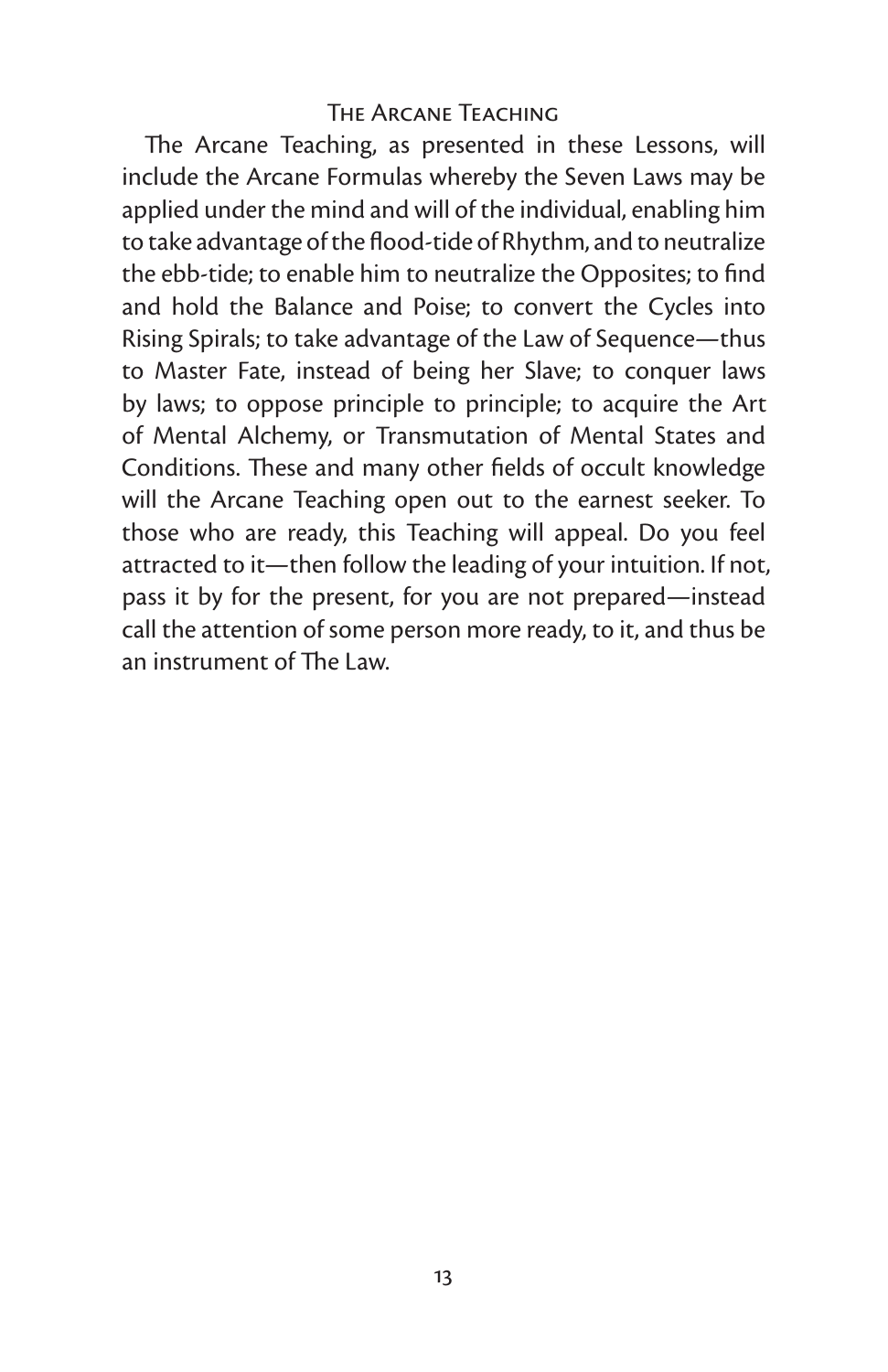## The Arcane Teaching

The Arcane Teaching, as presented in these Lessons, will include the Arcane Formulas whereby the Seven Laws may be applied under the mind and will of the individual, enabling him to take advantage of the flood-tide of Rhythm, and to neutralize the ebb-tide; to enable him to neutralize the Opposites; to find and hold the Balance and Poise; to convert the Cycles into Rising Spirals; to take advantage of the Law of Sequence—thus to Master Fate, instead of being her Slave; to conquer laws by laws; to oppose principle to principle; to acquire the Art of Mental Alchemy, or Transmutation of Mental States and Conditions. These and many other fields of occult knowledge will the Arcane Teaching open out to the earnest seeker. To those who are ready, this Teaching will appeal. Do you feel attracted to it—then follow the leading of your intuition. If not, pass it by for the present, for you are not prepared—instead call the attention of some person more ready, to it, and thus be an instrument of The Law.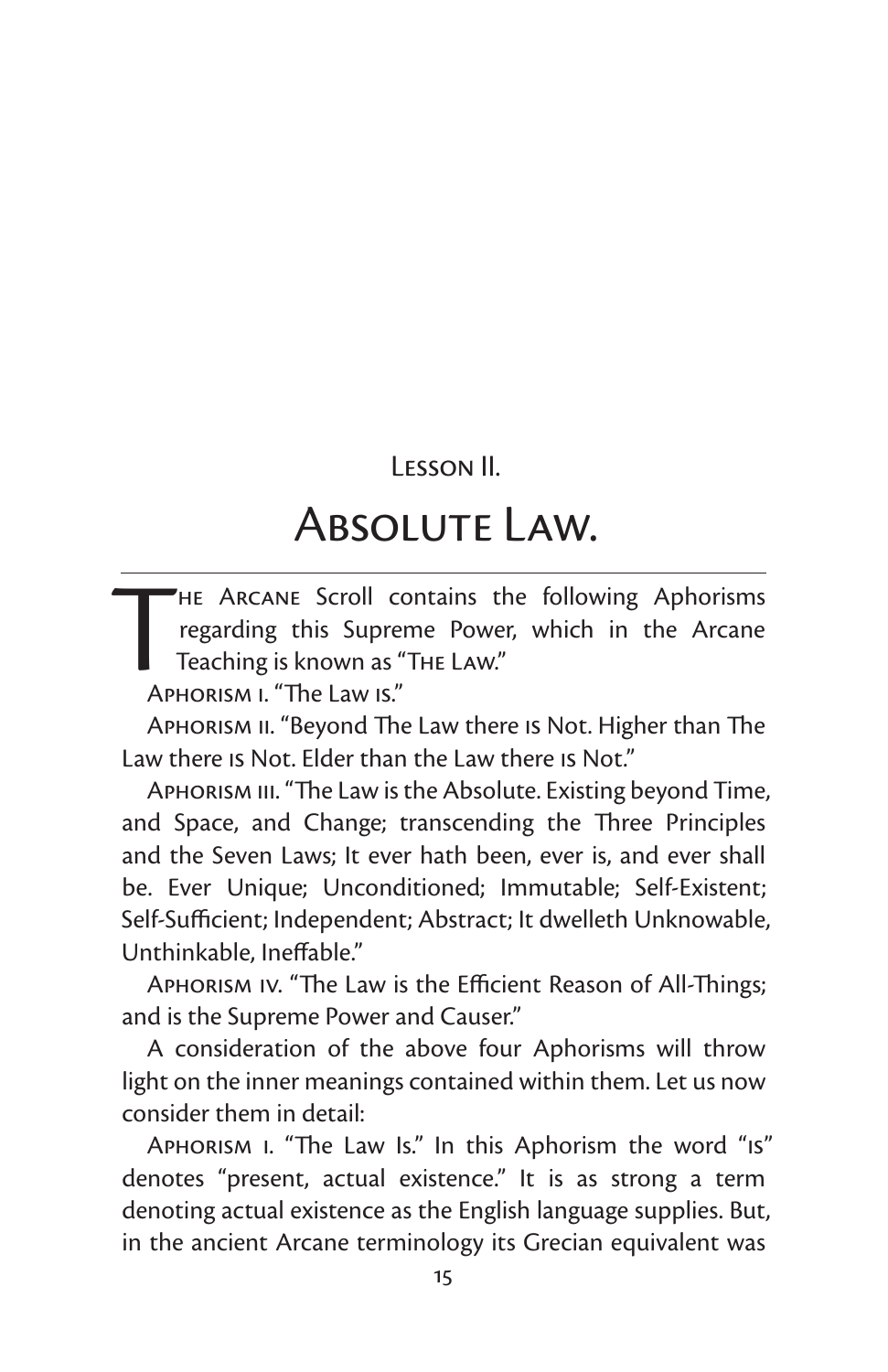Lesson II.

# Absolute Law.

The Arcane Scroll contains the following Aphorisms regarding this Supreme Power, which in the Arcane Teaching is known as "The Law."

Aphorism i. "The Law is."

Aphorism ii. "Beyond The Law there is Not. Higher than The Law there is Not. Elder than the Law there is Not."

Aphorism iii. "The Law is the Absolute. Existing beyond Time, and Space, and Change; transcending the Three Principles and the Seven Laws; It ever hath been, ever is, and ever shall be. Ever Unique; Unconditioned; Immutable; Self-Existent; Self-Sufficient; Independent; Abstract; It dwelleth Unknowable, Unthinkable, Ineffable."

Aphorism iv. "The Law is the Efficient Reason of All-Things; and is the Supreme Power and Causer."

A consideration of the above four Aphorisms will throw light on the inner meanings contained within them. Let us now consider them in detail:

Aphorism i. "The Law Is." In this Aphorism the word "is" denotes "present, actual existence." It is as strong a term denoting actual existence as the English language supplies. But, in the ancient Arcane terminology its Grecian equivalent was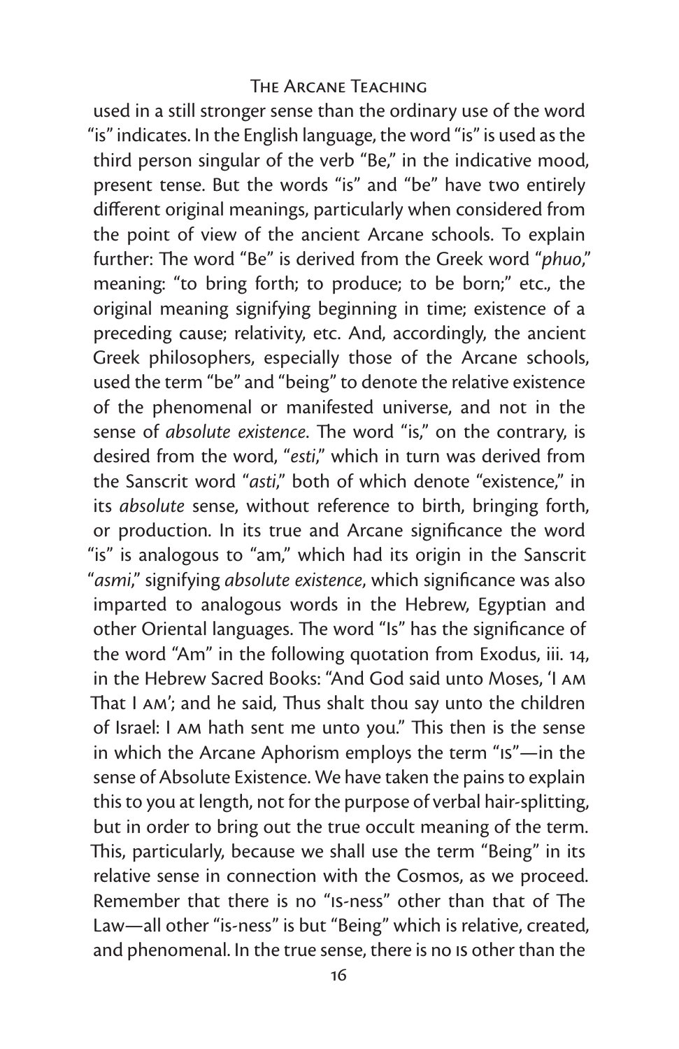used in a still stronger sense than the ordinary use of the word "is" indicates. In the English language, the word "is" is used as the third person singular of the verb "Be," in the indicative mood, present tense. But the words "is" and "be" have two entirely different original meanings, particularly when considered from the point of view of the ancient Arcane schools. To explain further: The word "Be" is derived from the Greek word "*phuo*," meaning: "to bring forth; to produce; to be born;" etc., the original meaning signifying beginning in time; existence of a preceding cause; relativity, etc. And, accordingly, the ancient Greek philosophers, especially those of the Arcane schools, used the term "be" and "being" to denote the relative existence of the phenomenal or manifested universe, and not in the sense of *absolute existence*. The word "is," on the contrary, is desired from the word, "*esti*," which in turn was derived from the Sanscrit word "*asti*," both of which denote "existence," in its *absolute* sense, without reference to birth, bringing forth, or production. In its true and Arcane significance the word "is" is analogous to "am," which had its origin in the Sanscrit "*asmi*," signifying *absolute existence*, which significance was also imparted to analogous words in the Hebrew, Egyptian and other Oriental languages. The word "Is" has the significance of the word "Am" in the following quotation from Exodus, iii. 14, in the Hebrew Sacred Books: "And God said unto Moses, 'I AM That I AM'; and he said, Thus shalt thou say unto the children of Israel: I AM hath sent me unto you." This then is the sense in which the Arcane Aphorism employs the term "IS"—in the sense of Absolute Existence. We have taken the pains to explain this to you at length, not for the purpose of verbal hair-splitting, but in order to bring out the true occult meaning of the term. This, particularly, because we shall use the term "Being" in its relative sense in connection with the Cosmos, as we proceed. Remember that there is no "IS-ness" other than that of The Law—all other "is-ness" is but "Being" which is relative, created, and phenomenal. In the true sense, there is no IS other than the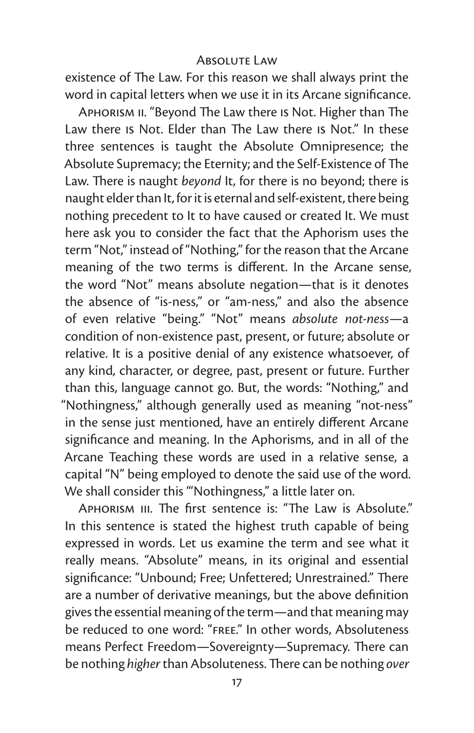existence of The Law. For this reason we shall always print the word in capital letters when we use it in its Arcane significance.

Aphorism ii. "Beyond The Law there is Not. Higher than The Law there is Not. Elder than The Law there is Not." In these three sentences is taught the Absolute Omnipresence; the Absolute Supremacy; the Eternity; and the Self-Existence of The Law. There is naught *beyond* It, for there is no beyond; there is naught elder than It, for it is eternal and self-existent, there being nothing precedent to It to have caused or created It. We must here ask you to consider the fact that the Aphorism uses the term "Not," instead of "Nothing," for the reason that the Arcane meaning of the two terms is different. In the Arcane sense, the word "Not" means absolute negation—that is it denotes the absence of "is-ness," or "am-ness," and also the absence of even relative "being." "Not" means *absolute not-ness*—a condition of non-existence past, present, or future; absolute or relative. It is a positive denial of any existence whatsoever, of any kind, character, or degree, past, present or future. Further than this, language cannot go. But, the words: "Nothing," and "Nothingness," although generally used as meaning "not-ness" in the sense just mentioned, have an entirely different Arcane significance and meaning. In the Aphorisms, and in all of the Arcane Teaching these words are used in a relative sense, a capital "N" being employed to denote the said use of the word. We shall consider this "'Nothingness," a little later on.

Aphorism iii. The first sentence is: "The Law is Absolute." In this sentence is stated the highest truth capable of being expressed in words. Let us examine the term and see what it really means. "Absolute" means, in its original and essential significance: "Unbound; Free; Unfettered; Unrestrained." There are a number of derivative meanings, but the above definition gives the essential meaning of the term—and that meaning may be reduced to one word: "FREE." In other words, Absoluteness means Perfect Freedom—Sovereignty—Supremacy. There can be nothing *higher* than Absoluteness. There can be nothing *over*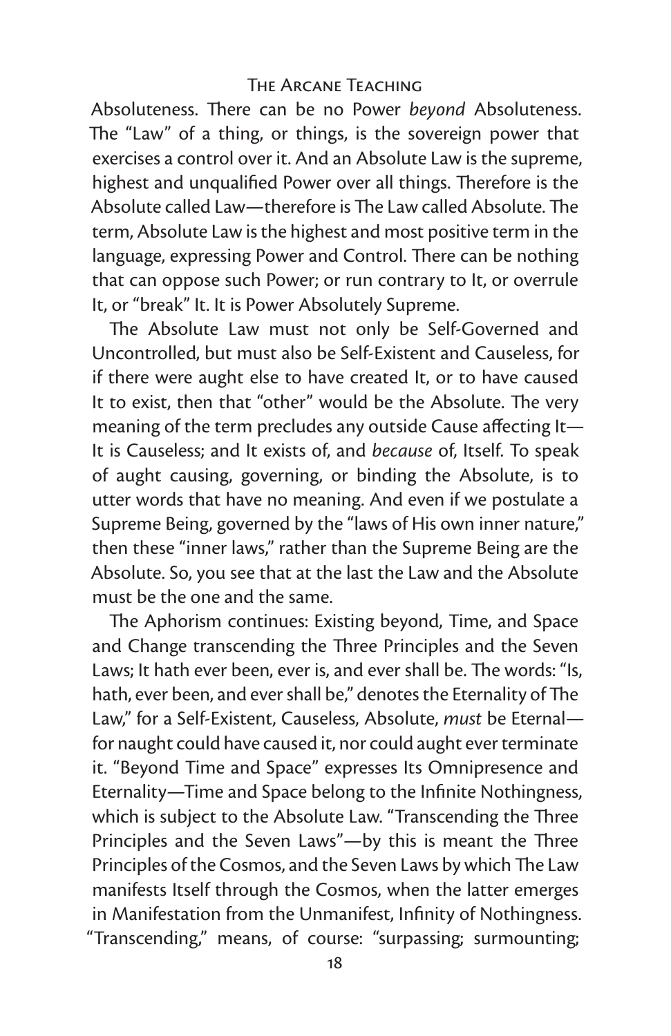Absoluteness. There can be no Power *beyond* Absoluteness. The "Law" of a thing, or things, is the sovereign power that exercises a control over it. And an Absolute Law is the supreme, highest and unqualified Power over all things. Therefore is the Absolute called Law—therefore is The Law called Absolute. The term, Absolute Law is the highest and most positive term in the language, expressing Power and Control. There can be nothing that can oppose such Power; or run contrary to It, or overrule It, or "break" It. It is Power Absolutely Supreme.

The Absolute Law must not only be Self-Governed and Uncontrolled, but must also be Self-Existent and Causeless, for if there were aught else to have created It, or to have caused It to exist, then that "other" would be the Absolute. The very meaning of the term precludes any outside Cause affecting It—It is Causeless; and It exists of, and *because* of, Itself. To speak of aught causing, governing, or binding the Absolute, is to utter words that have no meaning. And even if we postulate a Supreme Being, governed by the "laws of His own inner nature," then these "inner laws," rather than the Supreme Being are the Absolute. So, you see that at the last the Law and the Absolute must be the one and the same.

The Aphorism continues: Existing beyond, Time, and Space and Change transcending the Three Principles and the Seven Laws; It hath ever been, ever is, and ever shall be. The words: "Is, hath, ever been, and ever shall be," denotes the Eternality of The Law," for a Self-Existent, Causeless, Absolute, *must* be Eternal—for naught could have caused it, nor could aught ever terminate it. "Beyond Time and Space" expresses Its Omnipresence and Eternality—Time and Space belong to the Infinite Nothingness, which is subject to the Absolute Law. "Transcending the Three Principles and the Seven Laws"—by this is meant the Three Principles of the Cosmos, and the Seven Laws by which The Law manifests Itself through the Cosmos, when the latter emerges in Manifestation from the Unmanifest, Infinity of Nothingness. "Transcending," means, of course: "surpassing; surmounting;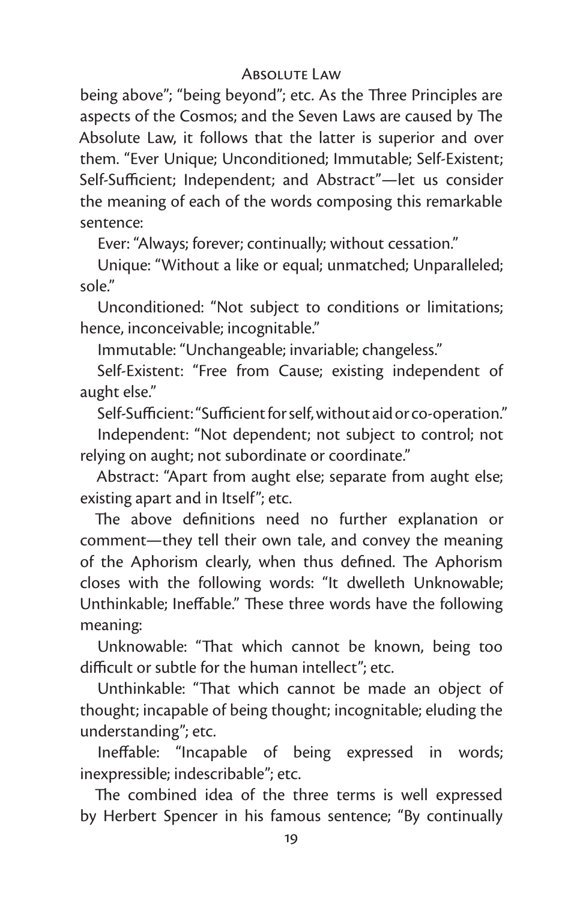being above"; "being beyond"; etc. As the Three Principles are aspects of the Cosmos; and the Seven Laws are caused by The Absolute Law, it follows that the latter is superior and over them. "Ever Unique; Unconditioned; Immutable; Self-Existent; Self-Sufficient; Independent; and Abstract"—let us consider the meaning of each of the words composing this remarkable sentence:

Ever: "Always; forever; continually; without cessation."

Unique: "Without a like or equal; unmatched; Unparalleled; sole."

Unconditioned: "Not subject to conditions or limitations; hence, inconceivable; incognitable."

Immutable: "Unchangeable; invariable; changeless."

Self-Existent: "Free from Cause; existing independent of aught else."

Self-Sufficient: "Sufficient for self, without aid or co-operation."

Independent: "Not dependent; not subject to control; not relying on aught; not subordinate or coordinate."

Abstract: "Apart from aught else; separate from aught else; existing apart and in Itself"; etc.

The above definitions need no further explanation or comment—they tell their own tale, and convey the meaning of the Aphorism clearly, when thus defined. The Aphorism closes with the following words: "It dwelleth Unknowable; Unthinkable; Ineffable." These three words have the following meaning:

Unknowable: "That which cannot be known, being too difficult or subtle for the human intellect"; etc.

Unthinkable: "That which cannot be made an object of thought; incapable of being thought; incognitable; eluding the understanding"; etc.

Ineffable: "Incapable of being expressed in words; inexpressible; indescribable"; etc.

The combined idea of the three terms is well expressed by Herbert Spencer in his famous sentence; "By continually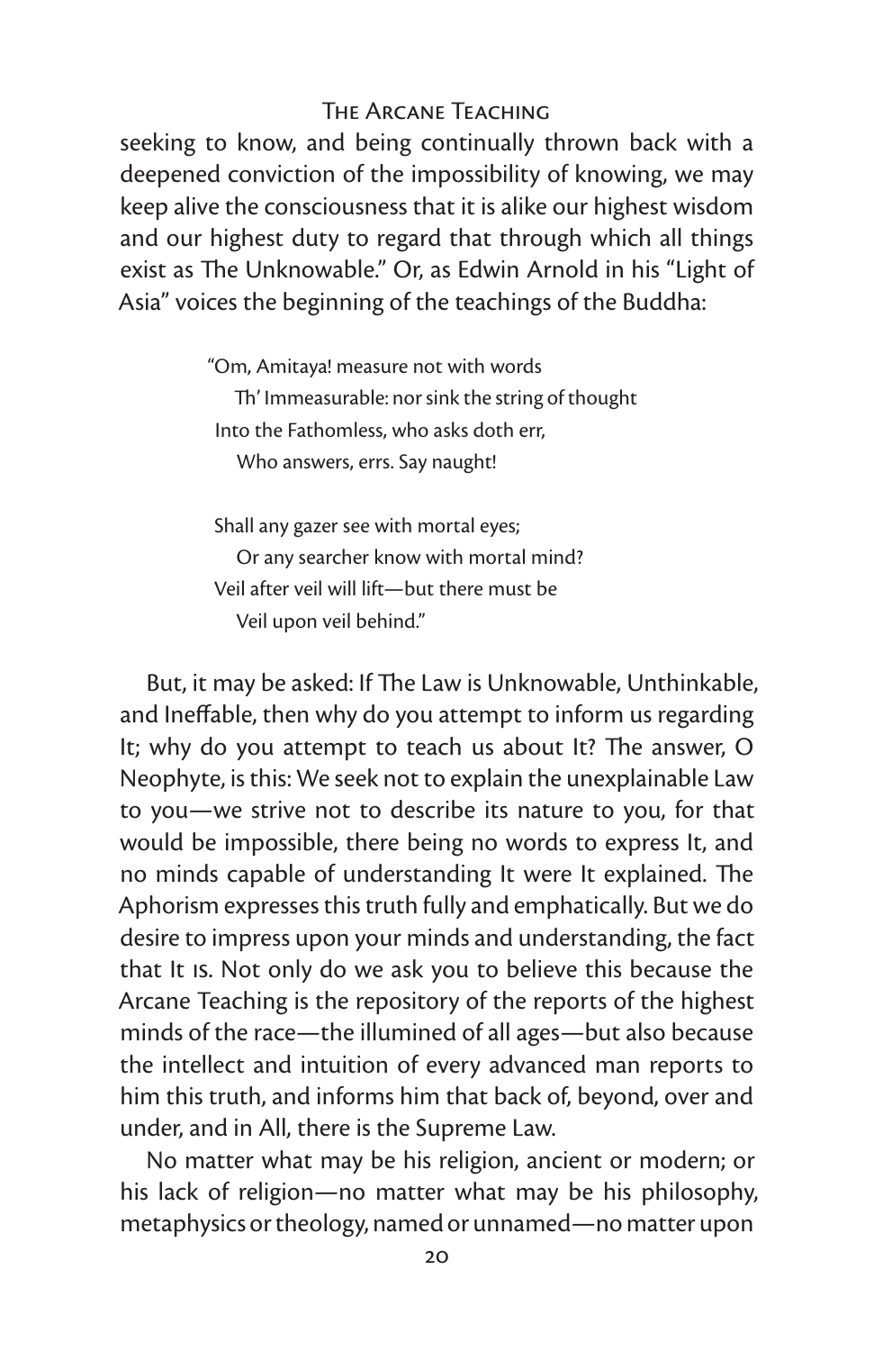seeking to know, and being continually thrown back with a deepened conviction of the impossibility of knowing, we may keep alive the consciousness that it is alike our highest wisdom and our highest duty to regard that through which all things exist as The Unknowable." Or, as Edwin Arnold in his "Light of Asia" voices the beginning of the teachings of the Buddha:

> "Om, Amitaya! measure not with words
> Th' Immeasurable: nor sink the string of thought
> Into the Fathomless, who asks doth err,
> Who answers, errs. Say naught!
>
> Shall any gazer see with mortal eyes;
> Or any searcher know with mortal mind?
> Veil after veil will lift—but there must be
> Veil upon veil behind."

But, it may be asked: If The Law is Unknowable, Unthinkable, and Ineffable, then why do you attempt to inform us regarding It; why do you attempt to teach us about It? The answer, O Neophyte, is this: We seek not to explain the unexplainable Law to you—we strive not to describe its nature to you, for that would be impossible, there being no words to express It, and no minds capable of understanding It were It explained. The Aphorism expresses this truth fully and emphatically. But we do desire to impress upon your minds and understanding, the fact that It IS. Not only do we ask you to believe this because the Arcane Teaching is the repository of the reports of the highest minds of the race—the illumined of all ages—but also because the intellect and intuition of every advanced man reports to him this truth, and informs him that back of, beyond, over and under, and in All, there is the Supreme Law.

No matter what may be his religion, ancient or modern; or his lack of religion—no matter what may be his philosophy, metaphysics or theology, named or unnamed—no matter upon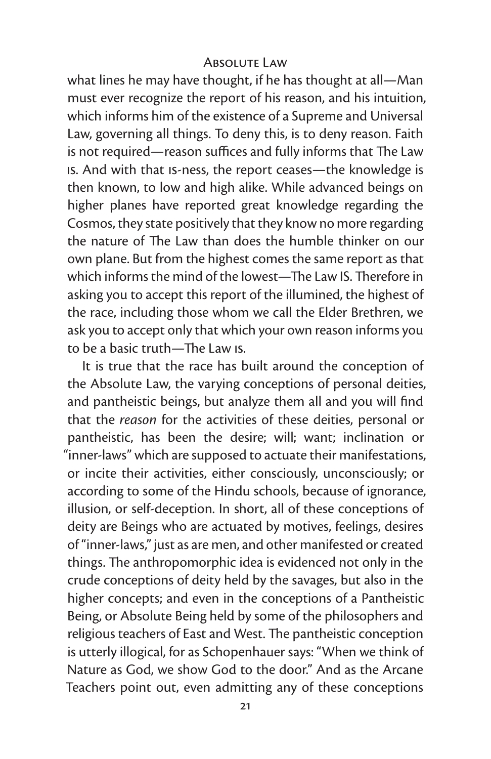what lines he may have thought, if he has thought at all—Man must ever recognize the report of his reason, and his intuition, which informs him of the existence of a Supreme and Universal Law, governing all things. To deny this, is to deny reason. Faith is not required—reason suffices and fully informs that The Law IS. And with that IS-ness, the report ceases—the knowledge is then known, to low and high alike. While advanced beings on higher planes have reported great knowledge regarding the Cosmos, they state positively that they know no more regarding the nature of The Law than does the humble thinker on our own plane. But from the highest comes the same report as that which informs the mind of the lowest—The Law IS. Therefore in asking you to accept this report of the illumined, the highest of the race, including those whom we call the Elder Brethren, we ask you to accept only that which your own reason informs you to be a basic truth—The Law IS.

It is true that the race has built around the conception of the Absolute Law, the varying conceptions of personal deities, and pantheistic beings, but analyze them all and you will find that the *reason* for the activities of these deities, personal or pantheistic, has been the desire; will; want; inclination or "inner-laws" which are supposed to actuate their manifestations, or incite their activities, either consciously, unconsciously; or according to some of the Hindu schools, because of ignorance, illusion, or self-deception. In short, all of these conceptions of deity are Beings who are actuated by motives, feelings, desires of "inner-laws," just as are men, and other manifested or created things. The anthropomorphic idea is evidenced not only in the crude conceptions of deity held by the savages, but also in the higher concepts; and even in the conceptions of a Pantheistic Being, or Absolute Being held by some of the philosophers and religious teachers of East and West. The pantheistic conception is utterly illogical, for as Schopenhauer says: "When we think of Nature as God, we show God to the door." And as the Arcane Teachers point out, even admitting any of these conceptions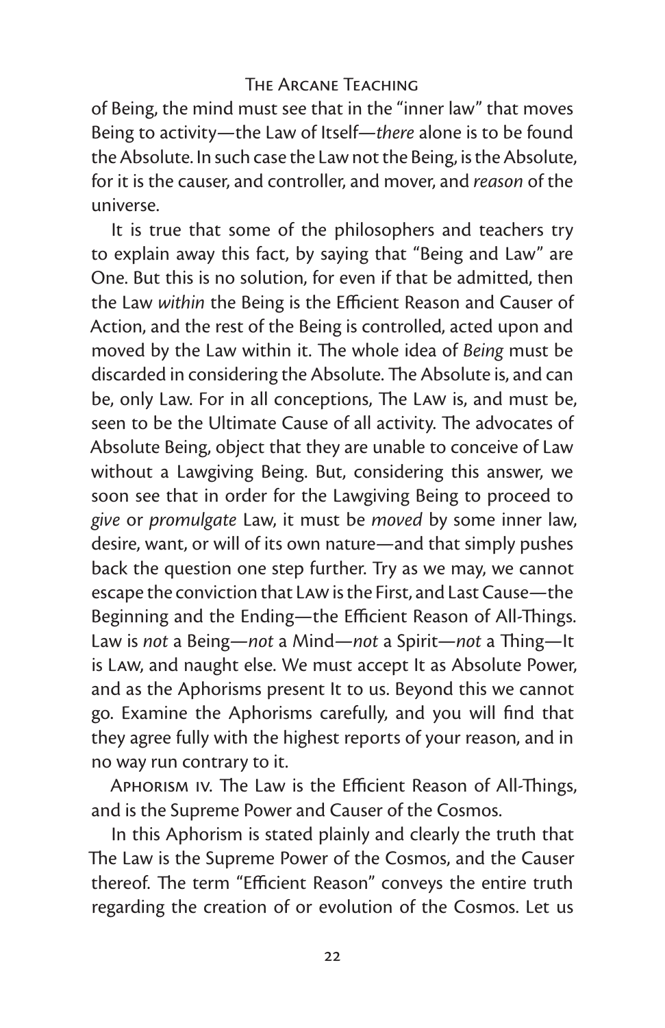of Being, the mind must see that in the "inner law" that moves Being to activity—the Law of Itself—*there* alone is to be found the Absolute. In such case the Law not the Being, is the Absolute, for it is the causer, and controller, and mover, and *reason* of the universe.

It is true that some of the philosophers and teachers try to explain away this fact, by saying that "Being and Law" are One. But this is no solution, for even if that be admitted, then the Law *within* the Being is the Efficient Reason and Causer of Action, and the rest of the Being is controlled, acted upon and moved by the Law within it. The whole idea of *Being* must be discarded in considering the Absolute. The Absolute is, and can be, only Law. For in all conceptions, The Law is, and must be, seen to be the Ultimate Cause of all activity. The advocates of Absolute Being, object that they are unable to conceive of Law without a Lawgiving Being. But, considering this answer, we soon see that in order for the Lawgiving Being to proceed to *give* or *promulgate* Law, it must be *moved* by some inner law, desire, want, or will of its own nature—and that simply pushes back the question one step further. Try as we may, we cannot escape the conviction that Law is the First, and Last Cause—the Beginning and the Ending—the Efficient Reason of All-Things. Law is *not* a Being—*not* a Mind—*not* a Spirit—*not* a Thing—It is Law, and naught else. We must accept It as Absolute Power, and as the Aphorisms present It to us. Beyond this we cannot go. Examine the Aphorisms carefully, and you will find that they agree fully with the highest reports of your reason, and in no way run contrary to it.

Aphorism iv. The Law is the Efficient Reason of All-Things, and is the Supreme Power and Causer of the Cosmos.

In this Aphorism is stated plainly and clearly the truth that The Law is the Supreme Power of the Cosmos, and the Causer thereof. The term "Efficient Reason" conveys the entire truth regarding the creation of or evolution of the Cosmos. Let us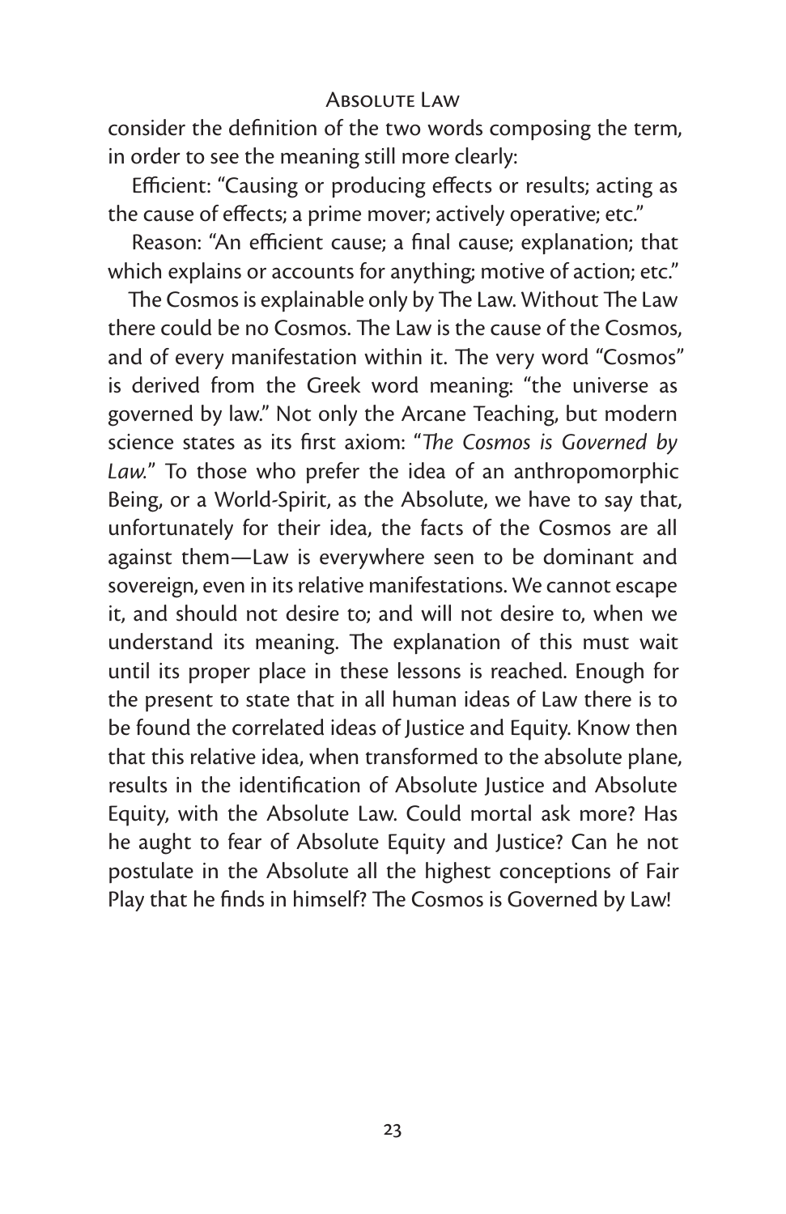consider the definition of the two words composing the term, in order to see the meaning still more clearly:

Efficient: "Causing or producing effects or results; acting as the cause of effects; a prime mover; actively operative; etc."

Reason: "An efficient cause; a final cause; explanation; that which explains or accounts for anything; motive of action; etc."

The Cosmos is explainable only by The Law. Without The Law there could be no Cosmos. The Law is the cause of the Cosmos, and of every manifestation within it. The very word "Cosmos" is derived from the Greek word meaning: "the universe as governed by law." Not only the Arcane Teaching, but modern science states as its first axiom: "*The Cosmos is Governed by Law.*" To those who prefer the idea of an anthropomorphic Being, or a World-Spirit, as the Absolute, we have to say that, unfortunately for their idea, the facts of the Cosmos are all against them—Law is everywhere seen to be dominant and sovereign, even in its relative manifestations. We cannot escape it, and should not desire to; and will not desire to, when we understand its meaning. The explanation of this must wait until its proper place in these lessons is reached. Enough for the present to state that in all human ideas of Law there is to be found the correlated ideas of Justice and Equity. Know then that this relative idea, when transformed to the absolute plane, results in the identification of Absolute Justice and Absolute Equity, with the Absolute Law. Could mortal ask more? Has he aught to fear of Absolute Equity and Justice? Can he not postulate in the Absolute all the highest conceptions of Fair Play that he finds in himself? The Cosmos is Governed by Law!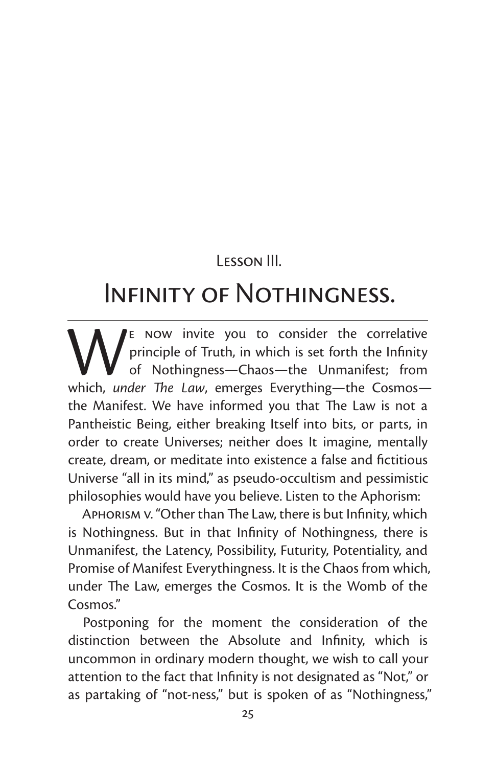## Lesson III.

# Infinity of Nothingness.

We now invite you to consider the correlative principle of Truth, in which is set forth the Infinity of Nothingness—Chaos—the Unmanifest; from which, *under The Law*, emerges Everything—the Cosmos—the Manifest. We have informed you that The Law is not a Pantheistic Being, either breaking Itself into bits, or parts, in order to create Universes; neither does It imagine, mentally create, dream, or meditate into existence a false and fictitious Universe "all in its mind," as pseudo-occultism and pessimistic philosophies would have you believe. Listen to the Aphorism:

Aphorism v. "Other than The Law, there is but Infinity, which is Nothingness. But in that Infinity of Nothingness, there is Unmanifest, the Latency, Possibility, Futurity, Potentiality, and Promise of Manifest Everythingness. It is the Chaos from which, under The Law, emerges the Cosmos. It is the Womb of the Cosmos."

Postponing for the moment the consideration of the distinction between the Absolute and Infinity, which is uncommon in ordinary modern thought, we wish to call your attention to the fact that Infinity is not designated as "Not," or as partaking of "not-ness," but is spoken of as "Nothingness,"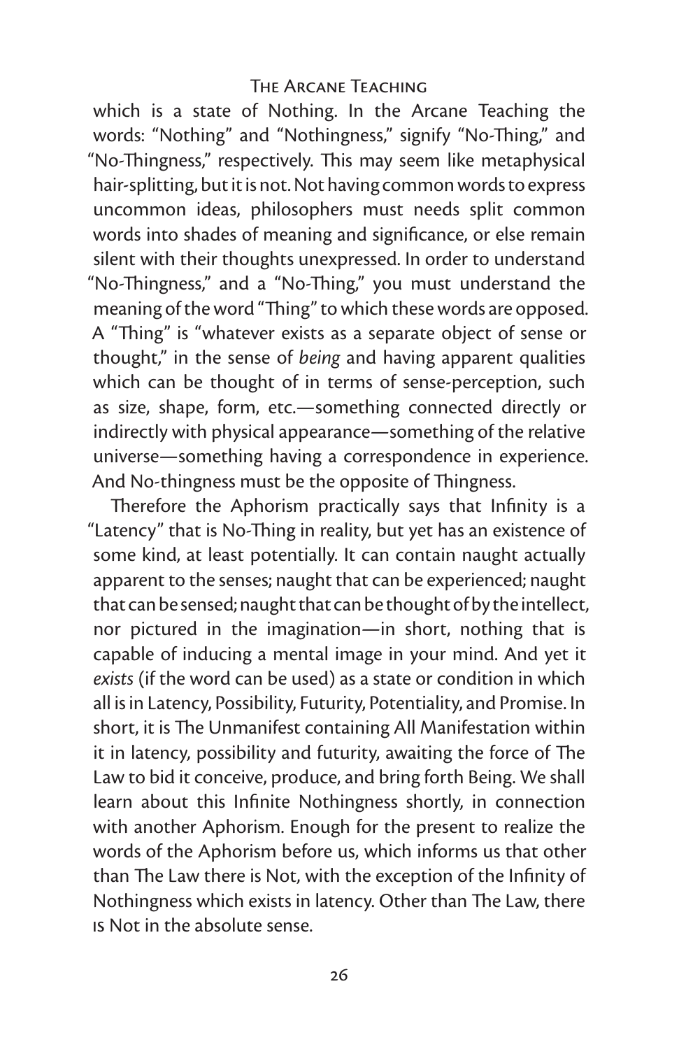which is a state of Nothing. In the Arcane Teaching the words: "Nothing" and "Nothingness," signify "No-Thing," and "No-Thingness," respectively. This may seem like metaphysical hair-splitting, but it is not. Not having common words to express uncommon ideas, philosophers must needs split common words into shades of meaning and significance, or else remain silent with their thoughts unexpressed. In order to understand "No-Thingness," and a "No-Thing," you must understand the meaning of the word "Thing" to which these words are opposed. A "Thing" is "whatever exists as a separate object of sense or thought," in the sense of *being* and having apparent qualities which can be thought of in terms of sense-perception, such as size, shape, form, etc.—something connected directly or indirectly with physical appearance—something of the relative universe—something having a correspondence in experience. And No-thingness must be the opposite of Thingness.

Therefore the Aphorism practically says that Infinity is a "Latency" that is No-Thing in reality, but yet has an existence of some kind, at least potentially. It can contain naught actually apparent to the senses; naught that can be experienced; naught that can be sensed; naught that can be thought of by the intellect, nor pictured in the imagination—in short, nothing that is capable of inducing a mental image in your mind. And yet it *exists* (if the word can be used) as a state or condition in which all is in Latency, Possibility, Futurity, Potentiality, and Promise. In short, it is The Unmanifest containing All Manifestation within it in latency, possibility and futurity, awaiting the force of The Law to bid it conceive, produce, and bring forth Being. We shall learn about this Infinite Nothingness shortly, in connection with another Aphorism. Enough for the present to realize the words of the Aphorism before us, which informs us that other than The Law there is Not, with the exception of the Infinity of Nothingness which exists in latency. Other than The Law, there is Not in the absolute sense.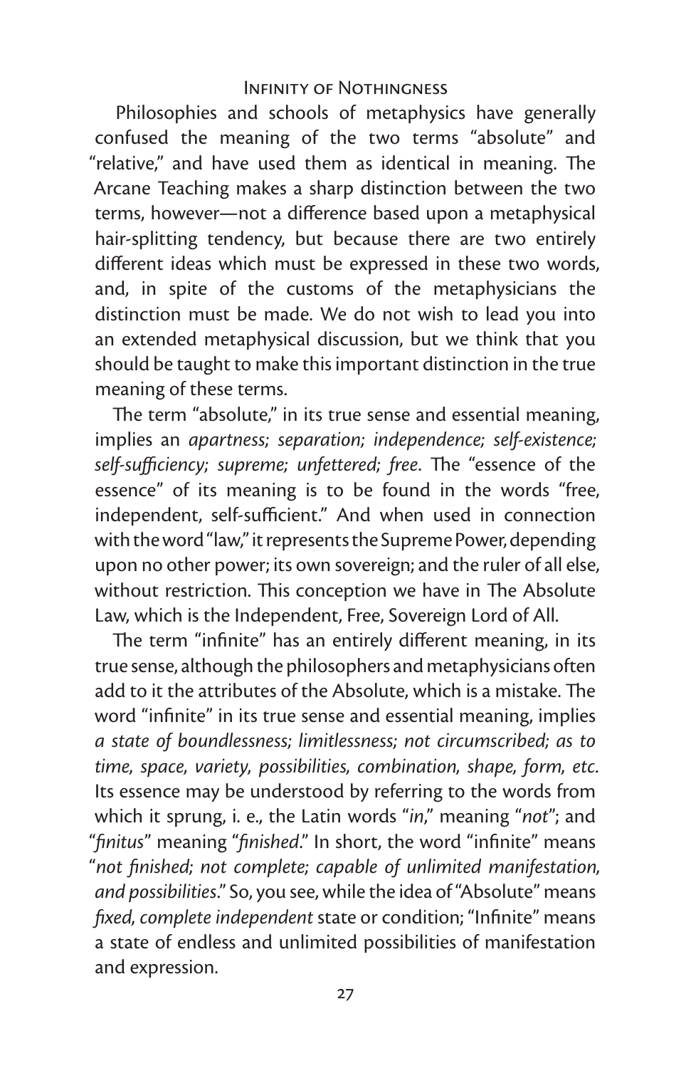Philosophies and schools of metaphysics have generally confused the meaning of the two terms "absolute" and "relative," and have used them as identical in meaning. The Arcane Teaching makes a sharp distinction between the two terms, however—not a difference based upon a metaphysical hair-splitting tendency, but because there are two entirely different ideas which must be expressed in these two words, and, in spite of the customs of the metaphysicians the distinction must be made. We do not wish to lead you into an extended metaphysical discussion, but we think that you should be taught to make this important distinction in the true meaning of these terms.

The term "absolute," in its true sense and essential meaning, implies an *apartness; separation; independence; self-existence; self-sufficiency; supreme; unfettered; free*. The "essence of the essence" of its meaning is to be found in the words "free, independent, self-sufficient." And when used in connection with the word "law," it represents the Supreme Power, depending upon no other power; its own sovereign; and the ruler of all else, without restriction. This conception we have in The Absolute Law, which is the Independent, Free, Sovereign Lord of All.

The term "infinite" has an entirely different meaning, in its true sense, although the philosophers and metaphysicians often add to it the attributes of the Absolute, which is a mistake. The word "infinite" in its true sense and essential meaning, implies *a state of boundlessness; limitlessness; not circumscribed; as to time, space, variety, possibilities, combination, shape, form, etc.* Its essence may be understood by referring to the words from which it sprung, i. e., the Latin words "*in*," meaning "*not*"; and "*finitus*" meaning "*finished*." In short, the word "infinite" means "*not finished; not complete; capable of unlimited manifestation, and possibilities*." So, you see, while the idea of "Absolute" means *fixed, complete independent* state or condition; "Infinite" means a state of endless and unlimited possibilities of manifestation and expression.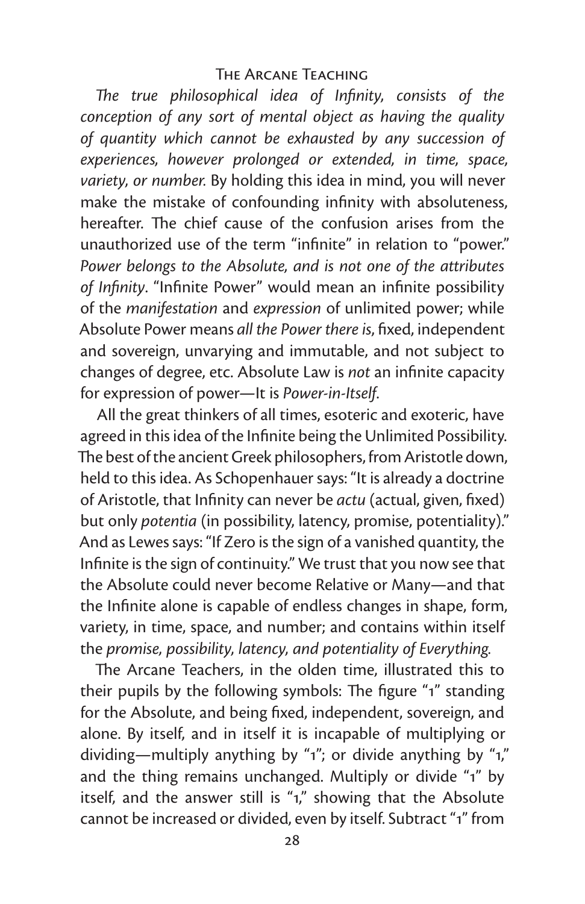*The true philosophical idea of Infinity, consists of the conception of any sort of mental object as having the quality of quantity which cannot be exhausted by any succession of experiences, however prolonged or extended, in time, space, variety, or number.* By holding this idea in mind, you will never make the mistake of confounding infinity with absoluteness, hereafter. The chief cause of the confusion arises from the unauthorized use of the term "infinite" in relation to "power." *Power belongs to the Absolute, and is not one of the attributes of Infinity*. "Infinite Power" would mean an infinite possibility of the *manifestation* and *expression* of unlimited power; while Absolute Power means *all the Power there is*, fixed, independent and sovereign, unvarying and immutable, and not subject to changes of degree, etc. Absolute Law is *not* an infinite capacity for expression of power—It is *Power-in-Itself*.

All the great thinkers of all times, esoteric and exoteric, have agreed in this idea of the Infinite being the Unlimited Possibility. The best of the ancient Greek philosophers, from Aristotle down, held to this idea. As Schopenhauer says: "It is already a doctrine of Aristotle, that Infinity can never be *actu* (actual, given, fixed) but only *potentia* (in possibility, latency, promise, potentiality)." And as Lewes says: "If Zero is the sign of a vanished quantity, the Infinite is the sign of continuity." We trust that you now see that the Absolute could never become Relative or Many—and that the Infinite alone is capable of endless changes in shape, form, variety, in time, space, and number; and contains within itself the *promise, possibility, latency, and potentiality of Everything.*

The Arcane Teachers, in the olden time, illustrated this to their pupils by the following symbols: The figure "1" standing for the Absolute, and being fixed, independent, sovereign, and alone. By itself, and in itself it is incapable of multiplying or dividing—multiply anything by "1"; or divide anything by "1," and the thing remains unchanged. Multiply or divide "1" by itself, and the answer still is "1," showing that the Absolute cannot be increased or divided, even by itself. Subtract "1" from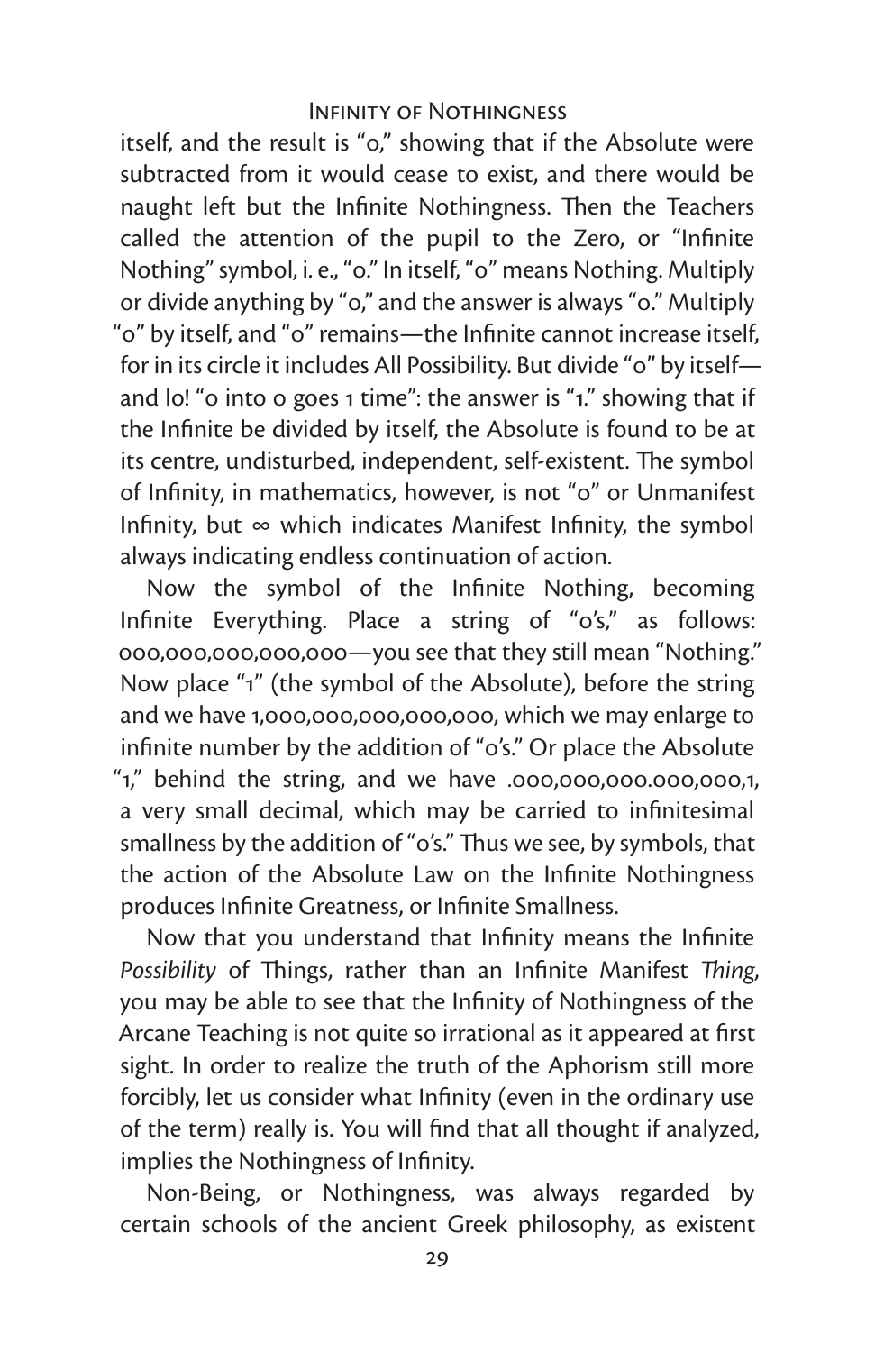itself, and the result is "0," showing that if the Absolute were subtracted from it would cease to exist, and there would be naught left but the Infinite Nothingness. Then the Teachers called the attention of the pupil to the Zero, or "Infinite Nothing" symbol, i. e., "0." In itself, "0" means Nothing. Multiply or divide anything by "0," and the answer is always "0." Multiply "0" by itself, and "0" remains—the Infinite cannot increase itself, for in its circle it includes All Possibility. But divide "0" by itself—and lo! "0 into 0 goes 1 time": the answer is "1." showing that if the Infinite be divided by itself, the Absolute is found to be at its centre, undisturbed, independent, self-existent. The symbol of Infinity, in mathematics, however, is not "0" or Unmanifest Infinity, but ∞ which indicates Manifest Infinity, the symbol always indicating endless continuation of action.

Now the symbol of the Infinite Nothing, becoming Infinite Everything. Place a string of "0's," as follows: 000,000,000,000,000—you see that they still mean "Nothing." Now place "1" (the symbol of the Absolute), before the string and we have 1,000,000,000,000,000, which we may enlarge to infinite number by the addition of "0's." Or place the Absolute "1," behind the string, and we have .000,000,000.000,000,1, a very small decimal, which may be carried to infinitesimal smallness by the addition of "0's." Thus we see, by symbols, that the action of the Absolute Law on the Infinite Nothingness produces Infinite Greatness, or Infinite Smallness.

Now that you understand that Infinity means the Infinite *Possibility* of Things, rather than an Infinite Manifest *Thing*, you may be able to see that the Infinity of Nothingness of the Arcane Teaching is not quite so irrational as it appeared at first sight. In order to realize the truth of the Aphorism still more forcibly, let us consider what Infinity (even in the ordinary use of the term) really is. You will find that all thought if analyzed, implies the Nothingness of Infinity.

Non-Being, or Nothingness, was always regarded by certain schools of the ancient Greek philosophy, as existent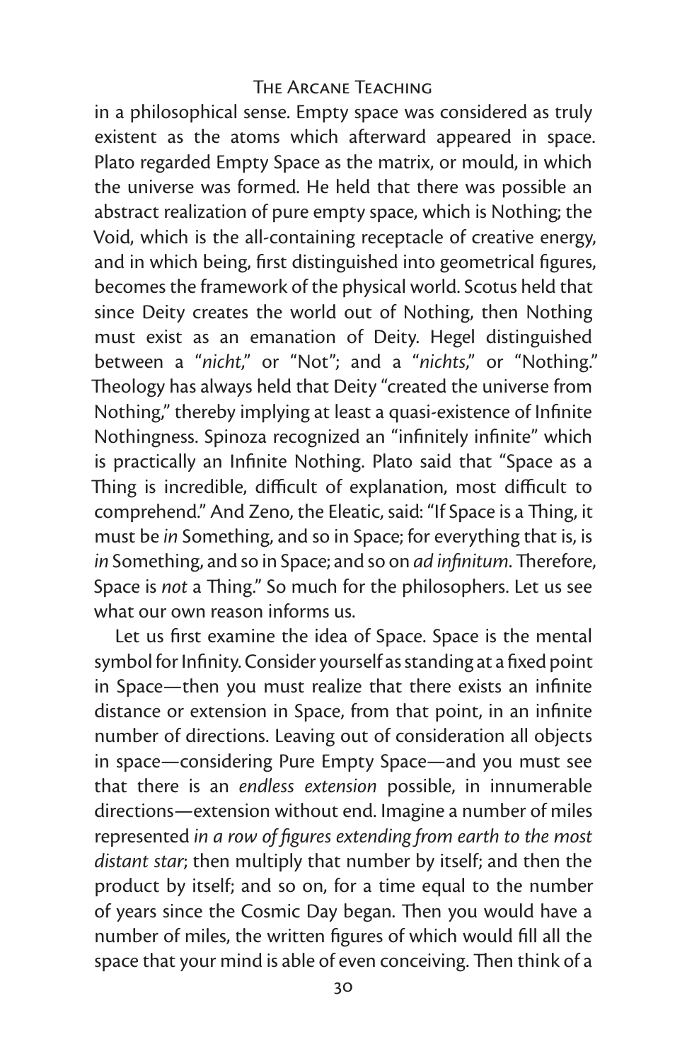in a philosophical sense. Empty space was considered as truly existent as the atoms which afterward appeared in space. Plato regarded Empty Space as the matrix, or mould, in which the universe was formed. He held that there was possible an abstract realization of pure empty space, which is Nothing; the Void, which is the all-containing receptacle of creative energy, and in which being, first distinguished into geometrical figures, becomes the framework of the physical world. Scotus held that since Deity creates the world out of Nothing, then Nothing must exist as an emanation of Deity. Hegel distinguished between a "*nicht*," or "Not"; and a "*nichts*," or "Nothing." Theology has always held that Deity "created the universe from Nothing," thereby implying at least a quasi-existence of Infinite Nothingness. Spinoza recognized an "infinitely infinite" which is practically an Infinite Nothing. Plato said that "Space as a Thing is incredible, difficult of explanation, most difficult to comprehend." And Zeno, the Eleatic, said: "If Space is a Thing, it must be *in* Something, and so in Space; for everything that is, is *in* Something, and so in Space; and so on *ad infinitum*. Therefore, Space is *not* a Thing." So much for the philosophers. Let us see what our own reason informs us.

Let us first examine the idea of Space. Space is the mental symbol for Infinity. Consider yourself as standing at a fixed point in Space—then you must realize that there exists an infinite distance or extension in Space, from that point, in an infinite number of directions. Leaving out of consideration all objects in space—considering Pure Empty Space—and you must see that there is an *endless extension* possible, in innumerable directions—extension without end. Imagine a number of miles represented *in a row of figures extending from earth to the most distant star*; then multiply that number by itself; and then the product by itself; and so on, for a time equal to the number of years since the Cosmic Day began. Then you would have a number of miles, the written figures of which would fill all the space that your mind is able of even conceiving. Then think of a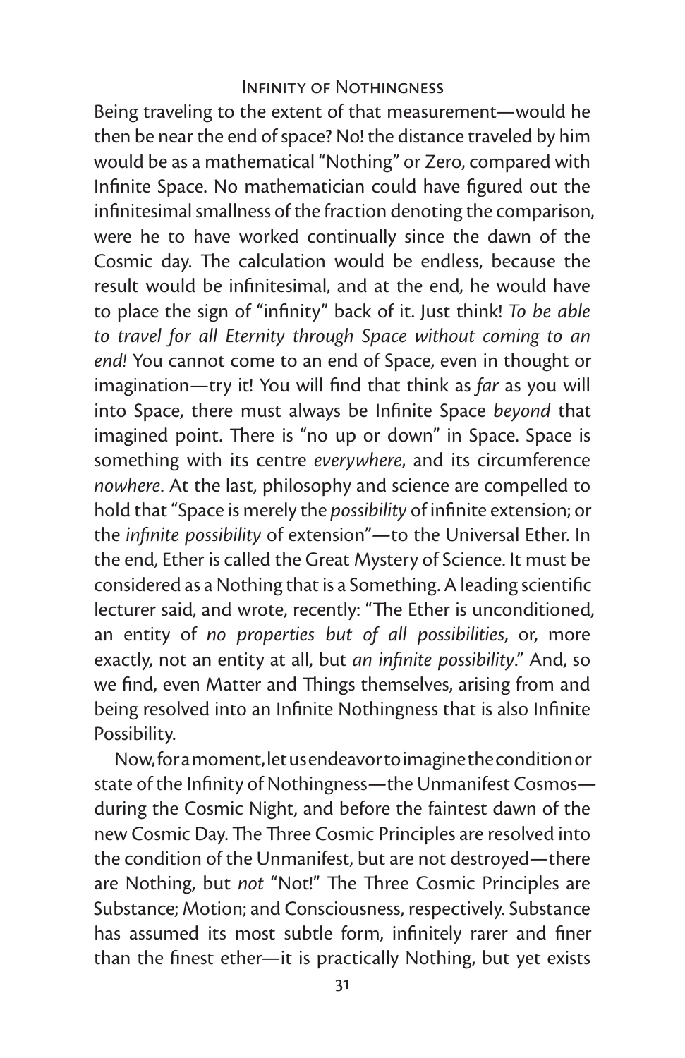Being traveling to the extent of that measurement—would he then be near the end of space? No! the distance traveled by him would be as a mathematical "Nothing" or Zero, compared with Infinite Space. No mathematician could have figured out the infinitesimal smallness of the fraction denoting the comparison, were he to have worked continually since the dawn of the Cosmic day. The calculation would be endless, because the result would be infinitesimal, and at the end, he would have to place the sign of "infinity" back of it. Just think! *To be able to travel for all Eternity through Space without coming to an end!* You cannot come to an end of Space, even in thought or imagination—try it! You will find that think as *far* as you will into Space, there must always be Infinite Space *beyond* that imagined point. There is "no up or down" in Space. Space is something with its centre *everywhere*, and its circumference *nowhere*. At the last, philosophy and science are compelled to hold that "Space is merely the *possibility* of infinite extension; or the *infinite possibility* of extension"—to the Universal Ether. In the end, Ether is called the Great Mystery of Science. It must be considered as a Nothing that is a Something. A leading scientific lecturer said, and wrote, recently: "The Ether is unconditioned, an entity of *no properties but of all possibilities*, or, more exactly, not an entity at all, but *an infinite possibility*." And, so we find, even Matter and Things themselves, arising from and being resolved into an Infinite Nothingness that is also Infinite Possibility.

Now, for a moment, let us endeavor to imagine the condition or state of the Infinity of Nothingness—the Unmanifest Cosmos—during the Cosmic Night, and before the faintest dawn of the new Cosmic Day. The Three Cosmic Principles are resolved into the condition of the Unmanifest, but are not destroyed—there are Nothing, but *not* "Not!" The Three Cosmic Principles are Substance; Motion; and Consciousness, respectively. Substance has assumed its most subtle form, infinitely rarer and finer than the finest ether—it is practically Nothing, but yet exists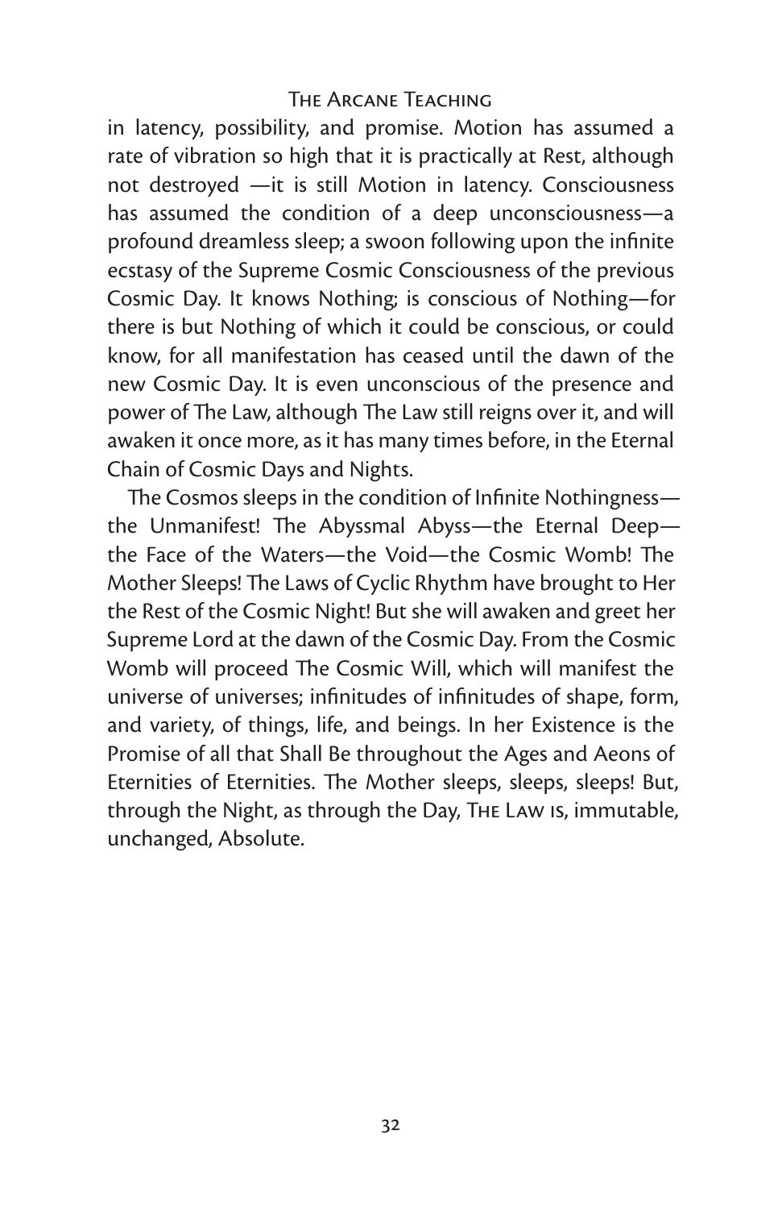in latency, possibility, and promise. Motion has assumed a rate of vibration so high that it is practically at Rest, although not destroyed —it is still Motion in latency. Consciousness has assumed the condition of a deep unconsciousness—a profound dreamless sleep; a swoon following upon the infinite ecstasy of the Supreme Cosmic Consciousness of the previous Cosmic Day. It knows Nothing; is conscious of Nothing—for there is but Nothing of which it could be conscious, or could know, for all manifestation has ceased until the dawn of the new Cosmic Day. It is even unconscious of the presence and power of The Law, although The Law still reigns over it, and will awaken it once more, as it has many times before, in the Eternal Chain of Cosmic Days and Nights.

The Cosmos sleeps in the condition of Infinite Nothingness—the Unmanifest! The Abyssmal Abyss—the Eternal Deep—the Face of the Waters—the Void—the Cosmic Womb! The Mother Sleeps! The Laws of Cyclic Rhythm have brought to Her the Rest of the Cosmic Night! But she will awaken and greet her Supreme Lord at the dawn of the Cosmic Day. From the Cosmic Womb will proceed The Cosmic Will, which will manifest the universe of universes; infinitudes of infinitudes of shape, form, and variety, of things, life, and beings. In her Existence is the Promise of all that Shall Be throughout the Ages and Aeons of Eternities of Eternities. The Mother sleeps, sleeps, sleeps! But, through the Night, as through the Day, The Law is, immutable, unchanged, Absolute.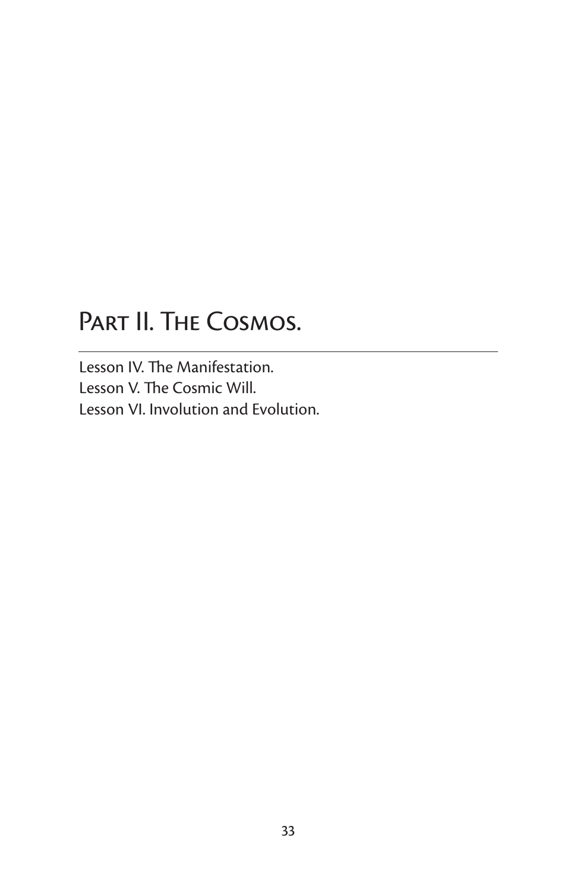# Part II. The Cosmos.

Lesson IV. The Manifestation.
Lesson V. The Cosmic Will.
Lesson VI. Involution and Evolution.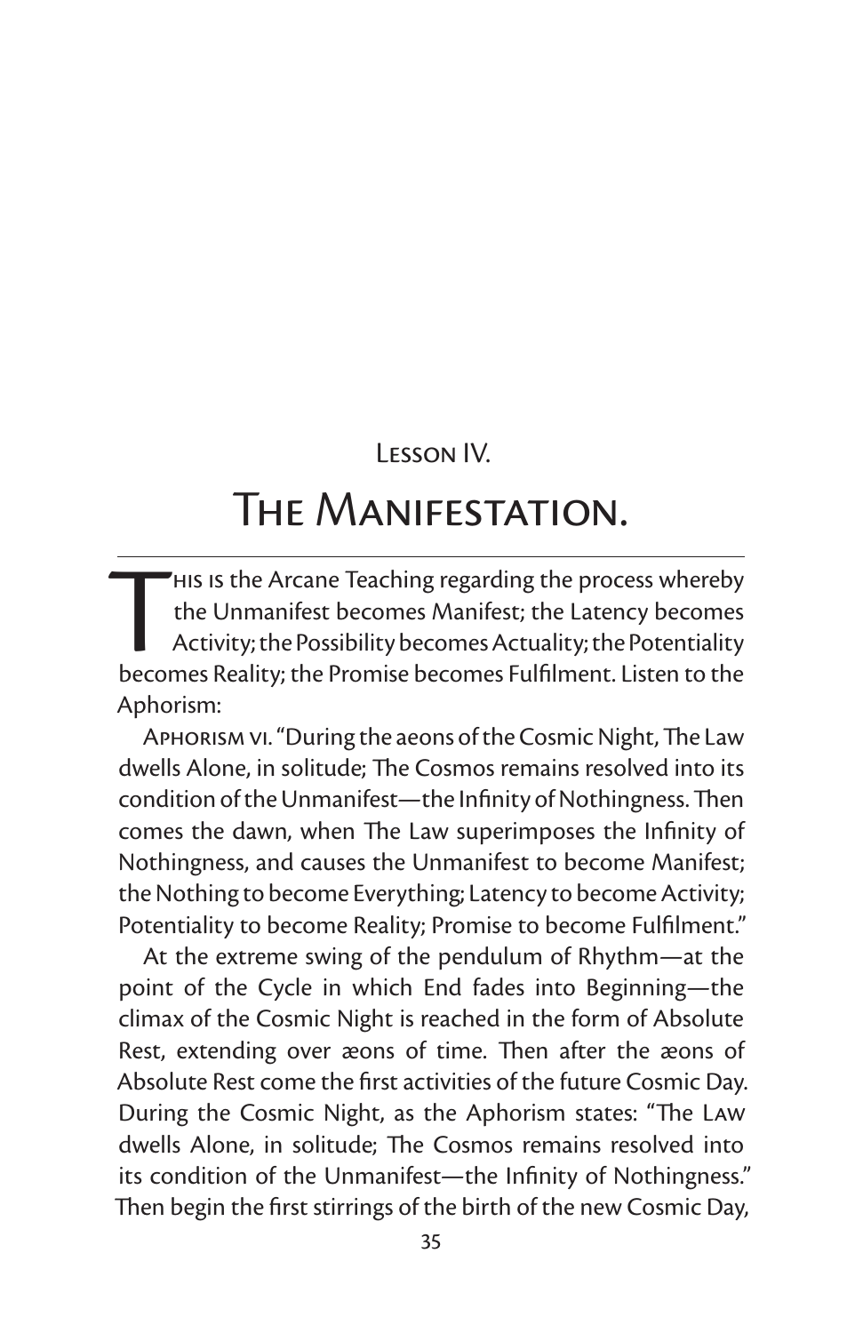## Lesson IV.

# The Manifestation.

This is the Arcane Teaching regarding the process whereby the Unmanifest becomes Manifest; the Latency becomes Activity; the Possibility becomes Actuality; the Potentiality becomes Reality; the Promise becomes Fulfilment. Listen to the Aphorism:

Aphorism vi. "During the aeons of the Cosmic Night, The Law dwells Alone, in solitude; The Cosmos remains resolved into its condition of the Unmanifest—the Infinity of Nothingness. Then comes the dawn, when The Law superimposes the Infinity of Nothingness, and causes the Unmanifest to become Manifest; the Nothing to become Everything; Latency to become Activity; Potentiality to become Reality; Promise to become Fulfilment."

At the extreme swing of the pendulum of Rhythm—at the point of the Cycle in which End fades into Beginning—the climax of the Cosmic Night is reached in the form of Absolute Rest, extending over æons of time. Then after the æons of Absolute Rest come the first activities of the future Cosmic Day. During the Cosmic Night, as the Aphorism states: "The Law dwells Alone, in solitude; The Cosmos remains resolved into its condition of the Unmanifest—the Infinity of Nothingness." Then begin the first stirrings of the birth of the new Cosmic Day,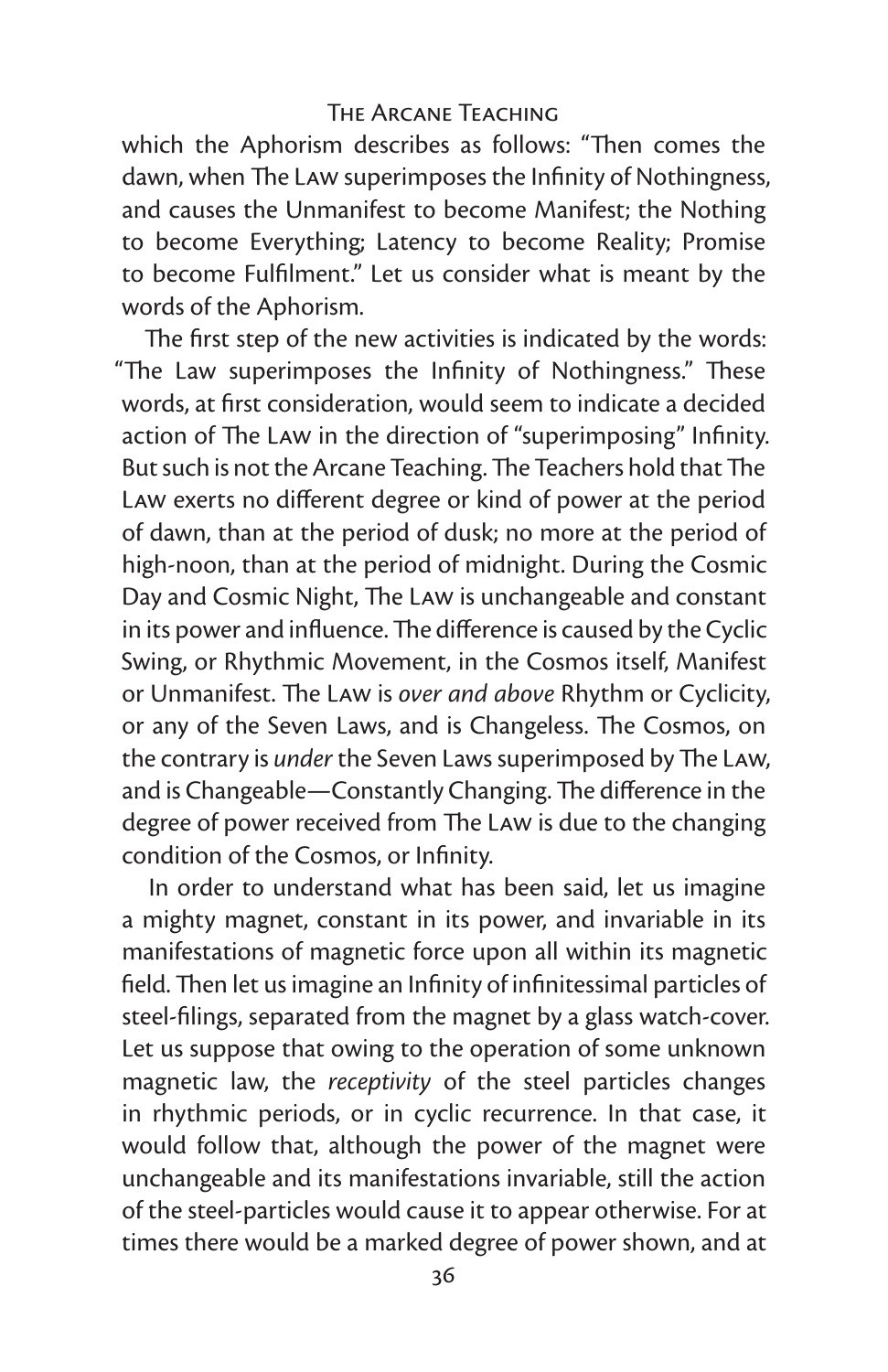which the Aphorism describes as follows: "Then comes the dawn, when The Law superimposes the Infinity of Nothingness, and causes the Unmanifest to become Manifest; the Nothing to become Everything; Latency to become Reality; Promise to become Fulfilment." Let us consider what is meant by the words of the Aphorism.

The first step of the new activities is indicated by the words: "The Law superimposes the Infinity of Nothingness." These words, at first consideration, would seem to indicate a decided action of The Law in the direction of "superimposing" Infinity. But such is not the Arcane Teaching. The Teachers hold that The Law exerts no different degree or kind of power at the period of dawn, than at the period of dusk; no more at the period of high-noon, than at the period of midnight. During the Cosmic Day and Cosmic Night, The Law is unchangeable and constant in its power and influence. The difference is caused by the Cyclic Swing, or Rhythmic Movement, in the Cosmos itself, Manifest or Unmanifest. The Law is *over and above* Rhythm or Cyclicity, or any of the Seven Laws, and is Changeless. The Cosmos, on the contrary is *under* the Seven Laws superimposed by The Law, and is Changeable—Constantly Changing. The difference in the degree of power received from The Law is due to the changing condition of the Cosmos, or Infinity.

In order to understand what has been said, let us imagine a mighty magnet, constant in its power, and invariable in its manifestations of magnetic force upon all within its magnetic field. Then let us imagine an Infinity of infinitessimal particles of steel-filings, separated from the magnet by a glass watch-cover. Let us suppose that owing to the operation of some unknown magnetic law, the *receptivity* of the steel particles changes in rhythmic periods, or in cyclic recurrence. In that case, it would follow that, although the power of the magnet were unchangeable and its manifestations invariable, still the action of the steel-particles would cause it to appear otherwise. For at times there would be a marked degree of power shown, and at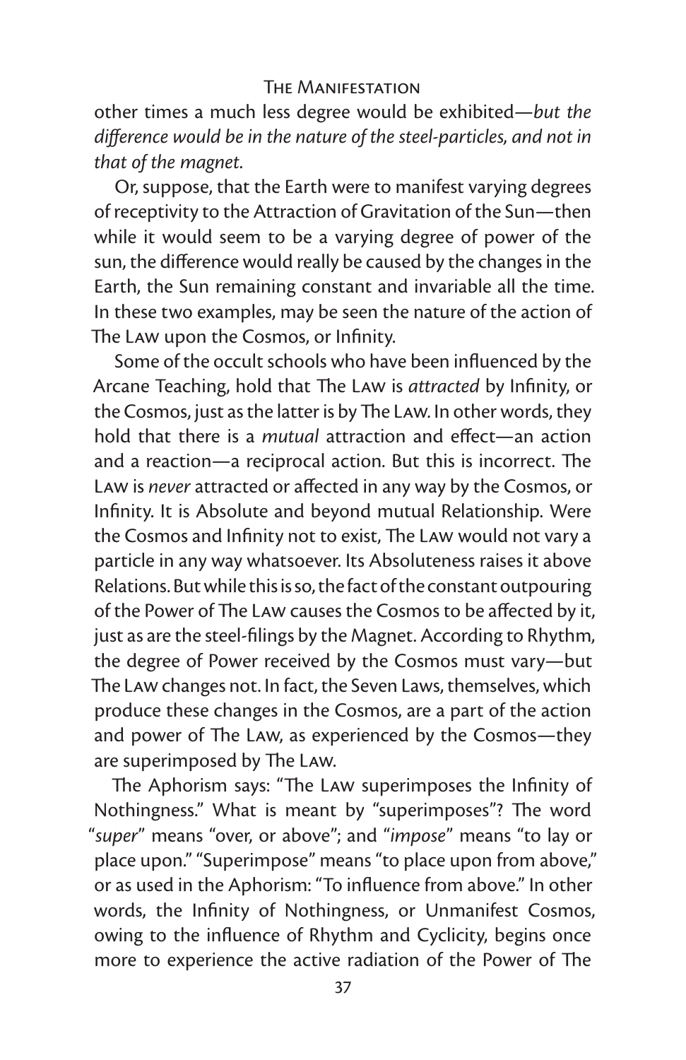other times a much less degree would be exhibited—*but the difference would be in the nature of the steel-particles, and not in that of the magnet.*

Or, suppose, that the Earth were to manifest varying degrees of receptivity to the Attraction of Gravitation of the Sun—then while it would seem to be a varying degree of power of the sun, the difference would really be caused by the changes in the Earth, the Sun remaining constant and invariable all the time. In these two examples, may be seen the nature of the action of The Law upon the Cosmos, or Infinity.

Some of the occult schools who have been influenced by the Arcane Teaching, hold that The Law is *attracted* by Infinity, or the Cosmos, just as the latter is by The Law. In other words, they hold that there is a *mutual* attraction and effect—an action and a reaction—a reciprocal action. But this is incorrect. The Law is *never* attracted or affected in any way by the Cosmos, or Infinity. It is Absolute and beyond mutual Relationship. Were the Cosmos and Infinity not to exist, The Law would not vary a particle in any way whatsoever. Its Absoluteness raises it above Relations. But while this is so, the fact of the constant outpouring of the Power of The Law causes the Cosmos to be affected by it, just as are the steel-filings by the Magnet. According to Rhythm, the degree of Power received by the Cosmos must vary—but The Law changes not. In fact, the Seven Laws, themselves, which produce these changes in the Cosmos, are a part of the action and power of The Law, as experienced by the Cosmos—they are superimposed by The Law.

The Aphorism says: "The Law superimposes the Infinity of Nothingness." What is meant by "superimposes"? The word "*super*" means "over, or above"; and "*impose*" means "to lay or place upon." "Superimpose" means "to place upon from above," or as used in the Aphorism: "To influence from above." In other words, the Infinity of Nothingness, or Unmanifest Cosmos, owing to the influence of Rhythm and Cyclicity, begins once more to experience the active radiation of the Power of The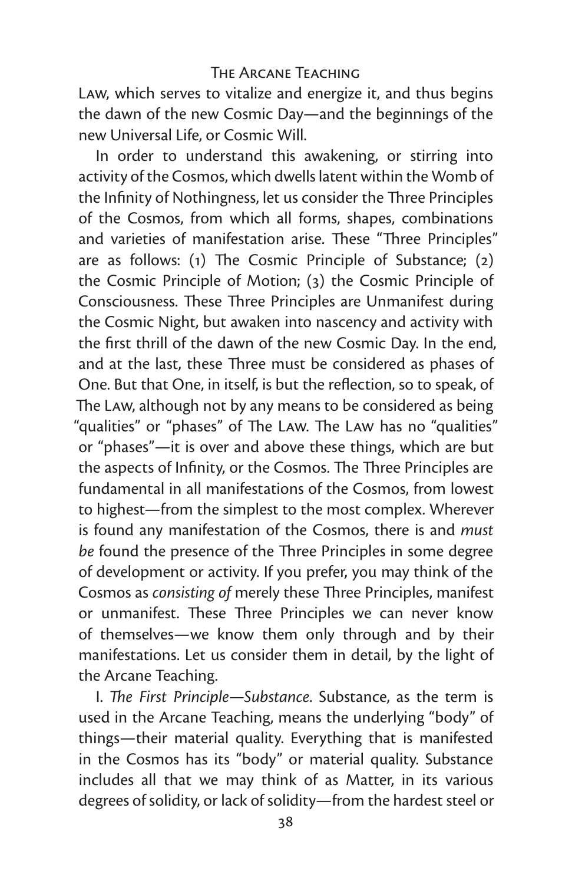Law, which serves to vitalize and energize it, and thus begins the dawn of the new Cosmic Day—and the beginnings of the new Universal Life, or Cosmic Will.

In order to understand this awakening, or stirring into activity of the Cosmos, which dwells latent within the Womb of the Infinity of Nothingness, let us consider the Three Principles of the Cosmos, from which all forms, shapes, combinations and varieties of manifestation arise. These "Three Principles" are as follows: (1) The Cosmic Principle of Substance; (2) the Cosmic Principle of Motion; (3) the Cosmic Principle of Consciousness. These Three Principles are Unmanifest during the Cosmic Night, but awaken into nascency and activity with the first thrill of the dawn of the new Cosmic Day. In the end, and at the last, these Three must be considered as phases of One. But that One, in itself, is but the reflection, so to speak, of The Law, although not by any means to be considered as being "qualities" or "phases" of The Law. The Law has no "qualities" or "phases"—it is over and above these things, which are but the aspects of Infinity, or the Cosmos. The Three Principles are fundamental in all manifestations of the Cosmos, from lowest to highest—from the simplest to the most complex. Wherever is found any manifestation of the Cosmos, there is and *must be* found the presence of the Three Principles in some degree of development or activity. If you prefer, you may think of the Cosmos as *consisting of* merely these Three Principles, manifest or unmanifest. These Three Principles we can never know of themselves—we know them only through and by their manifestations. Let us consider them in detail, by the light of the Arcane Teaching.

I. *The First Principle—Substance*. Substance, as the term is used in the Arcane Teaching, means the underlying "body" of things—their material quality. Everything that is manifested in the Cosmos has its "body" or material quality. Substance includes all that we may think of as Matter, in its various degrees of solidity, or lack of solidity—from the hardest steel or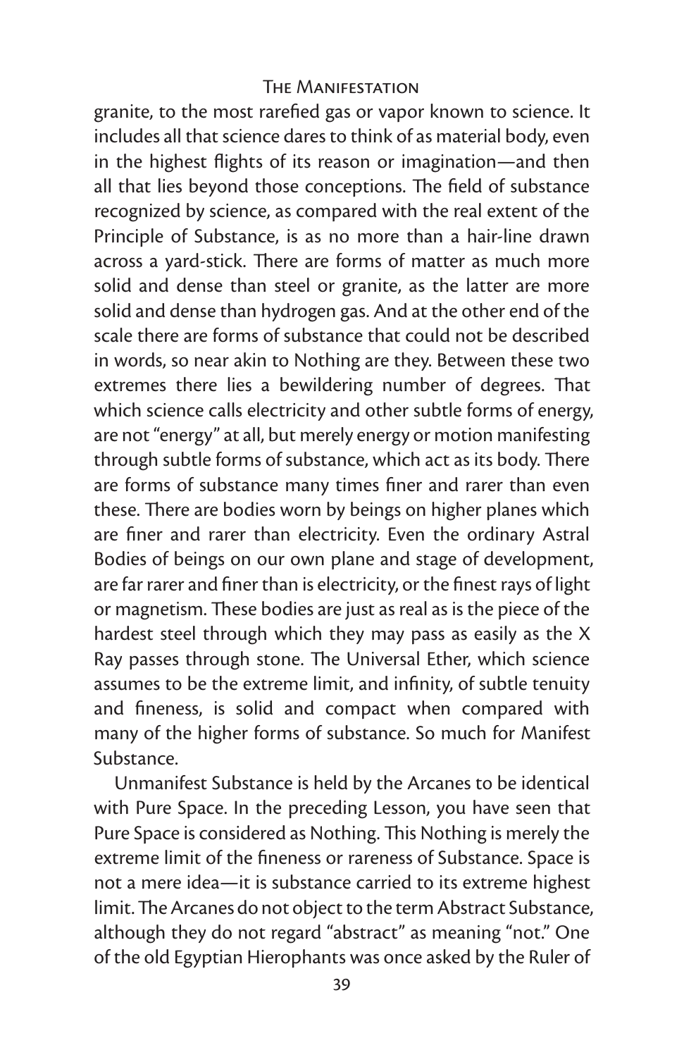granite, to the most rarefied gas or vapor known to science. It includes all that science dares to think of as material body, even in the highest flights of its reason or imagination—and then all that lies beyond those conceptions. The field of substance recognized by science, as compared with the real extent of the Principle of Substance, is as no more than a hair-line drawn across a yard-stick. There are forms of matter as much more solid and dense than steel or granite, as the latter are more solid and dense than hydrogen gas. And at the other end of the scale there are forms of substance that could not be described in words, so near akin to Nothing are they. Between these two extremes there lies a bewildering number of degrees. That which science calls electricity and other subtle forms of energy, are not "energy" at all, but merely energy or motion manifesting through subtle forms of substance, which act as its body. There are forms of substance many times finer and rarer than even these. There are bodies worn by beings on higher planes which are finer and rarer than electricity. Even the ordinary Astral Bodies of beings on our own plane and stage of development, are far rarer and finer than is electricity, or the finest rays of light or magnetism. These bodies are just as real as is the piece of the hardest steel through which they may pass as easily as the X Ray passes through stone. The Universal Ether, which science assumes to be the extreme limit, and infinity, of subtle tenuity and fineness, is solid and compact when compared with many of the higher forms of substance. So much for Manifest Substance.

Unmanifest Substance is held by the Arcanes to be identical with Pure Space. In the preceding Lesson, you have seen that Pure Space is considered as Nothing. This Nothing is merely the extreme limit of the fineness or rareness of Substance. Space is not a mere idea—it is substance carried to its extreme highest limit. The Arcanes do not object to the term Abstract Substance, although they do not regard "abstract" as meaning "not." One of the old Egyptian Hierophants was once asked by the Ruler of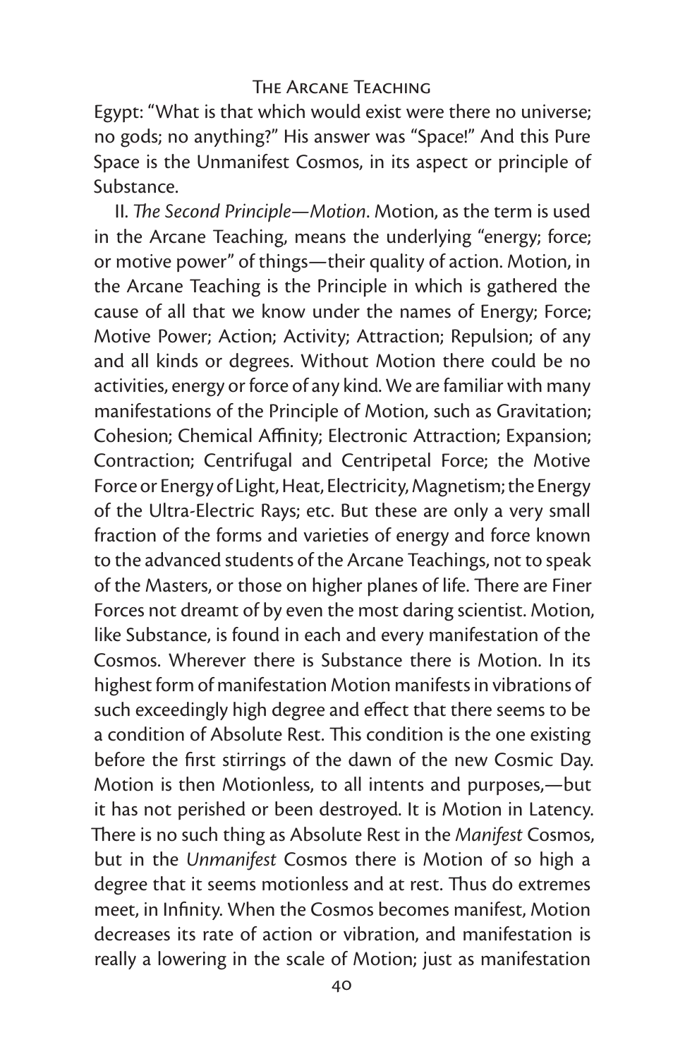Egypt: "What is that which would exist were there no universe; no gods; no anything?" His answer was "Space!" And this Pure Space is the Unmanifest Cosmos, in its aspect or principle of Substance.

II. *The Second Principle—Motion*. Motion, as the term is used in the Arcane Teaching, means the underlying "energy; force; or motive power" of things—their quality of action. Motion, in the Arcane Teaching is the Principle in which is gathered the cause of all that we know under the names of Energy; Force; Motive Power; Action; Activity; Attraction; Repulsion; of any and all kinds or degrees. Without Motion there could be no activities, energy or force of any kind. We are familiar with many manifestations of the Principle of Motion, such as Gravitation; Cohesion; Chemical Affinity; Electronic Attraction; Expansion; Contraction; Centrifugal and Centripetal Force; the Motive Force or Energy of Light, Heat, Electricity, Magnetism; the Energy of the Ultra-Electric Rays; etc. But these are only a very small fraction of the forms and varieties of energy and force known to the advanced students of the Arcane Teachings, not to speak of the Masters, or those on higher planes of life. There are Finer Forces not dreamt of by even the most daring scientist. Motion, like Substance, is found in each and every manifestation of the Cosmos. Wherever there is Substance there is Motion. In its highest form of manifestation Motion manifests in vibrations of such exceedingly high degree and effect that there seems to be a condition of Absolute Rest. This condition is the one existing before the first stirrings of the dawn of the new Cosmic Day. Motion is then Motionless, to all intents and purposes,—but it has not perished or been destroyed. It is Motion in Latency. There is no such thing as Absolute Rest in the *Manifest* Cosmos, but in the *Unmanifest* Cosmos there is Motion of so high a degree that it seems motionless and at rest. Thus do extremes meet, in Infinity. When the Cosmos becomes manifest, Motion decreases its rate of action or vibration, and manifestation is really a lowering in the scale of Motion; just as manifestation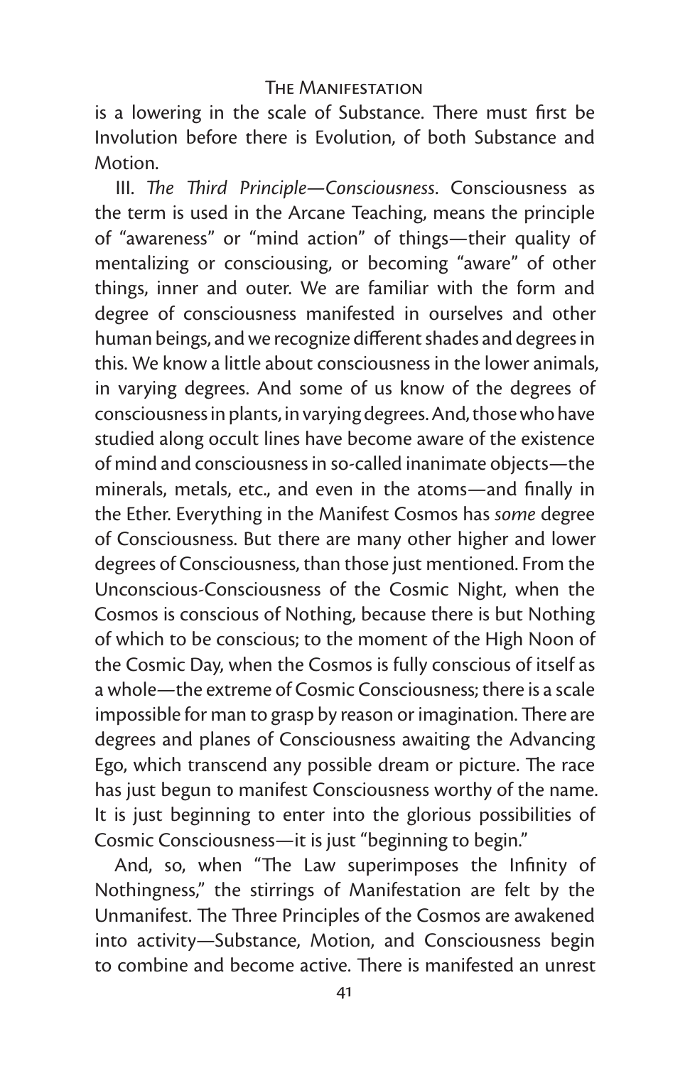is a lowering in the scale of Substance. There must first be Involution before there is Evolution, of both Substance and Motion.

III. *The Third Principle—Consciousness*. Consciousness as the term is used in the Arcane Teaching, means the principle of "awareness" or "mind action" of things—their quality of mentalizing or consciousing, or becoming "aware" of other things, inner and outer. We are familiar with the form and degree of consciousness manifested in ourselves and other human beings, and we recognize different shades and degrees in this. We know a little about consciousness in the lower animals, in varying degrees. And some of us know of the degrees of consciousness in plants, in varying degrees. And, those who have studied along occult lines have become aware of the existence of mind and consciousness in so-called inanimate objects—the minerals, metals, etc., and even in the atoms—and finally in the Ether. Everything in the Manifest Cosmos has *some* degree of Consciousness. But there are many other higher and lower degrees of Consciousness, than those just mentioned. From the Unconscious-Consciousness of the Cosmic Night, when the Cosmos is conscious of Nothing, because there is but Nothing of which to be conscious; to the moment of the High Noon of the Cosmic Day, when the Cosmos is fully conscious of itself as a whole—the extreme of Cosmic Consciousness; there is a scale impossible for man to grasp by reason or imagination. There are degrees and planes of Consciousness awaiting the Advancing Ego, which transcend any possible dream or picture. The race has just begun to manifest Consciousness worthy of the name. It is just beginning to enter into the glorious possibilities of Cosmic Consciousness—it is just "beginning to begin."

And, so, when "The Law superimposes the Infinity of Nothingness," the stirrings of Manifestation are felt by the Unmanifest. The Three Principles of the Cosmos are awakened into activity—Substance, Motion, and Consciousness begin to combine and become active. There is manifested an unrest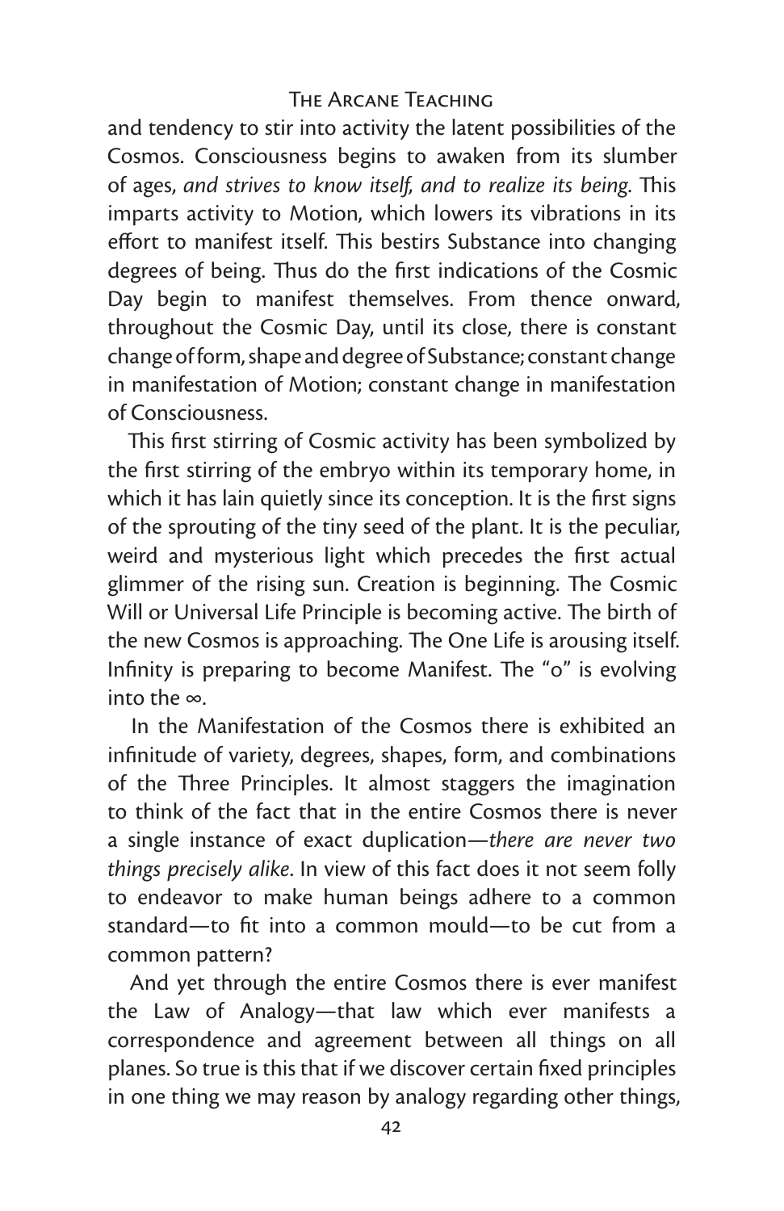and tendency to stir into activity the latent possibilities of the Cosmos. Consciousness begins to awaken from its slumber of ages, *and strives to know itself, and to realize its being*. This imparts activity to Motion, which lowers its vibrations in its effort to manifest itself. This bestirs Substance into changing degrees of being. Thus do the first indications of the Cosmic Day begin to manifest themselves. From thence onward, throughout the Cosmic Day, until its close, there is constant change of form, shape and degree of Substance; constant change in manifestation of Motion; constant change in manifestation of Consciousness.

This first stirring of Cosmic activity has been symbolized by the first stirring of the embryo within its temporary home, in which it has lain quietly since its conception. It is the first signs of the sprouting of the tiny seed of the plant. It is the peculiar, weird and mysterious light which precedes the first actual glimmer of the rising sun. Creation is beginning. The Cosmic Will or Universal Life Principle is becoming active. The birth of the new Cosmos is approaching. The One Life is arousing itself. Infinity is preparing to become Manifest. The "o" is evolving into the ∞.

In the Manifestation of the Cosmos there is exhibited an infinitude of variety, degrees, shapes, form, and combinations of the Three Principles. It almost staggers the imagination to think of the fact that in the entire Cosmos there is never a single instance of exact duplication—*there are never two things precisely alike*. In view of this fact does it not seem folly to endeavor to make human beings adhere to a common standard—to fit into a common mould—to be cut from a common pattern?

And yet through the entire Cosmos there is ever manifest the Law of Analogy—that law which ever manifests a correspondence and agreement between all things on all planes. So true is this that if we discover certain fixed principles in one thing we may reason by analogy regarding other things,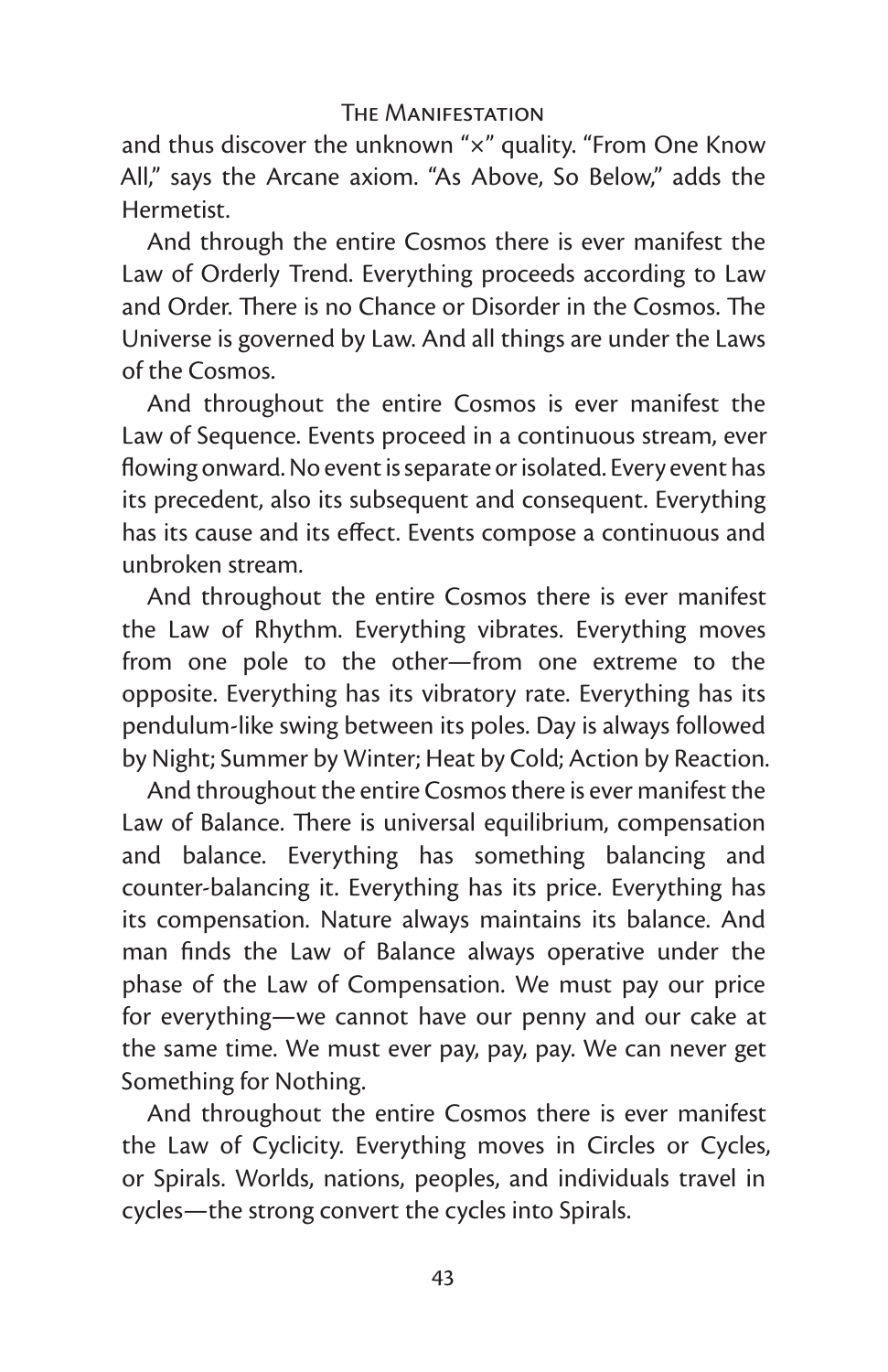and thus discover the unknown "×" quality. "From One Know All," says the Arcane axiom. "As Above, So Below," adds the Hermetist.

And through the entire Cosmos there is ever manifest the Law of Orderly Trend. Everything proceeds according to Law and Order. There is no Chance or Disorder in the Cosmos. The Universe is governed by Law. And all things are under the Laws of the Cosmos.

And throughout the entire Cosmos is ever manifest the Law of Sequence. Events proceed in a continuous stream, ever flowing onward. No event is separate or isolated. Every event has its precedent, also its subsequent and consequent. Everything has its cause and its effect. Events compose a continuous and unbroken stream.

And throughout the entire Cosmos there is ever manifest the Law of Rhythm. Everything vibrates. Everything moves from one pole to the other—from one extreme to the opposite. Everything has its vibratory rate. Everything has its pendulum-like swing between its poles. Day is always followed by Night; Summer by Winter; Heat by Cold; Action by Reaction.

And throughout the entire Cosmos there is ever manifest the Law of Balance. There is universal equilibrium, compensation and balance. Everything has something balancing and counter-balancing it. Everything has its price. Everything has its compensation. Nature always maintains its balance. And man finds the Law of Balance always operative under the phase of the Law of Compensation. We must pay our price for everything—we cannot have our penny and our cake at the same time. We must ever pay, pay, pay. We can never get Something for Nothing.

And throughout the entire Cosmos there is ever manifest the Law of Cyclicity. Everything moves in Circles or Cycles, or Spirals. Worlds, nations, peoples, and individuals travel in cycles—the strong convert the cycles into Spirals.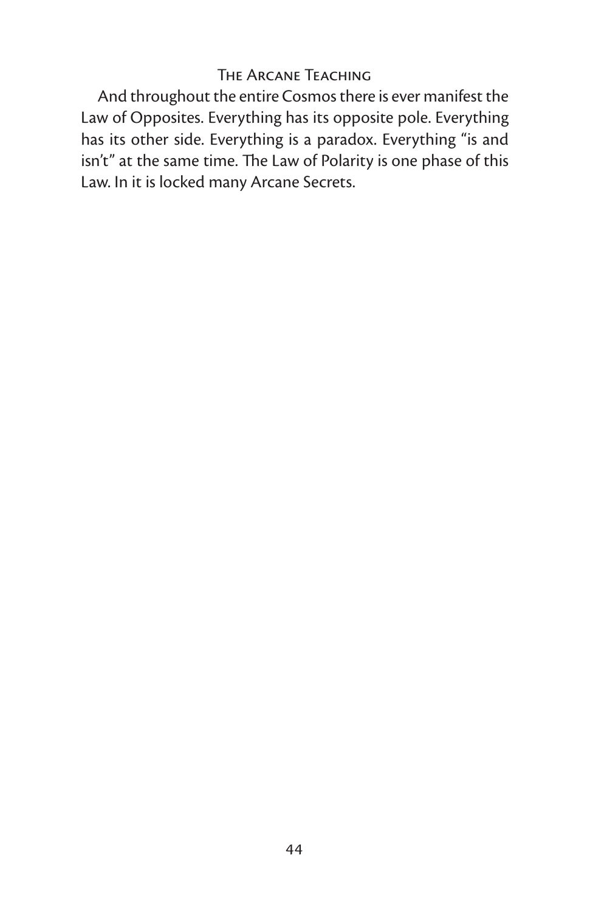And throughout the entire Cosmos there is ever manifest the Law of Opposites. Everything has its opposite pole. Everything has its other side. Everything is a paradox. Everything "is and isn't" at the same time. The Law of Polarity is one phase of this Law. In it is locked many Arcane Secrets.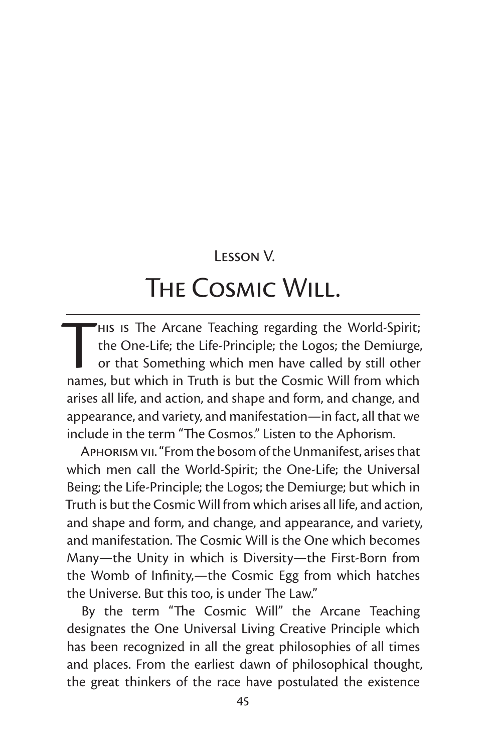## Lesson V.

# The Cosmic Will.

This is The Arcane Teaching regarding the World-Spirit; the One-Life; the Life-Principle; the Logos; the Demiurge, or that Something which men have called by still other names, but which in Truth is but the Cosmic Will from which arises all life, and action, and shape and form, and change, and appearance, and variety, and manifestation—in fact, all that we include in the term "The Cosmos." Listen to the Aphorism.

Aphorism vii. "From the bosom of the Unmanifest, arises that which men call the World-Spirit; the One-Life; the Universal Being; the Life-Principle; the Logos; the Demiurge; but which in Truth is but the Cosmic Will from which arises all life, and action, and shape and form, and change, and appearance, and variety, and manifestation. The Cosmic Will is the One which becomes Many—the Unity in which is Diversity—the First-Born from the Womb of Infinity,—the Cosmic Egg from which hatches the Universe. But this too, is under The Law."

By the term "The Cosmic Will" the Arcane Teaching designates the One Universal Living Creative Principle which has been recognized in all the great philosophies of all times and places. From the earliest dawn of philosophical thought, the great thinkers of the race have postulated the existence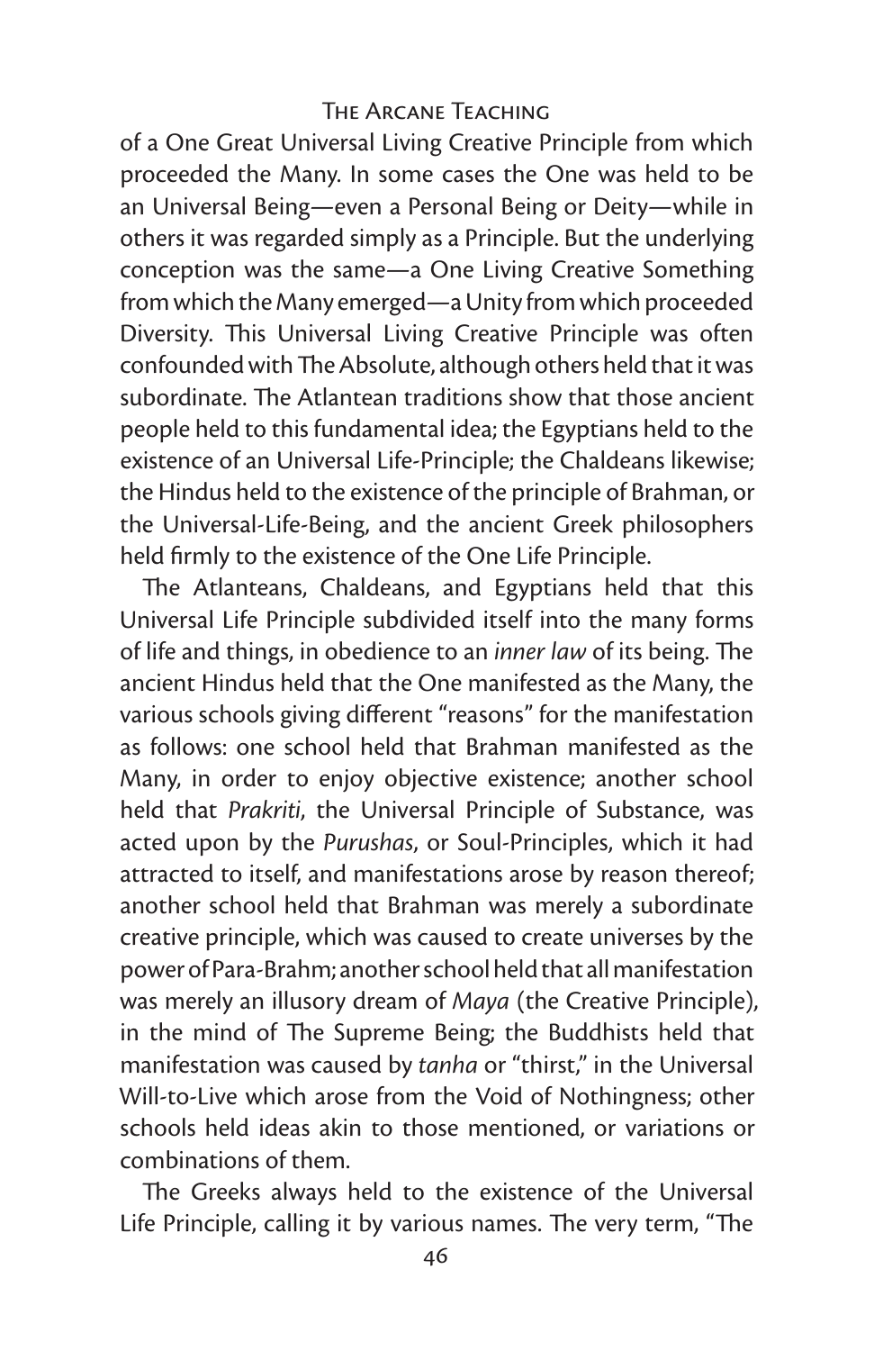of a One Great Universal Living Creative Principle from which proceeded the Many. In some cases the One was held to be an Universal Being—even a Personal Being or Deity—while in others it was regarded simply as a Principle. But the underlying conception was the same—a One Living Creative Something from which the Many emerged—a Unity from which proceeded Diversity. This Universal Living Creative Principle was often confounded with The Absolute, although others held that it was subordinate. The Atlantean traditions show that those ancient people held to this fundamental idea; the Egyptians held to the existence of an Universal Life-Principle; the Chaldeans likewise; the Hindus held to the existence of the principle of Brahman, or the Universal-Life-Being, and the ancient Greek philosophers held firmly to the existence of the One Life Principle.

The Atlanteans, Chaldeans, and Egyptians held that this Universal Life Principle subdivided itself into the many forms of life and things, in obedience to an *inner law* of its being. The ancient Hindus held that the One manifested as the Many, the various schools giving different "reasons" for the manifestation as follows: one school held that Brahman manifested as the Many, in order to enjoy objective existence; another school held that *Prakriti*, the Universal Principle of Substance, was acted upon by the *Purushas*, or Soul-Principles, which it had attracted to itself, and manifestations arose by reason thereof; another school held that Brahman was merely a subordinate creative principle, which was caused to create universes by the power of Para-Brahm; another school held that all manifestation was merely an illusory dream of *Maya* (the Creative Principle), in the mind of The Supreme Being; the Buddhists held that manifestation was caused by *tanha* or "thirst," in the Universal Will-to-Live which arose from the Void of Nothingness; other schools held ideas akin to those mentioned, or variations or combinations of them.

The Greeks always held to the existence of the Universal Life Principle, calling it by various names. The very term, "The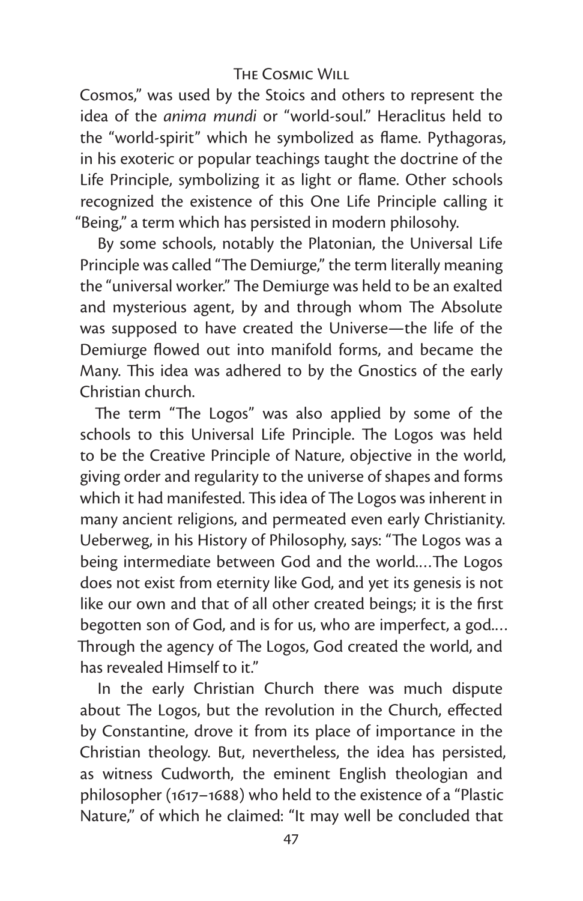Cosmos," was used by the Stoics and others to represent the idea of the *anima mundi* or "world-soul." Heraclitus held to the "world-spirit" which he symbolized as flame. Pythagoras, in his exoteric or popular teachings taught the doctrine of the Life Principle, symbolizing it as light or flame. Other schools recognized the existence of this One Life Principle calling it "Being," a term which has persisted in modern philosohy.

By some schools, notably the Platonian, the Universal Life Principle was called "The Demiurge," the term literally meaning the "universal worker." The Demiurge was held to be an exalted and mysterious agent, by and through whom The Absolute was supposed to have created the Universe—the life of the Demiurge flowed out into manifold forms, and became the Many. This idea was adhered to by the Gnostics of the early Christian church.

The term "The Logos" was also applied by some of the schools to this Universal Life Principle. The Logos was held to be the Creative Principle of Nature, objective in the world, giving order and regularity to the universe of shapes and forms which it had manifested. This idea of The Logos was inherent in many ancient religions, and permeated even early Christianity. Ueberweg, in his History of Philosophy, says: "The Logos was a being intermediate between God and the world.... The Logos does not exist from eternity like God, and yet its genesis is not like our own and that of all other created beings; it is the first begotten son of God, and is for us, who are imperfect, a god.... Through the agency of The Logos, God created the world, and has revealed Himself to it."

In the early Christian Church there was much dispute about The Logos, but the revolution in the Church, effected by Constantine, drove it from its place of importance in the Christian theology. But, nevertheless, the idea has persisted, as witness Cudworth, the eminent English theologian and philosopher (1617–1688) who held to the existence of a "Plastic Nature," of which he claimed: "It may well be concluded that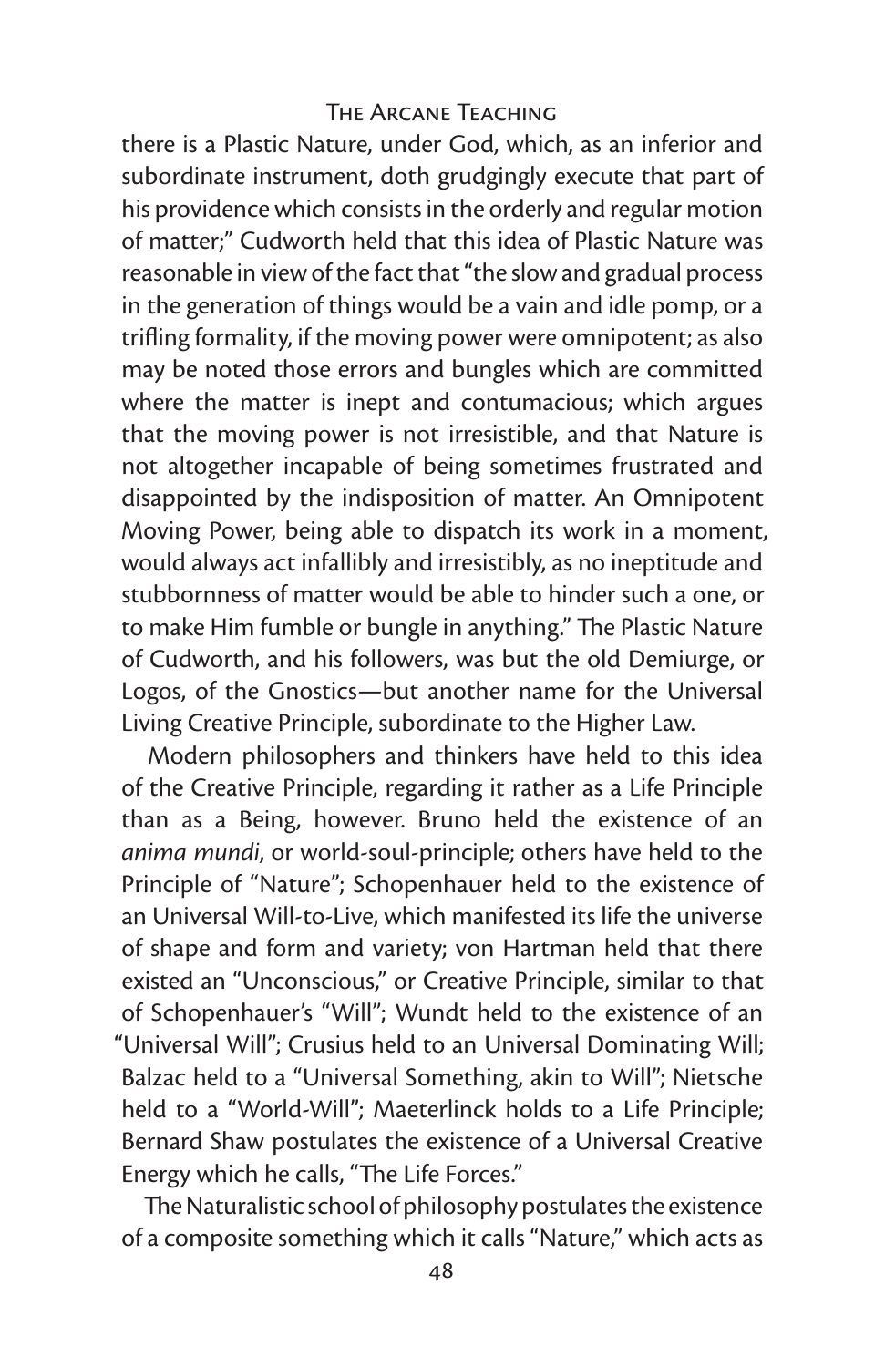there is a Plastic Nature, under God, which, as an inferior and subordinate instrument, doth grudgingly execute that part of his providence which consists in the orderly and regular motion of matter;" Cudworth held that this idea of Plastic Nature was reasonable in view of the fact that "the slow and gradual process in the generation of things would be a vain and idle pomp, or a trifling formality, if the moving power were omnipotent; as also may be noted those errors and bungles which are committed where the matter is inept and contumacious; which argues that the moving power is not irresistible, and that Nature is not altogether incapable of being sometimes frustrated and disappointed by the indisposition of matter. An Omnipotent Moving Power, being able to dispatch its work in a moment, would always act infallibly and irresistibly, as no ineptitude and stubbornness of matter would be able to hinder such a one, or to make Him fumble or bungle in anything." The Plastic Nature of Cudworth, and his followers, was but the old Demiurge, or Logos, of the Gnostics—but another name for the Universal Living Creative Principle, subordinate to the Higher Law.

Modern philosophers and thinkers have held to this idea of the Creative Principle, regarding it rather as a Life Principle than as a Being, however. Bruno held the existence of an *anima mundi*, or world-soul-principle; others have held to the Principle of "Nature"; Schopenhauer held to the existence of an Universal Will-to-Live, which manifested its life the universe of shape and form and variety; von Hartman held that there existed an "Unconscious," or Creative Principle, similar to that of Schopenhauer's "Will"; Wundt held to the existence of an "Universal Will"; Crusius held to an Universal Dominating Will; Balzac held to a "Universal Something, akin to Will"; Nietsche held to a "World-Will"; Maeterlinck holds to a Life Principle; Bernard Shaw postulates the existence of a Universal Creative Energy which he calls, "The Life Forces."

The Naturalistic school of philosophy postulates the existence of a composite something which it calls "Nature," which acts as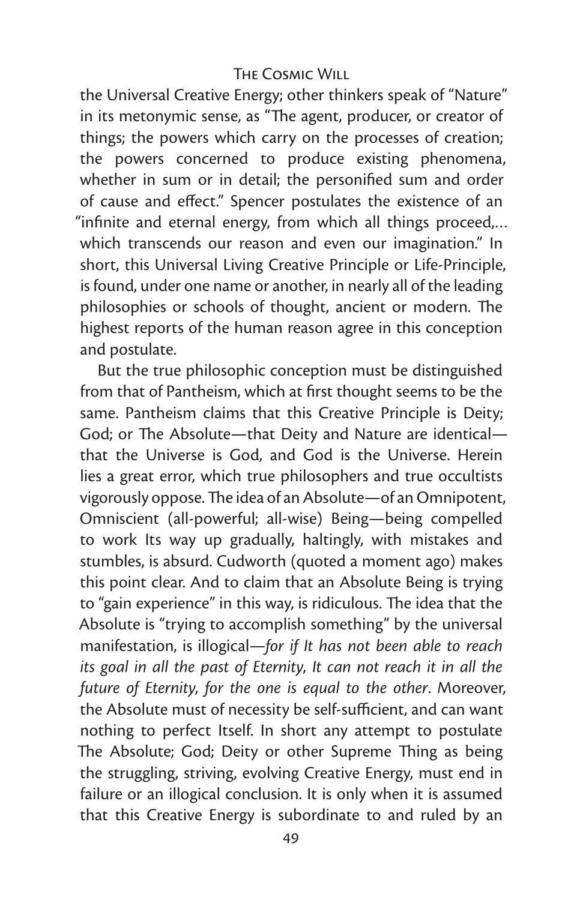the Universal Creative Energy; other thinkers speak of "Nature" in its metonymic sense, as "The agent, producer, or creator of things; the powers which carry on the processes of creation; the powers concerned to produce existing phenomena, whether in sum or in detail; the personified sum and order of cause and effect." Spencer postulates the existence of an "infinite and eternal energy, from which all things proceed,… which transcends our reason and even our imagination." In short, this Universal Living Creative Principle or Life-Principle, is found, under one name or another, in nearly all of the leading philosophies or schools of thought, ancient or modern. The highest reports of the human reason agree in this conception and postulate.

But the true philosophic conception must be distinguished from that of Pantheism, which at first thought seems to be the same. Pantheism claims that this Creative Principle is Deity; God; or The Absolute—that Deity and Nature are identical—that the Universe is God, and God is the Universe. Herein lies a great error, which true philosophers and true occultists vigorously oppose. The idea of an Absolute—of an Omnipotent, Omniscient (all-powerful; all-wise) Being—being compelled to work Its way up gradually, haltingly, with mistakes and stumbles, is absurd. Cudworth (quoted a moment ago) makes this point clear. And to claim that an Absolute Being is trying to "gain experience" in this way, is ridiculous. The idea that the Absolute is "trying to accomplish something" by the universal manifestation, is illogical—*for if It has not been able to reach its goal in all the past of Eternity, It can not reach it in all the future of Eternity, for the one is equal to the other*. Moreover, the Absolute must of necessity be self-sufficient, and can want nothing to perfect Itself. In short any attempt to postulate The Absolute; God; Deity or other Supreme Thing as being the struggling, striving, evolving Creative Energy, must end in failure or an illogical conclusion. It is only when it is assumed that this Creative Energy is subordinate to and ruled by an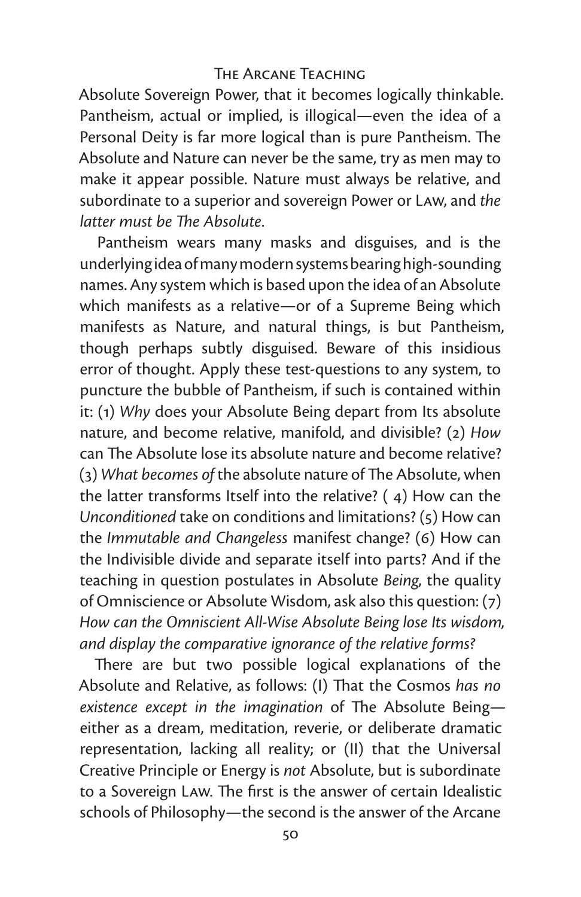Absolute Sovereign Power, that it becomes logically thinkable. Pantheism, actual or implied, is illogical—even the idea of a Personal Deity is far more logical than is pure Pantheism. The Absolute and Nature can never be the same, try as men may to make it appear possible. Nature must always be relative, and subordinate to a superior and sovereign Power or LAW, and *the latter must be The Absolute*.

Pantheism wears many masks and disguises, and is the underlying idea of many modern systems bearing high-sounding names. Any system which is based upon the idea of an Absolute which manifests as a relative—or of a Supreme Being which manifests as Nature, and natural things, is but Pantheism, though perhaps subtly disguised. Beware of this insidious error of thought. Apply these test-questions to any system, to puncture the bubble of Pantheism, if such is contained within it: (1) *Why* does your Absolute Being depart from Its absolute nature, and become relative, manifold, and divisible? (2) *How* can The Absolute lose its absolute nature and become relative? (3) *What becomes of* the absolute nature of The Absolute, when the latter transforms Itself into the relative? ( 4) How can the *Unconditioned* take on conditions and limitations? (5) How can the *Immutable and Changeless* manifest change? (6) How can the Indivisible divide and separate itself into parts? And if the teaching in question postulates in Absolute *Being*, the quality of Omniscience or Absolute Wisdom, ask also this question: (7) *How can the Omniscient All-Wise Absolute Being lose Its wisdom, and display the comparative ignorance of the relative forms?*

There are but two possible logical explanations of the Absolute and Relative, as follows: (I) That the Cosmos *has no existence except in the imagination* of The Absolute Being—either as a dream, meditation, reverie, or deliberate dramatic representation, lacking all reality; or (II) that the Universal Creative Principle or Energy is *not* Absolute, but is subordinate to a Sovereign LAW. The first is the answer of certain Idealistic schools of Philosophy—the second is the answer of the Arcane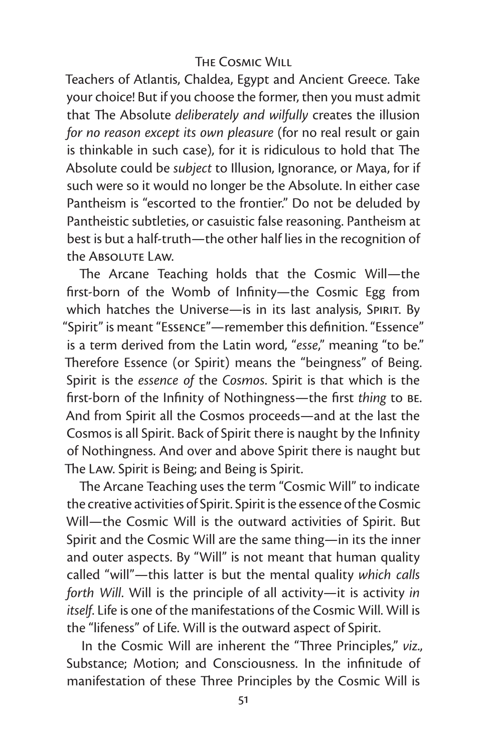Teachers of Atlantis, Chaldea, Egypt and Ancient Greece. Take your choice! But if you choose the former, then you must admit that The Absolute *deliberately and wilfully* creates the illusion *for no reason except its own pleasure* (for no real result or gain is thinkable in such case), for it is ridiculous to hold that The Absolute could be *subject* to Illusion, Ignorance, or Maya, for if such were so it would no longer be the Absolute. In either case Pantheism is "escorted to the frontier." Do not be deluded by Pantheistic subtleties, or casuistic false reasoning. Pantheism at best is but a half-truth—the other half lies in the recognition of the Absolute Law.

The Arcane Teaching holds that the Cosmic Will—the first-born of the Womb of Infinity—the Cosmic Egg from which hatches the Universe—is in its last analysis, Spirit. By "Spirit" is meant "Essence"—remember this definition. "Essence" is a term derived from the Latin word, "*esse*," meaning "to be." Therefore Essence (or Spirit) means the "beingness" of Being. Spirit is the *essence of* the *Cosmos*. Spirit is that which is the first-born of the Infinity of Nothingness—the first *thing* to be. And from Spirit all the Cosmos proceeds—and at the last the Cosmos is all Spirit. Back of Spirit there is naught by the Infinity of Nothingness. And over and above Spirit there is naught but The Law. Spirit is Being; and Being is Spirit.

The Arcane Teaching uses the term "Cosmic Will" to indicate the creative activities of Spirit. Spirit is the essence of the Cosmic Will—the Cosmic Will is the outward activities of Spirit. But Spirit and the Cosmic Will are the same thing—in its the inner and outer aspects. By "Will" is not meant that human quality called "will"—this latter is but the mental quality *which calls forth Will*. Will is the principle of all activity—it is activity *in itself*. Life is one of the manifestations of the Cosmic Will. Will is the "lifeness" of Life. Will is the outward aspect of Spirit.

In the Cosmic Will are inherent the "Three Principles," *viz.*, Substance; Motion; and Consciousness. In the infinitude of manifestation of these Three Principles by the Cosmic Will is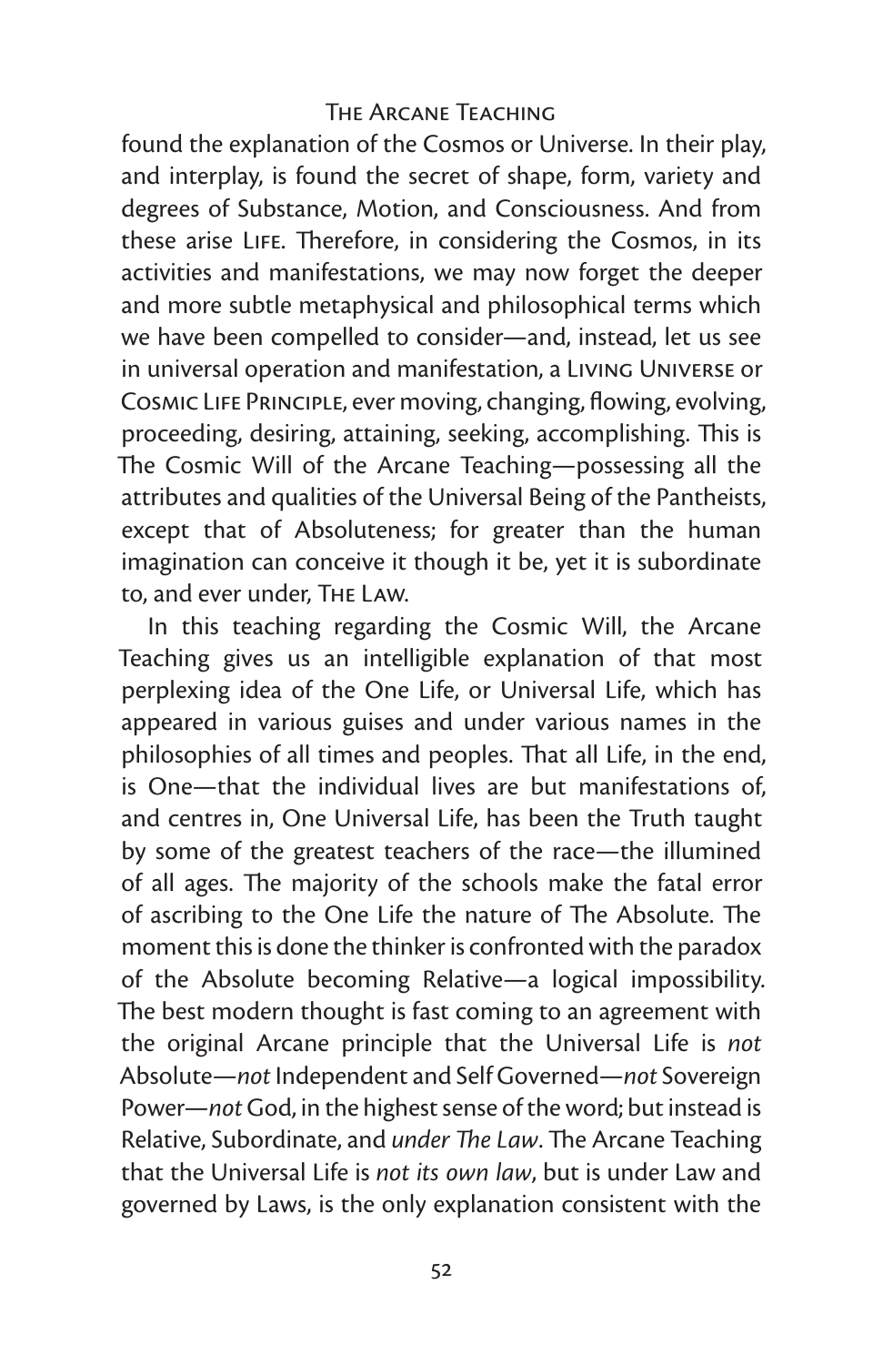found the explanation of the Cosmos or Universe. In their play, and interplay, is found the secret of shape, form, variety and degrees of Substance, Motion, and Consciousness. And from these arise LIFE. Therefore, in considering the Cosmos, in its activities and manifestations, we may now forget the deeper and more subtle metaphysical and philosophical terms which we have been compelled to consider—and, instead, let us see in universal operation and manifestation, a LIVING UNIVERSE or COSMIC LIFE PRINCIPLE, ever moving, changing, flowing, evolving, proceeding, desiring, attaining, seeking, accomplishing. This is The Cosmic Will of the Arcane Teaching—possessing all the attributes and qualities of the Universal Being of the Pantheists, except that of Absoluteness; for greater than the human imagination can conceive it though it be, yet it is subordinate to, and ever under, THE LAW.

In this teaching regarding the Cosmic Will, the Arcane Teaching gives us an intelligible explanation of that most perplexing idea of the One Life, or Universal Life, which has appeared in various guises and under various names in the philosophies of all times and peoples. That all Life, in the end, is One—that the individual lives are but manifestations of, and centres in, One Universal Life, has been the Truth taught by some of the greatest teachers of the race—the illumined of all ages. The majority of the schools make the fatal error of ascribing to the One Life the nature of The Absolute. The moment this is done the thinker is confronted with the paradox of the Absolute becoming Relative—a logical impossibility. The best modern thought is fast coming to an agreement with the original Arcane principle that the Universal Life is *not* Absolute—*not* Independent and Self Governed—*not* Sovereign Power—*not* God, in the highest sense of the word; but instead is Relative, Subordinate, and *under The Law*. The Arcane Teaching that the Universal Life is *not its own law*, but is under Law and governed by Laws, is the only explanation consistent with the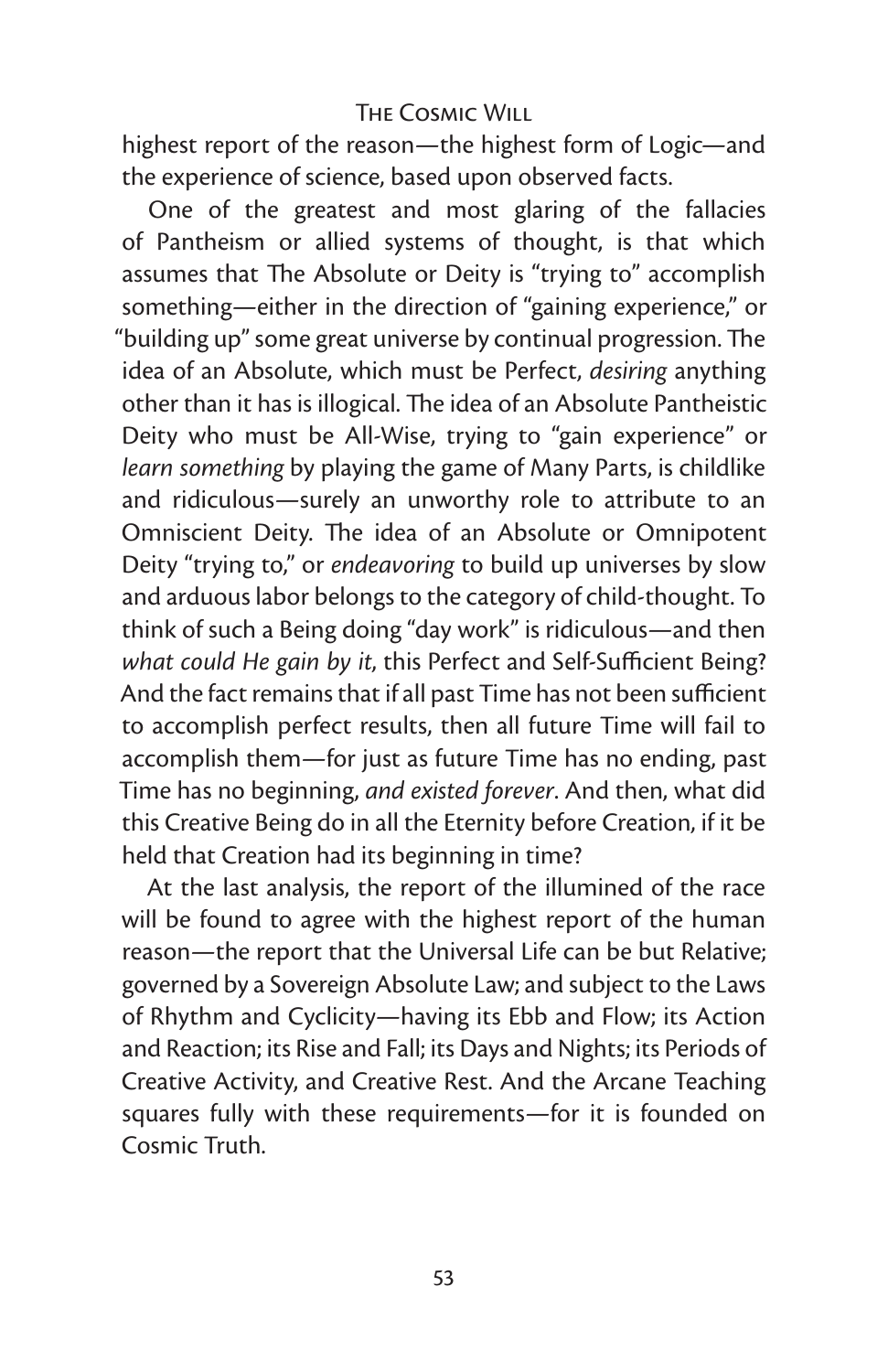highest report of the reason—the highest form of Logic—and the experience of science, based upon observed facts.

One of the greatest and most glaring of the fallacies of Pantheism or allied systems of thought, is that which assumes that The Absolute or Deity is "trying to" accomplish something—either in the direction of "gaining experience," or "building up" some great universe by continual progression. The idea of an Absolute, which must be Perfect, *desiring* anything other than it has is illogical. The idea of an Absolute Pantheistic Deity who must be All-Wise, trying to "gain experience" or *learn something* by playing the game of Many Parts, is childlike and ridiculous—surely an unworthy role to attribute to an Omniscient Deity. The idea of an Absolute or Omnipotent Deity "trying to," or *endeavoring* to build up universes by slow and arduous labor belongs to the category of child-thought. To think of such a Being doing "day work" is ridiculous—and then *what could He gain by it*, this Perfect and Self-Sufficient Being? And the fact remains that if all past Time has not been sufficient to accomplish perfect results, then all future Time will fail to accomplish them—for just as future Time has no ending, past Time has no beginning, *and existed forever*. And then, what did this Creative Being do in all the Eternity before Creation, if it be held that Creation had its beginning in time?

At the last analysis, the report of the illumined of the race will be found to agree with the highest report of the human reason—the report that the Universal Life can be but Relative; governed by a Sovereign Absolute Law; and subject to the Laws of Rhythm and Cyclicity—having its Ebb and Flow; its Action and Reaction; its Rise and Fall; its Days and Nights; its Periods of Creative Activity, and Creative Rest. And the Arcane Teaching squares fully with these requirements—for it is founded on Cosmic Truth.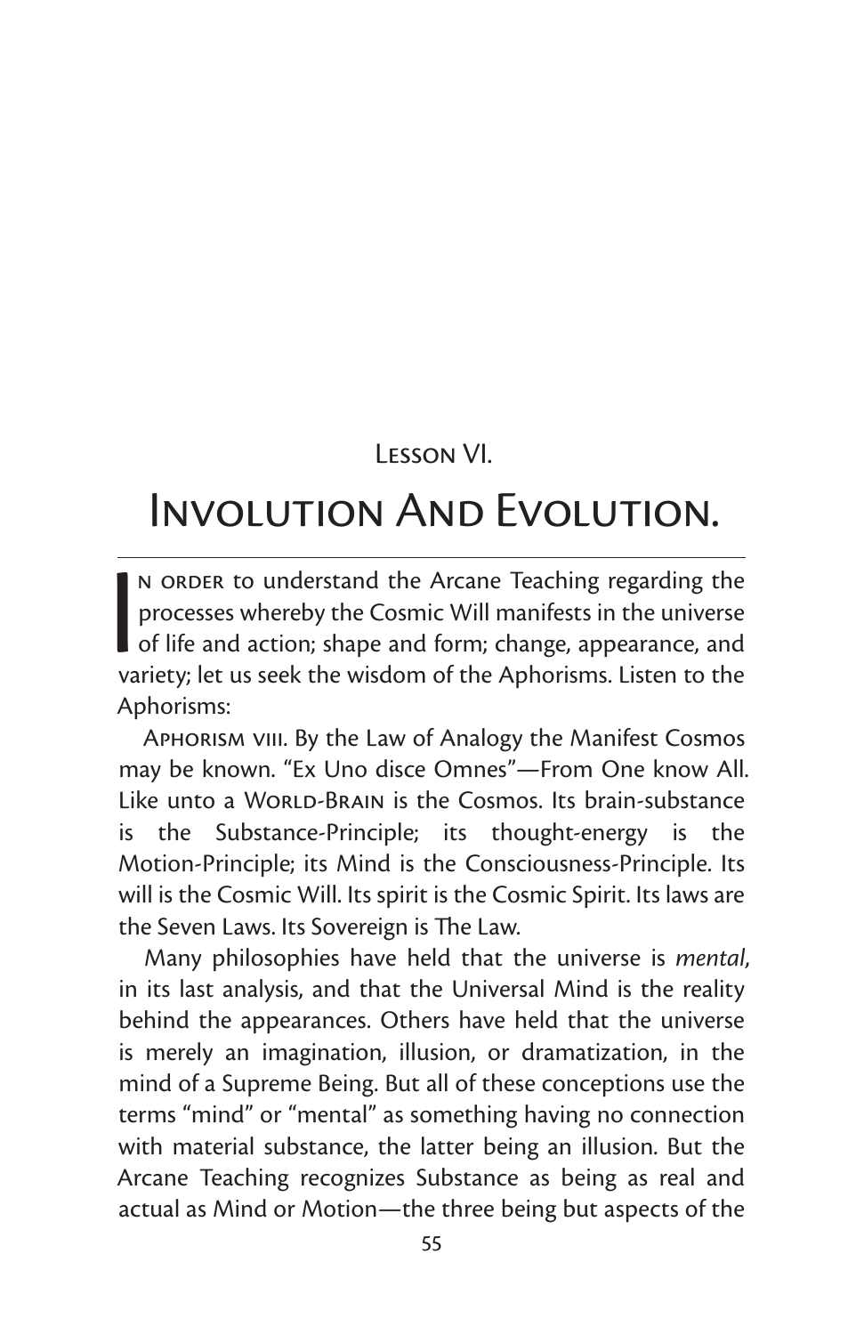## Lesson VI.

# Involution And Evolution.

In order to understand the Arcane Teaching regarding the processes whereby the Cosmic Will manifests in the universe of life and action; shape and form; change, appearance, and variety; let us seek the wisdom of the Aphorisms. Listen to the Aphorisms:

Aphorism viii. By the Law of Analogy the Manifest Cosmos may be known. "Ex Uno disce Omnes"—From One know All. Like unto a World-Brain is the Cosmos. Its brain-substance is the Substance-Principle; its thought-energy is the Motion-Principle; its Mind is the Consciousness-Principle. Its will is the Cosmic Will. Its spirit is the Cosmic Spirit. Its laws are the Seven Laws. Its Sovereign is The Law.

Many philosophies have held that the universe is *mental*, in its last analysis, and that the Universal Mind is the reality behind the appearances. Others have held that the universe is merely an imagination, illusion, or dramatization, in the mind of a Supreme Being. But all of these conceptions use the terms "mind" or "mental" as something having no connection with material substance, the latter being an illusion. But the Arcane Teaching recognizes Substance as being as real and actual as Mind or Motion—the three being but aspects of the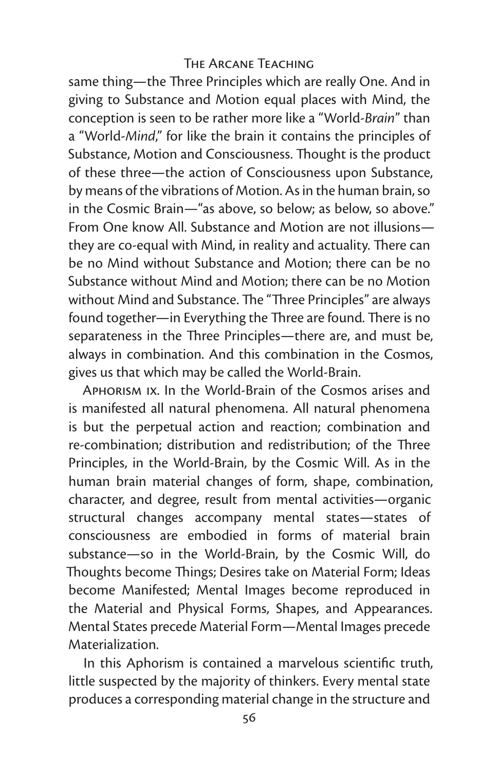same thing—the Three Principles which are really One. And in giving to Substance and Motion equal places with Mind, the conception is seen to be rather more like a "World-*Brain*" than a "World-*Mind*," for like the brain it contains the principles of Substance, Motion and Consciousness. Thought is the product of these three—the action of Consciousness upon Substance, by means of the vibrations of Motion. As in the human brain, so in the Cosmic Brain—"as above, so below; as below, so above." From One know All. Substance and Motion are not illusions—they are co-equal with Mind, in reality and actuality. There can be no Mind without Substance and Motion; there can be no Substance without Mind and Motion; there can be no Motion without Mind and Substance. The "Three Principles" are always found together—in Everything the Three are found. There is no separateness in the Three Principles—there are, and must be, always in combination. And this combination in the Cosmos, gives us that which may be called the World-Brain.

Aphorism ix. In the World-Brain of the Cosmos arises and is manifested all natural phenomena. All natural phenomena is but the perpetual action and reaction; combination and re-combination; distribution and redistribution; of the Three Principles, in the World-Brain, by the Cosmic Will. As in the human brain material changes of form, shape, combination, character, and degree, result from mental activities—organic structural changes accompany mental states—states of consciousness are embodied in forms of material brain substance—so in the World-Brain, by the Cosmic Will, do Thoughts become Things; Desires take on Material Form; Ideas become Manifested; Mental Images become reproduced in the Material and Physical Forms, Shapes, and Appearances. Mental States precede Material Form—Mental Images precede Materialization.

In this Aphorism is contained a marvelous scientific truth, little suspected by the majority of thinkers. Every mental state produces a corresponding material change in the structure and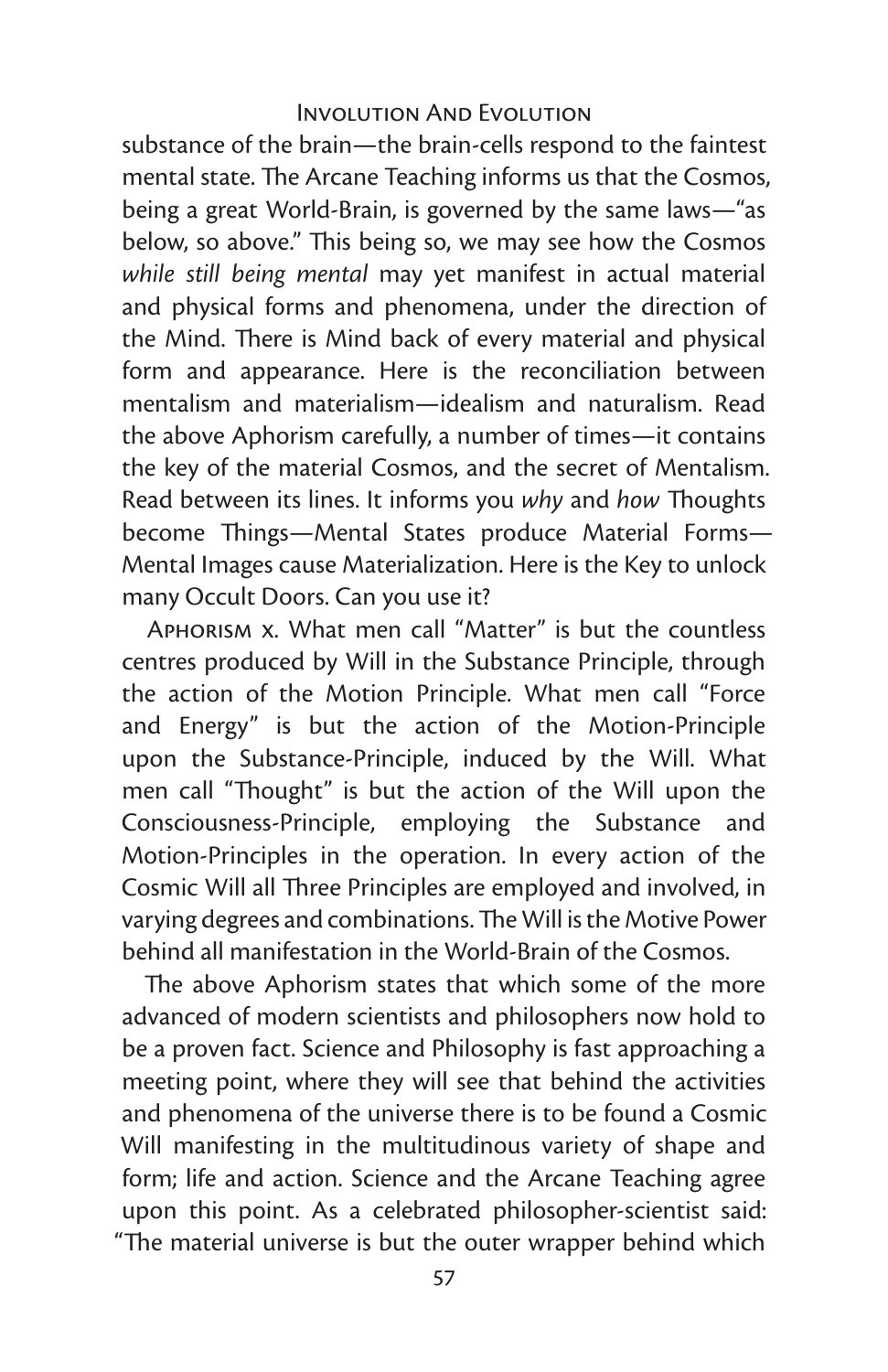substance of the brain—the brain-cells respond to the faintest mental state. The Arcane Teaching informs us that the Cosmos, being a great World-Brain, is governed by the same laws—"as below, so above." This being so, we may see how the Cosmos *while still being mental* may yet manifest in actual material and physical forms and phenomena, under the direction of the Mind. There is Mind back of every material and physical form and appearance. Here is the reconciliation between mentalism and materialism—idealism and naturalism. Read the above Aphorism carefully, a number of times—it contains the key of the material Cosmos, and the secret of Mentalism. Read between its lines. It informs you *why* and *how* Thoughts become Things—Mental States produce Material Forms—Mental Images cause Materialization. Here is the Key to unlock many Occult Doors. Can you use it?

Aphorism x. What men call "Matter" is but the countless centres produced by Will in the Substance Principle, through the action of the Motion Principle. What men call "Force and Energy" is but the action of the Motion-Principle upon the Substance-Principle, induced by the Will. What men call "Thought" is but the action of the Will upon the Consciousness-Principle, employing the Substance and Motion-Principles in the operation. In every action of the Cosmic Will all Three Principles are employed and involved, in varying degrees and combinations. The Will is the Motive Power behind all manifestation in the World-Brain of the Cosmos.

The above Aphorism states that which some of the more advanced of modern scientists and philosophers now hold to be a proven fact. Science and Philosophy is fast approaching a meeting point, where they will see that behind the activities and phenomena of the universe there is to be found a Cosmic Will manifesting in the multitudinous variety of shape and form; life and action. Science and the Arcane Teaching agree upon this point. As a celebrated philosopher-scientist said: "The material universe is but the outer wrapper behind which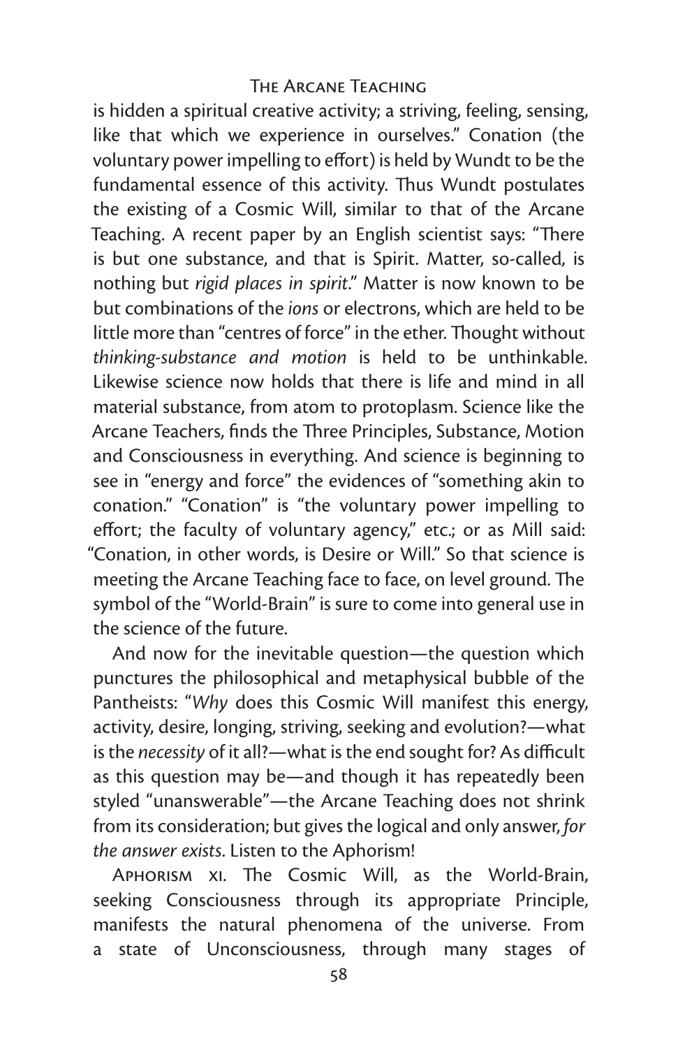is hidden a spiritual creative activity; a striving, feeling, sensing, like that which we experience in ourselves." Conation (the voluntary power impelling to effort) is held by Wundt to be the fundamental essence of this activity. Thus Wundt postulates the existing of a Cosmic Will, similar to that of the Arcane Teaching. A recent paper by an English scientist says: "There is but one substance, and that is Spirit. Matter, so-called, is nothing but *rigid places in spirit*." Matter is now known to be but combinations of the *ions* or electrons, which are held to be little more than "centres of force" in the ether. Thought without *thinking-substance and motion* is held to be unthinkable. Likewise science now holds that there is life and mind in all material substance, from atom to protoplasm. Science like the Arcane Teachers, finds the Three Principles, Substance, Motion and Consciousness in everything. And science is beginning to see in "energy and force" the evidences of "something akin to conation." "Conation" is "the voluntary power impelling to effort; the faculty of voluntary agency," etc.; or as Mill said: "Conation, in other words, is Desire or Will." So that science is meeting the Arcane Teaching face to face, on level ground. The symbol of the "World-Brain" is sure to come into general use in the science of the future.

And now for the inevitable question—the question which punctures the philosophical and metaphysical bubble of the Pantheists: "*Why* does this Cosmic Will manifest this energy, activity, desire, longing, striving, seeking and evolution?—what is the *necessity* of it all?—what is the end sought for? As difficult as this question may be—and though it has repeatedly been styled "unanswerable"—the Arcane Teaching does not shrink from its consideration; but gives the logical and only answer, *for the answer exists*. Listen to the Aphorism!

Aphorism xi. The Cosmic Will, as the World-Brain, seeking Consciousness through its appropriate Principle, manifests the natural phenomena of the universe. From a state of Unconsciousness, through many stages of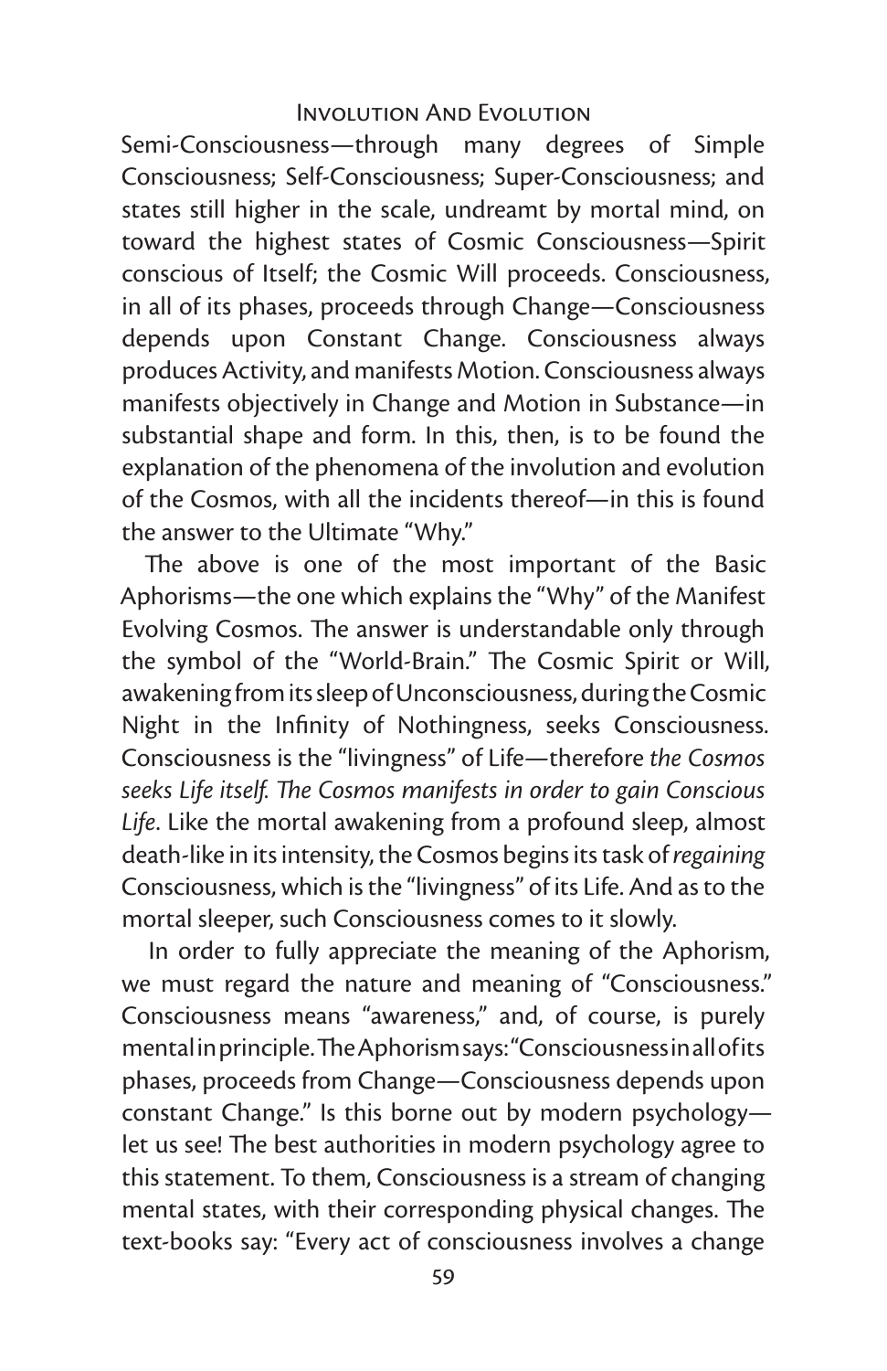Semi-Consciousness—through many degrees of Simple Consciousness; Self-Consciousness; Super-Consciousness; and states still higher in the scale, undreamt by mortal mind, on toward the highest states of Cosmic Consciousness—Spirit conscious of Itself; the Cosmic Will proceeds. Consciousness, in all of its phases, proceeds through Change—Consciousness depends upon Constant Change. Consciousness always produces Activity, and manifests Motion. Consciousness always manifests objectively in Change and Motion in Substance—in substantial shape and form. In this, then, is to be found the explanation of the phenomena of the involution and evolution of the Cosmos, with all the incidents thereof—in this is found the answer to the Ultimate "Why."

The above is one of the most important of the Basic Aphorisms—the one which explains the "Why" of the Manifest Evolving Cosmos. The answer is understandable only through the symbol of the "World-Brain." The Cosmic Spirit or Will, awakening from its sleep of Unconsciousness, during the Cosmic Night in the Infinity of Nothingness, seeks Consciousness. Consciousness is the "livingness" of Life—therefore *the Cosmos seeks Life itself. The Cosmos manifests in order to gain Conscious Life*. Like the mortal awakening from a profound sleep, almost death-like in its intensity, the Cosmos begins its task of *regaining* Consciousness, which is the "livingness" of its Life. And as to the mortal sleeper, such Consciousness comes to it slowly.

In order to fully appreciate the meaning of the Aphorism, we must regard the nature and meaning of "Consciousness." Consciousness means "awareness," and, of course, is purely mental in principle. The Aphorism says: "Consciousness in all of its phases, proceeds from Change—Consciousness depends upon constant Change." Is this borne out by modern psychology—let us see! The best authorities in modern psychology agree to this statement. To them, Consciousness is a stream of changing mental states, with their corresponding physical changes. The text-books say: "Every act of consciousness involves a change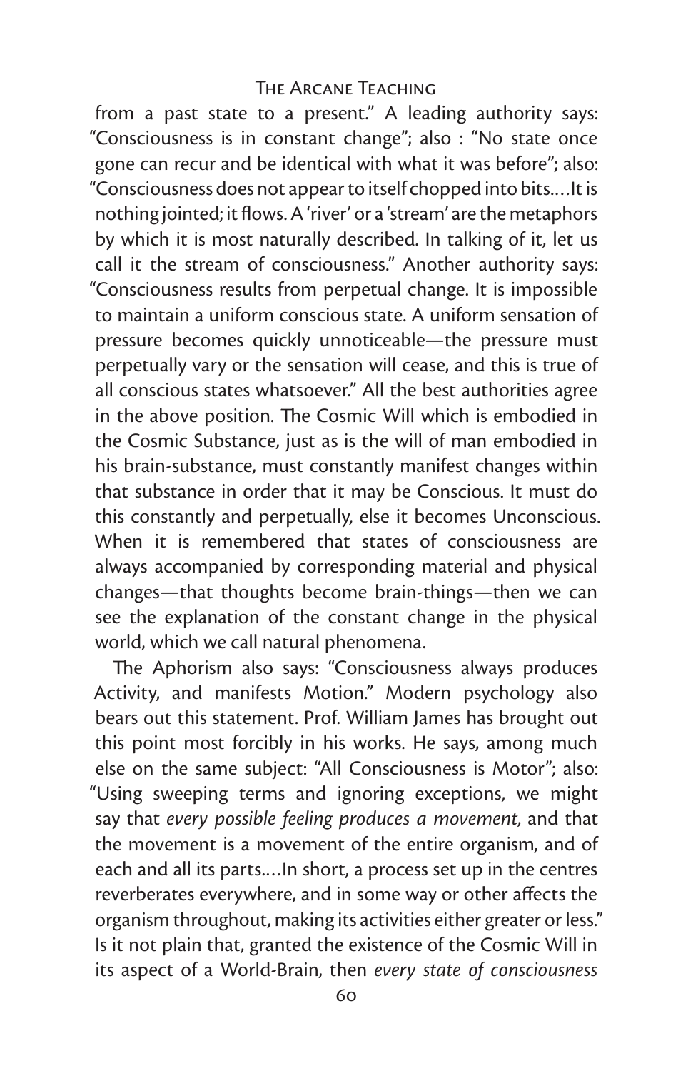from a past state to a present." A leading authority says: "Consciousness is in constant change"; also : "No state once gone can recur and be identical with what it was before"; also: "Consciousness does not appear to itself chopped into bits....It is nothing jointed; it flows. A 'river' or a 'stream' are the metaphors by which it is most naturally described. In talking of it, let us call it the stream of consciousness." Another authority says: "Consciousness results from perpetual change. It is impossible to maintain a uniform conscious state. A uniform sensation of pressure becomes quickly unnoticeable—the pressure must perpetually vary or the sensation will cease, and this is true of all conscious states whatsoever." All the best authorities agree in the above position. The Cosmic Will which is embodied in the Cosmic Substance, just as is the will of man embodied in his brain-substance, must constantly manifest changes within that substance in order that it may be Conscious. It must do this constantly and perpetually, else it becomes Unconscious. When it is remembered that states of consciousness are always accompanied by corresponding material and physical changes—that thoughts become brain-things—then we can see the explanation of the constant change in the physical world, which we call natural phenomena.

The Aphorism also says: "Consciousness always produces Activity, and manifests Motion." Modern psychology also bears out this statement. Prof. William James has brought out this point most forcibly in his works. He says, among much else on the same subject: "All Consciousness is Motor"; also: "Using sweeping terms and ignoring exceptions, we might say that *every possible feeling produces a movement*, and that the movement is a movement of the entire organism, and of each and all its parts....In short, a process set up in the centres reverberates everywhere, and in some way or other affects the organism throughout, making its activities either greater or less." Is it not plain that, granted the existence of the Cosmic Will in its aspect of a World-Brain, then *every state of consciousness*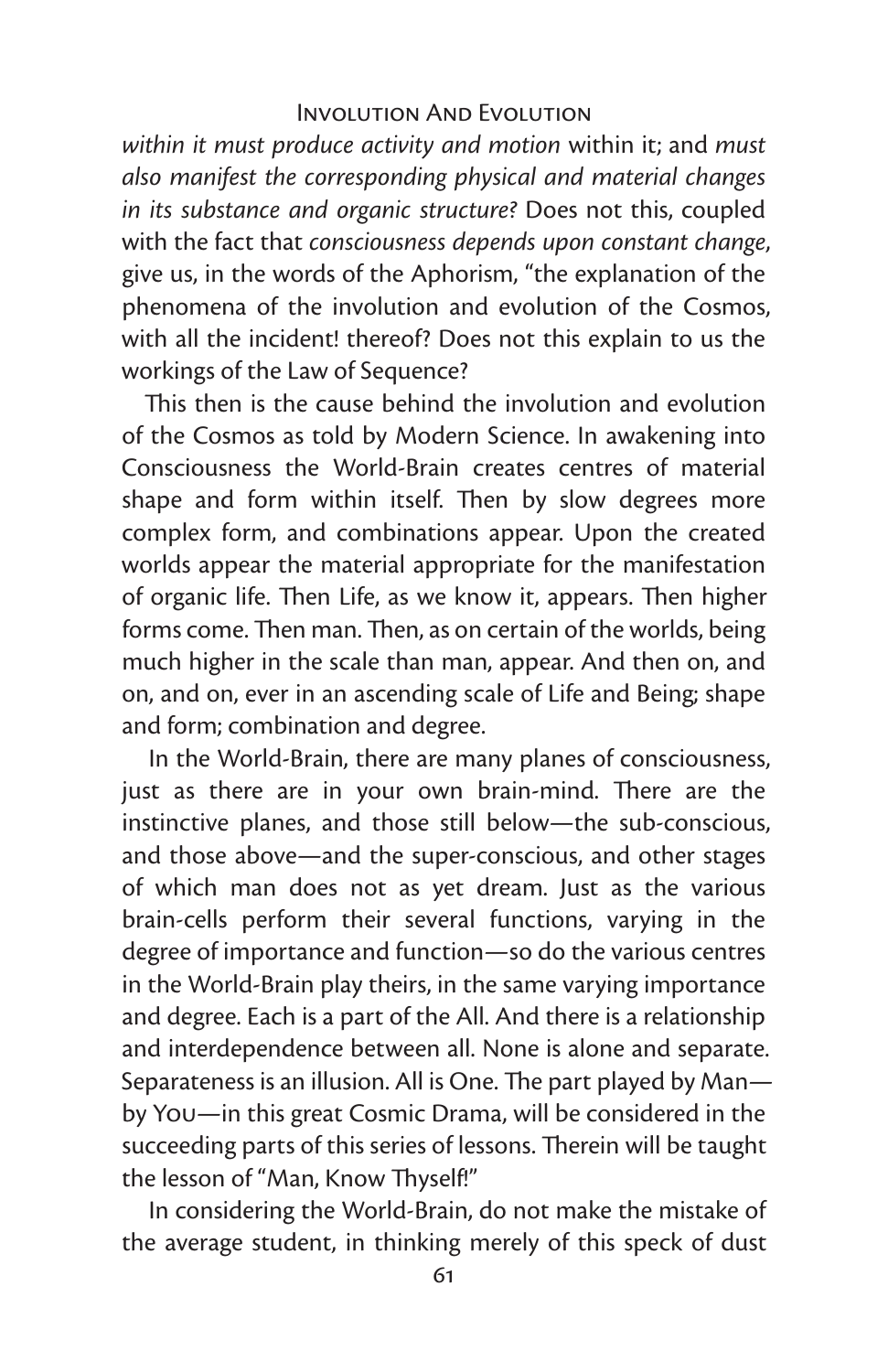*within it must produce activity and motion* within it; and *must also manifest the corresponding physical and material changes in its substance and organic structure*? Does not this, coupled with the fact that *consciousness depends upon constant change*, give us, in the words of the Aphorism, "the explanation of the phenomena of the involution and evolution of the Cosmos, with all the incident! thereof? Does not this explain to us the workings of the Law of Sequence?

This then is the cause behind the involution and evolution of the Cosmos as told by Modern Science. In awakening into Consciousness the World-Brain creates centres of material shape and form within itself. Then by slow degrees more complex form, and combinations appear. Upon the created worlds appear the material appropriate for the manifestation of organic life. Then Life, as we know it, appears. Then higher forms come. Then man. Then, as on certain of the worlds, being much higher in the scale than man, appear. And then on, and on, and on, ever in an ascending scale of Life and Being; shape and form; combination and degree.

In the World-Brain, there are many planes of consciousness, just as there are in your own brain-mind. There are the instinctive planes, and those still below—the sub-conscious, and those above—and the super-conscious, and other stages of which man does not as yet dream. Just as the various brain-cells perform their several functions, varying in the degree of importance and function—so do the various centres in the World-Brain play theirs, in the same varying importance and degree. Each is a part of the All. And there is a relationship and interdependence between all. None is alone and separate. Separateness is an illusion. All is One. The part played by Man—by You—in this great Cosmic Drama, will be considered in the succeeding parts of this series of lessons. Therein will be taught the lesson of "Man, Know Thyself!"

In considering the World-Brain, do not make the mistake of the average student, in thinking merely of this speck of dust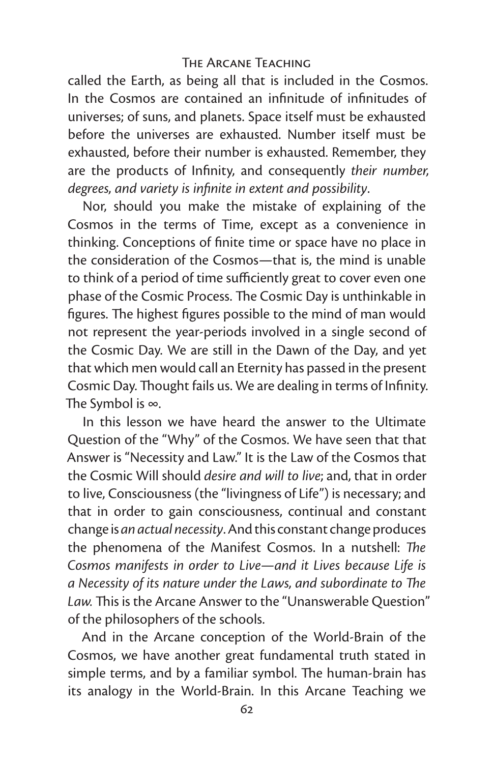called the Earth, as being all that is included in the Cosmos. In the Cosmos are contained an infinitude of infinitudes of universes; of suns, and planets. Space itself must be exhausted before the universes are exhausted. Number itself must be exhausted, before their number is exhausted. Remember, they are the products of Infinity, and consequently *their number, degrees, and variety is infinite in extent and possibility*.

Nor, should you make the mistake of explaining of the Cosmos in the terms of Time, except as a convenience in thinking. Conceptions of finite time or space have no place in the consideration of the Cosmos—that is, the mind is unable to think of a period of time sufficiently great to cover even one phase of the Cosmic Process. The Cosmic Day is unthinkable in figures. The highest figures possible to the mind of man would not represent the year-periods involved in a single second of the Cosmic Day. We are still in the Dawn of the Day, and yet that which men would call an Eternity has passed in the present Cosmic Day. Thought fails us. We are dealing in terms of Infinity. The Symbol is ∞.

In this lesson we have heard the answer to the Ultimate Question of the "Why" of the Cosmos. We have seen that that Answer is "Necessity and Law." It is the Law of the Cosmos that the Cosmic Will should *desire and will to live*; and, that in order to live, Consciousness (the "livingness of Life") is necessary; and that in order to gain consciousness, continual and constant change is *an actual necessity*. And this constant change produces the phenomena of the Manifest Cosmos. In a nutshell: *The Cosmos manifests in order to Live—and it Lives because Life is a Necessity of its nature under the Laws, and subordinate to The Law.* This is the Arcane Answer to the "Unanswerable Question" of the philosophers of the schools.

And in the Arcane conception of the World-Brain of the Cosmos, we have another great fundamental truth stated in simple terms, and by a familiar symbol. The human-brain has its analogy in the World-Brain. In this Arcane Teaching we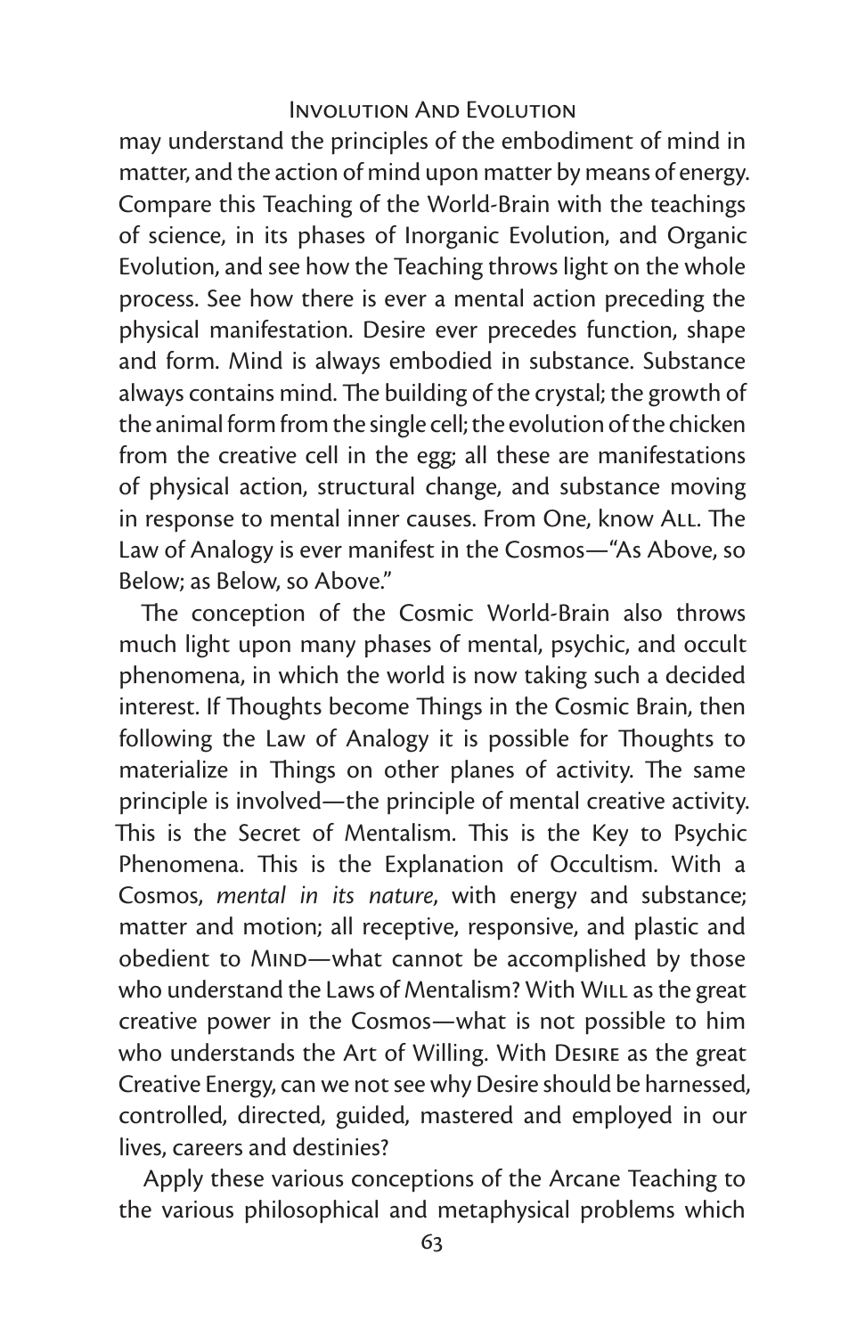may understand the principles of the embodiment of mind in matter, and the action of mind upon matter by means of energy. Compare this Teaching of the World-Brain with the teachings of science, in its phases of Inorganic Evolution, and Organic Evolution, and see how the Teaching throws light on the whole process. See how there is ever a mental action preceding the physical manifestation. Desire ever precedes function, shape and form. Mind is always embodied in substance. Substance always contains mind. The building of the crystal; the growth of the animal form from the single cell; the evolution of the chicken from the creative cell in the egg; all these are manifestations of physical action, structural change, and substance moving in response to mental inner causes. From One, know All. The Law of Analogy is ever manifest in the Cosmos—"As Above, so Below; as Below, so Above."

The conception of the Cosmic World-Brain also throws much light upon many phases of mental, psychic, and occult phenomena, in which the world is now taking such a decided interest. If Thoughts become Things in the Cosmic Brain, then following the Law of Analogy it is possible for Thoughts to materialize in Things on other planes of activity. The same principle is involved—the principle of mental creative activity. This is the Secret of Mentalism. This is the Key to Psychic Phenomena. This is the Explanation of Occultism. With a Cosmos, *mental in its nature*, with energy and substance; matter and motion; all receptive, responsive, and plastic and obedient to Mind—what cannot be accomplished by those who understand the Laws of Mentalism? With Will as the great creative power in the Cosmos—what is not possible to him who understands the Art of Willing. With Desire as the great Creative Energy, can we not see why Desire should be harnessed, controlled, directed, guided, mastered and employed in our lives, careers and destinies?

Apply these various conceptions of the Arcane Teaching to the various philosophical and metaphysical problems which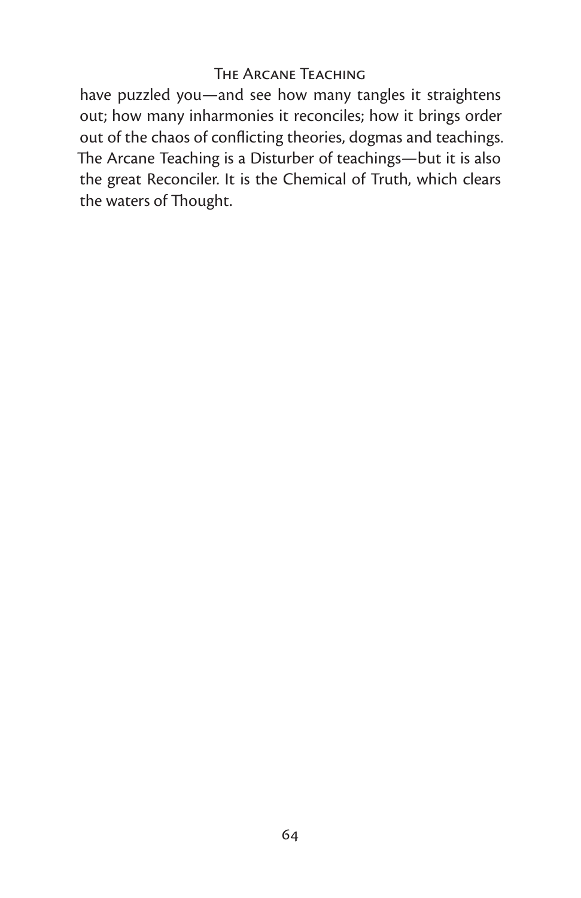have puzzled you—and see how many tangles it straightens out; how many inharmonies it reconciles; how it brings order out of the chaos of conflicting theories, dogmas and teachings. The Arcane Teaching is a Disturber of teachings—but it is also the great Reconciler. It is the Chemical of Truth, which clears the waters of Thought.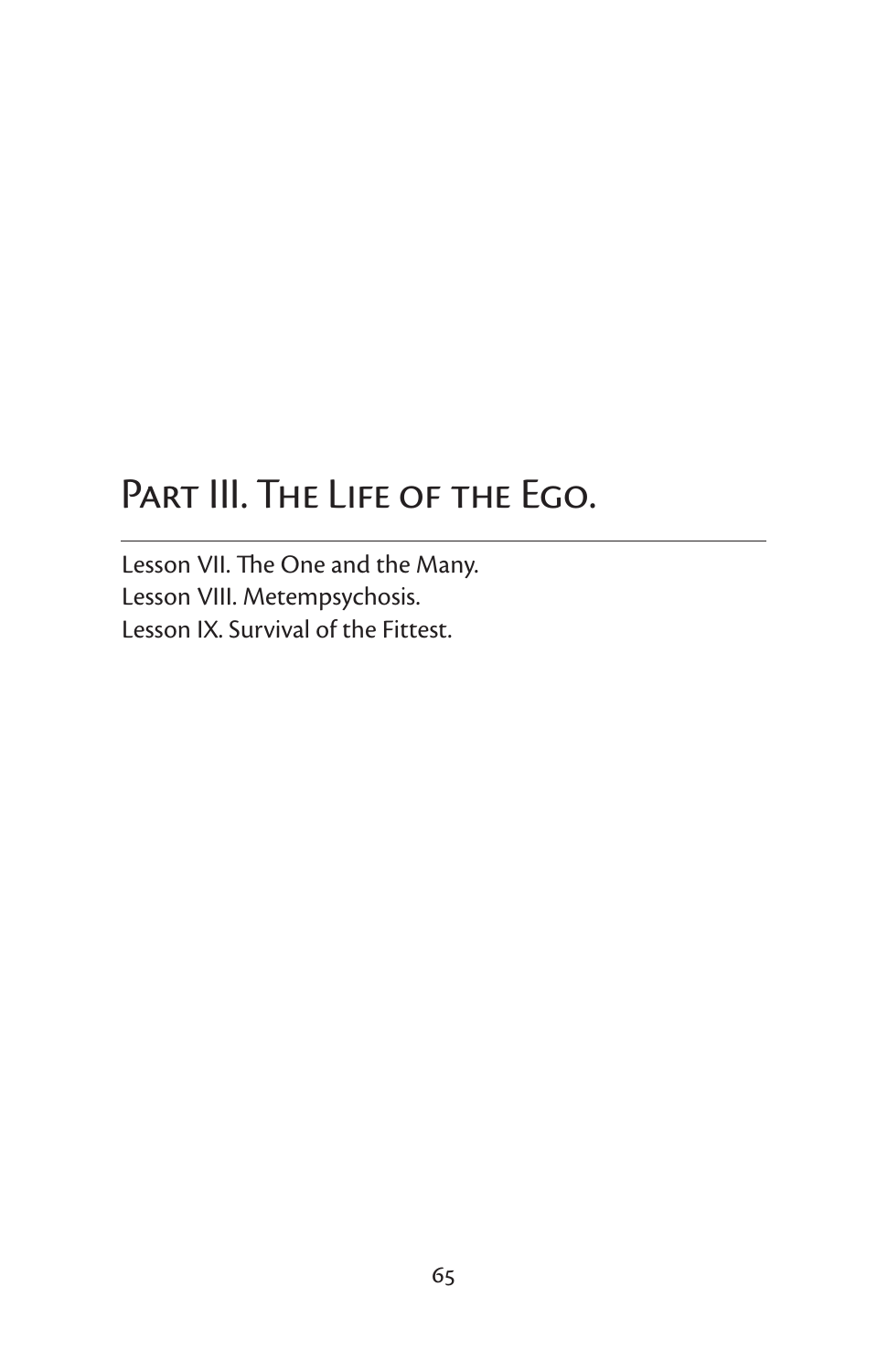# Part III. The Life of the Ego.

Lesson VII. The One and the Many.
Lesson VIII. Metempsychosis.
Lesson IX. Survival of the Fittest.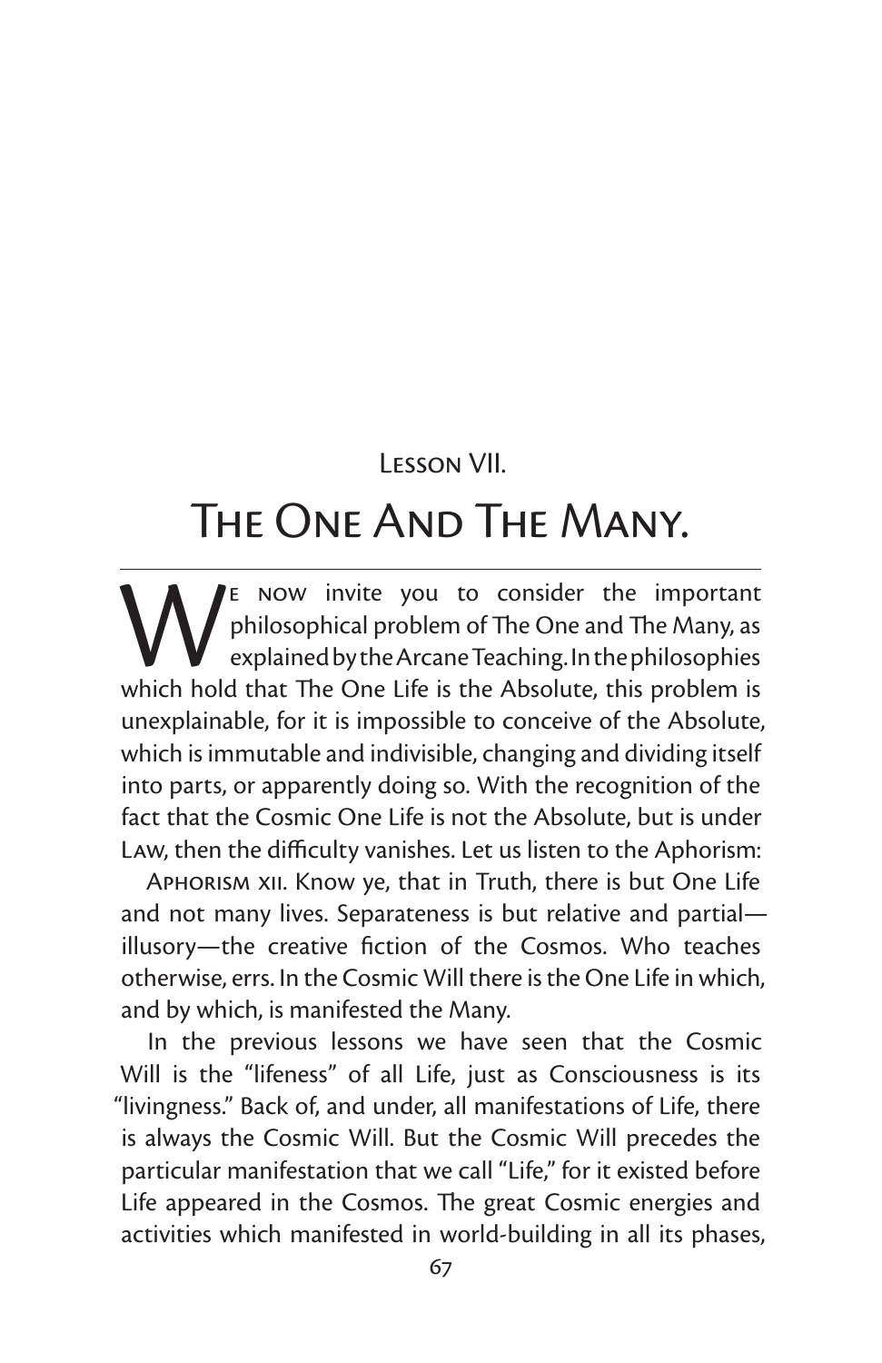Lesson VII.

# The One And The Many.

We now invite you to consider the important philosophical problem of The One and The Many, as explained by the Arcane Teaching. In the philosophies which hold that The One Life is the Absolute, this problem is unexplainable, for it is impossible to conceive of the Absolute, which is immutable and indivisible, changing and dividing itself into parts, or apparently doing so. With the recognition of the fact that the Cosmic One Life is not the Absolute, but is under Law, then the difficulty vanishes. Let us listen to the Aphorism:

Aphorism xii. Know ye, that in Truth, there is but One Life and not many lives. Separateness is but relative and partial—illusory—the creative fiction of the Cosmos. Who teaches otherwise, errs. In the Cosmic Will there is the One Life in which, and by which, is manifested the Many.

In the previous lessons we have seen that the Cosmic Will is the "lifeness" of all Life, just as Consciousness is its "livingness." Back of, and under, all manifestations of Life, there is always the Cosmic Will. But the Cosmic Will precedes the particular manifestation that we call "Life," for it existed before Life appeared in the Cosmos. The great Cosmic energies and activities which manifested in world-building in all its phases,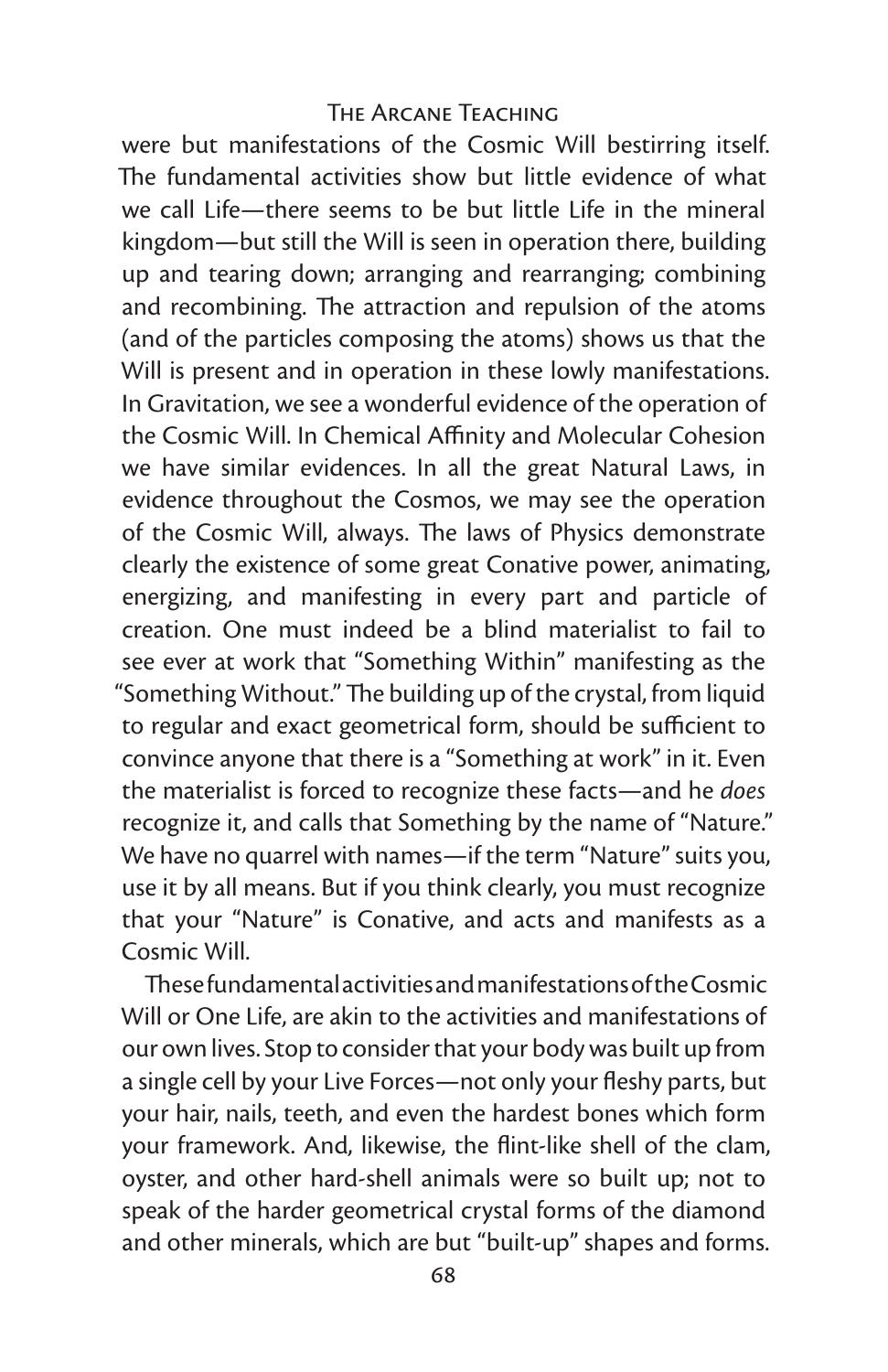were but manifestations of the Cosmic Will bestirring itself. The fundamental activities show but little evidence of what we call Life—there seems to be but little Life in the mineral kingdom—but still the Will is seen in operation there, building up and tearing down; arranging and rearranging; combining and recombining. The attraction and repulsion of the atoms (and of the particles composing the atoms) shows us that the Will is present and in operation in these lowly manifestations. In Gravitation, we see a wonderful evidence of the operation of the Cosmic Will. In Chemical Affinity and Molecular Cohesion we have similar evidences. In all the great Natural Laws, in evidence throughout the Cosmos, we may see the operation of the Cosmic Will, always. The laws of Physics demonstrate clearly the existence of some great Conative power, animating, energizing, and manifesting in every part and particle of creation. One must indeed be a blind materialist to fail to see ever at work that "Something Within" manifesting as the "Something Without." The building up of the crystal, from liquid to regular and exact geometrical form, should be sufficient to convince anyone that there is a "Something at work" in it. Even the materialist is forced to recognize these facts—and he *does* recognize it, and calls that Something by the name of "Nature." We have no quarrel with names—if the term "Nature" suits you, use it by all means. But if you think clearly, you must recognize that your "Nature" is Conative, and acts and manifests as a Cosmic Will.

These fundamental activities and manifestations of the Cosmic Will or One Life, are akin to the activities and manifestations of our own lives. Stop to consider that your body was built up from a single cell by your Live Forces—not only your fleshy parts, but your hair, nails, teeth, and even the hardest bones which form your framework. And, likewise, the flint-like shell of the clam, oyster, and other hard-shell animals were so built up; not to speak of the harder geometrical crystal forms of the diamond and other minerals, which are but "built-up" shapes and forms.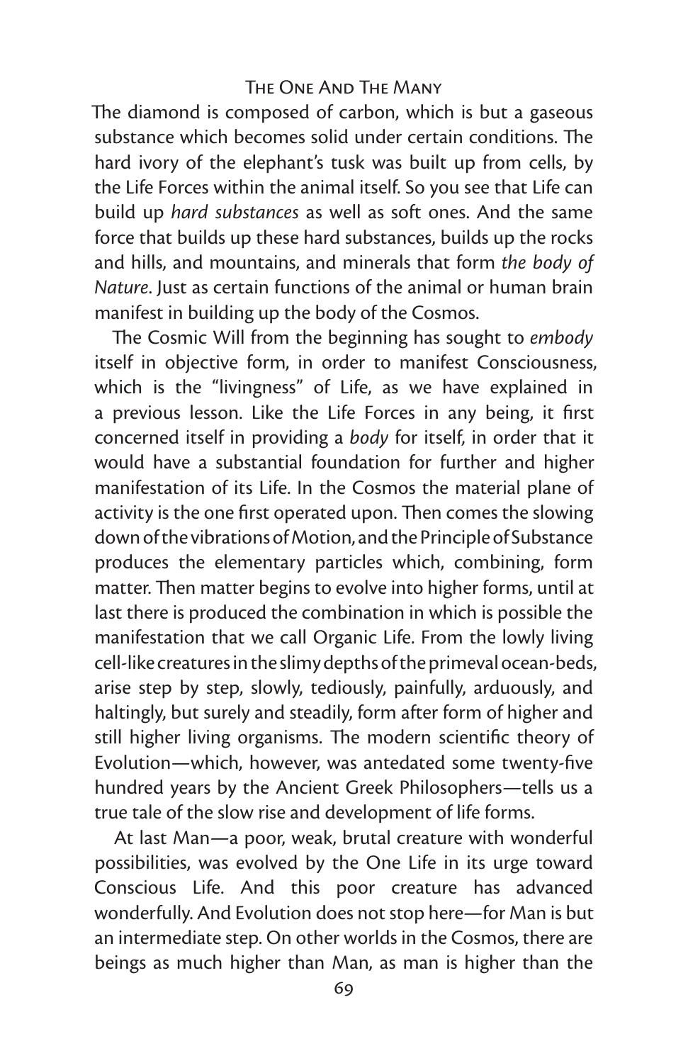The diamond is composed of carbon, which is but a gaseous substance which becomes solid under certain conditions. The hard ivory of the elephant's tusk was built up from cells, by the Life Forces within the animal itself. So you see that Life can build up *hard substances* as well as soft ones. And the same force that builds up these hard substances, builds up the rocks and hills, and mountains, and minerals that form *the body of Nature*. Just as certain functions of the animal or human brain manifest in building up the body of the Cosmos.

The Cosmic Will from the beginning has sought to *embody* itself in objective form, in order to manifest Consciousness, which is the "livingness" of Life, as we have explained in a previous lesson. Like the Life Forces in any being, it first concerned itself in providing a *body* for itself, in order that it would have a substantial foundation for further and higher manifestation of its Life. In the Cosmos the material plane of activity is the one first operated upon. Then comes the slowing down of the vibrations of Motion, and the Principle of Substance produces the elementary particles which, combining, form matter. Then matter begins to evolve into higher forms, until at last there is produced the combination in which is possible the manifestation that we call Organic Life. From the lowly living cell-like creatures in the slimy depths of the primeval ocean-beds, arise step by step, slowly, tediously, painfully, arduously, and haltingly, but surely and steadily, form after form of higher and still higher living organisms. The modern scientific theory of Evolution—which, however, was antedated some twenty-five hundred years by the Ancient Greek Philosophers—tells us a true tale of the slow rise and development of life forms.

At last Man—a poor, weak, brutal creature with wonderful possibilities, was evolved by the One Life in its urge toward Conscious Life. And this poor creature has advanced wonderfully. And Evolution does not stop here—for Man is but an intermediate step. On other worlds in the Cosmos, there are beings as much higher than Man, as man is higher than the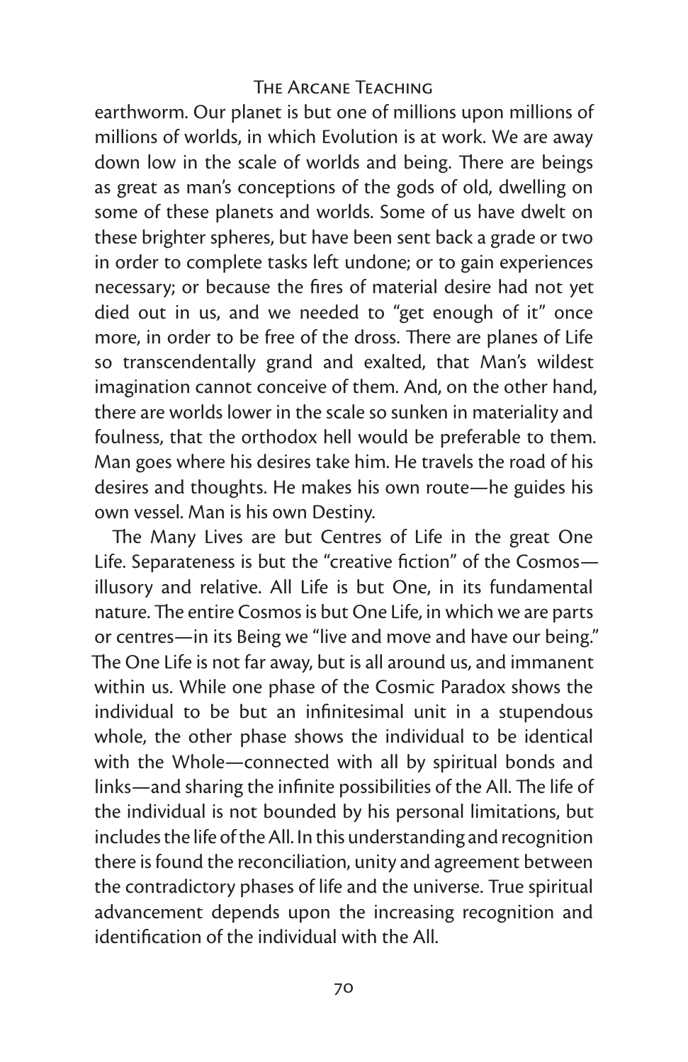earthworm. Our planet is but one of millions upon millions of millions of worlds, in which Evolution is at work. We are away down low in the scale of worlds and being. There are beings as great as man's conceptions of the gods of old, dwelling on some of these planets and worlds. Some of us have dwelt on these brighter spheres, but have been sent back a grade or two in order to complete tasks left undone; or to gain experiences necessary; or because the fires of material desire had not yet died out in us, and we needed to "get enough of it" once more, in order to be free of the dross. There are planes of Life so transcendentally grand and exalted, that Man's wildest imagination cannot conceive of them. And, on the other hand, there are worlds lower in the scale so sunken in materiality and foulness, that the orthodox hell would be preferable to them. Man goes where his desires take him. He travels the road of his desires and thoughts. He makes his own route—he guides his own vessel. Man is his own Destiny.

The Many Lives are but Centres of Life in the great One Life. Separateness is but the "creative fiction" of the Cosmos—illusory and relative. All Life is but One, in its fundamental nature. The entire Cosmos is but One Life, in which we are parts or centres—in its Being we "live and move and have our being." The One Life is not far away, but is all around us, and immanent within us. While one phase of the Cosmic Paradox shows the individual to be but an infinitesimal unit in a stupendous whole, the other phase shows the individual to be identical with the Whole—connected with all by spiritual bonds and links—and sharing the infinite possibilities of the All. The life of the individual is not bounded by his personal limitations, but includes the life of the All. In this understanding and recognition there is found the reconciliation, unity and agreement between the contradictory phases of life and the universe. True spiritual advancement depends upon the increasing recognition and identification of the individual with the All.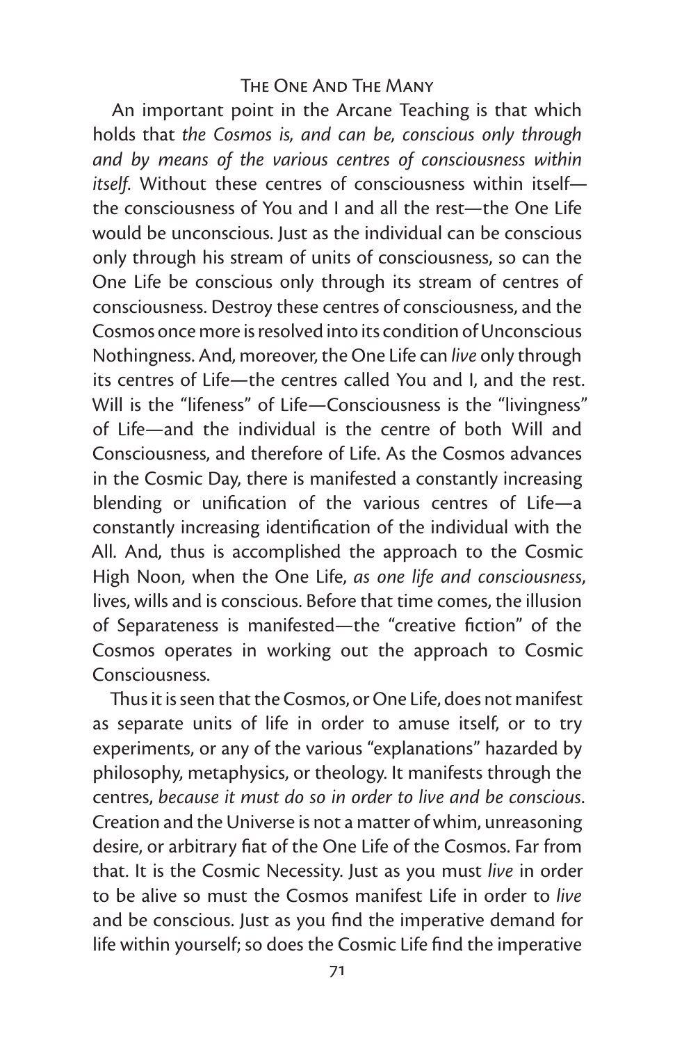An important point in the Arcane Teaching is that which holds that *the Cosmos is, and can be, conscious only through and by means of the various centres of consciousness within itself*. Without these centres of consciousness within itself—the consciousness of You and I and all the rest—the One Life would be unconscious. Just as the individual can be conscious only through his stream of units of consciousness, so can the One Life be conscious only through its stream of centres of consciousness. Destroy these centres of consciousness, and the Cosmos once more is resolved into its condition of Unconscious Nothingness. And, moreover, the One Life can *live* only through its centres of Life—the centres called You and I, and the rest. Will is the "lifeness" of Life—Consciousness is the "livingness" of Life—and the individual is the centre of both Will and Consciousness, and therefore of Life. As the Cosmos advances in the Cosmic Day, there is manifested a constantly increasing blending or unification of the various centres of Life—a constantly increasing identification of the individual with the All. And, thus is accomplished the approach to the Cosmic High Noon, when the One Life, *as one life and consciousness*, lives, wills and is conscious. Before that time comes, the illusion of Separateness is manifested—the "creative fiction" of the Cosmos operates in working out the approach to Cosmic Consciousness.

Thus it is seen that the Cosmos, or One Life, does not manifest as separate units of life in order to amuse itself, or to try experiments, or any of the various "explanations" hazarded by philosophy, metaphysics, or theology. It manifests through the centres, *because it must do so in order to live and be conscious*. Creation and the Universe is not a matter of whim, unreasoning desire, or arbitrary fiat of the One Life of the Cosmos. Far from that. It is the Cosmic Necessity. Just as you must *live* in order to be alive so must the Cosmos manifest Life in order to *live* and be conscious. Just as you find the imperative demand for life within yourself; so does the Cosmic Life find the imperative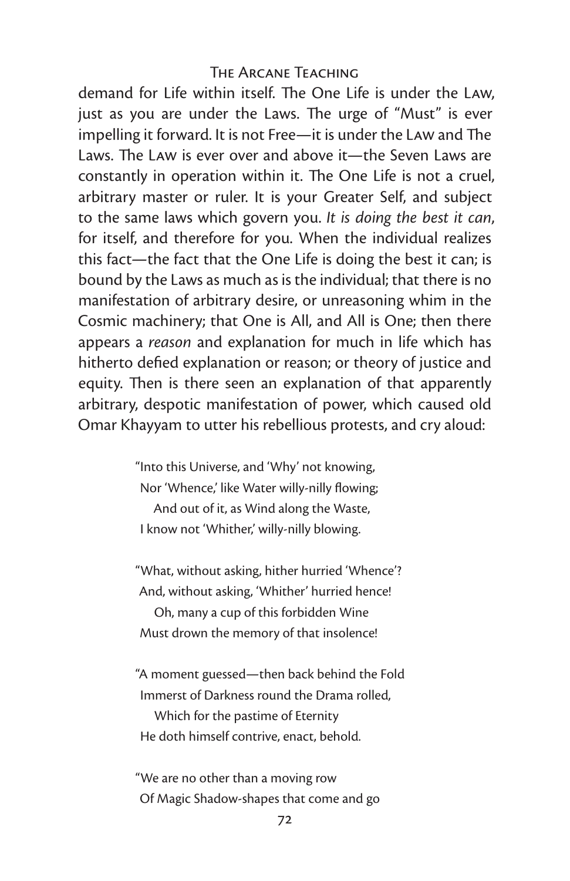demand for Life within itself. The One Life is under the LAW, just as you are under the Laws. The urge of "Must" is ever impelling it forward. It is not Free—it is under the LAW and The Laws. The LAW is ever over and above it—the Seven Laws are constantly in operation within it. The One Life is not a cruel, arbitrary master or ruler. It is your Greater Self, and subject to the same laws which govern you. *It is doing the best it can*, for itself, and therefore for you. When the individual realizes this fact—the fact that the One Life is doing the best it can; is bound by the Laws as much as is the individual; that there is no manifestation of arbitrary desire, or unreasoning whim in the Cosmic machinery; that One is All, and All is One; then there appears a *reason* and explanation for much in life which has hitherto defied explanation or reason; or theory of justice and equity. Then is there seen an explanation of that apparently arbitrary, despotic manifestation of power, which caused old Omar Khayyam to utter his rebellious protests, and cry aloud:

> "Into this Universe, and 'Why' not knowing,
> Nor 'Whence,' like Water willy-nilly flowing;
> And out of it, as Wind along the Waste,
> I know not 'Whither,' willy-nilly blowing.
>
> "What, without asking, hither hurried 'Whence'?
> And, without asking, 'Whither' hurried hence!
> Oh, many a cup of this forbidden Wine
> Must drown the memory of that insolence!
>
> "A moment guessed—then back behind the Fold
> Immerst of Darkness round the Drama rolled,
> Which for the pastime of Eternity
> He doth himself contrive, enact, behold.
>
> "We are no other than a moving row
> Of Magic Shadow-shapes that come and go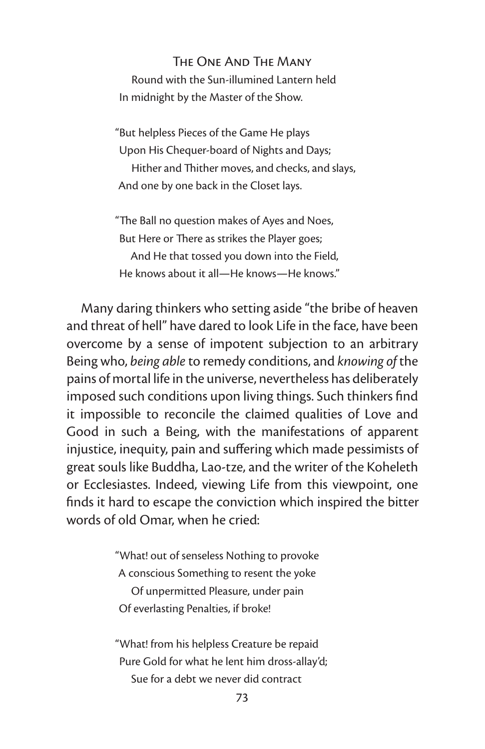Round with the Sun-illumined Lantern held
In midnight by the Master of the Show.

"But helpless Pieces of the Game He plays
Upon His Chequer-board of Nights and Days;
Hither and Thither moves, and checks, and slays,
And one by one back in the Closet lays.

"The Ball no question makes of Ayes and Noes,
But Here or There as strikes the Player goes;
And He that tossed you down into the Field,
He knows about it all—He knows—He knows."

Many daring thinkers who setting aside "the bribe of heaven and threat of hell" have dared to look Life in the face, have been overcome by a sense of impotent subjection to an arbitrary Being who, *being able* to remedy conditions, and *knowing of* the pains of mortal life in the universe, nevertheless has deliberately imposed such conditions upon living things. Such thinkers find it impossible to reconcile the claimed qualities of Love and Good in such a Being, with the manifestations of apparent injustice, inequity, pain and suffering which made pessimists of great souls like Buddha, Lao-tze, and the writer of the Koheleth or Ecclesiastes. Indeed, viewing Life from this viewpoint, one finds it hard to escape the conviction which inspired the bitter words of old Omar, when he cried:

"What! out of senseless Nothing to provoke
A conscious Something to resent the yoke
Of unpermitted Pleasure, under pain
Of everlasting Penalties, if broke!

"What! from his helpless Creature be repaid
Pure Gold for what he lent him dross-allay'd;
Sue for a debt we never did contract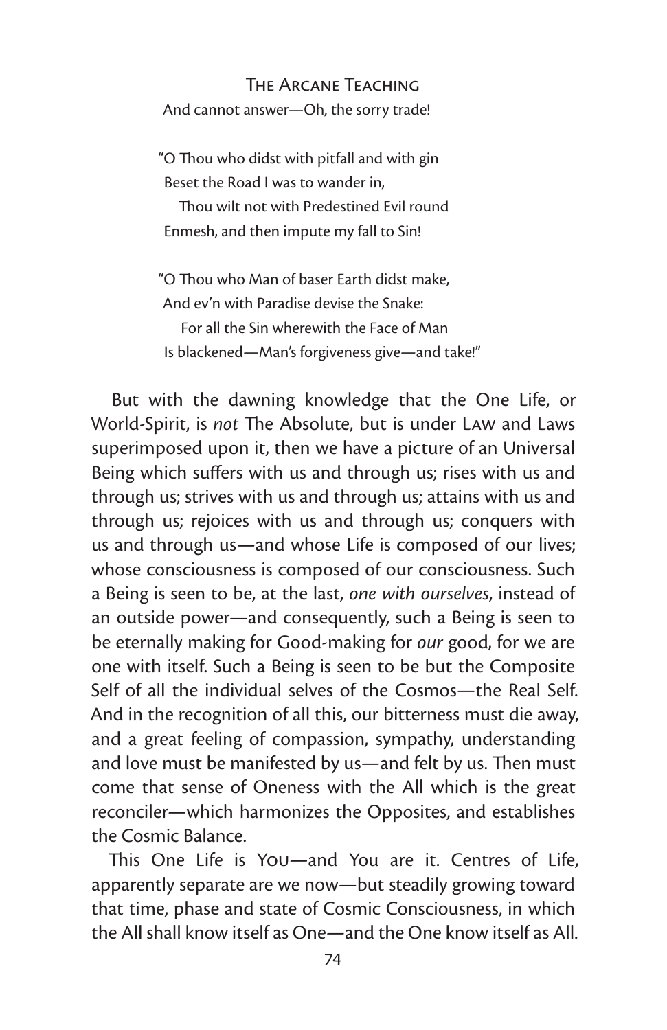And cannot answer—Oh, the sorry trade!

"O Thou who didst with pitfall and with gin
Beset the Road I was to wander in,
Thou wilt not with Predestined Evil round
Enmesh, and then impute my fall to Sin!

"O Thou who Man of baser Earth didst make,
And ev'n with Paradise devise the Snake:
For all the Sin wherewith the Face of Man
Is blackened—Man's forgiveness give—and take!"

But with the dawning knowledge that the One Life, or World-Spirit, is *not* The Absolute, but is under LAW and Laws superimposed upon it, then we have a picture of an Universal Being which suffers with us and through us; rises with us and through us; strives with us and through us; attains with us and through us; rejoices with us and through us; conquers with us and through us—and whose Life is composed of our lives; whose consciousness is composed of our consciousness. Such a Being is seen to be, at the last, *one with ourselves*, instead of an outside power—and consequently, such a Being is seen to be eternally making for Good-making for *our* good, for we are one with itself. Such a Being is seen to be but the Composite Self of all the individual selves of the Cosmos—the Real Self. And in the recognition of all this, our bitterness must die away, and a great feeling of compassion, sympathy, understanding and love must be manifested by us—and felt by us. Then must come that sense of Oneness with the All which is the great reconciler—which harmonizes the Opposites, and establishes the Cosmic Balance.

This One Life is YOU—and You are it. Centres of Life, apparently separate are we now—but steadily growing toward that time, phase and state of Cosmic Consciousness, in which the All shall know itself as One—and the One know itself as All.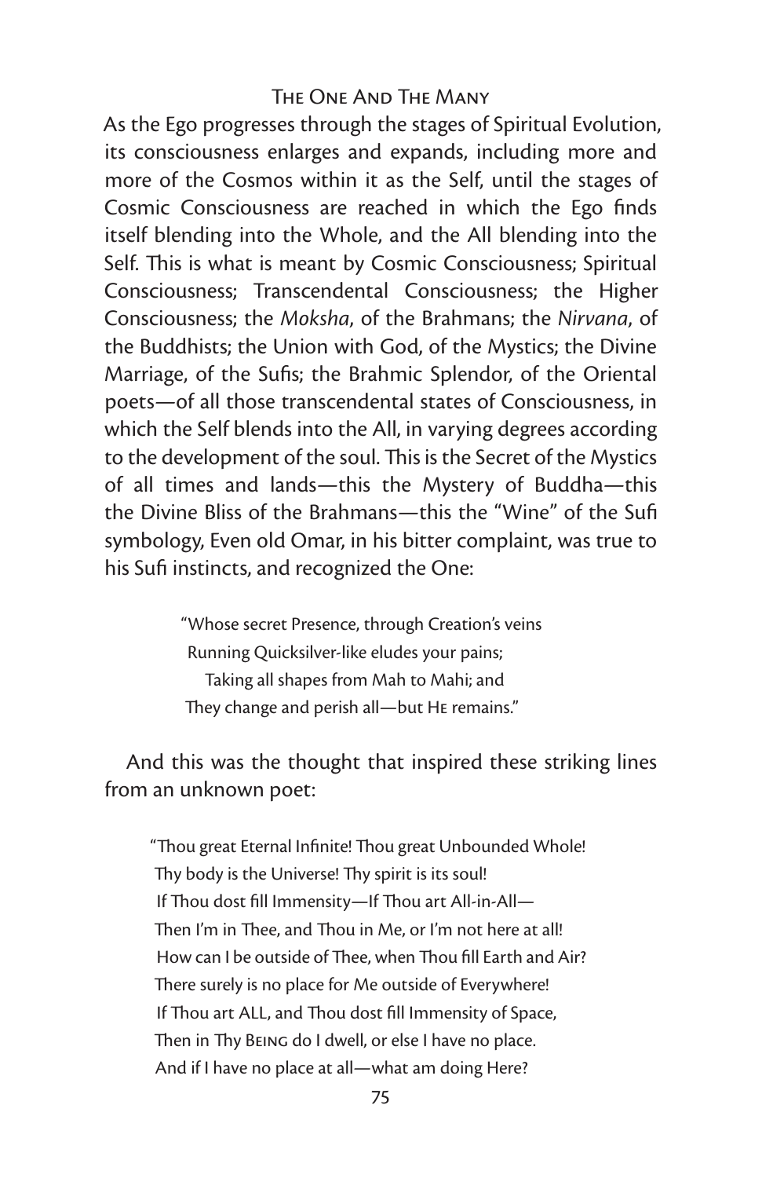As the Ego progresses through the stages of Spiritual Evolution, its consciousness enlarges and expands, including more and more of the Cosmos within it as the Self, until the stages of Cosmic Consciousness are reached in which the Ego finds itself blending into the Whole, and the All blending into the Self. This is what is meant by Cosmic Consciousness; Spiritual Consciousness; Transcendental Consciousness; the Higher Consciousness; the *Moksha*, of the Brahmans; the *Nirvana*, of the Buddhists; the Union with God, of the Mystics; the Divine Marriage, of the Sufis; the Brahmic Splendor, of the Oriental poets—of all those transcendental states of Consciousness, in which the Self blends into the All, in varying degrees according to the development of the soul. This is the Secret of the Mystics of all times and lands—this the Mystery of Buddha—this the Divine Bliss of the Brahmans—this the "Wine" of the Sufi symbology, Even old Omar, in his bitter complaint, was true to his Sufi instincts, and recognized the One:

> "Whose secret Presence, through Creation's veins  
> Running Quicksilver-like eludes your pains;  
> Taking all shapes from Mah to Mahi; and  
> They change and perish all—but He remains."

And this was the thought that inspired these striking lines from an unknown poet:

> "Thou great Eternal Infinite! Thou great Unbounded Whole!  
> Thy body is the Universe! Thy spirit is its soul!  
> If Thou dost fill Immensity—If Thou art All-in-All—  
> Then I'm in Thee, and Thou in Me, or I'm not here at all!  
> How can I be outside of Thee, when Thou fill Earth and Air?  
> There surely is no place for Me outside of Everywhere!  
> If Thou art ALL, and Thou dost fill Immensity of Space,  
> Then in Thy Being do I dwell, or else I have no place.  
> And if I have no place at all—what am doing Here?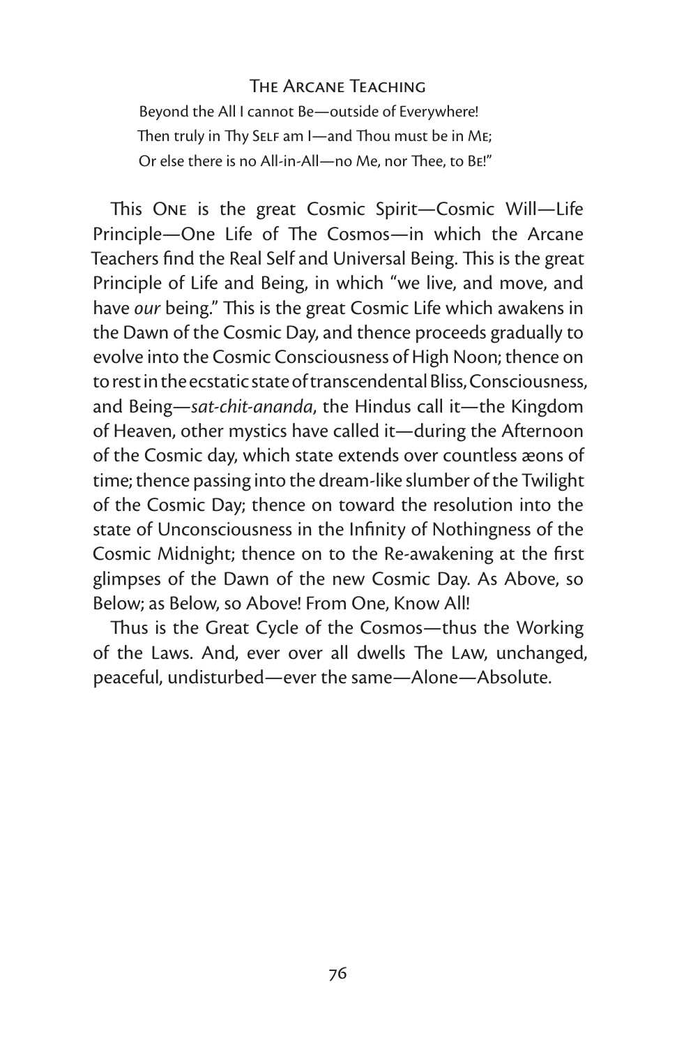Beyond the All I cannot Be—outside of Everywhere!
Then truly in Thy SELF am I—and Thou must be in ME;
Or else there is no All-in-All—no Me, nor Thee, to BE!"

This ONE is the great Cosmic Spirit—Cosmic Will—Life Principle—One Life of The Cosmos—in which the Arcane Teachers find the Real Self and Universal Being. This is the great Principle of Life and Being, in which "we live, and move, and have *our* being." This is the great Cosmic Life which awakens in the Dawn of the Cosmic Day, and thence proceeds gradually to evolve into the Cosmic Consciousness of High Noon; thence on to rest in the ecstatic state of transcendental Bliss, Consciousness, and Being—*sat-chit-ananda*, the Hindus call it—the Kingdom of Heaven, other mystics have called it—during the Afternoon of the Cosmic day, which state extends over countless æons of time; thence passing into the dream-like slumber of the Twilight of the Cosmic Day; thence on toward the resolution into the state of Unconsciousness in the Infinity of Nothingness of the Cosmic Midnight; thence on to the Re-awakening at the first glimpses of the Dawn of the new Cosmic Day. As Above, so Below; as Below, so Above! From One, Know All!

Thus is the Great Cycle of the Cosmos—thus the Working of the Laws. And, ever over all dwells The LAW, unchanged, peaceful, undisturbed—ever the same—Alone—Absolute.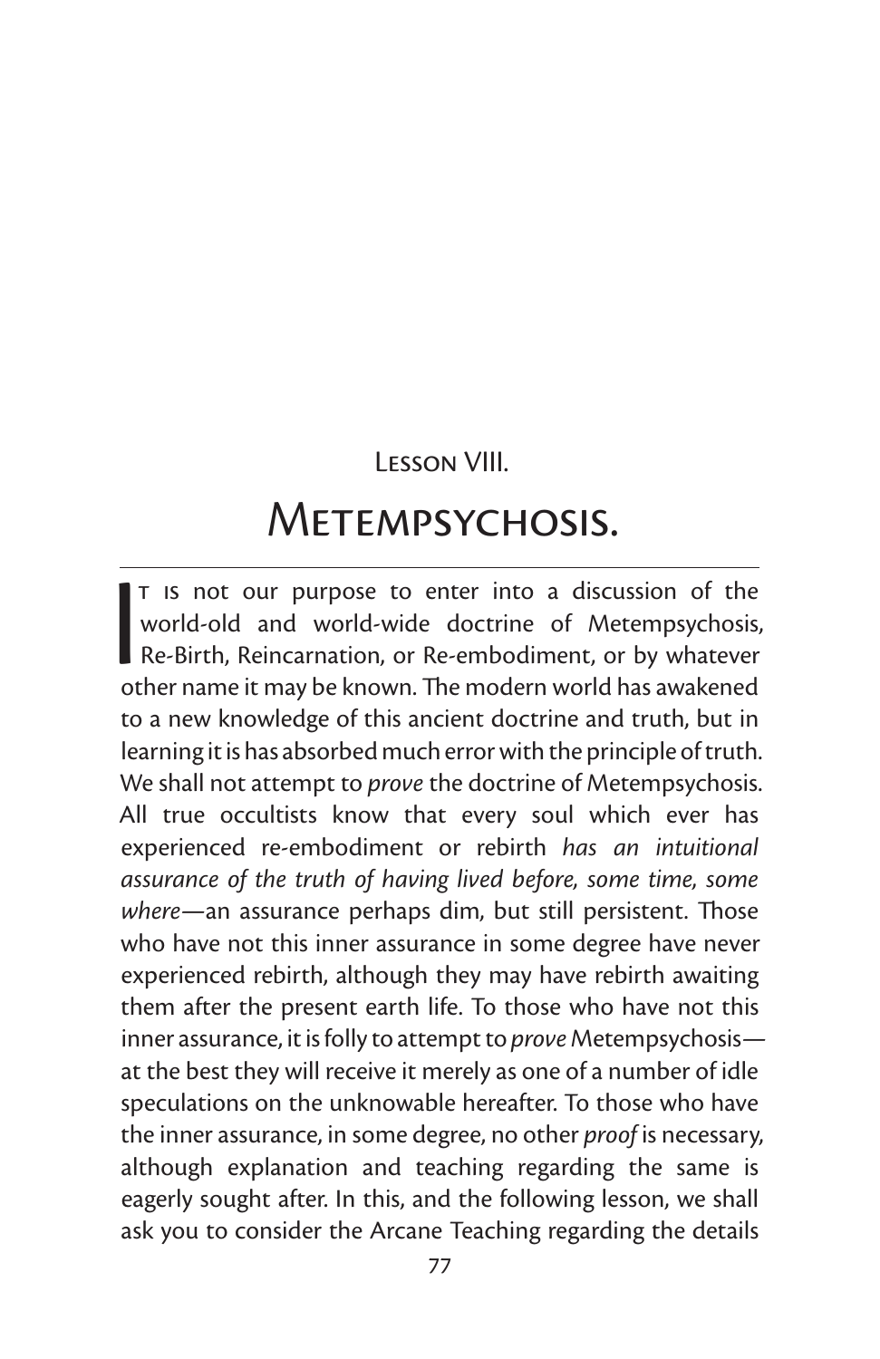## Lesson VIII.

# Metempsychosis.

It is not our purpose to enter into a discussion of the world-old and world-wide doctrine of Metempsychosis, Re-Birth, Reincarnation, or Re-embodiment, or by whatever other name it may be known. The modern world has awakened to a new knowledge of this ancient doctrine and truth, but in learning it is has absorbed much error with the principle of truth. We shall not attempt to *prove* the doctrine of Metempsychosis. All true occultists know that every soul which ever has experienced re-embodiment or rebirth *has an intuitional assurance of the truth of having lived before, some time, some where*—an assurance perhaps dim, but still persistent. Those who have not this inner assurance in some degree have never experienced rebirth, although they may have rebirth awaiting them after the present earth life. To those who have not this inner assurance, it is folly to attempt to *prove* Metempsychosis—at the best they will receive it merely as one of a number of idle speculations on the unknowable hereafter. To those who have the inner assurance, in some degree, no other *proof* is necessary, although explanation and teaching regarding the same is eagerly sought after. In this, and the following lesson, we shall ask you to consider the Arcane Teaching regarding the details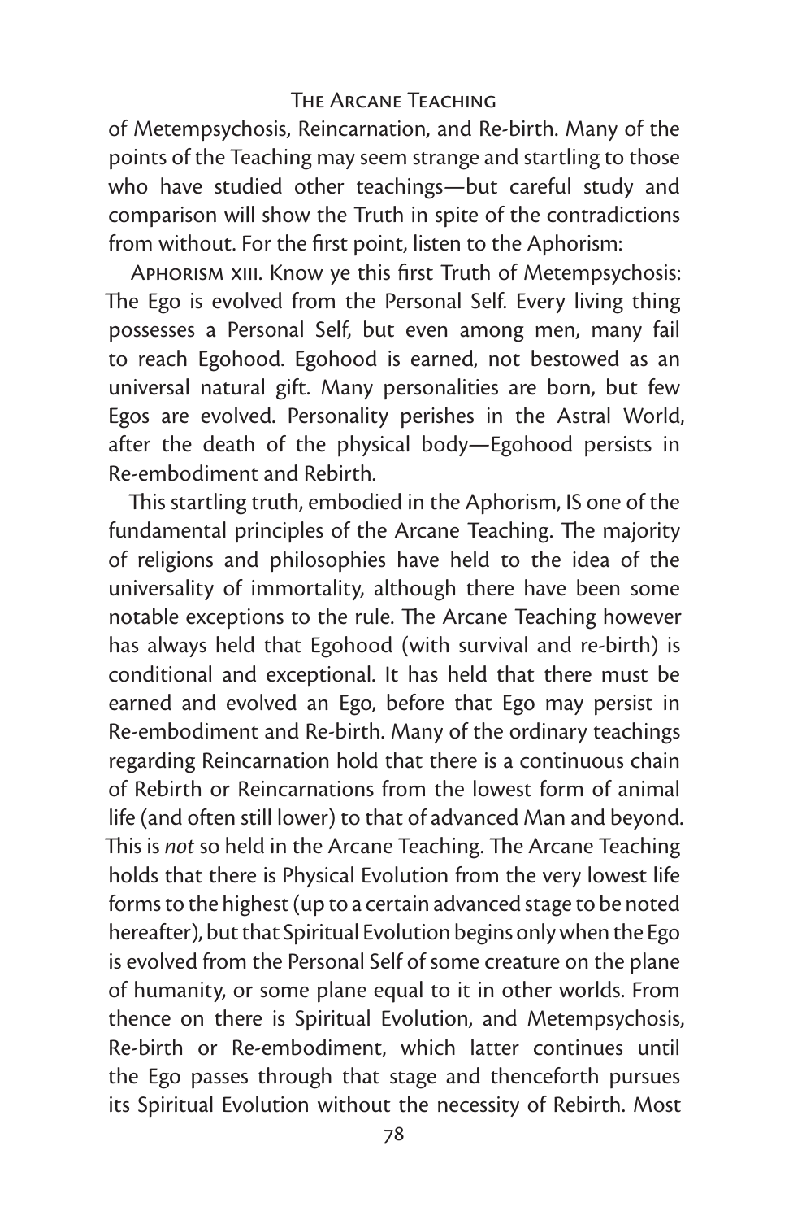of Metempsychosis, Reincarnation, and Re-birth. Many of the points of the Teaching may seem strange and startling to those who have studied other teachings—but careful study and comparison will show the Truth in spite of the contradictions from without. For the first point, listen to the Aphorism:

Aphorism xiii. Know ye this first Truth of Metempsychosis: The Ego is evolved from the Personal Self. Every living thing possesses a Personal Self, but even among men, many fail to reach Egohood. Egohood is earned, not bestowed as an universal natural gift. Many personalities are born, but few Egos are evolved. Personality perishes in the Astral World, after the death of the physical body—Egohood persists in Re-embodiment and Rebirth.

This startling truth, embodied in the Aphorism, IS one of the fundamental principles of the Arcane Teaching. The majority of religions and philosophies have held to the idea of the universality of immortality, although there have been some notable exceptions to the rule. The Arcane Teaching however has always held that Egohood (with survival and re-birth) is conditional and exceptional. It has held that there must be earned and evolved an Ego, before that Ego may persist in Re-embodiment and Re-birth. Many of the ordinary teachings regarding Reincarnation hold that there is a continuous chain of Rebirth or Reincarnations from the lowest form of animal life (and often still lower) to that of advanced Man and beyond. This is *not* so held in the Arcane Teaching. The Arcane Teaching holds that there is Physical Evolution from the very lowest life forms to the highest (up to a certain advanced stage to be noted hereafter), but that Spiritual Evolution begins only when the Ego is evolved from the Personal Self of some creature on the plane of humanity, or some plane equal to it in other worlds. From thence on there is Spiritual Evolution, and Metempsychosis, Re-birth or Re-embodiment, which latter continues until the Ego passes through that stage and thenceforth pursues its Spiritual Evolution without the necessity of Rebirth. Most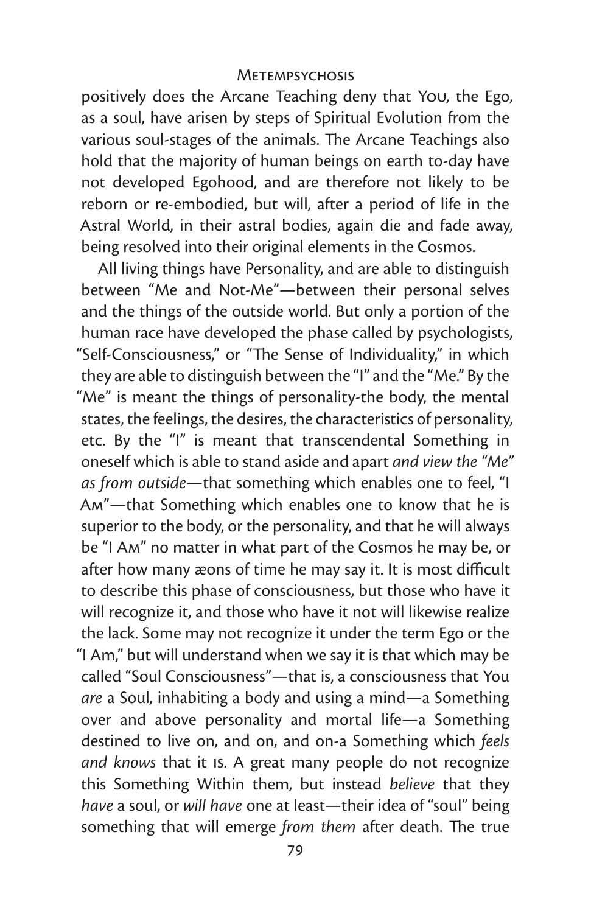positively does the Arcane Teaching deny that You, the Ego, as a soul, have arisen by steps of Spiritual Evolution from the various soul-stages of the animals. The Arcane Teachings also hold that the majority of human beings on earth to-day have not developed Egohood, and are therefore not likely to be reborn or re-embodied, but will, after a period of life in the Astral World, in their astral bodies, again die and fade away, being resolved into their original elements in the Cosmos.

All living things have Personality, and are able to distinguish between "Me and Not-Me"—between their personal selves and the things of the outside world. But only a portion of the human race have developed the phase called by psychologists, "Self-Consciousness," or "The Sense of Individuality," in which they are able to distinguish between the "I" and the "Me." By the "Me" is meant the things of personality-the body, the mental states, the feelings, the desires, the characteristics of personality, etc. By the "I" is meant that transcendental Something in oneself which is able to stand aside and apart *and view the "Me" as from outside*—that something which enables one to feel, "I Am"—that Something which enables one to know that he is superior to the body, or the personality, and that he will always be "I Am" no matter in what part of the Cosmos he may be, or after how many æons of time he may say it. It is most difficult to describe this phase of consciousness, but those who have it will recognize it, and those who have it not will likewise realize the lack. Some may not recognize it under the term Ego or the "I Am," but will understand when we say it is that which may be called "Soul Consciousness"—that is, a consciousness that You *are* a Soul, inhabiting a body and using a mind—a Something over and above personality and mortal life—a Something destined to live on, and on, and on-a Something which *feels and knows* that it is. A great many people do not recognize this Something Within them, but instead *believe* that they *have* a soul, or *will have* one at least—their idea of "soul" being something that will emerge *from them* after death. The true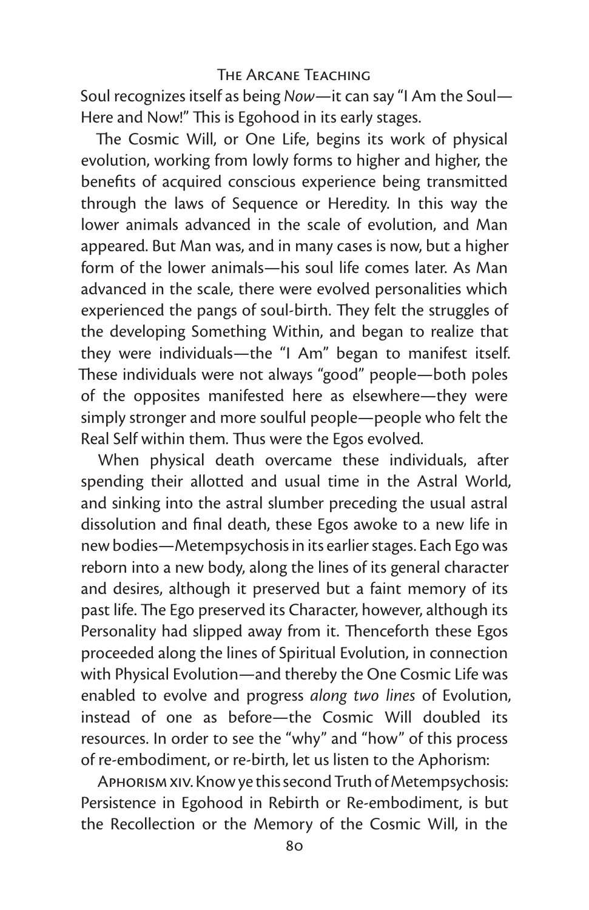Soul recognizes itself as being *Now*—it can say "I Am the Soul—Here and Now!" This is Egohood in its early stages.

The Cosmic Will, or One Life, begins its work of physical evolution, working from lowly forms to higher and higher, the benefits of acquired conscious experience being transmitted through the laws of Sequence or Heredity. In this way the lower animals advanced in the scale of evolution, and Man appeared. But Man was, and in many cases is now, but a higher form of the lower animals—his soul life comes later. As Man advanced in the scale, there were evolved personalities which experienced the pangs of soul-birth. They felt the struggles of the developing Something Within, and began to realize that they were individuals—the "I Am" began to manifest itself. These individuals were not always "good" people—both poles of the opposites manifested here as elsewhere—they were simply stronger and more soulful people—people who felt the Real Self within them. Thus were the Egos evolved.

When physical death overcame these individuals, after spending their allotted and usual time in the Astral World, and sinking into the astral slumber preceding the usual astral dissolution and final death, these Egos awoke to a new life in new bodies—Metempsychosis in its earlier stages. Each Ego was reborn into a new body, along the lines of its general character and desires, although it preserved but a faint memory of its past life. The Ego preserved its Character, however, although its Personality had slipped away from it. Thenceforth these Egos proceeded along the lines of Spiritual Evolution, in connection with Physical Evolution—and thereby the One Cosmic Life was enabled to evolve and progress *along two lines* of Evolution, instead of one as before—the Cosmic Will doubled its resources. In order to see the "why" and "how" of this process of re-embodiment, or re-birth, let us listen to the Aphorism:

Aphorism xiv. Know ye this second Truth of Metempsychosis: Persistence in Egohood in Rebirth or Re-embodiment, is but the Recollection or the Memory of the Cosmic Will, in the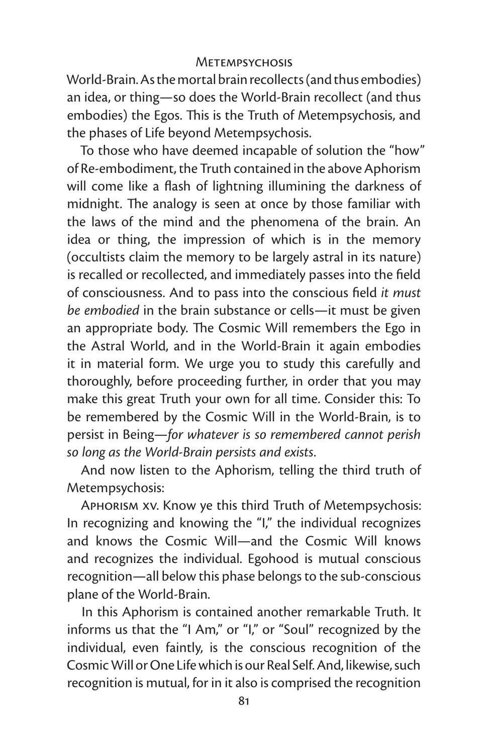World-Brain. As the mortal brain recollects (and thus embodies) an idea, or thing—so does the World-Brain recollect (and thus embodies) the Egos. This is the Truth of Metempsychosis, and the phases of Life beyond Metempsychosis.

To those who have deemed incapable of solution the "how" of Re-embodiment, the Truth contained in the above Aphorism will come like a flash of lightning illumining the darkness of midnight. The analogy is seen at once by those familiar with the laws of the mind and the phenomena of the brain. An idea or thing, the impression of which is in the memory (occultists claim the memory to be largely astral in its nature) is recalled or recollected, and immediately passes into the field of consciousness. And to pass into the conscious field *it must be embodied* in the brain substance or cells—it must be given an appropriate body. The Cosmic Will remembers the Ego in the Astral World, and in the World-Brain it again embodies it in material form. We urge you to study this carefully and thoroughly, before proceeding further, in order that you may make this great Truth your own for all time. Consider this: To be remembered by the Cosmic Will in the World-Brain, is to persist in Being—*for whatever is so remembered cannot perish so long as the World-Brain persists and exists*.

And now listen to the Aphorism, telling the third truth of Metempsychosis:

Aphorism xv. Know ye this third Truth of Metempsychosis: In recognizing and knowing the "I," the individual recognizes and knows the Cosmic Will—and the Cosmic Will knows and recognizes the individual. Egohood is mutual conscious recognition—all below this phase belongs to the sub-conscious plane of the World-Brain.

In this Aphorism is contained another remarkable Truth. It informs us that the "I Am," or "I," or "Soul" recognized by the individual, even faintly, is the conscious recognition of the Cosmic Will or One Life which is our Real Self. And, likewise, such recognition is mutual, for in it also is comprised the recognition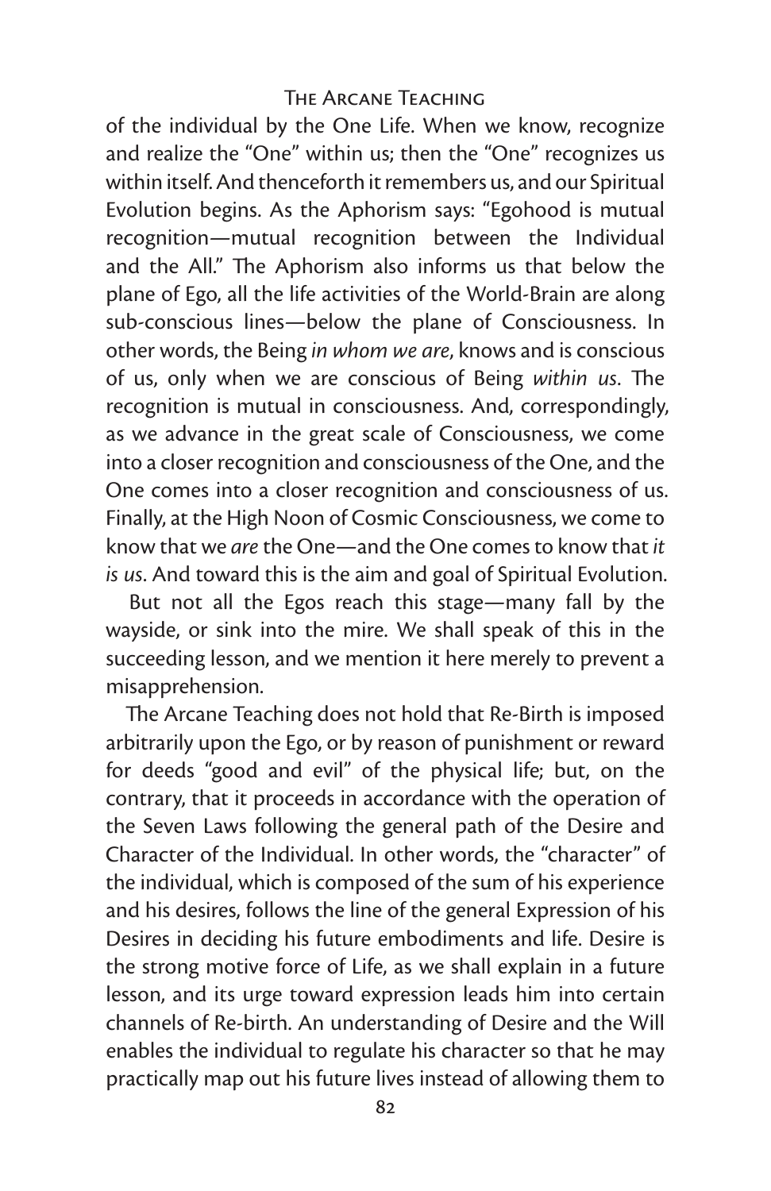of the individual by the One Life. When we know, recognize and realize the "One" within us; then the "One" recognizes us within itself. And thenceforth it remembers us, and our Spiritual Evolution begins. As the Aphorism says: "Egohood is mutual recognition—mutual recognition between the Individual and the All." The Aphorism also informs us that below the plane of Ego, all the life activities of the World-Brain are along sub-conscious lines—below the plane of Consciousness. In other words, the Being *in whom we are*, knows and is conscious of us, only when we are conscious of Being *within us*. The recognition is mutual in consciousness. And, correspondingly, as we advance in the great scale of Consciousness, we come into a closer recognition and consciousness of the One, and the One comes into a closer recognition and consciousness of us. Finally, at the High Noon of Cosmic Consciousness, we come to know that we *are* the One—and the One comes to know that *it is us*. And toward this is the aim and goal of Spiritual Evolution.

But not all the Egos reach this stage—many fall by the wayside, or sink into the mire. We shall speak of this in the succeeding lesson, and we mention it here merely to prevent a misapprehension.

The Arcane Teaching does not hold that Re-Birth is imposed arbitrarily upon the Ego, or by reason of punishment or reward for deeds "good and evil" of the physical life; but, on the contrary, that it proceeds in accordance with the operation of the Seven Laws following the general path of the Desire and Character of the Individual. In other words, the "character" of the individual, which is composed of the sum of his experience and his desires, follows the line of the general Expression of his Desires in deciding his future embodiments and life. Desire is the strong motive force of Life, as we shall explain in a future lesson, and its urge toward expression leads him into certain channels of Re-birth. An understanding of Desire and the Will enables the individual to regulate his character so that he may practically map out his future lives instead of allowing them to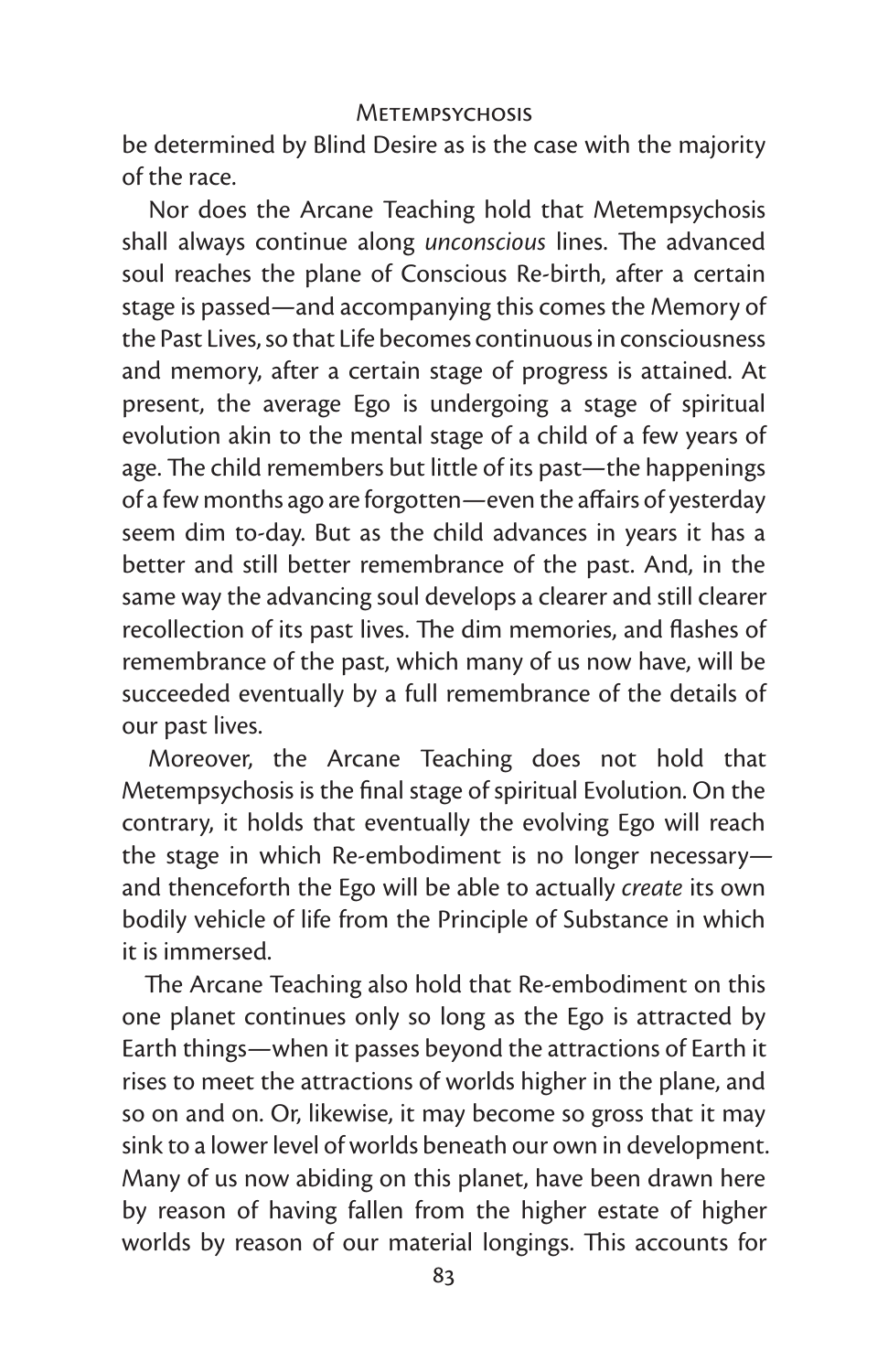be determined by Blind Desire as is the case with the majority of the race.

Nor does the Arcane Teaching hold that Metempsychosis shall always continue along *unconscious* lines. The advanced soul reaches the plane of Conscious Re-birth, after a certain stage is passed—and accompanying this comes the Memory of the Past Lives, so that Life becomes continuous in consciousness and memory, after a certain stage of progress is attained. At present, the average Ego is undergoing a stage of spiritual evolution akin to the mental stage of a child of a few years of age. The child remembers but little of its past—the happenings of a few months ago are forgotten—even the affairs of yesterday seem dim to-day. But as the child advances in years it has a better and still better remembrance of the past. And, in the same way the advancing soul develops a clearer and still clearer recollection of its past lives. The dim memories, and flashes of remembrance of the past, which many of us now have, will be succeeded eventually by a full remembrance of the details of our past lives.

Moreover, the Arcane Teaching does not hold that Metempsychosis is the final stage of spiritual Evolution. On the contrary, it holds that eventually the evolving Ego will reach the stage in which Re-embodiment is no longer necessary—and thenceforth the Ego will be able to actually *create* its own bodily vehicle of life from the Principle of Substance in which it is immersed.

The Arcane Teaching also hold that Re-embodiment on this one planet continues only so long as the Ego is attracted by Earth things—when it passes beyond the attractions of Earth it rises to meet the attractions of worlds higher in the plane, and so on and on. Or, likewise, it may become so gross that it may sink to a lower level of worlds beneath our own in development. Many of us now abiding on this planet, have been drawn here by reason of having fallen from the higher estate of higher worlds by reason of our material longings. This accounts for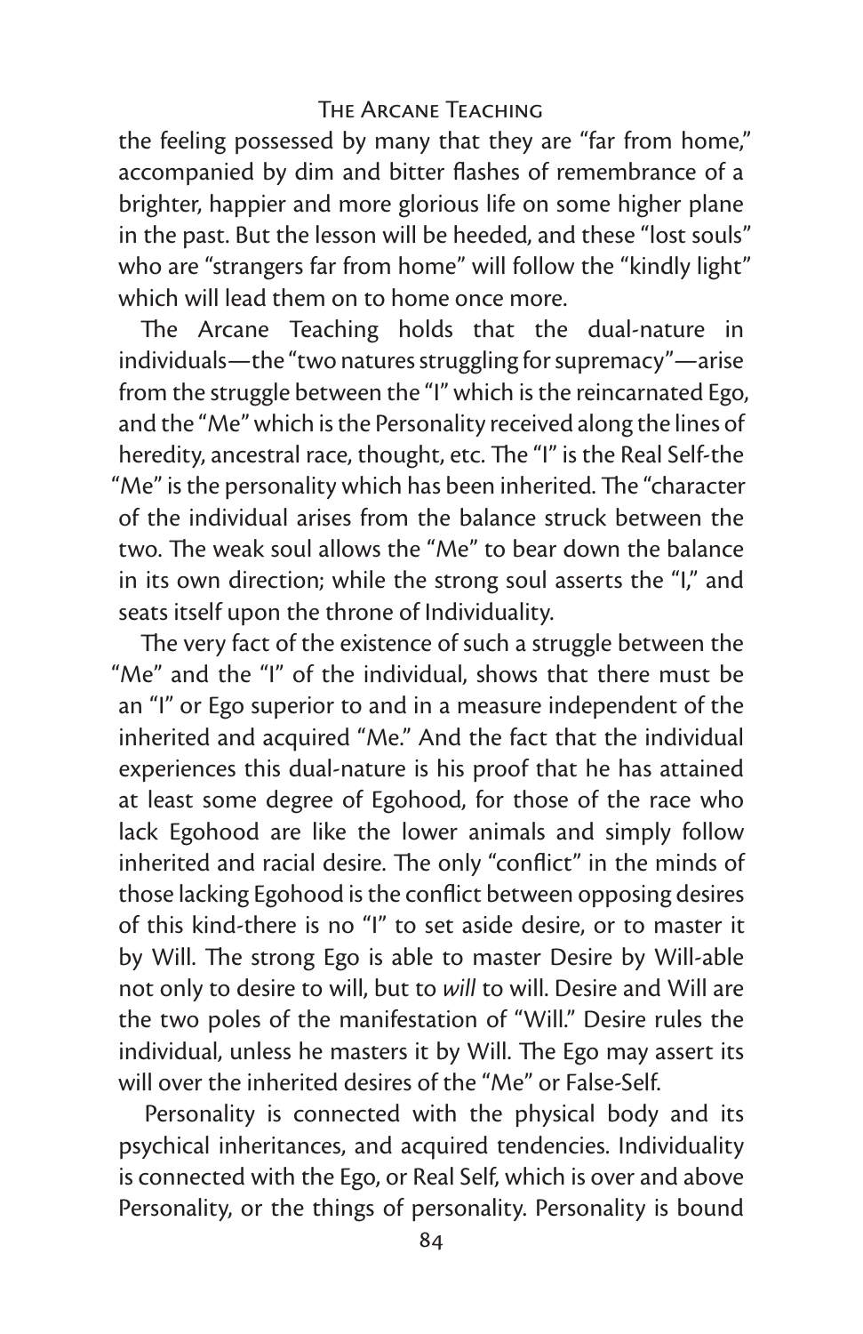the feeling possessed by many that they are "far from home," accompanied by dim and bitter flashes of remembrance of a brighter, happier and more glorious life on some higher plane in the past. But the lesson will be heeded, and these "lost souls" who are "strangers far from home" will follow the "kindly light" which will lead them on to home once more.

The Arcane Teaching holds that the dual-nature in individuals—the "two natures struggling for supremacy"—arise from the struggle between the "I" which is the reincarnated Ego, and the "Me" which is the Personality received along the lines of heredity, ancestral race, thought, etc. The "I" is the Real Self-the "Me" is the personality which has been inherited. The "character of the individual arises from the balance struck between the two. The weak soul allows the "Me" to bear down the balance in its own direction; while the strong soul asserts the "I," and seats itself upon the throne of Individuality.

The very fact of the existence of such a struggle between the "Me" and the "I" of the individual, shows that there must be an "I" or Ego superior to and in a measure independent of the inherited and acquired "Me." And the fact that the individual experiences this dual-nature is his proof that he has attained at least some degree of Egohood, for those of the race who lack Egohood are like the lower animals and simply follow inherited and racial desire. The only "conflict" in the minds of those lacking Egohood is the conflict between opposing desires of this kind-there is no "I" to set aside desire, or to master it by Will. The strong Ego is able to master Desire by Will-able not only to desire to will, but to *will* to will. Desire and Will are the two poles of the manifestation of "Will." Desire rules the individual, unless he masters it by Will. The Ego may assert its will over the inherited desires of the "Me" or False-Self.

Personality is connected with the physical body and its psychical inheritances, and acquired tendencies. Individuality is connected with the Ego, or Real Self, which is over and above Personality, or the things of personality. Personality is bound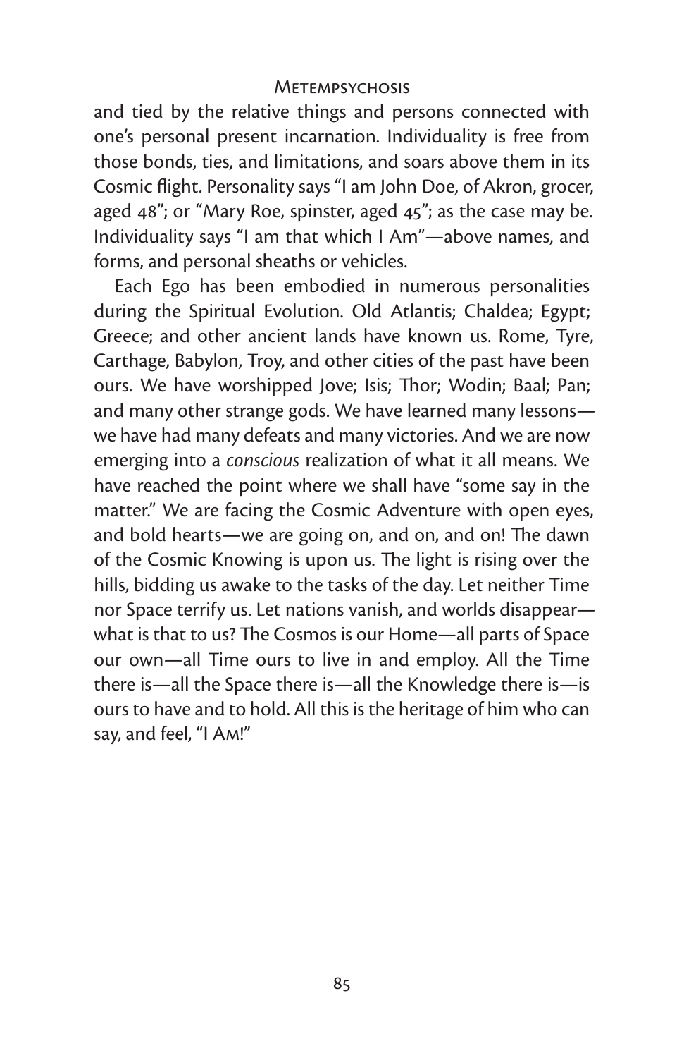and tied by the relative things and persons connected with one's personal present incarnation. Individuality is free from those bonds, ties, and limitations, and soars above them in its Cosmic flight. Personality says "I am John Doe, of Akron, grocer, aged 48"; or "Mary Roe, spinster, aged 45"; as the case may be. Individuality says "I am that which I Am"—above names, and forms, and personal sheaths or vehicles.

Each Ego has been embodied in numerous personalities during the Spiritual Evolution. Old Atlantis; Chaldea; Egypt; Greece; and other ancient lands have known us. Rome, Tyre, Carthage, Babylon, Troy, and other cities of the past have been ours. We have worshipped Jove; Isis; Thor; Wodin; Baal; Pan; and many other strange gods. We have learned many lessons—we have had many defeats and many victories. And we are now emerging into a *conscious* realization of what it all means. We have reached the point where we shall have "some say in the matter." We are facing the Cosmic Adventure with open eyes, and bold hearts—we are going on, and on, and on! The dawn of the Cosmic Knowing is upon us. The light is rising over the hills, bidding us awake to the tasks of the day. Let neither Time nor Space terrify us. Let nations vanish, and worlds disappear—what is that to us? The Cosmos is our Home—all parts of Space our own—all Time ours to live in and employ. All the Time there is—all the Space there is—all the Knowledge there is—is ours to have and to hold. All this is the heritage of him who can say, and feel, "I Am!"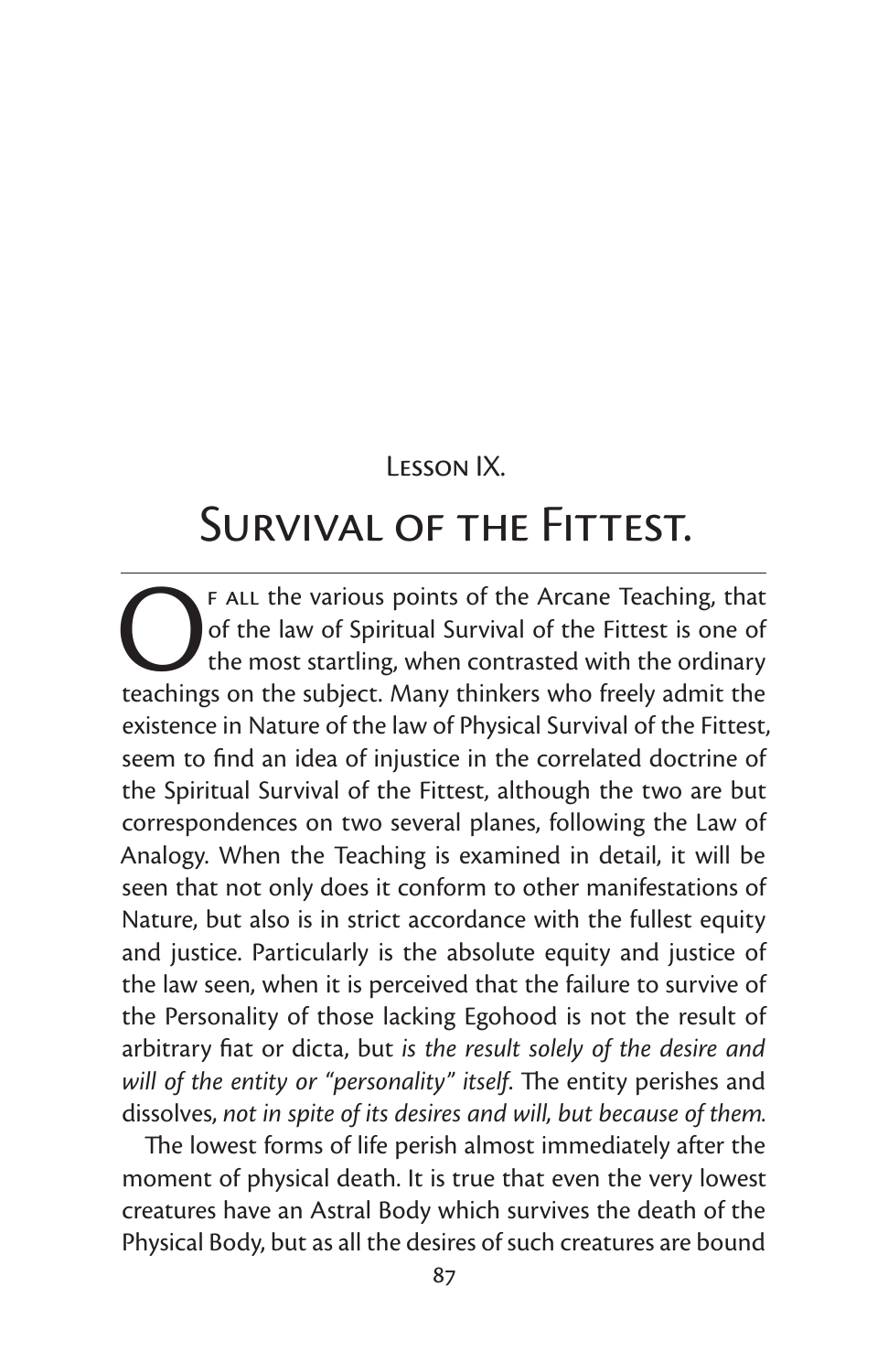## Lesson IX.

# Survival of the Fittest.

Of all the various points of the Arcane Teaching, that of the law of Spiritual Survival of the Fittest is one of the most startling, when contrasted with the ordinary teachings on the subject. Many thinkers who freely admit the existence in Nature of the law of Physical Survival of the Fittest, seem to find an idea of injustice in the correlated doctrine of the Spiritual Survival of the Fittest, although the two are but correspondences on two several planes, following the Law of Analogy. When the Teaching is examined in detail, it will be seen that not only does it conform to other manifestations of Nature, but also is in strict accordance with the fullest equity and justice. Particularly is the absolute equity and justice of the law seen, when it is perceived that the failure to survive of the Personality of those lacking Egohood is not the result of arbitrary fiat or dicta, but *is the result solely of the desire and will of the entity or "personality" itself.* The entity perishes and dissolves, *not in spite of its desires and will, but because of them.*

The lowest forms of life perish almost immediately after the moment of physical death. It is true that even the very lowest creatures have an Astral Body which survives the death of the Physical Body, but as all the desires of such creatures are bound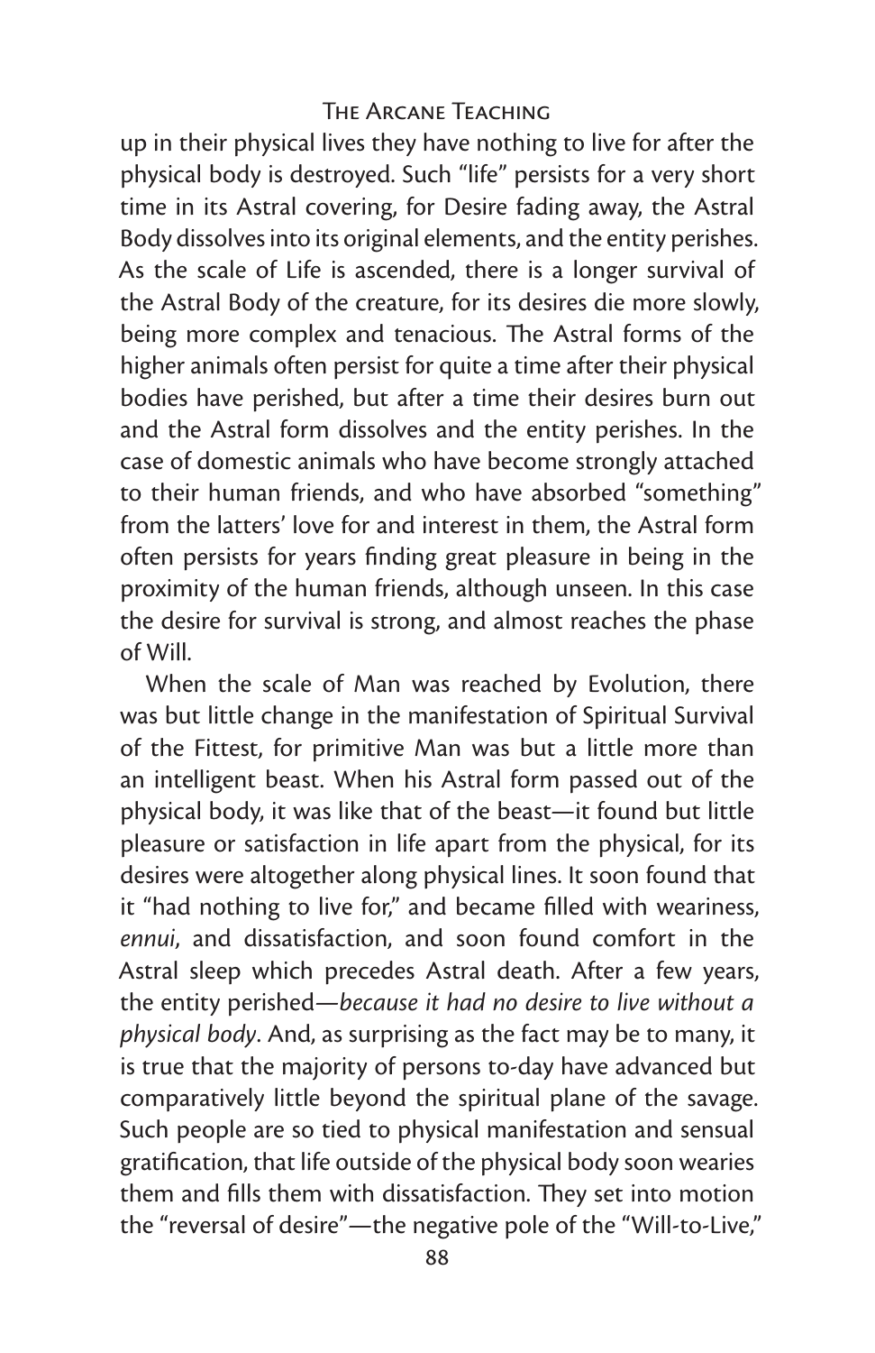up in their physical lives they have nothing to live for after the physical body is destroyed. Such "life" persists for a very short time in its Astral covering, for Desire fading away, the Astral Body dissolves into its original elements, and the entity perishes. As the scale of Life is ascended, there is a longer survival of the Astral Body of the creature, for its desires die more slowly, being more complex and tenacious. The Astral forms of the higher animals often persist for quite a time after their physical bodies have perished, but after a time their desires burn out and the Astral form dissolves and the entity perishes. In the case of domestic animals who have become strongly attached to their human friends, and who have absorbed "something" from the latters' love for and interest in them, the Astral form often persists for years finding great pleasure in being in the proximity of the human friends, although unseen. In this case the desire for survival is strong, and almost reaches the phase of Will.

When the scale of Man was reached by Evolution, there was but little change in the manifestation of Spiritual Survival of the Fittest, for primitive Man was but a little more than an intelligent beast. When his Astral form passed out of the physical body, it was like that of the beast—it found but little pleasure or satisfaction in life apart from the physical, for its desires were altogether along physical lines. It soon found that it "had nothing to live for," and became filled with weariness, *ennui*, and dissatisfaction, and soon found comfort in the Astral sleep which precedes Astral death. After a few years, the entity perished—*because it had no desire to live without a physical body*. And, as surprising as the fact may be to many, it is true that the majority of persons to-day have advanced but comparatively little beyond the spiritual plane of the savage. Such people are so tied to physical manifestation and sensual gratification, that life outside of the physical body soon wearies them and fills them with dissatisfaction. They set into motion the "reversal of desire"—the negative pole of the "Will-to-Live,"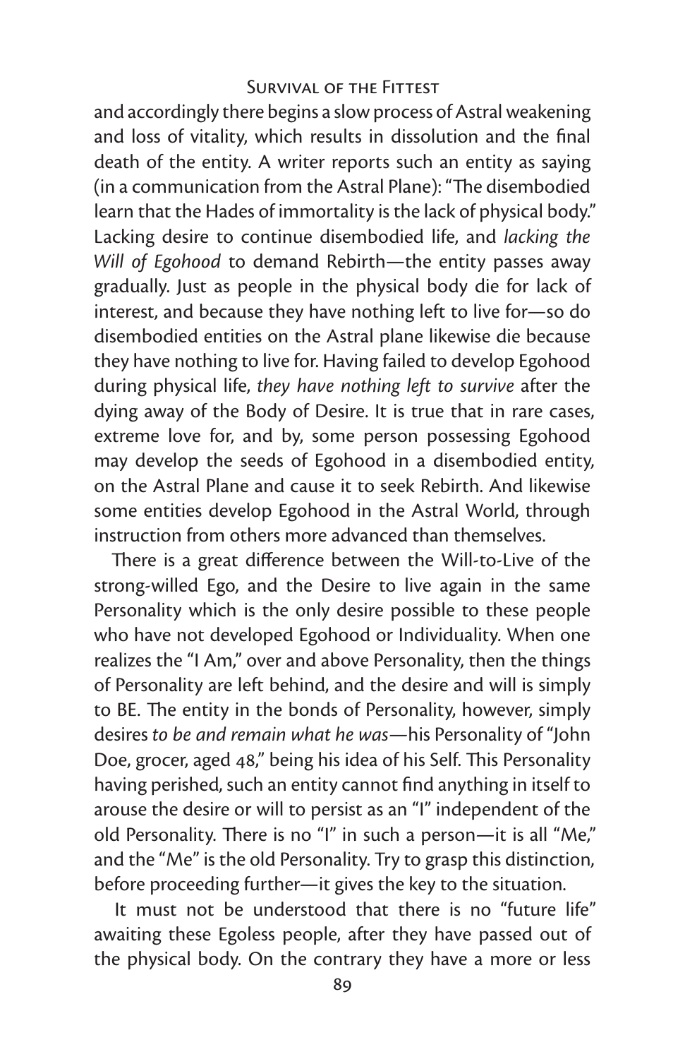and accordingly there begins a slow process of Astral weakening and loss of vitality, which results in dissolution and the final death of the entity. A writer reports such an entity as saying (in a communication from the Astral Plane): "The disembodied learn that the Hades of immortality is the lack of physical body." Lacking desire to continue disembodied life, and *lacking the Will of Egohood* to demand Rebirth—the entity passes away gradually. Just as people in the physical body die for lack of interest, and because they have nothing left to live for—so do disembodied entities on the Astral plane likewise die because they have nothing to live for. Having failed to develop Egohood during physical life, *they have nothing left to survive* after the dying away of the Body of Desire. It is true that in rare cases, extreme love for, and by, some person possessing Egohood may develop the seeds of Egohood in a disembodied entity, on the Astral Plane and cause it to seek Rebirth. And likewise some entities develop Egohood in the Astral World, through instruction from others more advanced than themselves.

There is a great difference between the Will-to-Live of the strong-willed Ego, and the Desire to live again in the same Personality which is the only desire possible to these people who have not developed Egohood or Individuality. When one realizes the "I Am," over and above Personality, then the things of Personality are left behind, and the desire and will is simply to BE. The entity in the bonds of Personality, however, simply desires *to be and remain what he was*—his Personality of "John Doe, grocer, aged 48," being his idea of his Self. This Personality having perished, such an entity cannot find anything in itself to arouse the desire or will to persist as an "I" independent of the old Personality. There is no "I" in such a person—it is all "Me," and the "Me" is the old Personality. Try to grasp this distinction, before proceeding further—it gives the key to the situation.

It must not be understood that there is no "future life" awaiting these Egoless people, after they have passed out of the physical body. On the contrary they have a more or less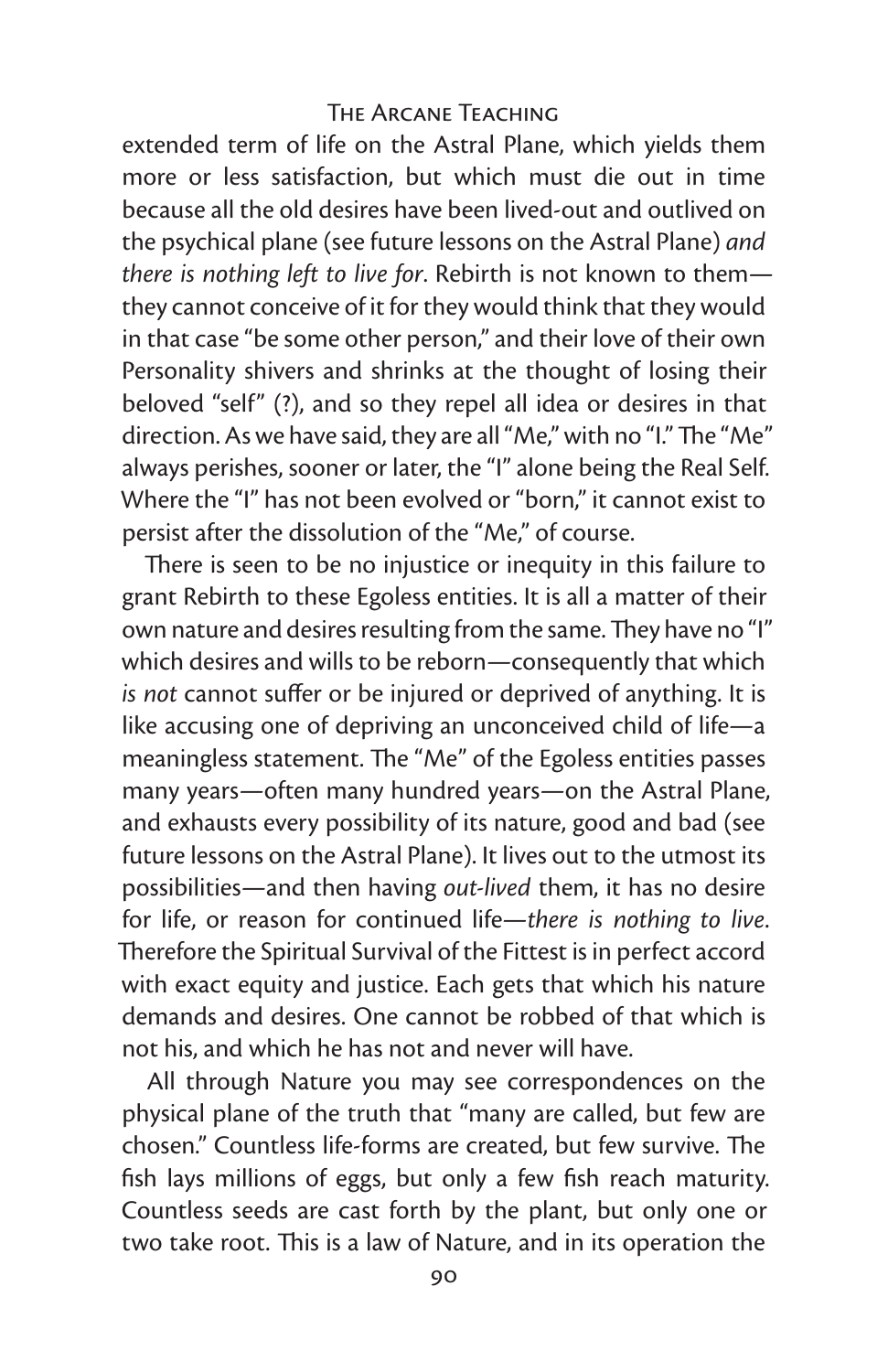extended term of life on the Astral Plane, which yields them more or less satisfaction, but which must die out in time because all the old desires have been lived-out and outlived on the psychical plane (see future lessons on the Astral Plane) *and there is nothing left to live for*. Rebirth is not known to them—they cannot conceive of it for they would think that they would in that case "be some other person," and their love of their own Personality shivers and shrinks at the thought of losing their beloved "self" (?), and so they repel all idea or desires in that direction. As we have said, they are all "Me," with no "I." The "Me" always perishes, sooner or later, the "I" alone being the Real Self. Where the "I" has not been evolved or "born," it cannot exist to persist after the dissolution of the "Me," of course.

There is seen to be no injustice or inequity in this failure to grant Rebirth to these Egoless entities. It is all a matter of their own nature and desires resulting from the same. They have no "I" which desires and wills to be reborn—consequently that which *is not* cannot suffer or be injured or deprived of anything. It is like accusing one of depriving an unconceived child of life—a meaningless statement. The "Me" of the Egoless entities passes many years—often many hundred years—on the Astral Plane, and exhausts every possibility of its nature, good and bad (see future lessons on the Astral Plane). It lives out to the utmost its possibilities—and then having *out-lived* them, it has no desire for life, or reason for continued life—*there is nothing to live*. Therefore the Spiritual Survival of the Fittest is in perfect accord with exact equity and justice. Each gets that which his nature demands and desires. One cannot be robbed of that which is not his, and which he has not and never will have.

All through Nature you may see correspondences on the physical plane of the truth that "many are called, but few are chosen." Countless life-forms are created, but few survive. The fish lays millions of eggs, but only a few fish reach maturity. Countless seeds are cast forth by the plant, but only one or two take root. This is a law of Nature, and in its operation the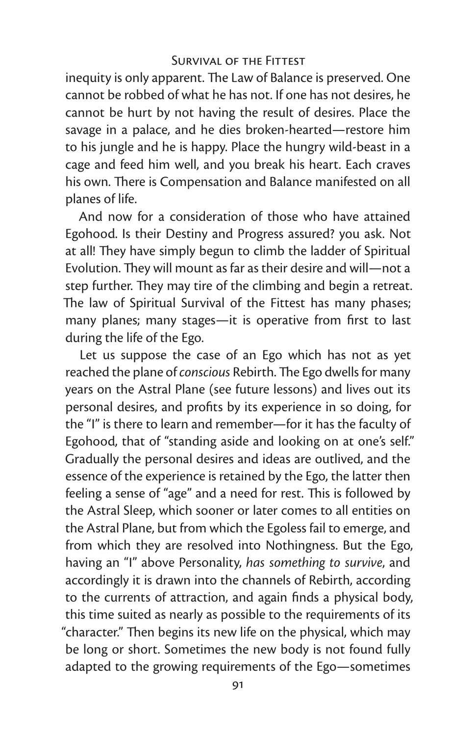inequity is only apparent. The Law of Balance is preserved. One cannot be robbed of what he has not. If one has not desires, he cannot be hurt by not having the result of desires. Place the savage in a palace, and he dies broken-hearted—restore him to his jungle and he is happy. Place the hungry wild-beast in a cage and feed him well, and you break his heart. Each craves his own. There is Compensation and Balance manifested on all planes of life.

And now for a consideration of those who have attained Egohood. Is their Destiny and Progress assured? you ask. Not at all! They have simply begun to climb the ladder of Spiritual Evolution. They will mount as far as their desire and will—not a step further. They may tire of the climbing and begin a retreat. The law of Spiritual Survival of the Fittest has many phases; many planes; many stages—it is operative from first to last during the life of the Ego.

Let us suppose the case of an Ego which has not as yet reached the plane of *conscious* Rebirth. The Ego dwells for many years on the Astral Plane (see future lessons) and lives out its personal desires, and profits by its experience in so doing, for the "I" is there to learn and remember—for it has the faculty of Egohood, that of "standing aside and looking on at one's self." Gradually the personal desires and ideas are outlived, and the essence of the experience is retained by the Ego, the latter then feeling a sense of "age" and a need for rest. This is followed by the Astral Sleep, which sooner or later comes to all entities on the Astral Plane, but from which the Egoless fail to emerge, and from which they are resolved into Nothingness. But the Ego, having an "I" above Personality, *has something to survive*, and accordingly it is drawn into the channels of Rebirth, according to the currents of attraction, and again finds a physical body, this time suited as nearly as possible to the requirements of its "character." Then begins its new life on the physical, which may be long or short. Sometimes the new body is not found fully adapted to the growing requirements of the Ego—sometimes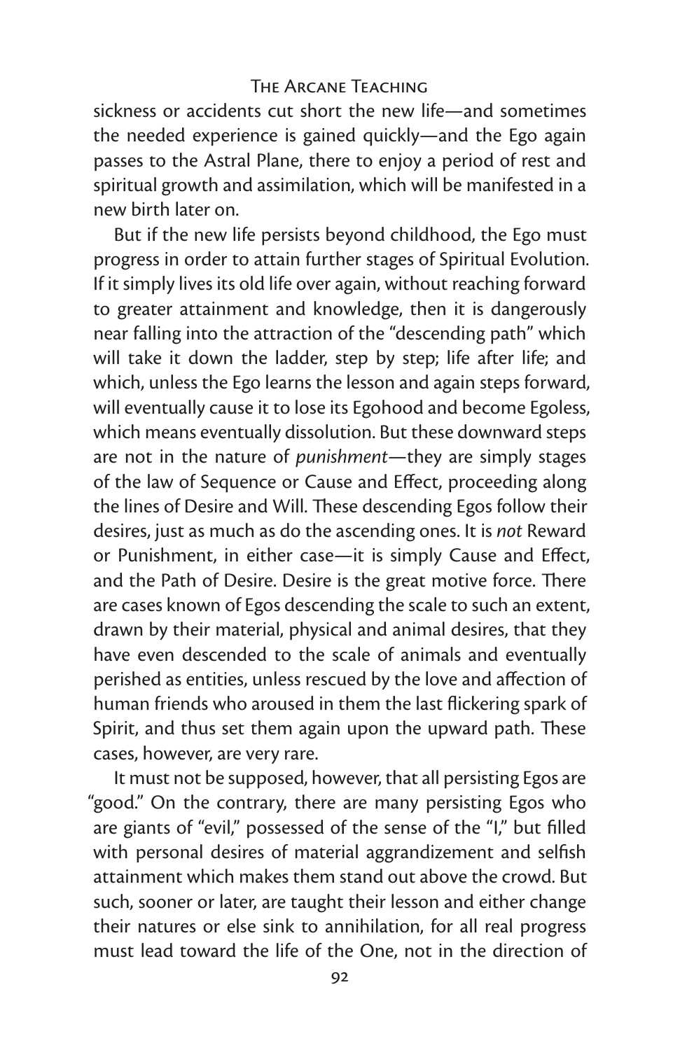sickness or accidents cut short the new life—and sometimes the needed experience is gained quickly—and the Ego again passes to the Astral Plane, there to enjoy a period of rest and spiritual growth and assimilation, which will be manifested in a new birth later on.

But if the new life persists beyond childhood, the Ego must progress in order to attain further stages of Spiritual Evolution. If it simply lives its old life over again, without reaching forward to greater attainment and knowledge, then it is dangerously near falling into the attraction of the "descending path" which will take it down the ladder, step by step; life after life; and which, unless the Ego learns the lesson and again steps forward, will eventually cause it to lose its Egohood and become Egoless, which means eventually dissolution. But these downward steps are not in the nature of *punishment*—they are simply stages of the law of Sequence or Cause and Effect, proceeding along the lines of Desire and Will. These descending Egos follow their desires, just as much as do the ascending ones. It is *not* Reward or Punishment, in either case—it is simply Cause and Effect, and the Path of Desire. Desire is the great motive force. There are cases known of Egos descending the scale to such an extent, drawn by their material, physical and animal desires, that they have even descended to the scale of animals and eventually perished as entities, unless rescued by the love and affection of human friends who aroused in them the last flickering spark of Spirit, and thus set them again upon the upward path. These cases, however, are very rare.

It must not be supposed, however, that all persisting Egos are "good." On the contrary, there are many persisting Egos who are giants of "evil," possessed of the sense of the "I," but filled with personal desires of material aggrandizement and selfish attainment which makes them stand out above the crowd. But such, sooner or later, are taught their lesson and either change their natures or else sink to annihilation, for all real progress must lead toward the life of the One, not in the direction of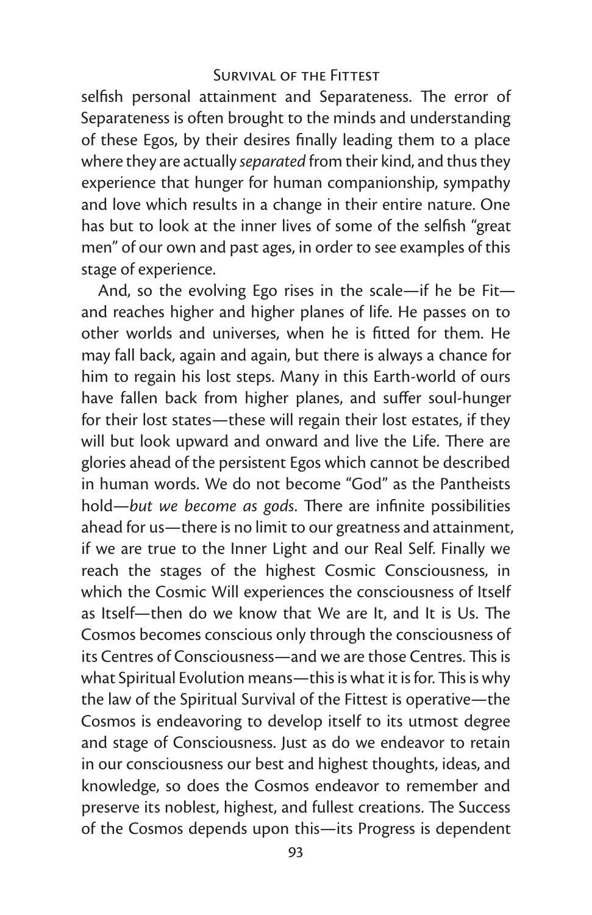selfish personal attainment and Separateness. The error of Separateness is often brought to the minds and understanding of these Egos, by their desires finally leading them to a place where they are actually *separated* from their kind, and thus they experience that hunger for human companionship, sympathy and love which results in a change in their entire nature. One has but to look at the inner lives of some of the selfish "great men" of our own and past ages, in order to see examples of this stage of experience.

And, so the evolving Ego rises in the scale—if he be Fit—and reaches higher and higher planes of life. He passes on to other worlds and universes, when he is fitted for them. He may fall back, again and again, but there is always a chance for him to regain his lost steps. Many in this Earth-world of ours have fallen back from higher planes, and suffer soul-hunger for their lost states—these will regain their lost estates, if they will but look upward and onward and live the Life. There are glories ahead of the persistent Egos which cannot be described in human words. We do not become "God" as the Pantheists hold—*but we become as gods*. There are infinite possibilities ahead for us—there is no limit to our greatness and attainment, if we are true to the Inner Light and our Real Self. Finally we reach the stages of the highest Cosmic Consciousness, in which the Cosmic Will experiences the consciousness of Itself as Itself—then do we know that We are It, and It is Us. The Cosmos becomes conscious only through the consciousness of its Centres of Consciousness—and we are those Centres. This is what Spiritual Evolution means—this is what it is for. This is why the law of the Spiritual Survival of the Fittest is operative—the Cosmos is endeavoring to develop itself to its utmost degree and stage of Consciousness. Just as do we endeavor to retain in our consciousness our best and highest thoughts, ideas, and knowledge, so does the Cosmos endeavor to remember and preserve its noblest, highest, and fullest creations. The Success of the Cosmos depends upon this—its Progress is dependent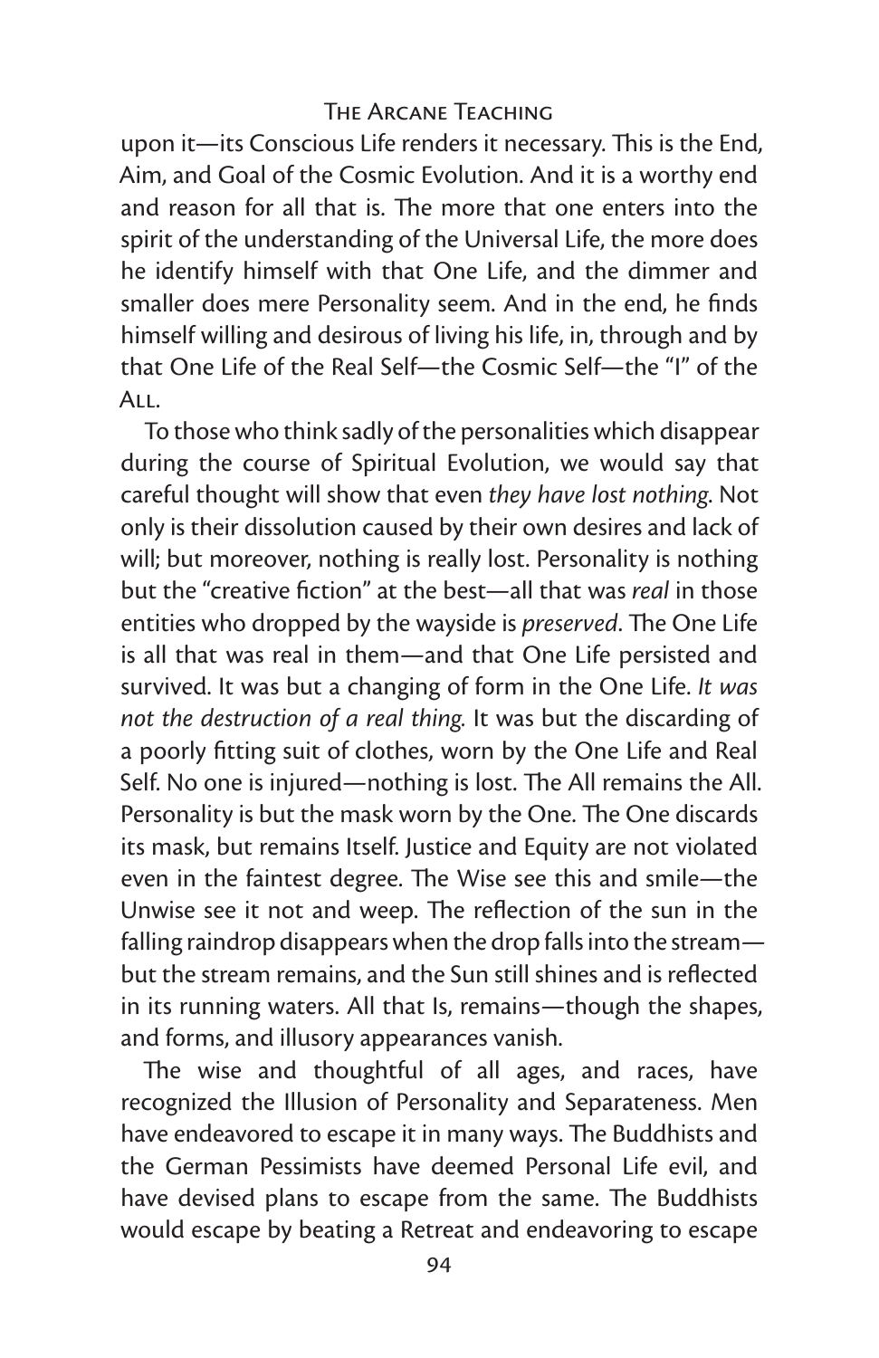upon it—its Conscious Life renders it necessary. This is the End, Aim, and Goal of the Cosmic Evolution. And it is a worthy end and reason for all that is. The more that one enters into the spirit of the understanding of the Universal Life, the more does he identify himself with that One Life, and the dimmer and smaller does mere Personality seem. And in the end, he finds himself willing and desirous of living his life, in, through and by that One Life of the Real Self—the Cosmic Self—the "I" of the All.

To those who think sadly of the personalities which disappear during the course of Spiritual Evolution, we would say that careful thought will show that even *they have lost nothing*. Not only is their dissolution caused by their own desires and lack of will; but moreover, nothing is really lost. Personality is nothing but the "creative fiction" at the best—all that was *real* in those entities who dropped by the wayside is *preserved*. The One Life is all that was real in them—and that One Life persisted and survived. It was but a changing of form in the One Life. *It was not the destruction of a real thing.* It was but the discarding of a poorly fitting suit of clothes, worn by the One Life and Real Self. No one is injured—nothing is lost. The All remains the All. Personality is but the mask worn by the One. The One discards its mask, but remains Itself. Justice and Equity are not violated even in the faintest degree. The Wise see this and smile—the Unwise see it not and weep. The reflection of the sun in the falling raindrop disappears when the drop falls into the stream—but the stream remains, and the Sun still shines and is reflected in its running waters. All that Is, remains—though the shapes, and forms, and illusory appearances vanish.

The wise and thoughtful of all ages, and races, have recognized the Illusion of Personality and Separateness. Men have endeavored to escape it in many ways. The Buddhists and the German Pessimists have deemed Personal Life evil, and have devised plans to escape from the same. The Buddhists would escape by beating a Retreat and endeavoring to escape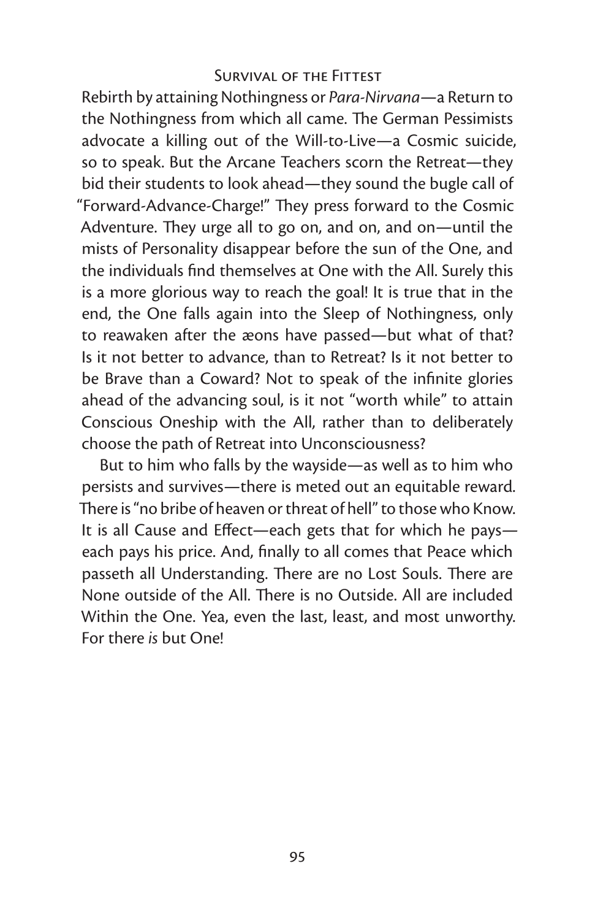Rebirth by attaining Nothingness or *Para-Nirvana*—a Return to the Nothingness from which all came. The German Pessimists advocate a killing out of the Will-to-Live—a Cosmic suicide, so to speak. But the Arcane Teachers scorn the Retreat—they bid their students to look ahead—they sound the bugle call of "Forward-Advance-Charge!" They press forward to the Cosmic Adventure. They urge all to go on, and on, and on—until the mists of Personality disappear before the sun of the One, and the individuals find themselves at One with the All. Surely this is a more glorious way to reach the goal! It is true that in the end, the One falls again into the Sleep of Nothingness, only to reawaken after the æons have passed—but what of that? Is it not better to advance, than to Retreat? Is it not better to be Brave than a Coward? Not to speak of the infinite glories ahead of the advancing soul, is it not "worth while" to attain Conscious Oneship with the All, rather than to deliberately choose the path of Retreat into Unconsciousness?

But to him who falls by the wayside—as well as to him who persists and survives—there is meted out an equitable reward. There is "no bribe of heaven or threat of hell" to those who Know. It is all Cause and Effect—each gets that for which he pays—each pays his price. And, finally to all comes that Peace which passeth all Understanding. There are no Lost Souls. There are None outside of the All. There is no Outside. All are included Within the One. Yea, even the last, least, and most unworthy. For there *is* but One!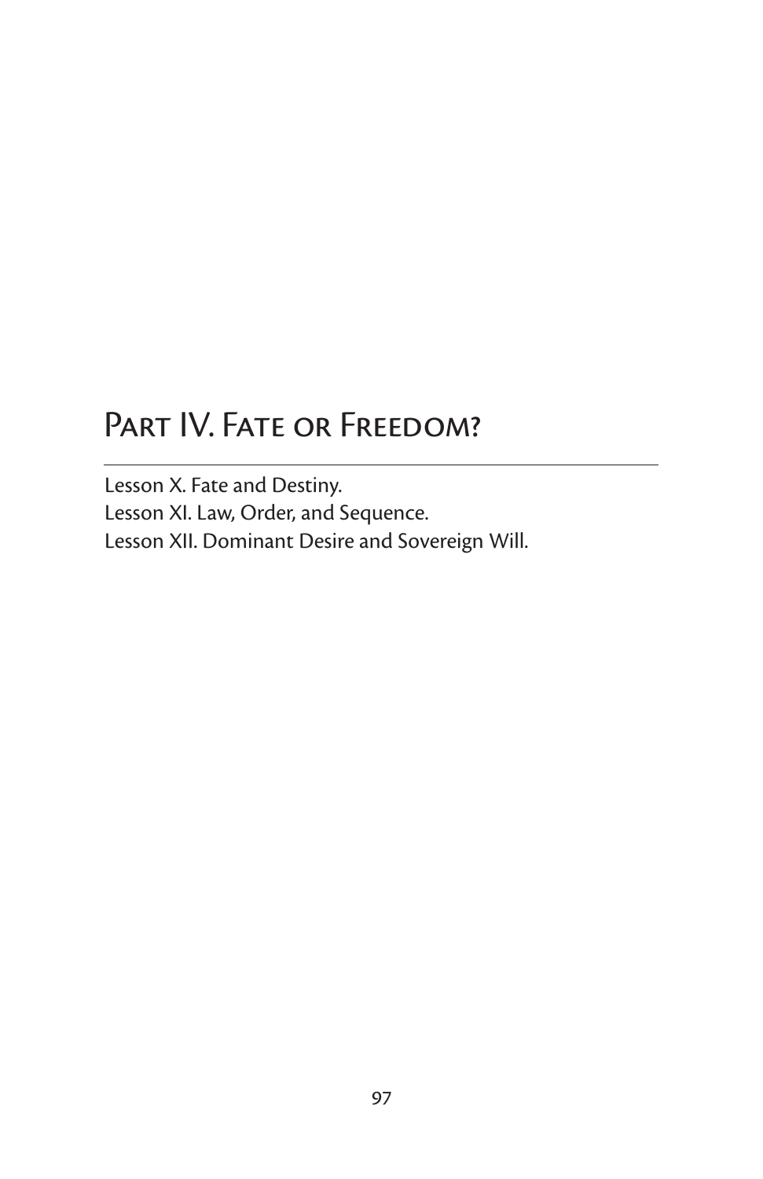# Part IV. Fate or Freedom?

Lesson X. Fate and Destiny.
Lesson XI. Law, Order, and Sequence.
Lesson XII. Dominant Desire and Sovereign Will.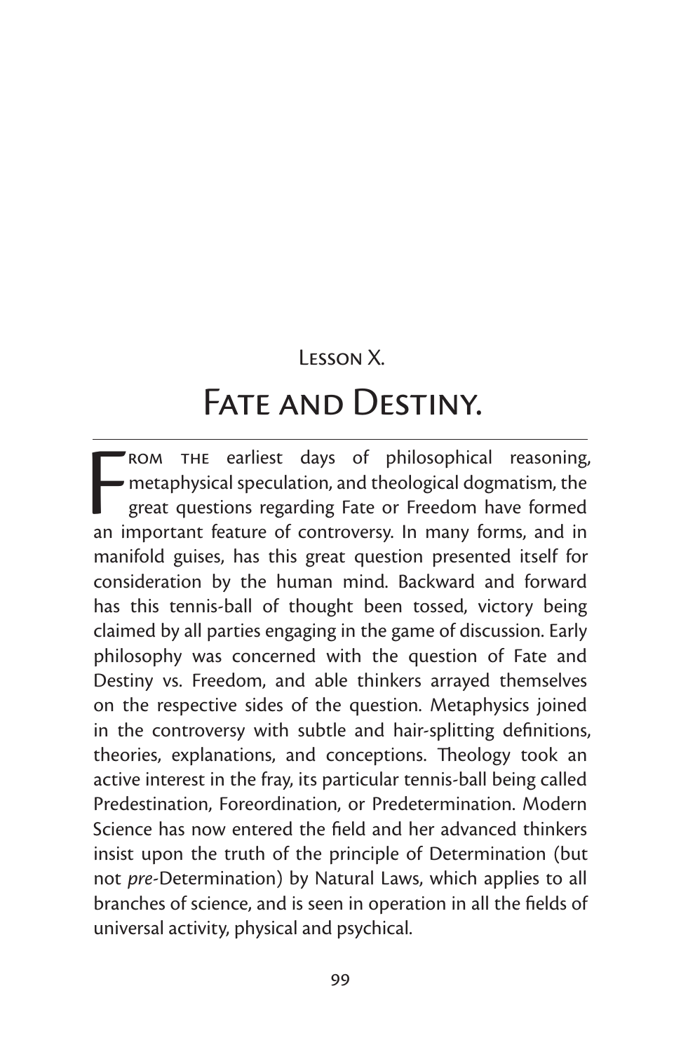## Lesson X.

# Fate and Destiny.

From the earliest days of philosophical reasoning, metaphysical speculation, and theological dogmatism, the great questions regarding Fate or Freedom have formed an important feature of controversy. In many forms, and in manifold guises, has this great question presented itself for consideration by the human mind. Backward and forward has this tennis-ball of thought been tossed, victory being claimed by all parties engaging in the game of discussion. Early philosophy was concerned with the question of Fate and Destiny vs. Freedom, and able thinkers arrayed themselves on the respective sides of the question. Metaphysics joined in the controversy with subtle and hair-splitting definitions, theories, explanations, and conceptions. Theology took an active interest in the fray, its particular tennis-ball being called Predestination, Foreordination, or Predetermination. Modern Science has now entered the field and her advanced thinkers insist upon the truth of the principle of Determination (but not *pre*-Determination) by Natural Laws, which applies to all branches of science, and is seen in operation in all the fields of universal activity, physical and psychical.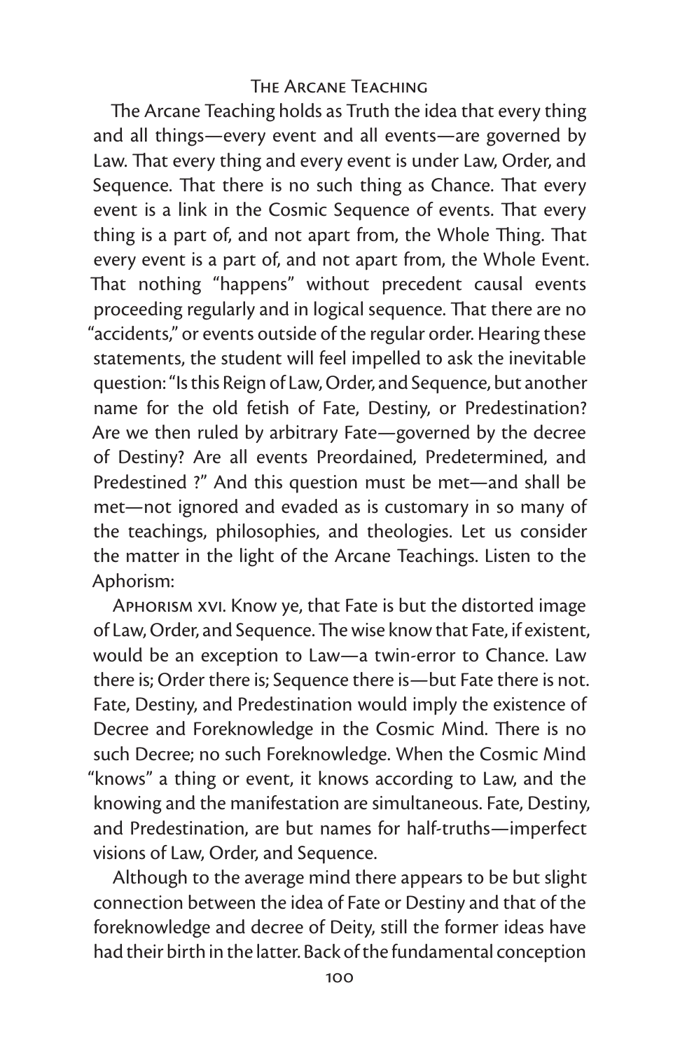The Arcane Teaching holds as Truth the idea that every thing and all things—every event and all events—are governed by Law. That every thing and every event is under Law, Order, and Sequence. That there is no such thing as Chance. That every event is a link in the Cosmic Sequence of events. That every thing is a part of, and not apart from, the Whole Thing. That every event is a part of, and not apart from, the Whole Event. That nothing "happens" without precedent causal events proceeding regularly and in logical sequence. That there are no "accidents," or events outside of the regular order. Hearing these statements, the student will feel impelled to ask the inevitable question: "Is this Reign of Law, Order, and Sequence, but another name for the old fetish of Fate, Destiny, or Predestination? Are we then ruled by arbitrary Fate—governed by the decree of Destiny? Are all events Preordained, Predetermined, and Predestined ?" And this question must be met—and shall be met—not ignored and evaded as is customary in so many of the teachings, philosophies, and theologies. Let us consider the matter in the light of the Arcane Teachings. Listen to the Aphorism:

Aphorism xvi. Know ye, that Fate is but the distorted image of Law, Order, and Sequence. The wise know that Fate, if existent, would be an exception to Law—a twin-error to Chance. Law there is; Order there is; Sequence there is—but Fate there is not. Fate, Destiny, and Predestination would imply the existence of Decree and Foreknowledge in the Cosmic Mind. There is no such Decree; no such Foreknowledge. When the Cosmic Mind "knows" a thing or event, it knows according to Law, and the knowing and the manifestation are simultaneous. Fate, Destiny, and Predestination, are but names for half-truths—imperfect visions of Law, Order, and Sequence.

Although to the average mind there appears to be but slight connection between the idea of Fate or Destiny and that of the foreknowledge and decree of Deity, still the former ideas have had their birth in the latter. Back of the fundamental conception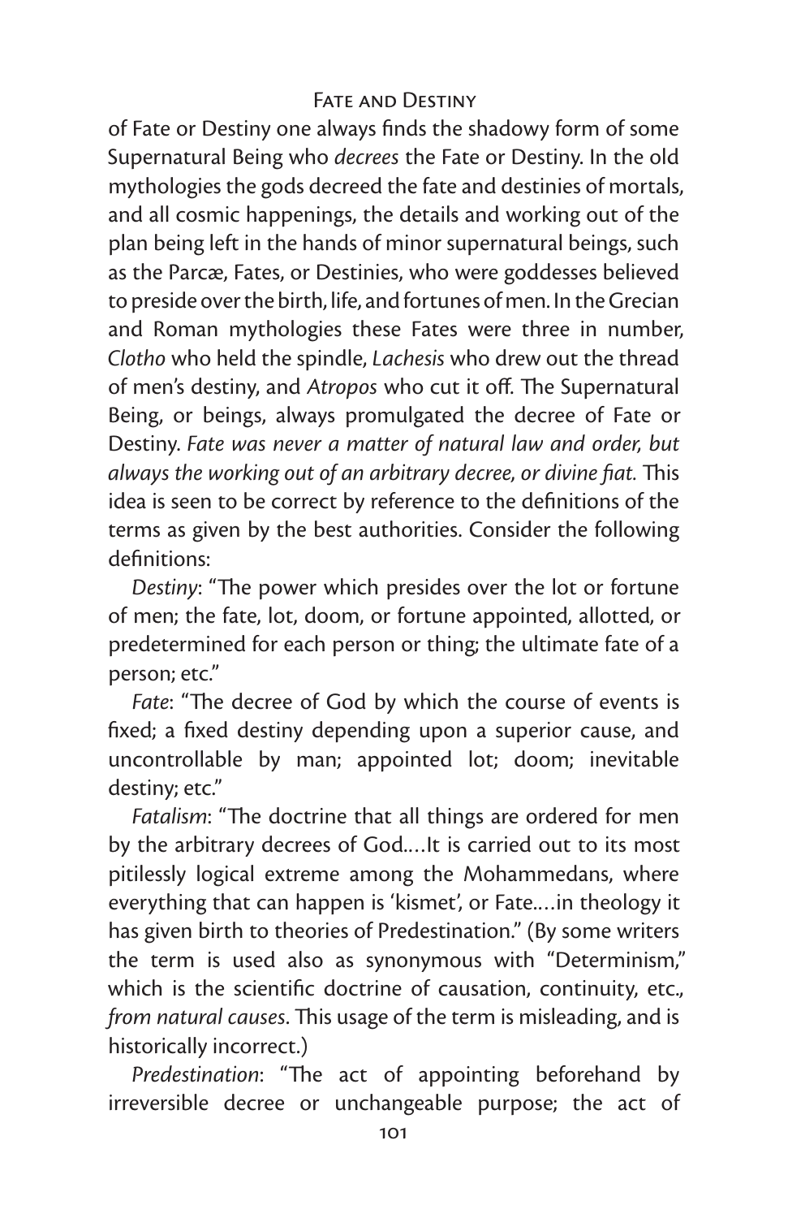of Fate or Destiny one always finds the shadowy form of some Supernatural Being who *decrees* the Fate or Destiny. In the old mythologies the gods decreed the fate and destinies of mortals, and all cosmic happenings, the details and working out of the plan being left in the hands of minor supernatural beings, such as the Parcæ, Fates, or Destinies, who were goddesses believed to preside over the birth, life, and fortunes of men. In the Grecian and Roman mythologies these Fates were three in number, *Clotho* who held the spindle, *Lachesis* who drew out the thread of men's destiny, and *Atropos* who cut it off. The Supernatural Being, or beings, always promulgated the decree of Fate or Destiny. *Fate was never a matter of natural law and order, but always the working out of an arbitrary decree, or divine fiat.* This idea is seen to be correct by reference to the definitions of the terms as given by the best authorities. Consider the following definitions:

*Destiny*: "The power which presides over the lot or fortune of men; the fate, lot, doom, or fortune appointed, allotted, or predetermined for each person or thing; the ultimate fate of a person; etc."

*Fate*: "The decree of God by which the course of events is fixed; a fixed destiny depending upon a superior cause, and uncontrollable by man; appointed lot; doom; inevitable destiny; etc."

*Fatalism*: "The doctrine that all things are ordered for men by the arbitrary decrees of God.…It is carried out to its most pitilessly logical extreme among the Mohammedans, where everything that can happen is 'kismet', or Fate.…in theology it has given birth to theories of Predestination." (By some writers the term is used also as synonymous with "Determinism," which is the scientific doctrine of causation, continuity, etc., *from natural causes*. This usage of the term is misleading, and is historically incorrect.)

*Predestination*: "The act of appointing beforehand by irreversible decree or unchangeable purpose; the act of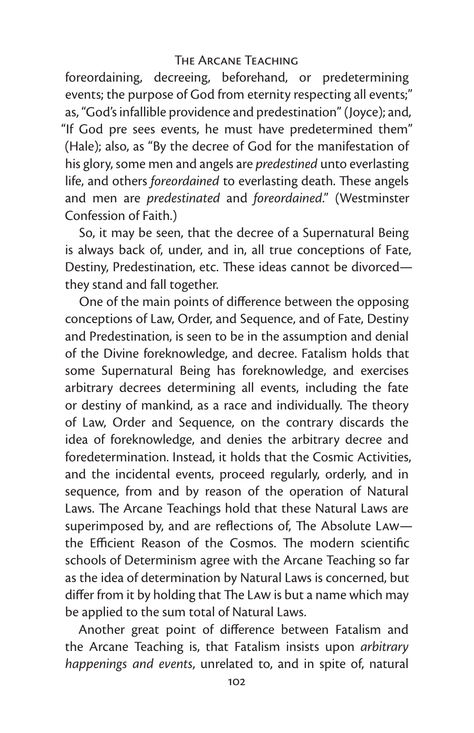foreordaining, decreeing, beforehand, or predetermining events; the purpose of God from eternity respecting all events;" as, "God's infallible providence and predestination" (Joyce); and, "If God pre sees events, he must have predetermined them" (Hale); also, as "By the decree of God for the manifestation of his glory, some men and angels are *predestined* unto everlasting life, and others *foreordained* to everlasting death. These angels and men are *predestinated* and *foreordained*." (Westminster Confession of Faith.)

So, it may be seen, that the decree of a Supernatural Being is always back of, under, and in, all true conceptions of Fate, Destiny, Predestination, etc. These ideas cannot be divorced—they stand and fall together.

One of the main points of difference between the opposing conceptions of Law, Order, and Sequence, and of Fate, Destiny and Predestination, is seen to be in the assumption and denial of the Divine foreknowledge, and decree. Fatalism holds that some Supernatural Being has foreknowledge, and exercises arbitrary decrees determining all events, including the fate or destiny of mankind, as a race and individually. The theory of Law, Order and Sequence, on the contrary discards the idea of foreknowledge, and denies the arbitrary decree and foredetermination. Instead, it holds that the Cosmic Activities, and the incidental events, proceed regularly, orderly, and in sequence, from and by reason of the operation of Natural Laws. The Arcane Teachings hold that these Natural Laws are superimposed by, and are reflections of, The Absolute Law—the Efficient Reason of the Cosmos. The modern scientific schools of Determinism agree with the Arcane Teaching so far as the idea of determination by Natural Laws is concerned, but differ from it by holding that The Law is but a name which may be applied to the sum total of Natural Laws.

Another great point of difference between Fatalism and the Arcane Teaching is, that Fatalism insists upon *arbitrary happenings and events*, unrelated to, and in spite of, natural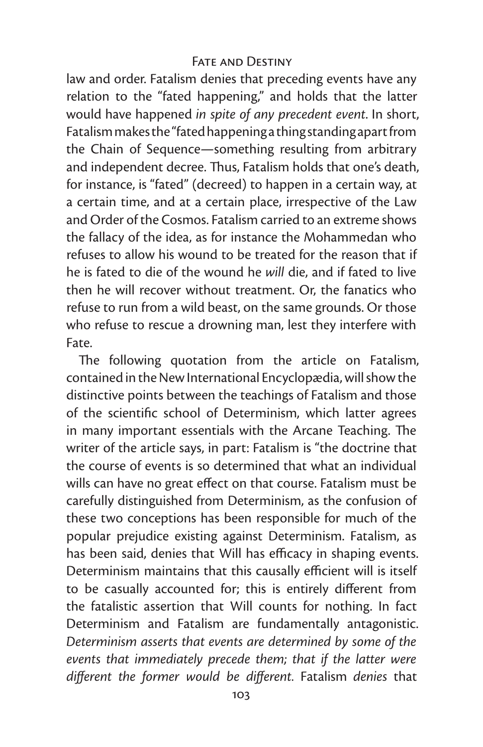law and order. Fatalism denies that preceding events have any relation to the "fated happening," and holds that the latter would have happened *in spite of any precedent event*. In short, Fatalism makes the "fated happening a thing standing apart from the Chain of Sequence—something resulting from arbitrary and independent decree. Thus, Fatalism holds that one's death, for instance, is "fated" (decreed) to happen in a certain way, at a certain time, and at a certain place, irrespective of the Law and Order of the Cosmos. Fatalism carried to an extreme shows the fallacy of the idea, as for instance the Mohammedan who refuses to allow his wound to be treated for the reason that if he is fated to die of the wound he *will* die, and if fated to live then he will recover without treatment. Or, the fanatics who refuse to run from a wild beast, on the same grounds. Or those who refuse to rescue a drowning man, lest they interfere with Fate.

The following quotation from the article on Fatalism, contained in the New International Encyclopædia, will show the distinctive points between the teachings of Fatalism and those of the scientific school of Determinism, which latter agrees in many important essentials with the Arcane Teaching. The writer of the article says, in part: Fatalism is "the doctrine that the course of events is so determined that what an individual wills can have no great effect on that course. Fatalism must be carefully distinguished from Determinism, as the confusion of these two conceptions has been responsible for much of the popular prejudice existing against Determinism. Fatalism, as has been said, denies that Will has efficacy in shaping events. Determinism maintains that this causally efficient will is itself to be casually accounted for; this is entirely different from the fatalistic assertion that Will counts for nothing. In fact Determinism and Fatalism are fundamentally antagonistic. *Determinism asserts that events are determined by some of the events that immediately precede them; that if the latter were different the former would be different.* Fatalism *denies* that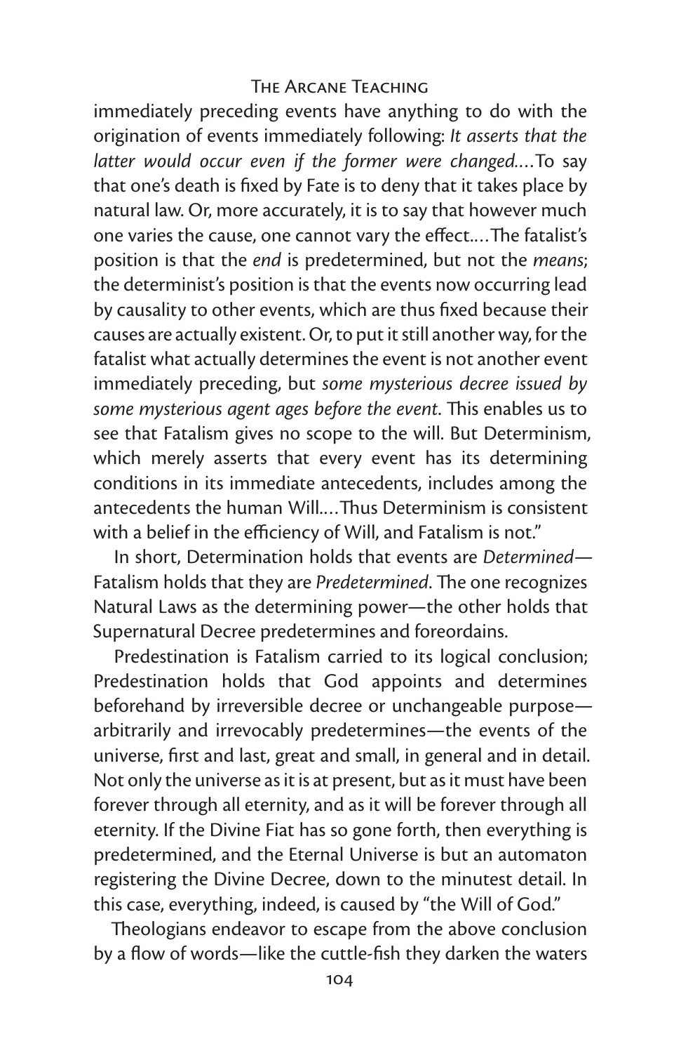immediately preceding events have anything to do with the origination of events immediately following: *It asserts that the latter would occur even if the former were changed.*...To say that one's death is fixed by Fate is to deny that it takes place by natural law. Or, more accurately, it is to say that however much one varies the cause, one cannot vary the effect....The fatalist's position is that the *end* is predetermined, but not the *means*; the determinist's position is that the events now occurring lead by causality to other events, which are thus fixed because their causes are actually existent. Or, to put it still another way, for the fatalist what actually determines the event is not another event immediately preceding, but *some mysterious decree issued by some mysterious agent ages before the event.* This enables us to see that Fatalism gives no scope to the will. But Determinism, which merely asserts that every event has its determining conditions in its immediate antecedents, includes among the antecedents the human Will....Thus Determinism is consistent with a belief in the efficiency of Will, and Fatalism is not."

In short, Determination holds that events are *Determined*—Fatalism holds that they are *Predetermined*. The one recognizes Natural Laws as the determining power—the other holds that Supernatural Decree predetermines and foreordains.

Predestination is Fatalism carried to its logical conclusion; Predestination holds that God appoints and determines beforehand by irreversible decree or unchangeable purpose—arbitrarily and irrevocably predetermines—the events of the universe, first and last, great and small, in general and in detail. Not only the universe as it is at present, but as it must have been forever through all eternity, and as it will be forever through all eternity. If the Divine Fiat has so gone forth, then everything is predetermined, and the Eternal Universe is but an automaton registering the Divine Decree, down to the minutest detail. In this case, everything, indeed, is caused by "the Will of God."

Theologians endeavor to escape from the above conclusion by a flow of words—like the cuttle-fish they darken the waters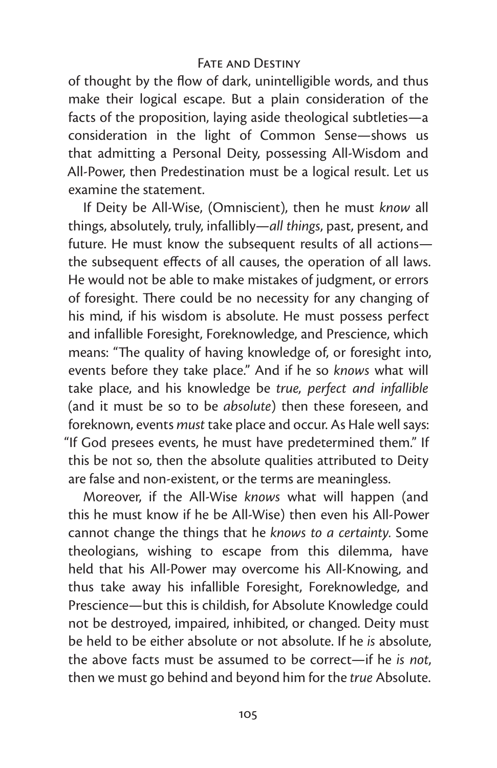of thought by the flow of dark, unintelligible words, and thus make their logical escape. But a plain consideration of the facts of the proposition, laying aside theological subtleties—a consideration in the light of Common Sense—shows us that admitting a Personal Deity, possessing All-Wisdom and All-Power, then Predestination must be a logical result. Let us examine the statement.

If Deity be All-Wise, (Omniscient), then he must *know* all things, absolutely, truly, infallibly—*all things*, past, present, and future. He must know the subsequent results of all actions—the subsequent effects of all causes, the operation of all laws. He would not be able to make mistakes of judgment, or errors of foresight. There could be no necessity for any changing of his mind, if his wisdom is absolute. He must possess perfect and infallible Foresight, Foreknowledge, and Prescience, which means: "The quality of having knowledge of, or foresight into, events before they take place." And if he so *knows* what will take place, and his knowledge be *true, perfect and infallible* (and it must be so to be *absolute*) then these foreseen, and foreknown, events *must* take place and occur. As Hale well says: "If God presees events, he must have predetermined them." If this be not so, then the absolute qualities attributed to Deity are false and non-existent, or the terms are meaningless.

Moreover, if the All-Wise *knows* what will happen (and this he must know if he be All-Wise) then even his All-Power cannot change the things that he *knows to a certainty.* Some theologians, wishing to escape from this dilemma, have held that his All-Power may overcome his All-Knowing, and thus take away his infallible Foresight, Foreknowledge, and Prescience—but this is childish, for Absolute Knowledge could not be destroyed, impaired, inhibited, or changed. Deity must be held to be either absolute or not absolute. If he *is* absolute, the above facts must be assumed to be correct—if he *is not*, then we must go behind and beyond him for the *true* Absolute.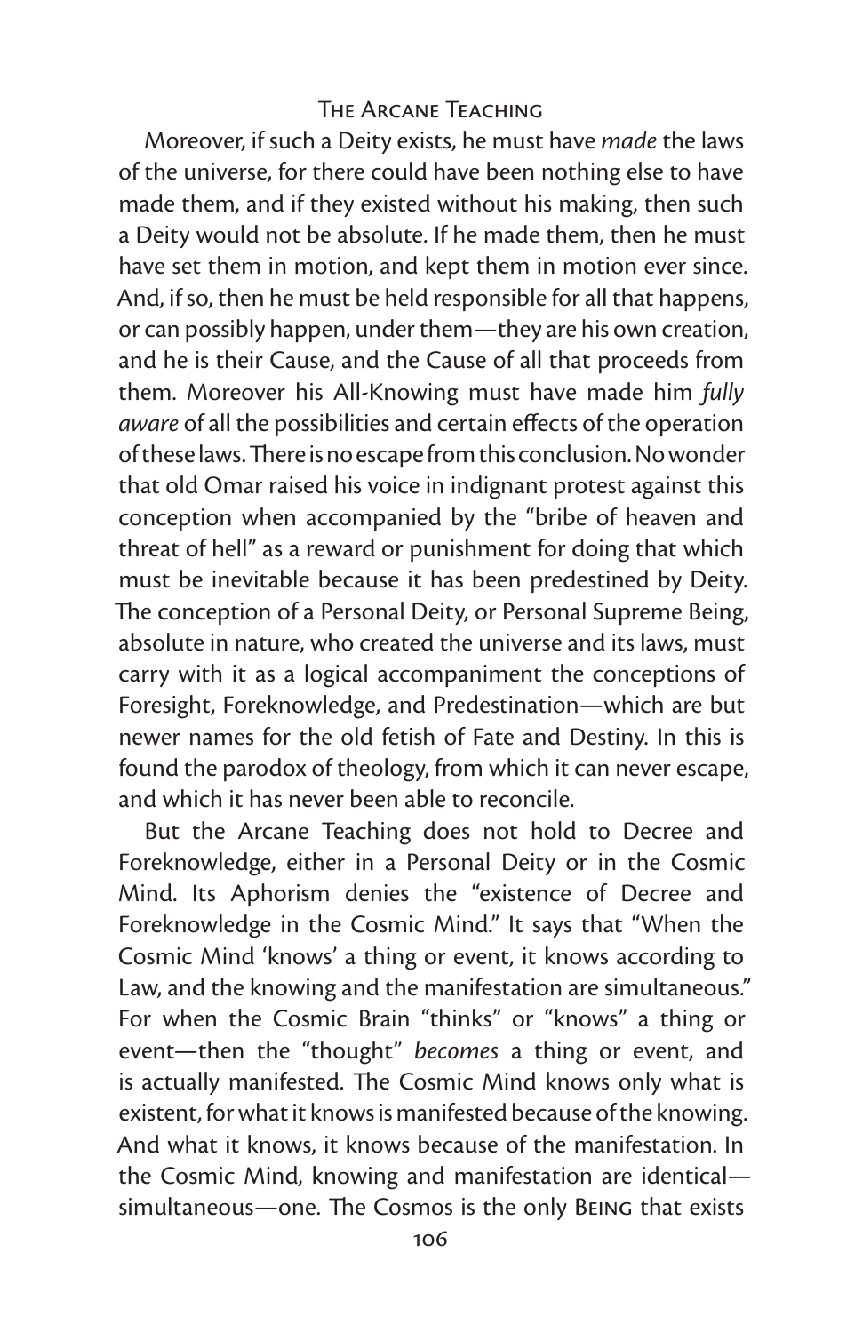Moreover, if such a Deity exists, he must have *made* the laws of the universe, for there could have been nothing else to have made them, and if they existed without his making, then such a Deity would not be absolute. If he made them, then he must have set them in motion, and kept them in motion ever since. And, if so, then he must be held responsible for all that happens, or can possibly happen, under them—they are his own creation, and he is their Cause, and the Cause of all that proceeds from them. Moreover his All-Knowing must have made him *fully aware* of all the possibilities and certain effects of the operation of these laws. There is no escape from this conclusion. No wonder that old Omar raised his voice in indignant protest against this conception when accompanied by the "bribe of heaven and threat of hell" as a reward or punishment for doing that which must be inevitable because it has been predestined by Deity. The conception of a Personal Deity, or Personal Supreme Being, absolute in nature, who created the universe and its laws, must carry with it as a logical accompaniment the conceptions of Foresight, Foreknowledge, and Predestination—which are but newer names for the old fetish of Fate and Destiny. In this is found the parodox of theology, from which it can never escape, and which it has never been able to reconcile.

But the Arcane Teaching does not hold to Decree and Foreknowledge, either in a Personal Deity or in the Cosmic Mind. Its Aphorism denies the "existence of Decree and Foreknowledge in the Cosmic Mind." It says that "When the Cosmic Mind 'knows' a thing or event, it knows according to Law, and the knowing and the manifestation are simultaneous." For when the Cosmic Brain "thinks" or "knows" a thing or event—then the "thought" *becomes* a thing or event, and is actually manifested. The Cosmic Mind knows only what is existent, for what it knows is manifested because of the knowing. And what it knows, it knows because of the manifestation. In the Cosmic Mind, knowing and manifestation are identical—simultaneous—one. The Cosmos is the only Being that exists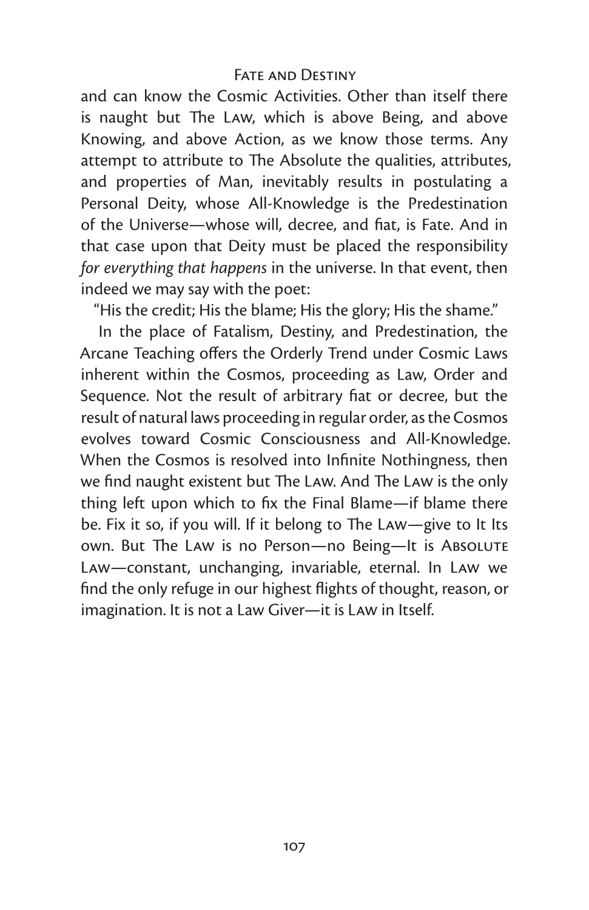and can know the Cosmic Activities. Other than itself there is naught but The Law, which is above Being, and above Knowing, and above Action, as we know those terms. Any attempt to attribute to The Absolute the qualities, attributes, and properties of Man, inevitably results in postulating a Personal Deity, whose All-Knowledge is the Predestination of the Universe—whose will, decree, and fiat, is Fate. And in that case upon that Deity must be placed the responsibility *for everything that happens* in the universe. In that event, then indeed we may say with the poet:

"His the credit; His the blame; His the glory; His the shame."

In the place of Fatalism, Destiny, and Predestination, the Arcane Teaching offers the Orderly Trend under Cosmic Laws inherent within the Cosmos, proceeding as Law, Order and Sequence. Not the result of arbitrary fiat or decree, but the result of natural laws proceeding in regular order, as the Cosmos evolves toward Cosmic Consciousness and All-Knowledge. When the Cosmos is resolved into Infinite Nothingness, then we find naught existent but The Law. And The Law is the only thing left upon which to fix the Final Blame—if blame there be. Fix it so, if you will. If it belong to The Law—give to It Its own. But The Law is no Person—no Being—It is Absolute Law—constant, unchanging, invariable, eternal. In Law we find the only refuge in our highest flights of thought, reason, or imagination. It is not a Law Giver—it is Law in Itself.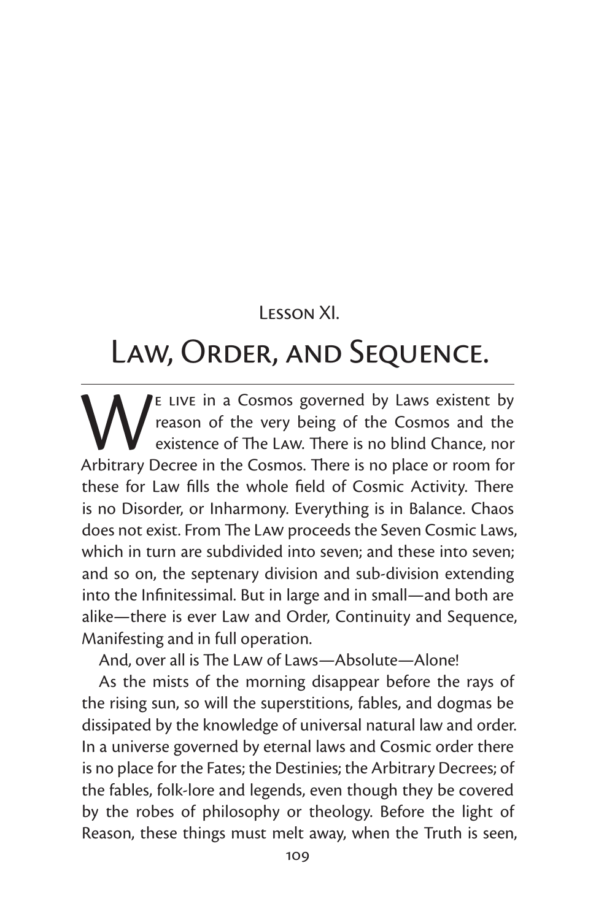## Lesson XI.

# Law, Order, and Sequence.

We live in a Cosmos governed by Laws existent by reason of the very being of the Cosmos and the existence of The Law. There is no blind Chance, nor Arbitrary Decree in the Cosmos. There is no place or room for these for Law fills the whole field of Cosmic Activity. There is no Disorder, or Inharmony. Everything is in Balance. Chaos does not exist. From The Law proceeds the Seven Cosmic Laws, which in turn are subdivided into seven; and these into seven; and so on, the septenary division and sub-division extending into the Infinitessimal. But in large and in small—and both are alike—there is ever Law and Order, Continuity and Sequence, Manifesting and in full operation.

And, over all is The Law of Laws—Absolute—Alone!

As the mists of the morning disappear before the rays of the rising sun, so will the superstitions, fables, and dogmas be dissipated by the knowledge of universal natural law and order. In a universe governed by eternal laws and Cosmic order there is no place for the Fates; the Destinies; the Arbitrary Decrees; of the fables, folk-lore and legends, even though they be covered by the robes of philosophy or theology. Before the light of Reason, these things must melt away, when the Truth is seen,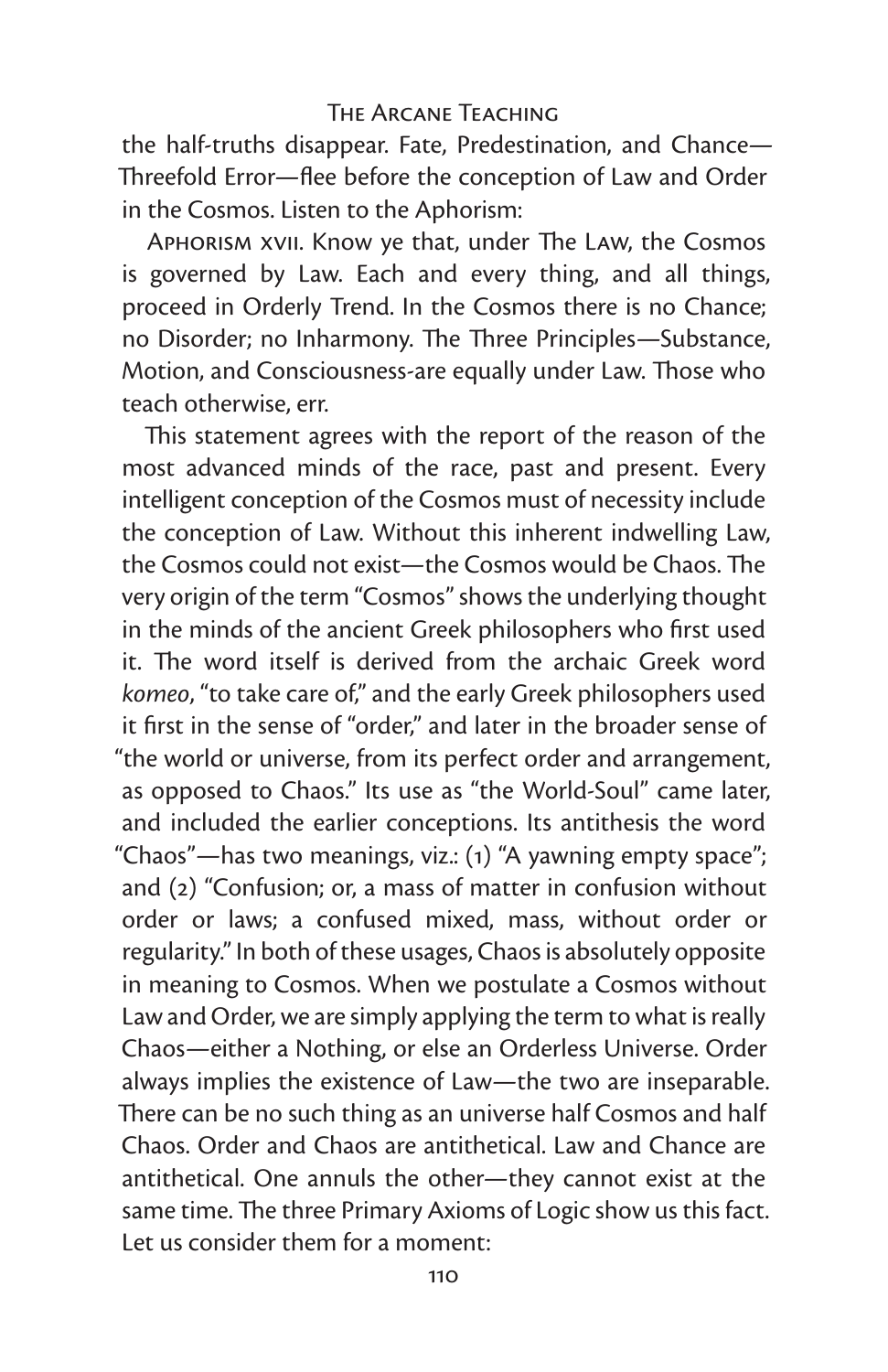the half-truths disappear. Fate, Predestination, and Chance—Threefold Error—flee before the conception of Law and Order in the Cosmos. Listen to the Aphorism:

Aphorism xvii. Know ye that, under The Law, the Cosmos is governed by Law. Each and every thing, and all things, proceed in Orderly Trend. In the Cosmos there is no Chance; no Disorder; no Inharmony. The Three Principles—Substance, Motion, and Consciousness-are equally under Law. Those who teach otherwise, err.

This statement agrees with the report of the reason of the most advanced minds of the race, past and present. Every intelligent conception of the Cosmos must of necessity include the conception of Law. Without this inherent indwelling Law, the Cosmos could not exist—the Cosmos would be Chaos. The very origin of the term "Cosmos" shows the underlying thought in the minds of the ancient Greek philosophers who first used it. The word itself is derived from the archaic Greek word *komeo*, "to take care of," and the early Greek philosophers used it first in the sense of "order," and later in the broader sense of "the world or universe, from its perfect order and arrangement, as opposed to Chaos." Its use as "the World-Soul" came later, and included the earlier conceptions. Its antithesis the word "Chaos"—has two meanings, viz.: (1) "A yawning empty space"; and (2) "Confusion; or, a mass of matter in confusion without order or laws; a confused mixed, mass, without order or regularity." In both of these usages, Chaos is absolutely opposite in meaning to Cosmos. When we postulate a Cosmos without Law and Order, we are simply applying the term to what is really Chaos—either a Nothing, or else an Orderless Universe. Order always implies the existence of Law—the two are inseparable. There can be no such thing as an universe half Cosmos and half Chaos. Order and Chaos are antithetical. Law and Chance are antithetical. One annuls the other—they cannot exist at the same time. The three Primary Axioms of Logic show us this fact. Let us consider them for a moment: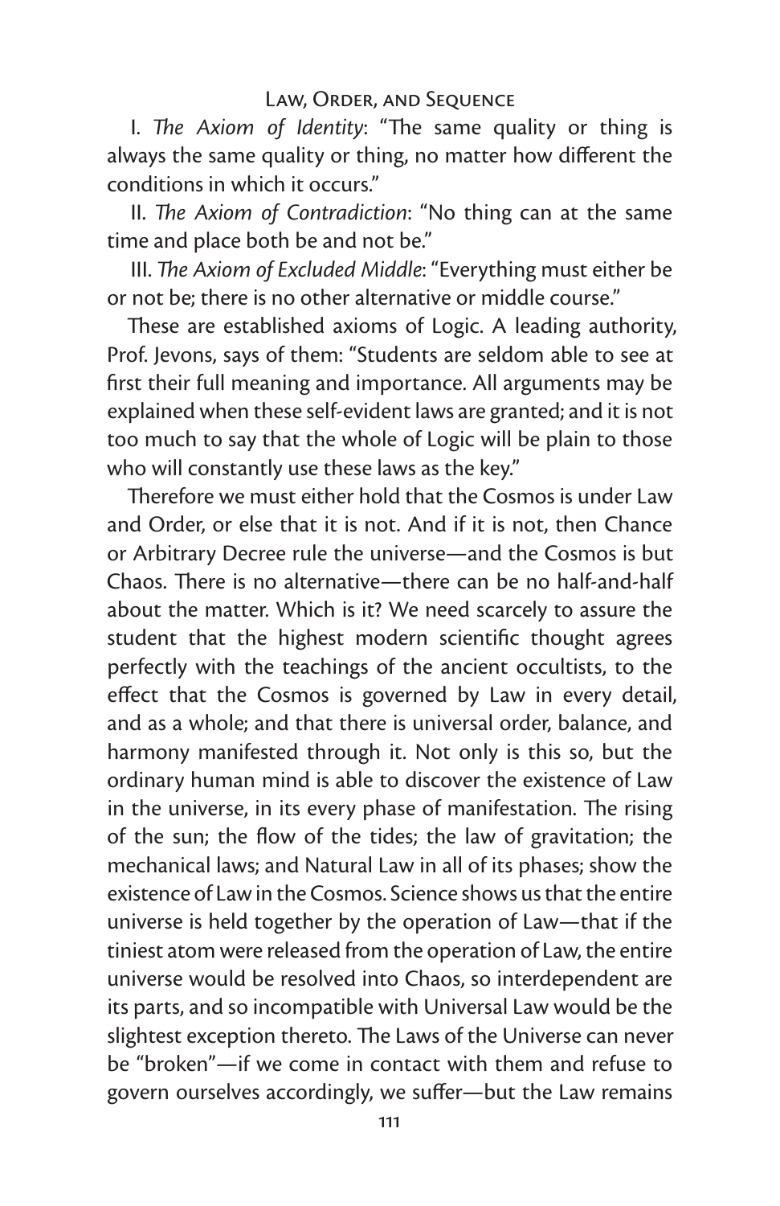I. *The Axiom of Identity*: "The same quality or thing is always the same quality or thing, no matter how different the conditions in which it occurs."

II. *The Axiom of Contradiction*: "No thing can at the same time and place both be and not be."

III. *The Axiom of Excluded Middle*: "Everything must either be or not be; there is no other alternative or middle course."

These are established axioms of Logic. A leading authority, Prof. Jevons, says of them: "Students are seldom able to see at first their full meaning and importance. All arguments may be explained when these self-evident laws are granted; and it is not too much to say that the whole of Logic will be plain to those who will constantly use these laws as the key."

Therefore we must either hold that the Cosmos is under Law and Order, or else that it is not. And if it is not, then Chance or Arbitrary Decree rule the universe—and the Cosmos is but Chaos. There is no alternative—there can be no half-and-half about the matter. Which is it? We need scarcely to assure the student that the highest modern scientific thought agrees perfectly with the teachings of the ancient occultists, to the effect that the Cosmos is governed by Law in every detail, and as a whole; and that there is universal order, balance, and harmony manifested through it. Not only is this so, but the ordinary human mind is able to discover the existence of Law in the universe, in its every phase of manifestation. The rising of the sun; the flow of the tides; the law of gravitation; the mechanical laws; and Natural Law in all of its phases; show the existence of Law in the Cosmos. Science shows us that the entire universe is held together by the operation of Law—that if the tiniest atom were released from the operation of Law, the entire universe would be resolved into Chaos, so interdependent are its parts, and so incompatible with Universal Law would be the slightest exception thereto. The Laws of the Universe can never be "broken"—if we come in contact with them and refuse to govern ourselves accordingly, we suffer—but the Law remains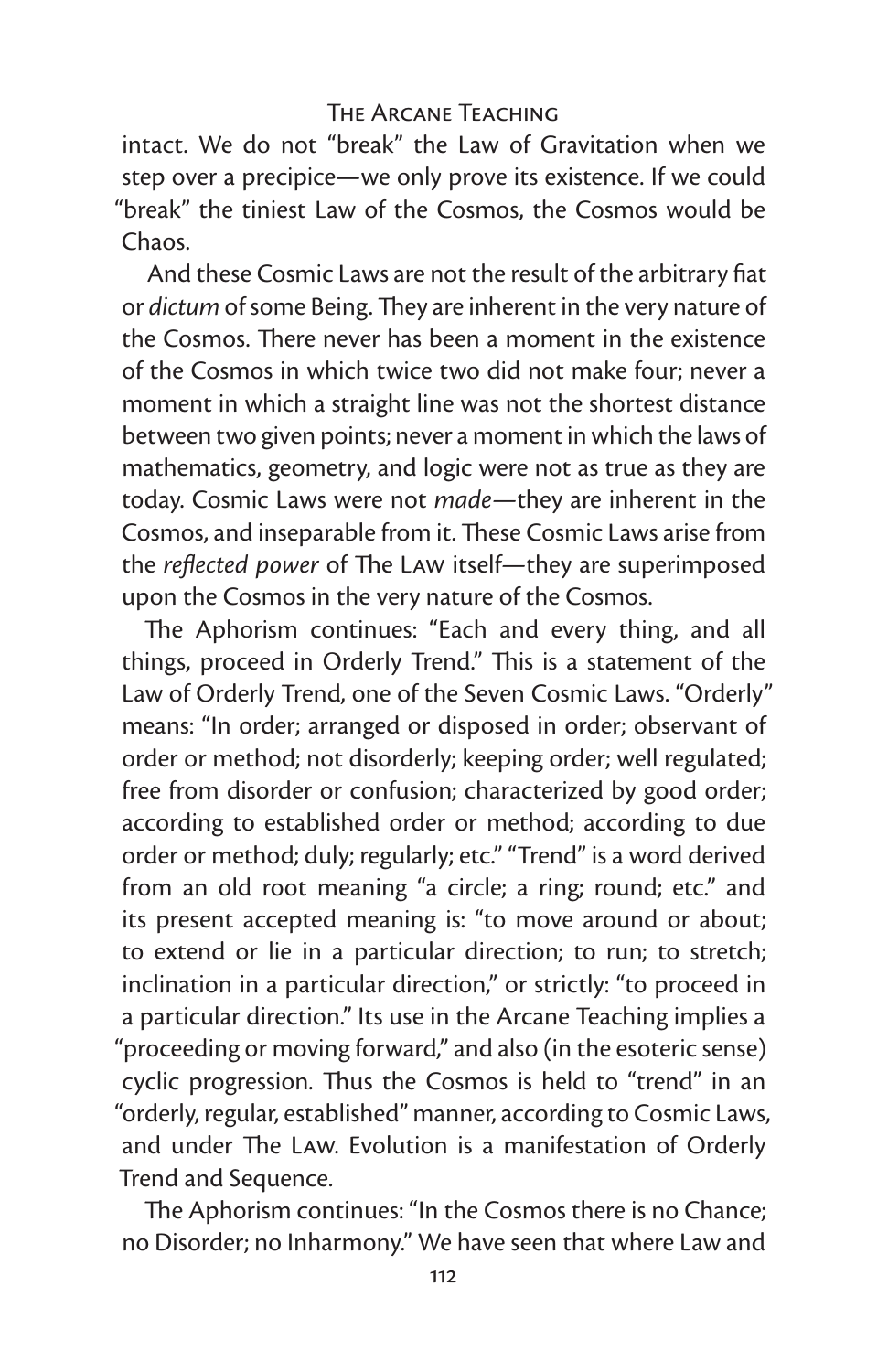intact. We do not "break" the Law of Gravitation when we step over a precipice—we only prove its existence. If we could "break" the tiniest Law of the Cosmos, the Cosmos would be Chaos.

And these Cosmic Laws are not the result of the arbitrary fiat or *dictum* of some Being. They are inherent in the very nature of the Cosmos. There never has been a moment in the existence of the Cosmos in which twice two did not make four; never a moment in which a straight line was not the shortest distance between two given points; never a moment in which the laws of mathematics, geometry, and logic were not as true as they are today. Cosmic Laws were not *made*—they are inherent in the Cosmos, and inseparable from it. These Cosmic Laws arise from the *reflected power* of The LAW itself—they are superimposed upon the Cosmos in the very nature of the Cosmos.

The Aphorism continues: "Each and every thing, and all things, proceed in Orderly Trend." This is a statement of the Law of Orderly Trend, one of the Seven Cosmic Laws. "Orderly" means: "In order; arranged or disposed in order; observant of order or method; not disorderly; keeping order; well regulated; free from disorder or confusion; characterized by good order; according to established order or method; according to due order or method; duly; regularly; etc." "Trend" is a word derived from an old root meaning "a circle; a ring; round; etc." and its present accepted meaning is: "to move around or about; to extend or lie in a particular direction; to run; to stretch; inclination in a particular direction," or strictly: "to proceed in a particular direction." Its use in the Arcane Teaching implies a "proceeding or moving forward," and also (in the esoteric sense) cyclic progression. Thus the Cosmos is held to "trend" in an "orderly, regular, established" manner, according to Cosmic Laws, and under The LAW. Evolution is a manifestation of Orderly Trend and Sequence.

The Aphorism continues: "In the Cosmos there is no Chance; no Disorder; no Inharmony." We have seen that where Law and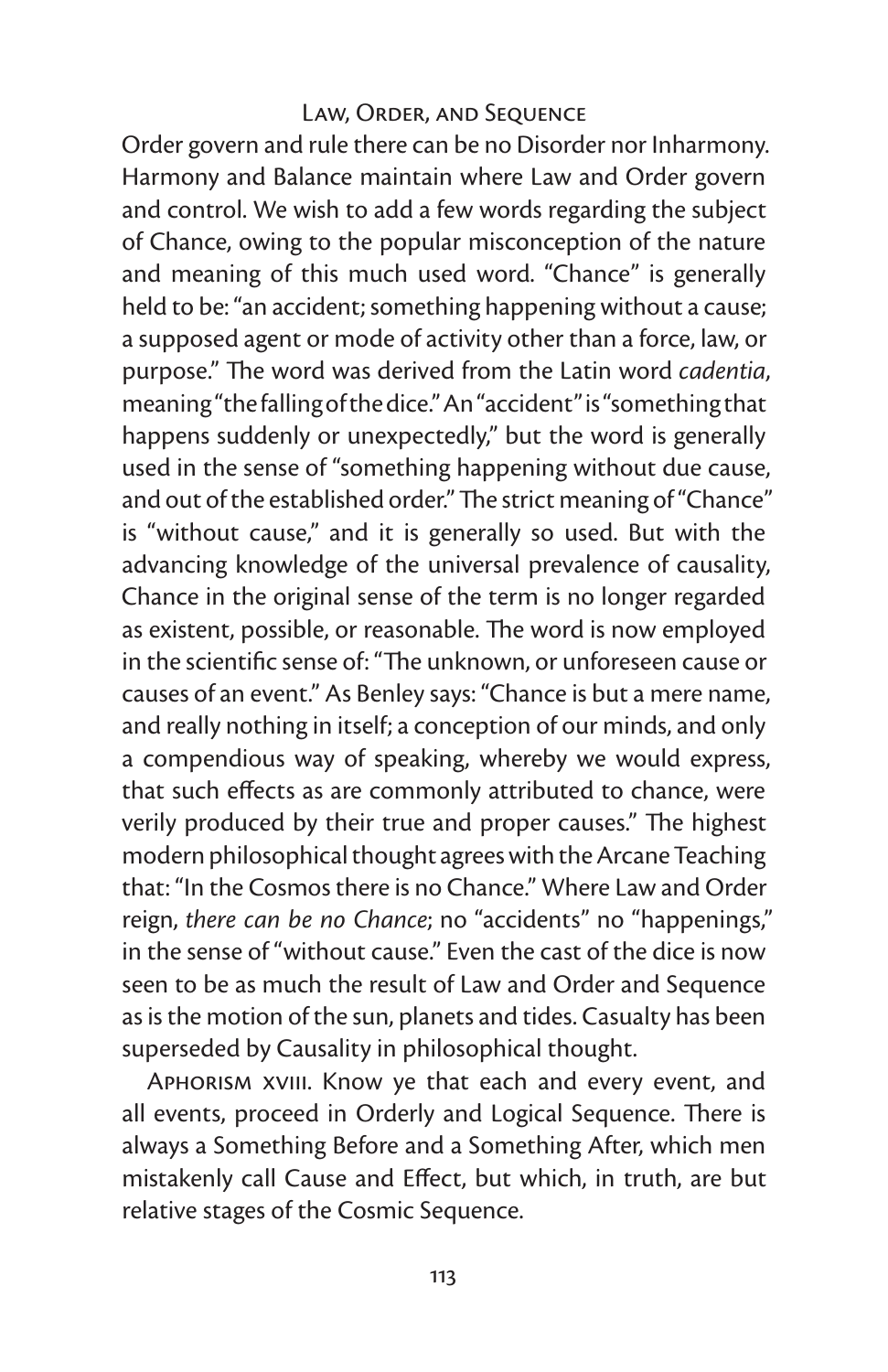Order govern and rule there can be no Disorder nor Inharmony. Harmony and Balance maintain where Law and Order govern and control. We wish to add a few words regarding the subject of Chance, owing to the popular misconception of the nature and meaning of this much used word. "Chance" is generally held to be: "an accident; something happening without a cause; a supposed agent or mode of activity other than a force, law, or purpose." The word was derived from the Latin word *cadentia*, meaning "the falling of the dice." An "accident" is "something that happens suddenly or unexpectedly," but the word is generally used in the sense of "something happening without due cause, and out of the established order." The strict meaning of "Chance" is "without cause," and it is generally so used. But with the advancing knowledge of the universal prevalence of causality, Chance in the original sense of the term is no longer regarded as existent, possible, or reasonable. The word is now employed in the scientific sense of: "The unknown, or unforeseen cause or causes of an event." As Benley says: "Chance is but a mere name, and really nothing in itself; a conception of our minds, and only a compendious way of speaking, whereby we would express, that such effects as are commonly attributed to chance, were verily produced by their true and proper causes." The highest modern philosophical thought agrees with the Arcane Teaching that: "In the Cosmos there is no Chance." Where Law and Order reign, *there can be no Chance*; no "accidents" no "happenings," in the sense of "without cause." Even the cast of the dice is now seen to be as much the result of Law and Order and Sequence as is the motion of the sun, planets and tides. Casualty has been superseded by Causality in philosophical thought.

Aphorism xviii. Know ye that each and every event, and all events, proceed in Orderly and Logical Sequence. There is always a Something Before and a Something After, which men mistakenly call Cause and Effect, but which, in truth, are but relative stages of the Cosmic Sequence.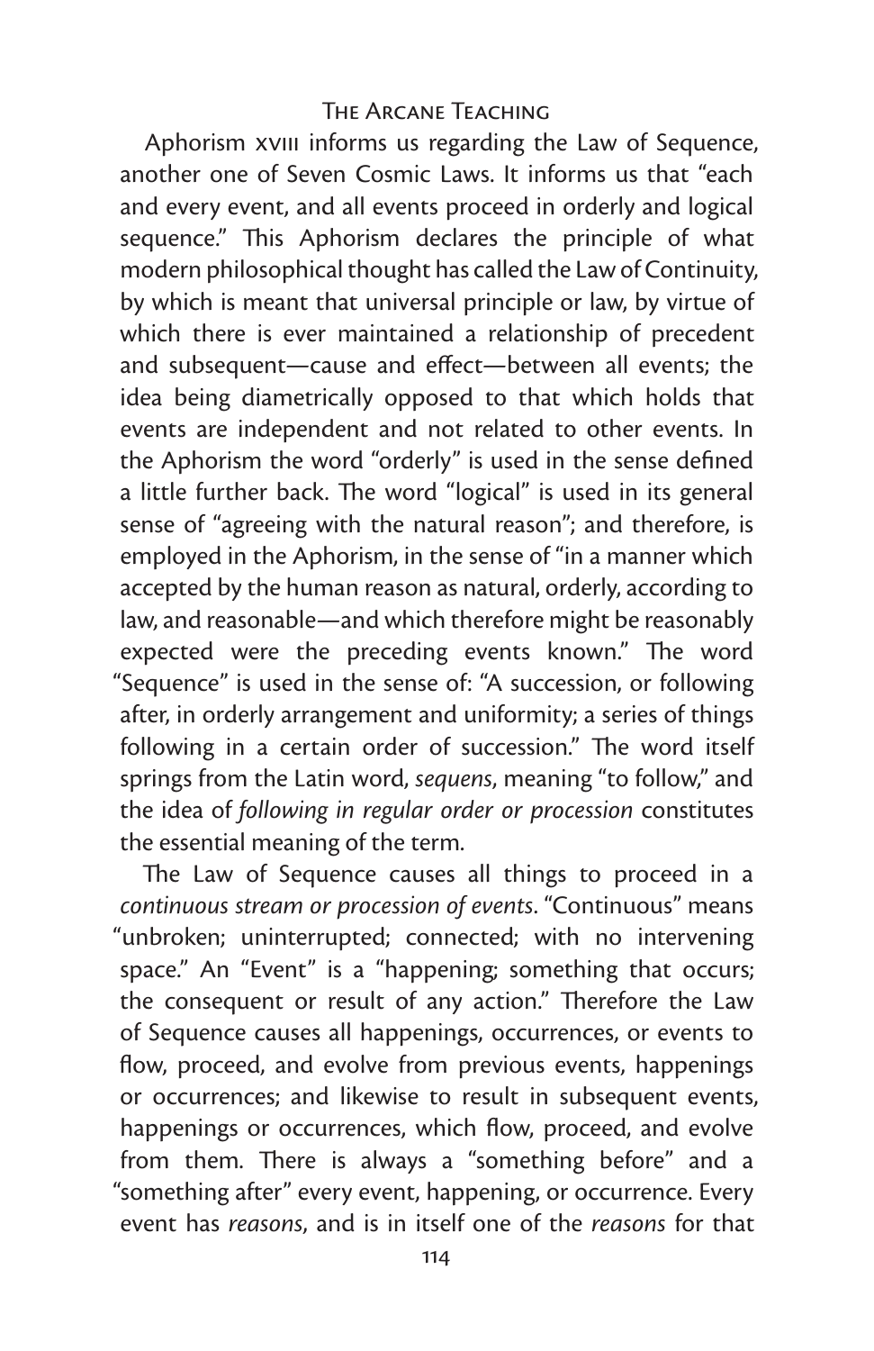Aphorism XVIII informs us regarding the Law of Sequence, another one of Seven Cosmic Laws. It informs us that "each and every event, and all events proceed in orderly and logical sequence." This Aphorism declares the principle of what modern philosophical thought has called the Law of Continuity, by which is meant that universal principle or law, by virtue of which there is ever maintained a relationship of precedent and subsequent—cause and effect—between all events; the idea being diametrically opposed to that which holds that events are independent and not related to other events. In the Aphorism the word "orderly" is used in the sense defined a little further back. The word "logical" is used in its general sense of "agreeing with the natural reason"; and therefore, is employed in the Aphorism, in the sense of "in a manner which accepted by the human reason as natural, orderly, according to law, and reasonable—and which therefore might be reasonably expected were the preceding events known." The word "Sequence" is used in the sense of: "A succession, or following after, in orderly arrangement and uniformity; a series of things following in a certain order of succession." The word itself springs from the Latin word, *sequens*, meaning "to follow," and the idea of *following in regular order or procession* constitutes the essential meaning of the term.

The Law of Sequence causes all things to proceed in a *continuous stream or procession of events*. "Continuous" means "unbroken; uninterrupted; connected; with no intervening space." An "Event" is a "happening; something that occurs; the consequent or result of any action." Therefore the Law of Sequence causes all happenings, occurrences, or events to flow, proceed, and evolve from previous events, happenings or occurrences; and likewise to result in subsequent events, happenings or occurrences, which flow, proceed, and evolve from them. There is always a "something before" and a "something after" every event, happening, or occurrence. Every event has *reasons*, and is in itself one of the *reasons* for that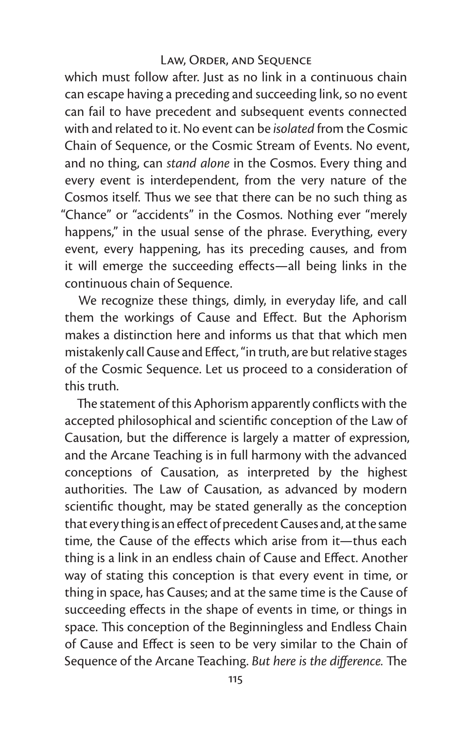which must follow after. Just as no link in a continuous chain can escape having a preceding and succeeding link, so no event can fail to have precedent and subsequent events connected with and related to it. No event can be *isolated* from the Cosmic Chain of Sequence, or the Cosmic Stream of Events. No event, and no thing, can *stand alone* in the Cosmos. Every thing and every event is interdependent, from the very nature of the Cosmos itself. Thus we see that there can be no such thing as "Chance" or "accidents" in the Cosmos. Nothing ever "merely happens," in the usual sense of the phrase. Everything, every event, every happening, has its preceding causes, and from it will emerge the succeeding effects—all being links in the continuous chain of Sequence.

We recognize these things, dimly, in everyday life, and call them the workings of Cause and Effect. But the Aphorism makes a distinction here and informs us that that which men mistakenly call Cause and Effect, "in truth, are but relative stages of the Cosmic Sequence. Let us proceed to a consideration of this truth.

The statement of this Aphorism apparently conflicts with the accepted philosophical and scientific conception of the Law of Causation, but the difference is largely a matter of expression, and the Arcane Teaching is in full harmony with the advanced conceptions of Causation, as interpreted by the highest authorities. The Law of Causation, as advanced by modern scientific thought, may be stated generally as the conception that every thing is an effect of precedent Causes and, at the same time, the Cause of the effects which arise from it—thus each thing is a link in an endless chain of Cause and Effect. Another way of stating this conception is that every event in time, or thing in space, has Causes; and at the same time is the Cause of succeeding effects in the shape of events in time, or things in space. This conception of the Beginningless and Endless Chain of Cause and Effect is seen to be very similar to the Chain of Sequence of the Arcane Teaching. *But here is the difference.* The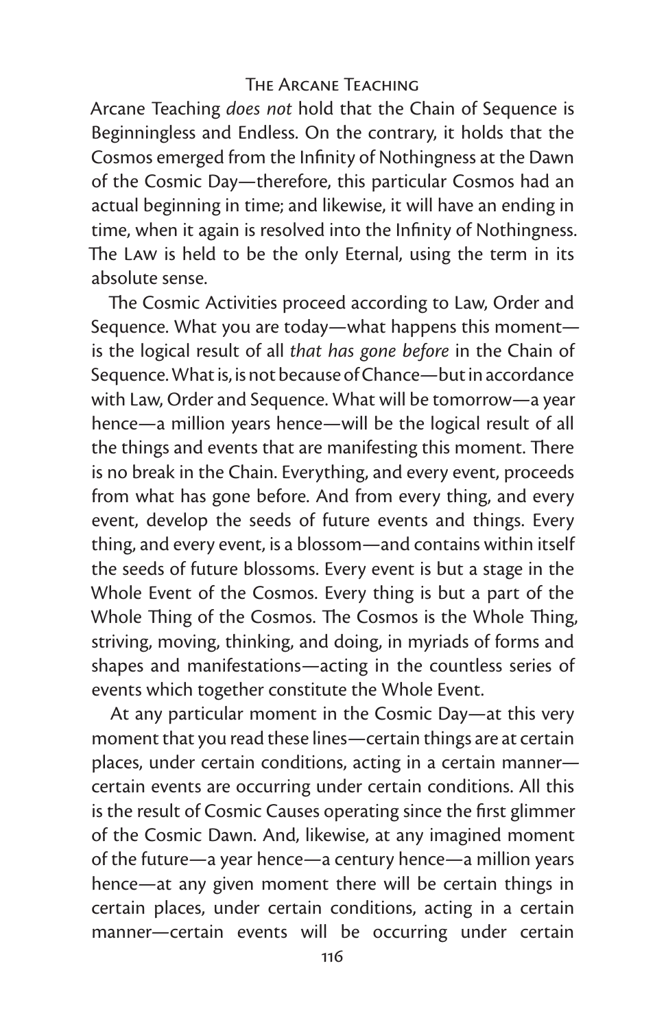Arcane Teaching *does not* hold that the Chain of Sequence is Beginningless and Endless. On the contrary, it holds that the Cosmos emerged from the Infinity of Nothingness at the Dawn of the Cosmic Day—therefore, this particular Cosmos had an actual beginning in time; and likewise, it will have an ending in time, when it again is resolved into the Infinity of Nothingness. The Law is held to be the only Eternal, using the term in its absolute sense.

The Cosmic Activities proceed according to Law, Order and Sequence. What you are today—what happens this moment—is the logical result of all *that has gone before* in the Chain of Sequence. What is, is not because of Chance—but in accordance with Law, Order and Sequence. What will be tomorrow—a year hence—a million years hence—will be the logical result of all the things and events that are manifesting this moment. There is no break in the Chain. Everything, and every event, proceeds from what has gone before. And from every thing, and every event, develop the seeds of future events and things. Every thing, and every event, is a blossom—and contains within itself the seeds of future blossoms. Every event is but a stage in the Whole Event of the Cosmos. Every thing is but a part of the Whole Thing of the Cosmos. The Cosmos is the Whole Thing, striving, moving, thinking, and doing, in myriads of forms and shapes and manifestations—acting in the countless series of events which together constitute the Whole Event.

At any particular moment in the Cosmic Day—at this very moment that you read these lines—certain things are at certain places, under certain conditions, acting in a certain manner—certain events are occurring under certain conditions. All this is the result of Cosmic Causes operating since the first glimmer of the Cosmic Dawn. And, likewise, at any imagined moment of the future—a year hence—a century hence—a million years hence—at any given moment there will be certain things in certain places, under certain conditions, acting in a certain manner—certain events will be occurring under certain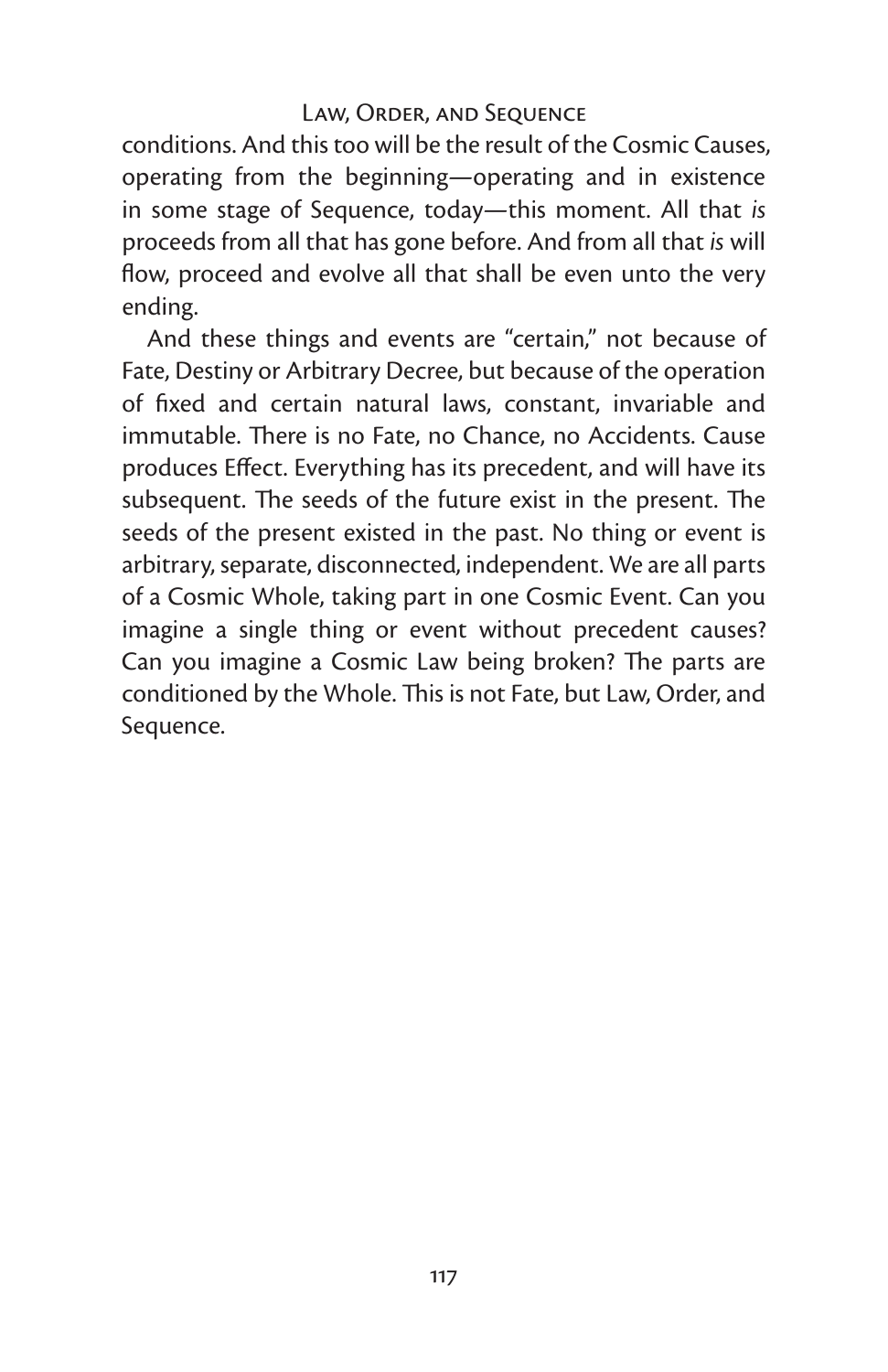conditions. And this too will be the result of the Cosmic Causes, operating from the beginning—operating and in existence in some stage of Sequence, today—this moment. All that *is* proceeds from all that has gone before. And from all that *is* will flow, proceed and evolve all that shall be even unto the very ending.

And these things and events are "certain," not because of Fate, Destiny or Arbitrary Decree, but because of the operation of fixed and certain natural laws, constant, invariable and immutable. There is no Fate, no Chance, no Accidents. Cause produces Effect. Everything has its precedent, and will have its subsequent. The seeds of the future exist in the present. The seeds of the present existed in the past. No thing or event is arbitrary, separate, disconnected, independent. We are all parts of a Cosmic Whole, taking part in one Cosmic Event. Can you imagine a single thing or event without precedent causes? Can you imagine a Cosmic Law being broken? The parts are conditioned by the Whole. This is not Fate, but Law, Order, and Sequence.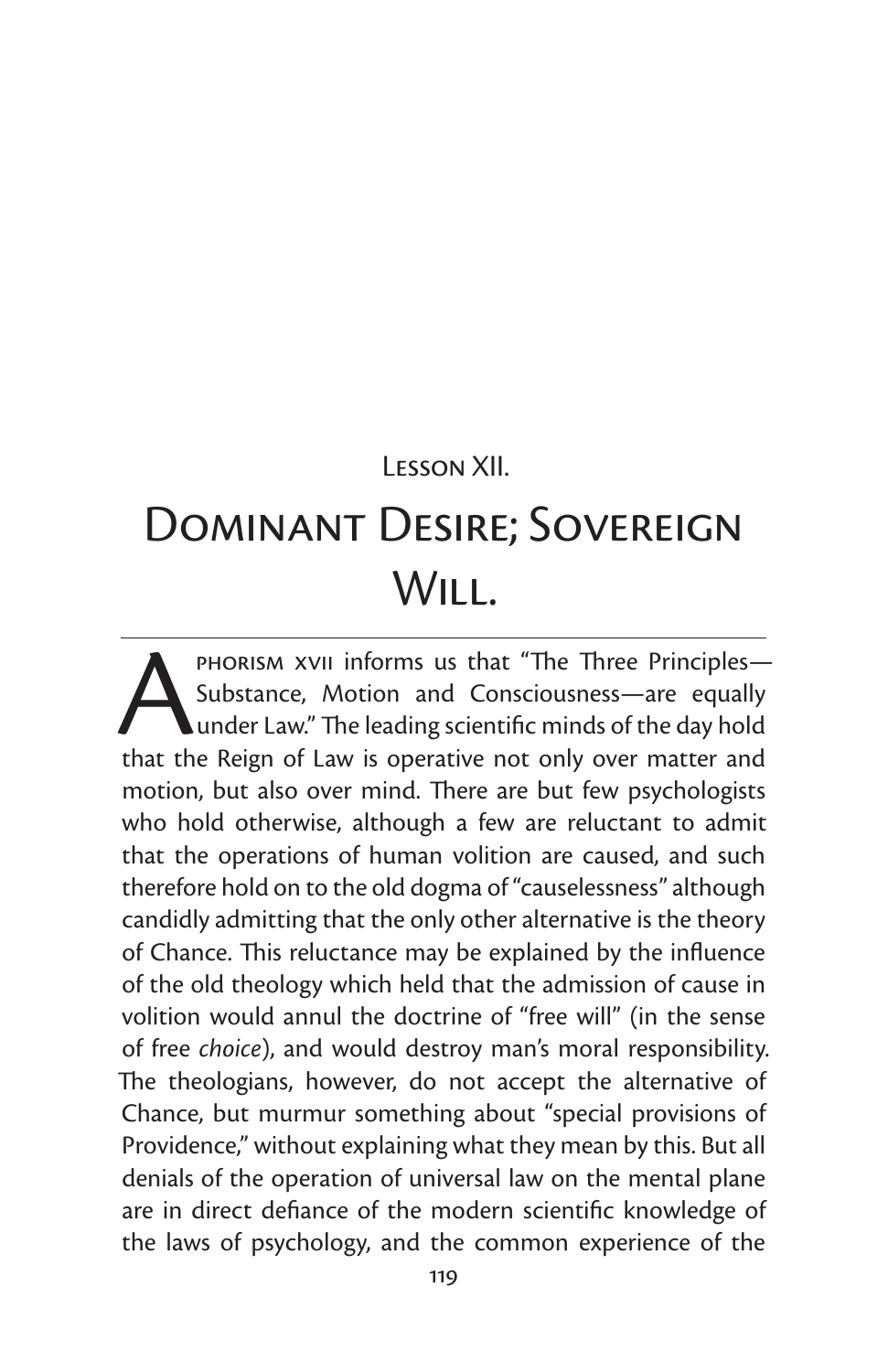## Lesson XII.

# Dominant Desire; Sovereign Will.

Aphorism XVII informs us that "The Three Principles—Substance, Motion and Consciousness—are equally under Law." The leading scientific minds of the day hold that the Reign of Law is operative not only over matter and motion, but also over mind. There are but few psychologists who hold otherwise, although a few are reluctant to admit that the operations of human volition are caused, and such therefore hold on to the old dogma of "causelessness" although candidly admitting that the only other alternative is the theory of Chance. This reluctance may be explained by the influence of the old theology which held that the admission of cause in volition would annul the doctrine of "free will" (in the sense of free *choice*), and would destroy man's moral responsibility. The theologians, however, do not accept the alternative of Chance, but murmur something about "special provisions of Providence," without explaining what they mean by this. But all denials of the operation of universal law on the mental plane are in direct defiance of the modern scientific knowledge of the laws of psychology, and the common experience of the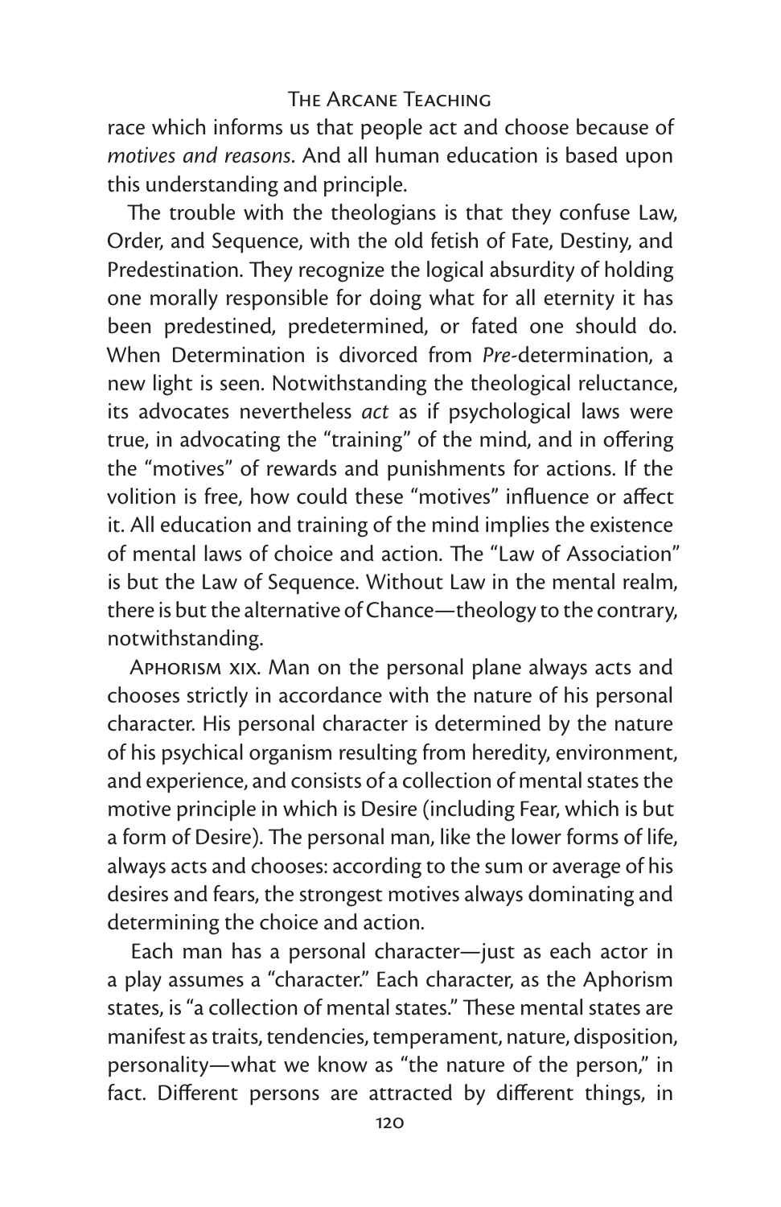race which informs us that people act and choose because of *motives and reasons*. And all human education is based upon this understanding and principle.

The trouble with the theologians is that they confuse Law, Order, and Sequence, with the old fetish of Fate, Destiny, and Predestination. They recognize the logical absurdity of holding one morally responsible for doing what for all eternity it has been predestined, predetermined, or fated one should do. When Determination is divorced from *Pre*-determination, a new light is seen. Notwithstanding the theological reluctance, its advocates nevertheless *act* as if psychological laws were true, in advocating the "training" of the mind, and in offering the "motives" of rewards and punishments for actions. If the volition is free, how could these "motives" influence or affect it. All education and training of the mind implies the existence of mental laws of choice and action. The "Law of Association" is but the Law of Sequence. Without Law in the mental realm, there is but the alternative of Chance—theology to the contrary, notwithstanding.

Aphorism xix. Man on the personal plane always acts and chooses strictly in accordance with the nature of his personal character. His personal character is determined by the nature of his psychical organism resulting from heredity, environment, and experience, and consists of a collection of mental states the motive principle in which is Desire (including Fear, which is but a form of Desire). The personal man, like the lower forms of life, always acts and chooses: according to the sum or average of his desires and fears, the strongest motives always dominating and determining the choice and action.

Each man has a personal character—just as each actor in a play assumes a "character." Each character, as the Aphorism states, is "a collection of mental states." These mental states are manifest as traits, tendencies, temperament, nature, disposition, personality—what we know as "the nature of the person," in fact. Different persons are attracted by different things, in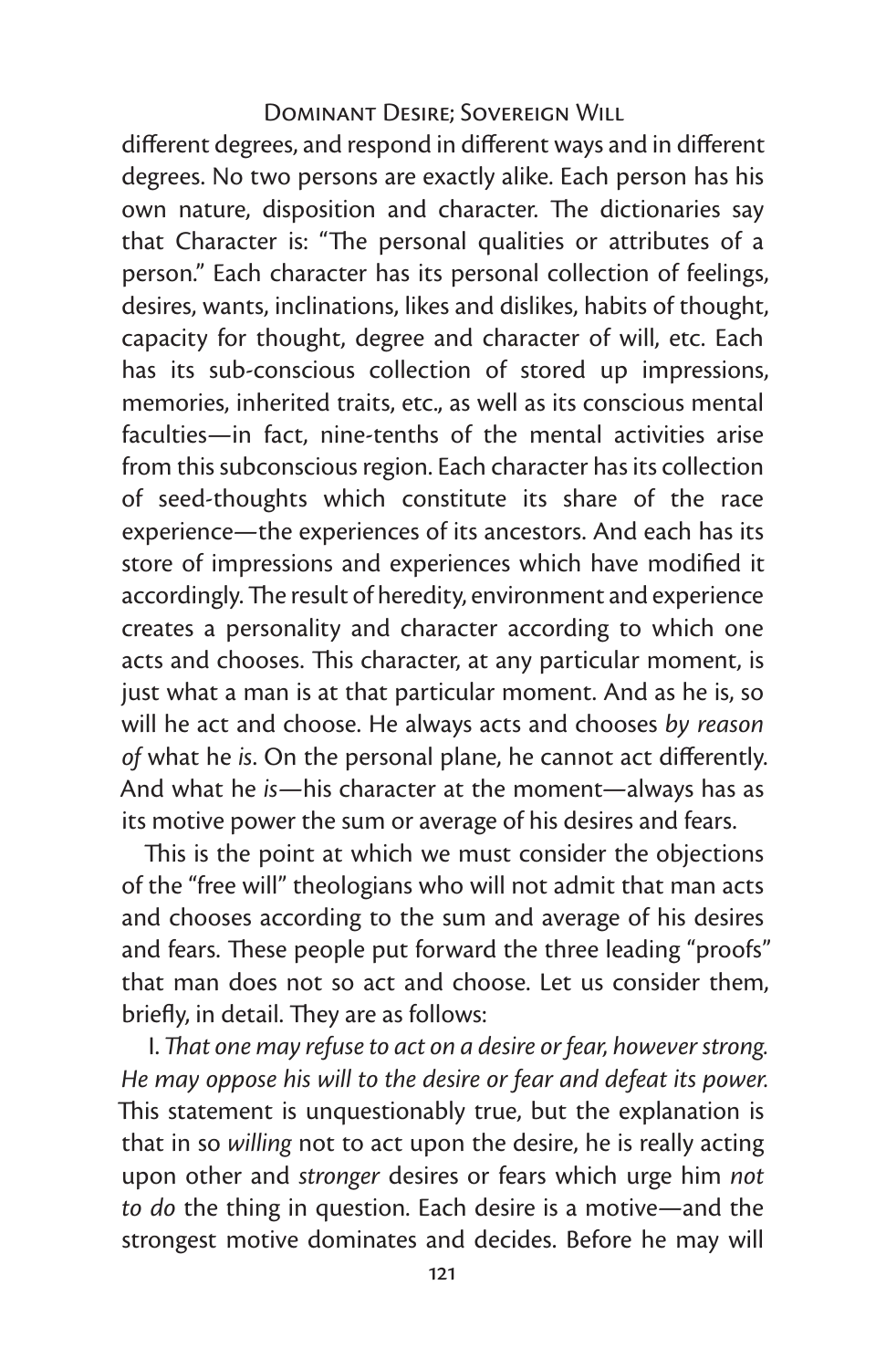different degrees, and respond in different ways and in different degrees. No two persons are exactly alike. Each person has his own nature, disposition and character. The dictionaries say that Character is: "The personal qualities or attributes of a person." Each character has its personal collection of feelings, desires, wants, inclinations, likes and dislikes, habits of thought, capacity for thought, degree and character of will, etc. Each has its sub-conscious collection of stored up impressions, memories, inherited traits, etc., as well as its conscious mental faculties—in fact, nine-tenths of the mental activities arise from this subconscious region. Each character has its collection of seed-thoughts which constitute its share of the race experience—the experiences of its ancestors. And each has its store of impressions and experiences which have modified it accordingly. The result of heredity, environment and experience creates a personality and character according to which one acts and chooses. This character, at any particular moment, is just what a man is at that particular moment. And as he is, so will he act and choose. He always acts and chooses *by reason of* what he *is*. On the personal plane, he cannot act differently. And what he *is*—his character at the moment—always has as its motive power the sum or average of his desires and fears.

This is the point at which we must consider the objections of the "free will" theologians who will not admit that man acts and chooses according to the sum and average of his desires and fears. These people put forward the three leading "proofs" that man does not so act and choose. Let us consider them, briefly, in detail. They are as follows:

I. *That one may refuse to act on a desire or fear, however strong. He may oppose his will to the desire or fear and defeat its power.* This statement is unquestionably true, but the explanation is that in so *willing* not to act upon the desire, he is really acting upon other and *stronger* desires or fears which urge him *not to do* the thing in question. Each desire is a motive—and the strongest motive dominates and decides. Before he may will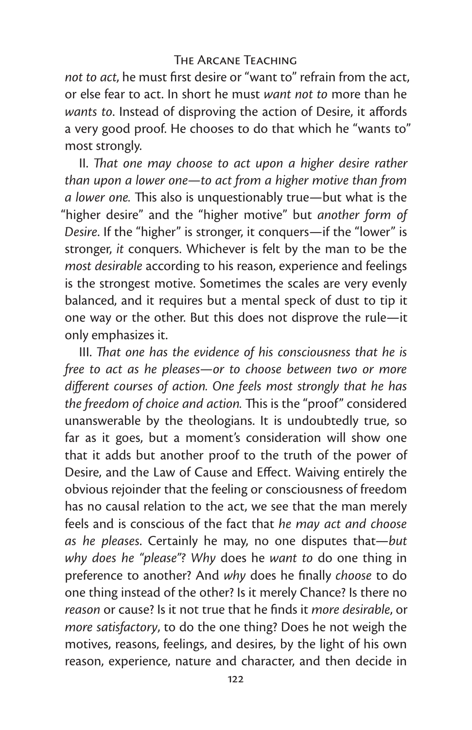*not to act*, he must first desire or "want to" refrain from the act, or else fear to act. In short he must *want not to* more than he *wants to*. Instead of disproving the action of Desire, it affords a very good proof. He chooses to do that which he "wants to" most strongly.

II. *That one may choose to act upon a higher desire rather than upon a lower one—to act from a higher motive than from a lower one.* This also is unquestionably true—but what is the "higher desire" and the "higher motive" but *another form of Desire*. If the "higher" is stronger, it conquers—if the "lower" is stronger, *it* conquers. Whichever is felt by the man to be the *most desirable* according to his reason, experience and feelings is the strongest motive. Sometimes the scales are very evenly balanced, and it requires but a mental speck of dust to tip it one way or the other. But this does not disprove the rule—it only emphasizes it.

III. *That one has the evidence of his consciousness that he is free to act as he pleases—or to choose between two or more different courses of action. One feels most strongly that he has the freedom of choice and action.* This is the "proof" considered unanswerable by the theologians. It is undoubtedly true, so far as it goes, but a moment's consideration will show one that it adds but another proof to the truth of the power of Desire, and the Law of Cause and Effect. Waiving entirely the obvious rejoinder that the feeling or consciousness of freedom has no causal relation to the act, we see that the man merely feels and is conscious of the fact that *he may act and choose as he pleases*. Certainly he may, no one disputes that—*but why does he "please"? Why* does he *want to* do one thing in preference to another? And *why* does he finally *choose* to do one thing instead of the other? Is it merely Chance? Is there no *reason* or cause? Is it not true that he finds it *more desirable*, or *more satisfactory*, to do the one thing? Does he not weigh the motives, reasons, feelings, and desires, by the light of his own reason, experience, nature and character, and then decide in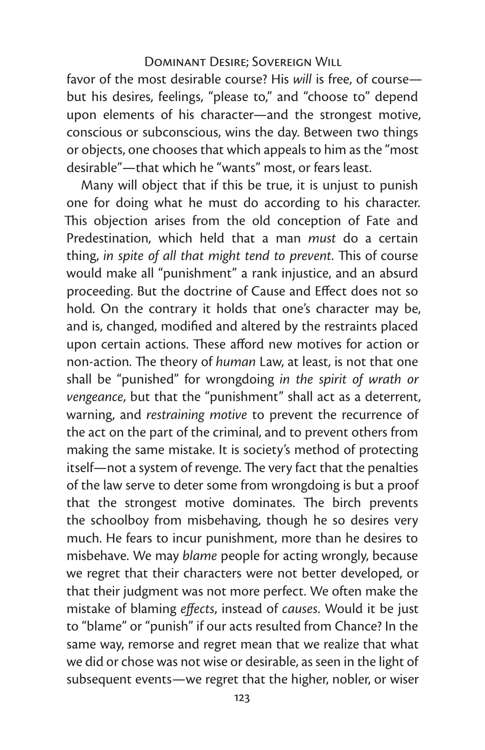favor of the most desirable course? His *will* is free, of course—but his desires, feelings, "please to," and "choose to" depend upon elements of his character—and the strongest motive, conscious or subconscious, wins the day. Between two things or objects, one chooses that which appeals to him as the "most desirable"—that which he "wants" most, or fears least.

Many will object that if this be true, it is unjust to punish one for doing what he must do according to his character. This objection arises from the old conception of Fate and Predestination, which held that a man *must* do a certain thing, *in spite of all that might tend to prevent.* This of course would make all "punishment" a rank injustice, and an absurd proceeding. But the doctrine of Cause and Effect does not so hold. On the contrary it holds that one's character may be, and is, changed, modified and altered by the restraints placed upon certain actions. These afford new motives for action or non-action. The theory of *human* Law, at least, is not that one shall be "punished" for wrongdoing *in the spirit of wrath or vengeance*, but that the "punishment" shall act as a deterrent, warning, and *restraining motive* to prevent the recurrence of the act on the part of the criminal, and to prevent others from making the same mistake. It is society's method of protecting itself—not a system of revenge. The very fact that the penalties of the law serve to deter some from wrongdoing is but a proof that the strongest motive dominates. The birch prevents the schoolboy from misbehaving, though he so desires very much. He fears to incur punishment, more than he desires to misbehave. We may *blame* people for acting wrongly, because we regret that their characters were not better developed, or that their judgment was not more perfect. We often make the mistake of blaming *effects*, instead of *causes*. Would it be just to "blame" or "punish" if our acts resulted from Chance? In the same way, remorse and regret mean that we realize that what we did or chose was not wise or desirable, as seen in the light of subsequent events—we regret that the higher, nobler, or wiser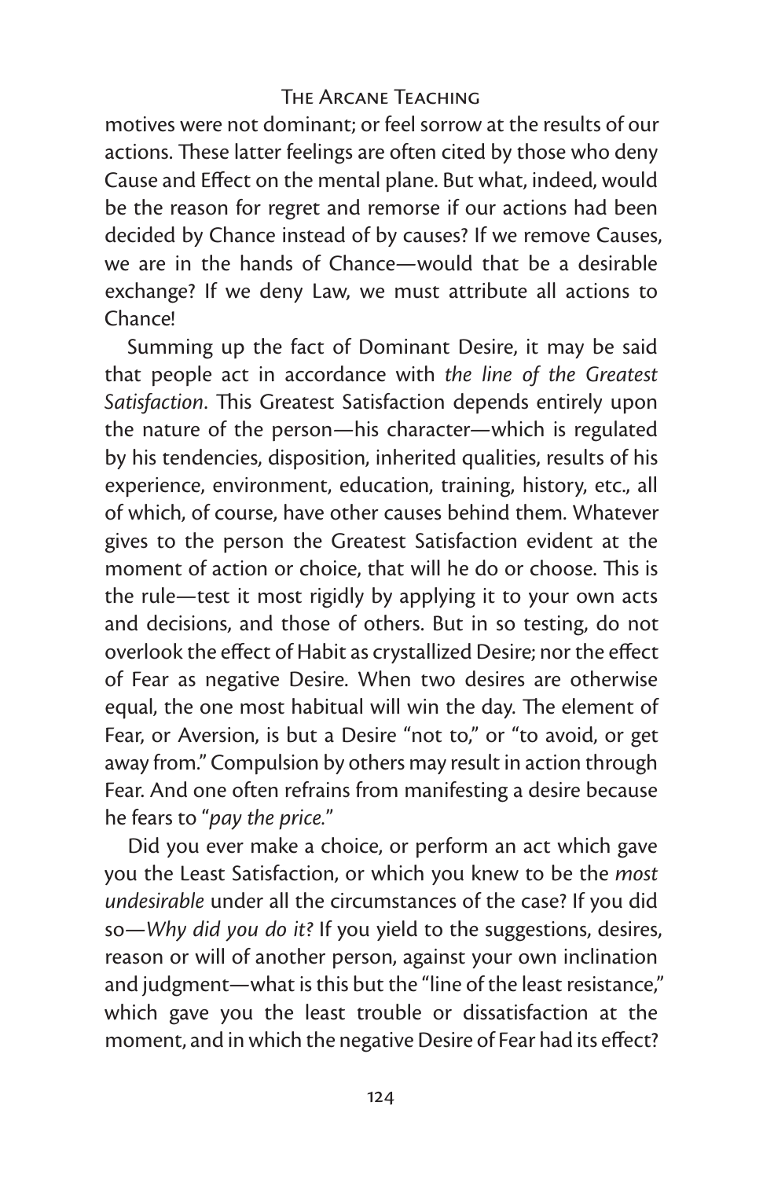motives were not dominant; or feel sorrow at the results of our actions. These latter feelings are often cited by those who deny Cause and Effect on the mental plane. But what, indeed, would be the reason for regret and remorse if our actions had been decided by Chance instead of by causes? If we remove Causes, we are in the hands of Chance—would that be a desirable exchange? If we deny Law, we must attribute all actions to Chance!

Summing up the fact of Dominant Desire, it may be said that people act in accordance with *the line of the Greatest Satisfaction*. This Greatest Satisfaction depends entirely upon the nature of the person—his character—which is regulated by his tendencies, disposition, inherited qualities, results of his experience, environment, education, training, history, etc., all of which, of course, have other causes behind them. Whatever gives to the person the Greatest Satisfaction evident at the moment of action or choice, that will he do or choose. This is the rule—test it most rigidly by applying it to your own acts and decisions, and those of others. But in so testing, do not overlook the effect of Habit as crystallized Desire; nor the effect of Fear as negative Desire. When two desires are otherwise equal, the one most habitual will win the day. The element of Fear, or Aversion, is but a Desire "not to," or "to avoid, or get away from." Compulsion by others may result in action through Fear. And one often refrains from manifesting a desire because he fears to "*pay the price*."

Did you ever make a choice, or perform an act which gave you the Least Satisfaction, or which you knew to be the *most undesirable* under all the circumstances of the case? If you did so—*Why did you do it?* If you yield to the suggestions, desires, reason or will of another person, against your own inclination and judgment—what is this but the "line of the least resistance," which gave you the least trouble or dissatisfaction at the moment, and in which the negative Desire of Fear had its effect?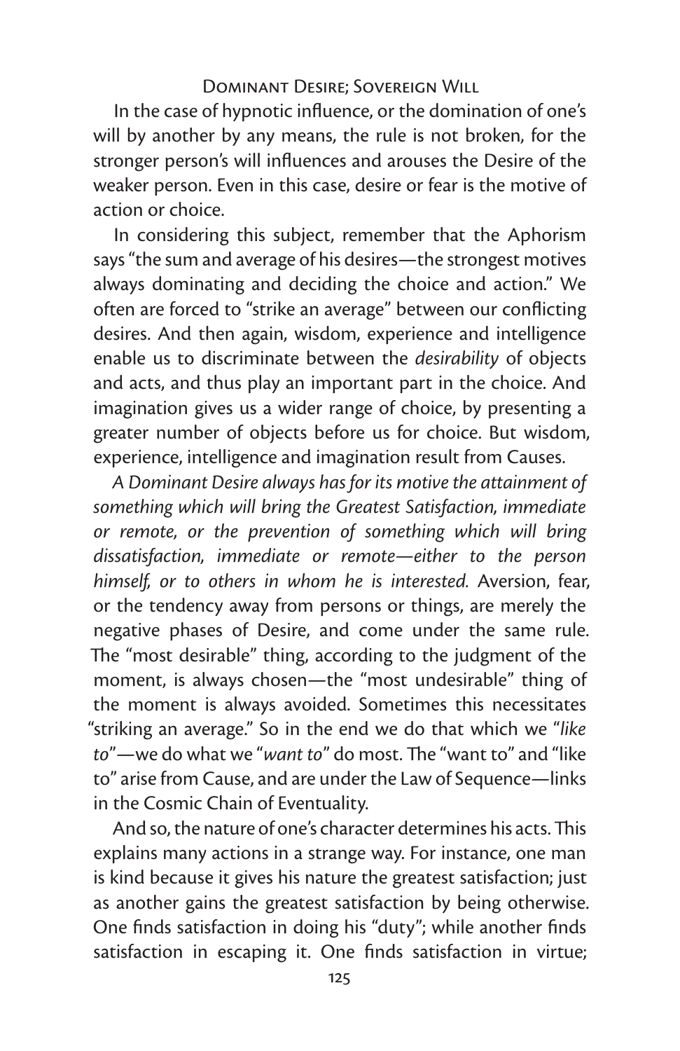In the case of hypnotic influence, or the domination of one's will by another by any means, the rule is not broken, for the stronger person's will influences and arouses the Desire of the weaker person. Even in this case, desire or fear is the motive of action or choice.

In considering this subject, remember that the Aphorism says "the sum and average of his desires—the strongest motives always dominating and deciding the choice and action." We often are forced to "strike an average" between our conflicting desires. And then again, wisdom, experience and intelligence enable us to discriminate between the *desirability* of objects and acts, and thus play an important part in the choice. And imagination gives us a wider range of choice, by presenting a greater number of objects before us for choice. But wisdom, experience, intelligence and imagination result from Causes.

*A Dominant Desire always has for its motive the attainment of something which will bring the Greatest Satisfaction, immediate or remote, or the prevention of something which will bring dissatisfaction, immediate or remote—either to the person himself, or to others in whom he is interested.* Aversion, fear, or the tendency away from persons or things, are merely the negative phases of Desire, and come under the same rule. The "most desirable" thing, according to the judgment of the moment, is always chosen—the "most undesirable" thing of the moment is always avoided. Sometimes this necessitates "striking an average." So in the end we do that which we "*like to*"—we do what we "*want to*" do most. The "want to" and "like to" arise from Cause, and are under the Law of Sequence—links in the Cosmic Chain of Eventuality.

And so, the nature of one's character determines his acts. This explains many actions in a strange way. For instance, one man is kind because it gives his nature the greatest satisfaction; just as another gains the greatest satisfaction by being otherwise. One finds satisfaction in doing his "duty"; while another finds satisfaction in escaping it. One finds satisfaction in virtue;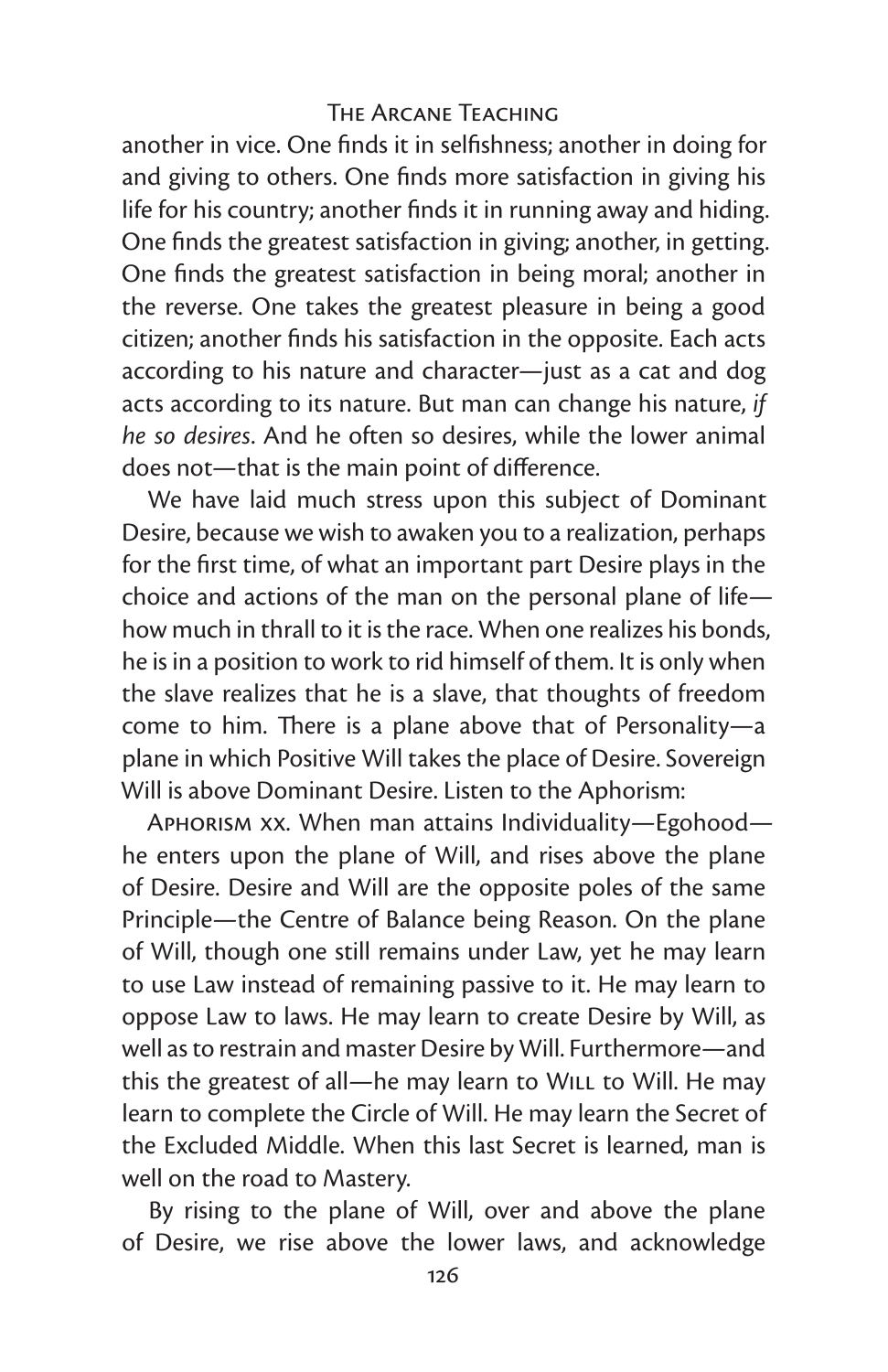another in vice. One finds it in selfishness; another in doing for and giving to others. One finds more satisfaction in giving his life for his country; another finds it in running away and hiding. One finds the greatest satisfaction in giving; another, in getting. One finds the greatest satisfaction in being moral; another in the reverse. One takes the greatest pleasure in being a good citizen; another finds his satisfaction in the opposite. Each acts according to his nature and character—just as a cat and dog acts according to its nature. But man can change his nature, *if he so desires*. And he often so desires, while the lower animal does not—that is the main point of difference.

We have laid much stress upon this subject of Dominant Desire, because we wish to awaken you to a realization, perhaps for the first time, of what an important part Desire plays in the choice and actions of the man on the personal plane of life—how much in thrall to it is the race. When one realizes his bonds, he is in a position to work to rid himself of them. It is only when the slave realizes that he is a slave, that thoughts of freedom come to him. There is a plane above that of Personality—a plane in which Positive Will takes the place of Desire. Sovereign Will is above Dominant Desire. Listen to the Aphorism:

Aphorism xx. When man attains Individuality—Egohood—he enters upon the plane of Will, and rises above the plane of Desire. Desire and Will are the opposite poles of the same Principle—the Centre of Balance being Reason. On the plane of Will, though one still remains under Law, yet he may learn to use Law instead of remaining passive to it. He may learn to oppose Law to laws. He may learn to create Desire by Will, as well as to restrain and master Desire by Will. Furthermore—and this the greatest of all—he may learn to Will to Will. He may learn to complete the Circle of Will. He may learn the Secret of the Excluded Middle. When this last Secret is learned, man is well on the road to Mastery.

By rising to the plane of Will, over and above the plane of Desire, we rise above the lower laws, and acknowledge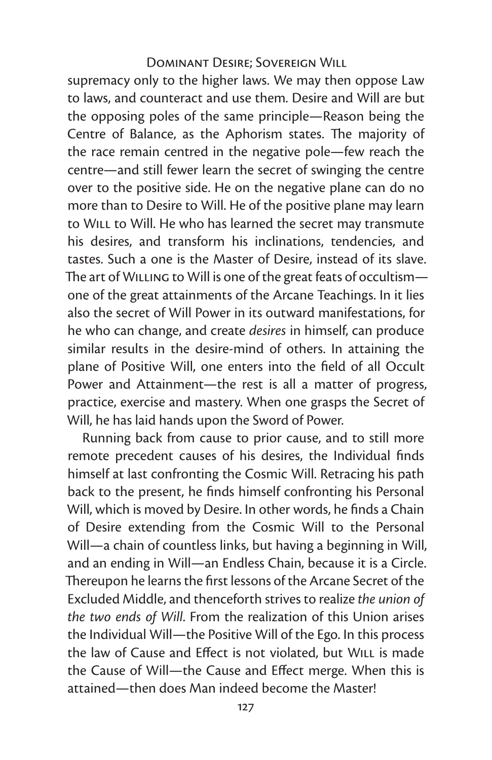supremacy only to the higher laws. We may then oppose Law to laws, and counteract and use them. Desire and Will are but the opposing poles of the same principle—Reason being the Centre of Balance, as the Aphorism states. The majority of the race remain centred in the negative pole—few reach the centre—and still fewer learn the secret of swinging the centre over to the positive side. He on the negative plane can do no more than to Desire to Will. He of the positive plane may learn to WILL to Will. He who has learned the secret may transmute his desires, and transform his inclinations, tendencies, and tastes. Such a one is the Master of Desire, instead of its slave. The art of WILLING to Will is one of the great feats of occultism—one of the great attainments of the Arcane Teachings. In it lies also the secret of Will Power in its outward manifestations, for he who can change, and create *desires* in himself, can produce similar results in the desire-mind of others. In attaining the plane of Positive Will, one enters into the field of all Occult Power and Attainment—the rest is all a matter of progress, practice, exercise and mastery. When one grasps the Secret of Will, he has laid hands upon the Sword of Power.

Running back from cause to prior cause, and to still more remote precedent causes of his desires, the Individual finds himself at last confronting the Cosmic Will. Retracing his path back to the present, he finds himself confronting his Personal Will, which is moved by Desire. In other words, he finds a Chain of Desire extending from the Cosmic Will to the Personal Will—a chain of countless links, but having a beginning in Will, and an ending in Will—an Endless Chain, because it is a Circle. Thereupon he learns the first lessons of the Arcane Secret of the Excluded Middle, and thenceforth strives to realize *the union of the two ends of Will*. From the realization of this Union arises the Individual Will—the Positive Will of the Ego. In this process the law of Cause and Effect is not violated, but WILL is made the Cause of Will—the Cause and Effect merge. When this is attained—then does Man indeed become the Master!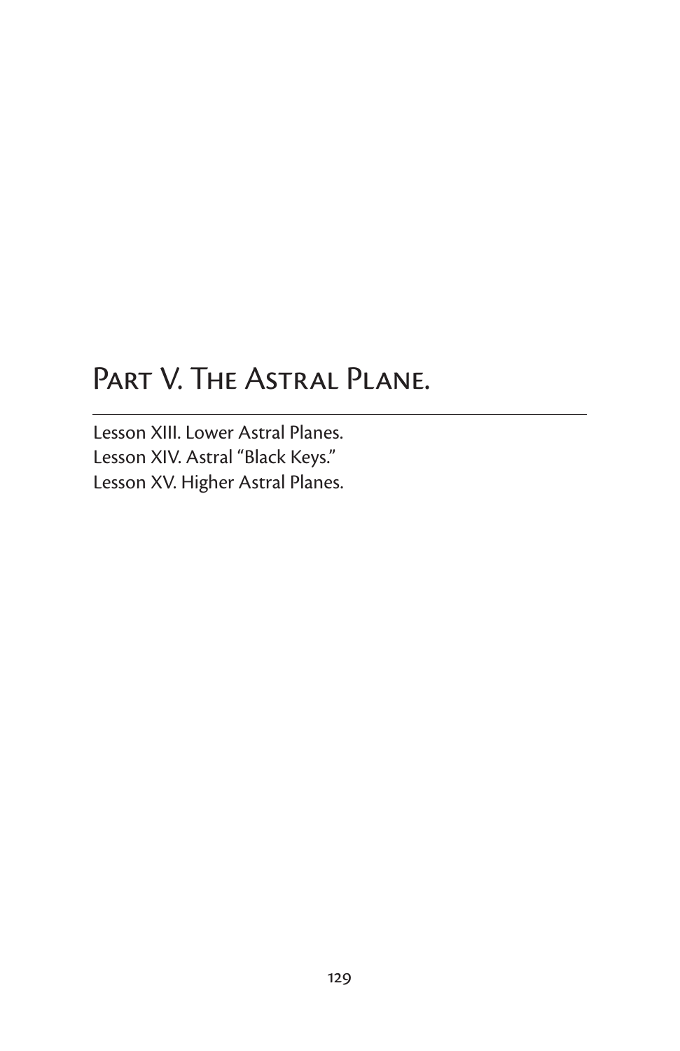# Part V. The Astral Plane.

Lesson XIII. Lower Astral Planes.
Lesson XIV. Astral "Black Keys."
Lesson XV. Higher Astral Planes.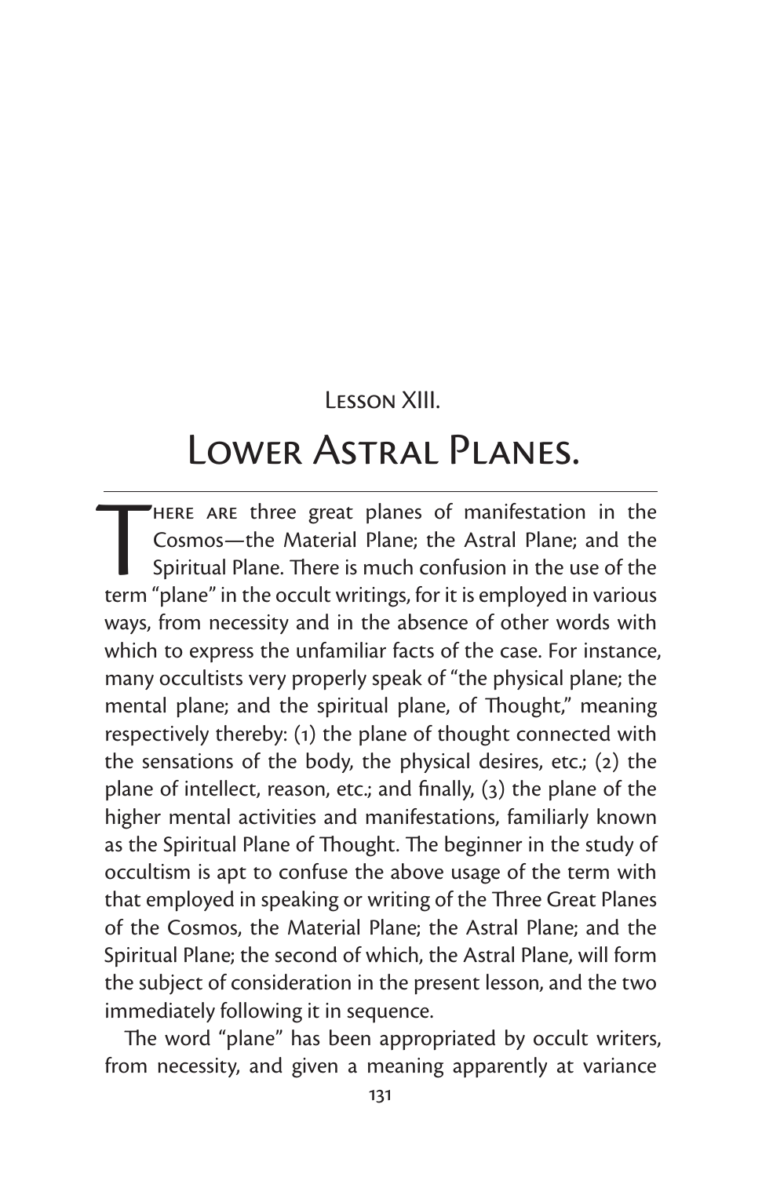## Lesson XIII.

# Lower Astral Planes.

There are three great planes of manifestation in the Cosmos—the Material Plane; the Astral Plane; and the Spiritual Plane. There is much confusion in the use of the term "plane" in the occult writings, for it is employed in various ways, from necessity and in the absence of other words with which to express the unfamiliar facts of the case. For instance, many occultists very properly speak of "the physical plane; the mental plane; and the spiritual plane, of Thought," meaning respectively thereby: (1) the plane of thought connected with the sensations of the body, the physical desires, etc.; (2) the plane of intellect, reason, etc.; and finally, (3) the plane of the higher mental activities and manifestations, familiarly known as the Spiritual Plane of Thought. The beginner in the study of occultism is apt to confuse the above usage of the term with that employed in speaking or writing of the Three Great Planes of the Cosmos, the Material Plane; the Astral Plane; and the Spiritual Plane; the second of which, the Astral Plane, will form the subject of consideration in the present lesson, and the two immediately following it in sequence.

The word "plane" has been appropriated by occult writers, from necessity, and given a meaning apparently at variance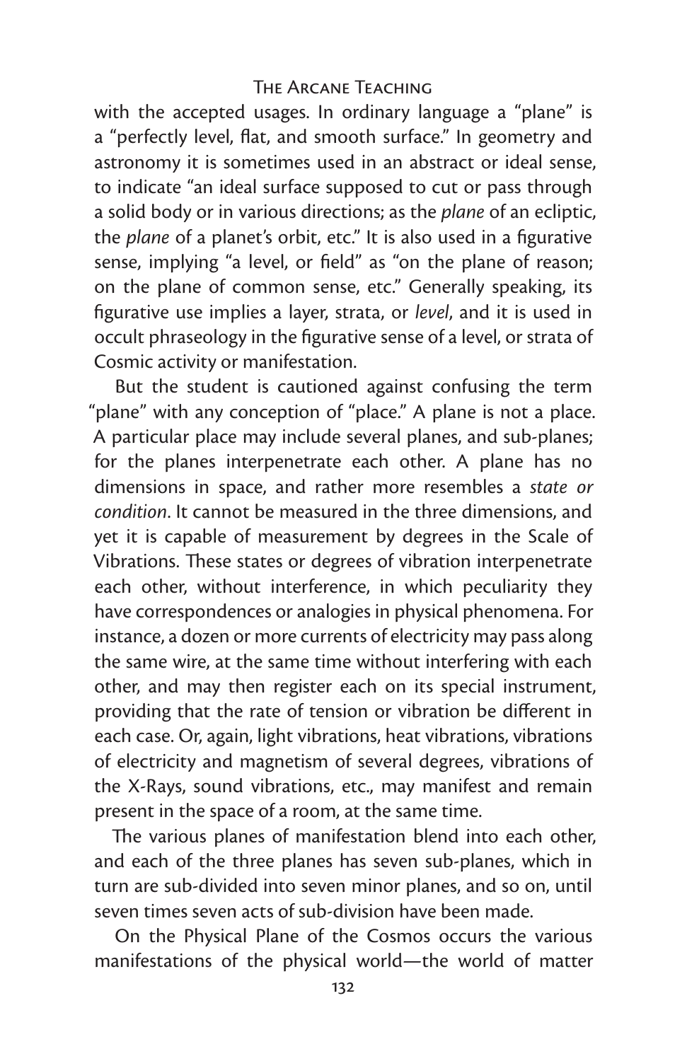with the accepted usages. In ordinary language a "plane" is a "perfectly level, flat, and smooth surface." In geometry and astronomy it is sometimes used in an abstract or ideal sense, to indicate "an ideal surface supposed to cut or pass through a solid body or in various directions; as the *plane* of an ecliptic, the *plane* of a planet's orbit, etc." It is also used in a figurative sense, implying "a level, or field" as "on the plane of reason; on the plane of common sense, etc." Generally speaking, its figurative use implies a layer, strata, or *level*, and it is used in occult phraseology in the figurative sense of a level, or strata of Cosmic activity or manifestation.

But the student is cautioned against confusing the term "plane" with any conception of "place." A plane is not a place. A particular place may include several planes, and sub-planes; for the planes interpenetrate each other. A plane has no dimensions in space, and rather more resembles a *state or condition*. It cannot be measured in the three dimensions, and yet it is capable of measurement by degrees in the Scale of Vibrations. These states or degrees of vibration interpenetrate each other, without interference, in which peculiarity they have correspondences or analogies in physical phenomena. For instance, a dozen or more currents of electricity may pass along the same wire, at the same time without interfering with each other, and may then register each on its special instrument, providing that the rate of tension or vibration be different in each case. Or, again, light vibrations, heat vibrations, vibrations of electricity and magnetism of several degrees, vibrations of the X-Rays, sound vibrations, etc., may manifest and remain present in the space of a room, at the same time.

The various planes of manifestation blend into each other, and each of the three planes has seven sub-planes, which in turn are sub-divided into seven minor planes, and so on, until seven times seven acts of sub-division have been made.

On the Physical Plane of the Cosmos occurs the various manifestations of the physical world—the world of matter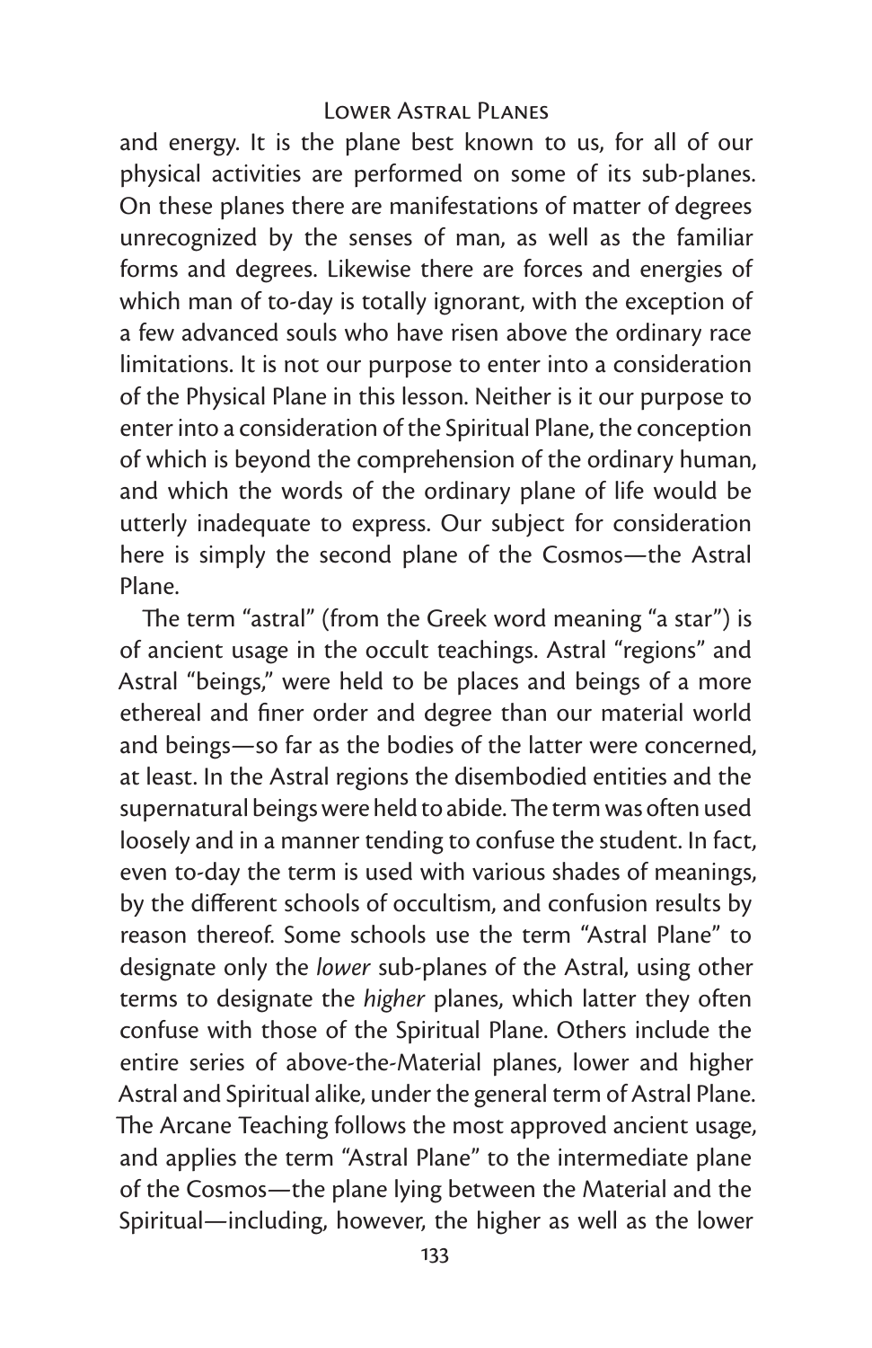and energy. It is the plane best known to us, for all of our physical activities are performed on some of its sub-planes. On these planes there are manifestations of matter of degrees unrecognized by the senses of man, as well as the familiar forms and degrees. Likewise there are forces and energies of which man of to-day is totally ignorant, with the exception of a few advanced souls who have risen above the ordinary race limitations. It is not our purpose to enter into a consideration of the Physical Plane in this lesson. Neither is it our purpose to enter into a consideration of the Spiritual Plane, the conception of which is beyond the comprehension of the ordinary human, and which the words of the ordinary plane of life would be utterly inadequate to express. Our subject for consideration here is simply the second plane of the Cosmos—the Astral Plane.

The term "astral" (from the Greek word meaning "a star") is of ancient usage in the occult teachings. Astral "regions" and Astral "beings," were held to be places and beings of a more ethereal and finer order and degree than our material world and beings—so far as the bodies of the latter were concerned, at least. In the Astral regions the disembodied entities and the supernatural beings were held to abide. The term was often used loosely and in a manner tending to confuse the student. In fact, even to-day the term is used with various shades of meanings, by the different schools of occultism, and confusion results by reason thereof. Some schools use the term "Astral Plane" to designate only the *lower* sub-planes of the Astral, using other terms to designate the *higher* planes, which latter they often confuse with those of the Spiritual Plane. Others include the entire series of above-the-Material planes, lower and higher Astral and Spiritual alike, under the general term of Astral Plane. The Arcane Teaching follows the most approved ancient usage, and applies the term "Astral Plane" to the intermediate plane of the Cosmos—the plane lying between the Material and the Spiritual—including, however, the higher as well as the lower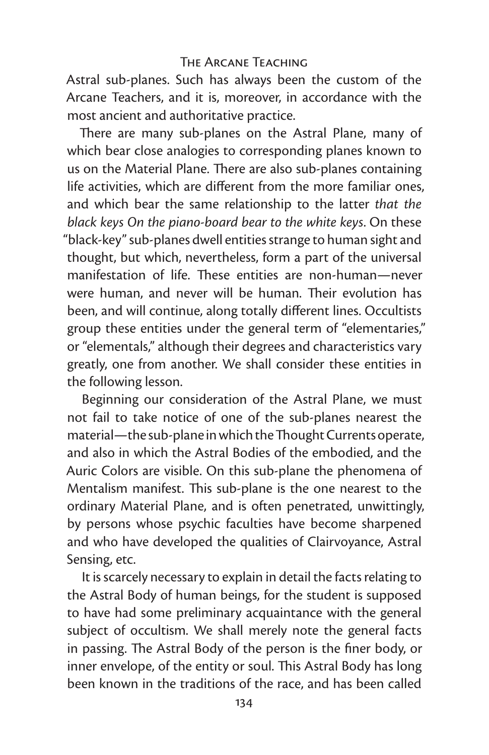Astral sub-planes. Such has always been the custom of the Arcane Teachers, and it is, moreover, in accordance with the most ancient and authoritative practice.

There are many sub-planes on the Astral Plane, many of which bear close analogies to corresponding planes known to us on the Material Plane. There are also sub-planes containing life activities, which are different from the more familiar ones, and which bear the same relationship to the latter *that the black keys On the piano-board bear to the white keys*. On these "black-key" sub-planes dwell entities strange to human sight and thought, but which, nevertheless, form a part of the universal manifestation of life. These entities are non-human—never were human, and never will be human. Their evolution has been, and will continue, along totally different lines. Occultists group these entities under the general term of "elementaries," or "elementals," although their degrees and characteristics vary greatly, one from another. We shall consider these entities in the following lesson.

Beginning our consideration of the Astral Plane, we must not fail to take notice of one of the sub-planes nearest the material—the sub-plane in which the Thought Currents operate, and also in which the Astral Bodies of the embodied, and the Auric Colors are visible. On this sub-plane the phenomena of Mentalism manifest. This sub-plane is the one nearest to the ordinary Material Plane, and is often penetrated, unwittingly, by persons whose psychic faculties have become sharpened and who have developed the qualities of Clairvoyance, Astral Sensing, etc.

It is scarcely necessary to explain in detail the facts relating to the Astral Body of human beings, for the student is supposed to have had some preliminary acquaintance with the general subject of occultism. We shall merely note the general facts in passing. The Astral Body of the person is the finer body, or inner envelope, of the entity or soul. This Astral Body has long been known in the traditions of the race, and has been called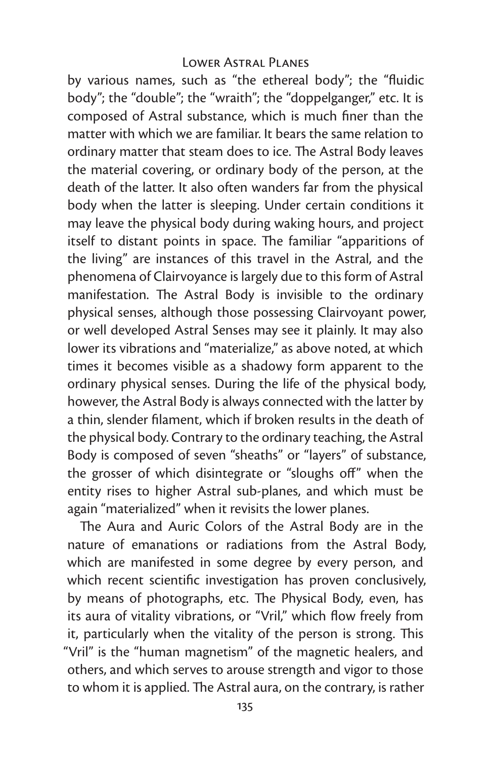by various names, such as "the ethereal body"; the "fluidic body"; the "double"; the "wraith"; the "doppelganger," etc. It is composed of Astral substance, which is much finer than the matter with which we are familiar. It bears the same relation to ordinary matter that steam does to ice. The Astral Body leaves the material covering, or ordinary body of the person, at the death of the latter. It also often wanders far from the physical body when the latter is sleeping. Under certain conditions it may leave the physical body during waking hours, and project itself to distant points in space. The familiar "apparitions of the living" are instances of this travel in the Astral, and the phenomena of Clairvoyance is largely due to this form of Astral manifestation. The Astral Body is invisible to the ordinary physical senses, although those possessing Clairvoyant power, or well developed Astral Senses may see it plainly. It may also lower its vibrations and "materialize," as above noted, at which times it becomes visible as a shadowy form apparent to the ordinary physical senses. During the life of the physical body, however, the Astral Body is always connected with the latter by a thin, slender filament, which if broken results in the death of the physical body. Contrary to the ordinary teaching, the Astral Body is composed of seven "sheaths" or "layers" of substance, the grosser of which disintegrate or "sloughs off" when the entity rises to higher Astral sub-planes, and which must be again "materialized" when it revisits the lower planes.

The Aura and Auric Colors of the Astral Body are in the nature of emanations or radiations from the Astral Body, which are manifested in some degree by every person, and which recent scientific investigation has proven conclusively, by means of photographs, etc. The Physical Body, even, has its aura of vitality vibrations, or "Vril," which flow freely from it, particularly when the vitality of the person is strong. This "Vril" is the "human magnetism" of the magnetic healers, and others, and which serves to arouse strength and vigor to those to whom it is applied. The Astral aura, on the contrary, is rather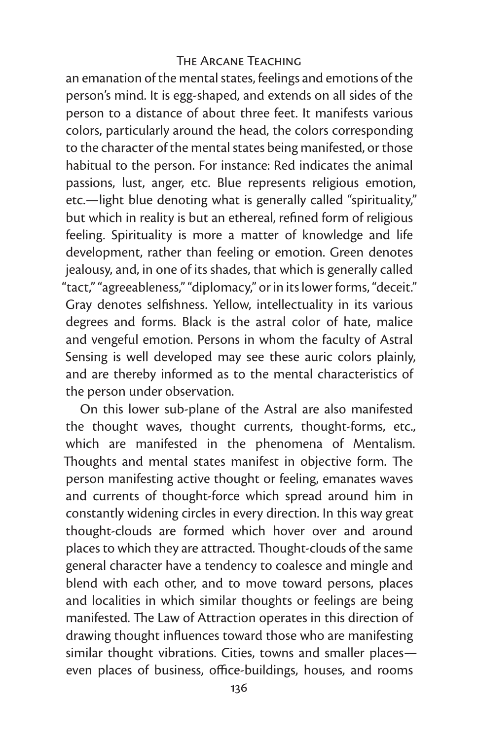an emanation of the mental states, feelings and emotions of the person's mind. It is egg-shaped, and extends on all sides of the person to a distance of about three feet. It manifests various colors, particularly around the head, the colors corresponding to the character of the mental states being manifested, or those habitual to the person. For instance: Red indicates the animal passions, lust, anger, etc. Blue represents religious emotion, etc.—light blue denoting what is generally called "spirituality," but which in reality is but an ethereal, refined form of religious feeling. Spirituality is more a matter of knowledge and life development, rather than feeling or emotion. Green denotes jealousy, and, in one of its shades, that which is generally called "tact," "agreeableness," "diplomacy," or in its lower forms, "deceit." Gray denotes selfishness. Yellow, intellectuality in its various degrees and forms. Black is the astral color of hate, malice and vengeful emotion. Persons in whom the faculty of Astral Sensing is well developed may see these auric colors plainly, and are thereby informed as to the mental characteristics of the person under observation.

On this lower sub-plane of the Astral are also manifested the thought waves, thought currents, thought-forms, etc., which are manifested in the phenomena of Mentalism. Thoughts and mental states manifest in objective form. The person manifesting active thought or feeling, emanates waves and currents of thought-force which spread around him in constantly widening circles in every direction. In this way great thought-clouds are formed which hover over and around places to which they are attracted. Thought-clouds of the same general character have a tendency to coalesce and mingle and blend with each other, and to move toward persons, places and localities in which similar thoughts or feelings are being manifested. The Law of Attraction operates in this direction of drawing thought influences toward those who are manifesting similar thought vibrations. Cities, towns and smaller places—even places of business, office-buildings, houses, and rooms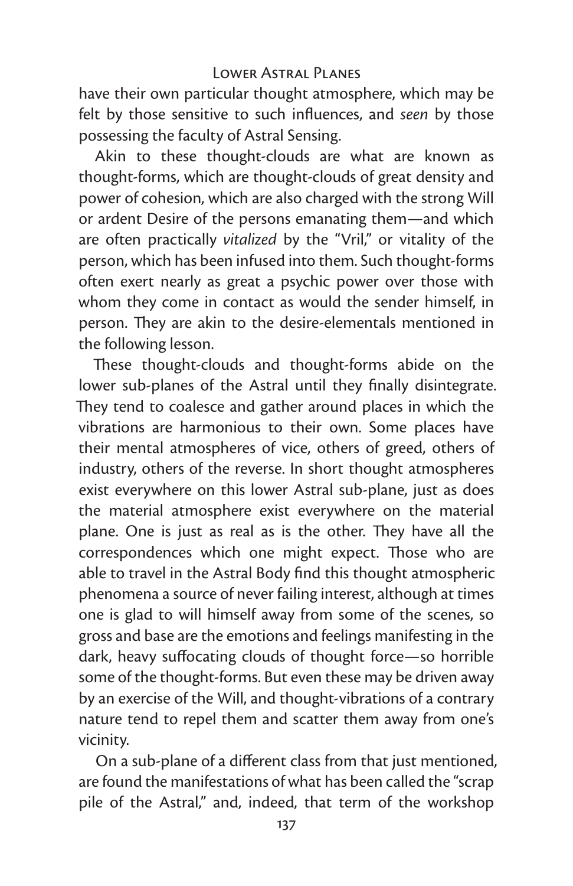have their own particular thought atmosphere, which may be felt by those sensitive to such influences, and *seen* by those possessing the faculty of Astral Sensing.

Akin to these thought-clouds are what are known as thought-forms, which are thought-clouds of great density and power of cohesion, which are also charged with the strong Will or ardent Desire of the persons emanating them—and which are often practically *vitalized* by the "Vril," or vitality of the person, which has been infused into them. Such thought-forms often exert nearly as great a psychic power over those with whom they come in contact as would the sender himself, in person. They are akin to the desire-elementals mentioned in the following lesson.

These thought-clouds and thought-forms abide on the lower sub-planes of the Astral until they finally disintegrate. They tend to coalesce and gather around places in which the vibrations are harmonious to their own. Some places have their mental atmospheres of vice, others of greed, others of industry, others of the reverse. In short thought atmospheres exist everywhere on this lower Astral sub-plane, just as does the material atmosphere exist everywhere on the material plane. One is just as real as is the other. They have all the correspondences which one might expect. Those who are able to travel in the Astral Body find this thought atmospheric phenomena a source of never failing interest, although at times one is glad to will himself away from some of the scenes, so gross and base are the emotions and feelings manifesting in the dark, heavy suffocating clouds of thought force—so horrible some of the thought-forms. But even these may be driven away by an exercise of the Will, and thought-vibrations of a contrary nature tend to repel them and scatter them away from one's vicinity.

On a sub-plane of a different class from that just mentioned, are found the manifestations of what has been called the "scrap pile of the Astral," and, indeed, that term of the workshop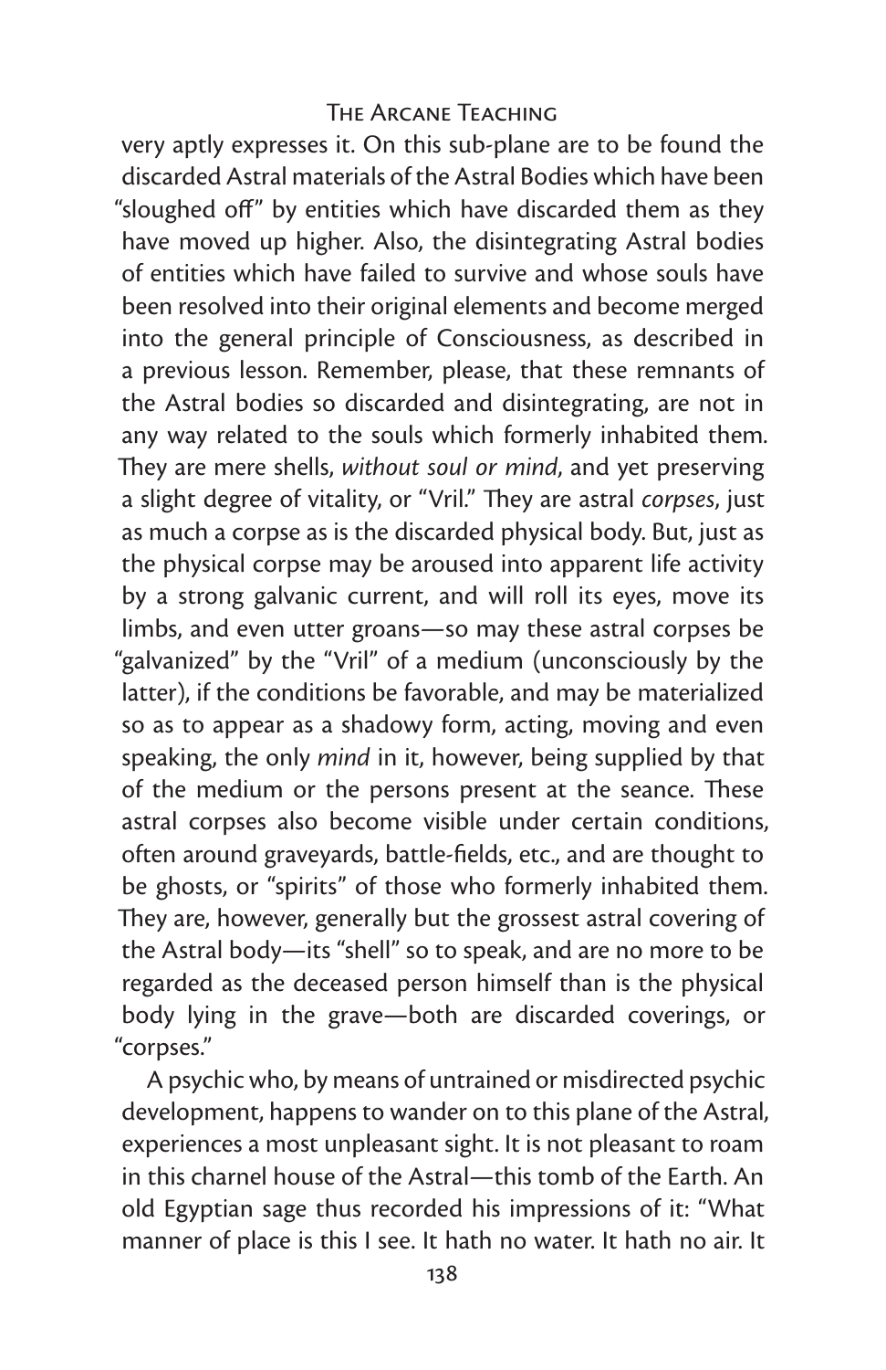very aptly expresses it. On this sub-plane are to be found the discarded Astral materials of the Astral Bodies which have been "sloughed off" by entities which have discarded them as they have moved up higher. Also, the disintegrating Astral bodies of entities which have failed to survive and whose souls have been resolved into their original elements and become merged into the general principle of Consciousness, as described in a previous lesson. Remember, please, that these remnants of the Astral bodies so discarded and disintegrating, are not in any way related to the souls which formerly inhabited them. They are mere shells, *without soul or mind*, and yet preserving a slight degree of vitality, or "Vril." They are astral *corpses*, just as much a corpse as is the discarded physical body. But, just as the physical corpse may be aroused into apparent life activity by a strong galvanic current, and will roll its eyes, move its limbs, and even utter groans—so may these astral corpses be "galvanized" by the "Vril" of a medium (unconsciously by the latter), if the conditions be favorable, and may be materialized so as to appear as a shadowy form, acting, moving and even speaking, the only *mind* in it, however, being supplied by that of the medium or the persons present at the seance. These astral corpses also become visible under certain conditions, often around graveyards, battle-fields, etc., and are thought to be ghosts, or "spirits" of those who formerly inhabited them. They are, however, generally but the grossest astral covering of the Astral body—its "shell" so to speak, and are no more to be regarded as the deceased person himself than is the physical body lying in the grave—both are discarded coverings, or "corpses."

A psychic who, by means of untrained or misdirected psychic development, happens to wander on to this plane of the Astral, experiences a most unpleasant sight. It is not pleasant to roam in this charnel house of the Astral—this tomb of the Earth. An old Egyptian sage thus recorded his impressions of it: "What manner of place is this I see. It hath no water. It hath no air. It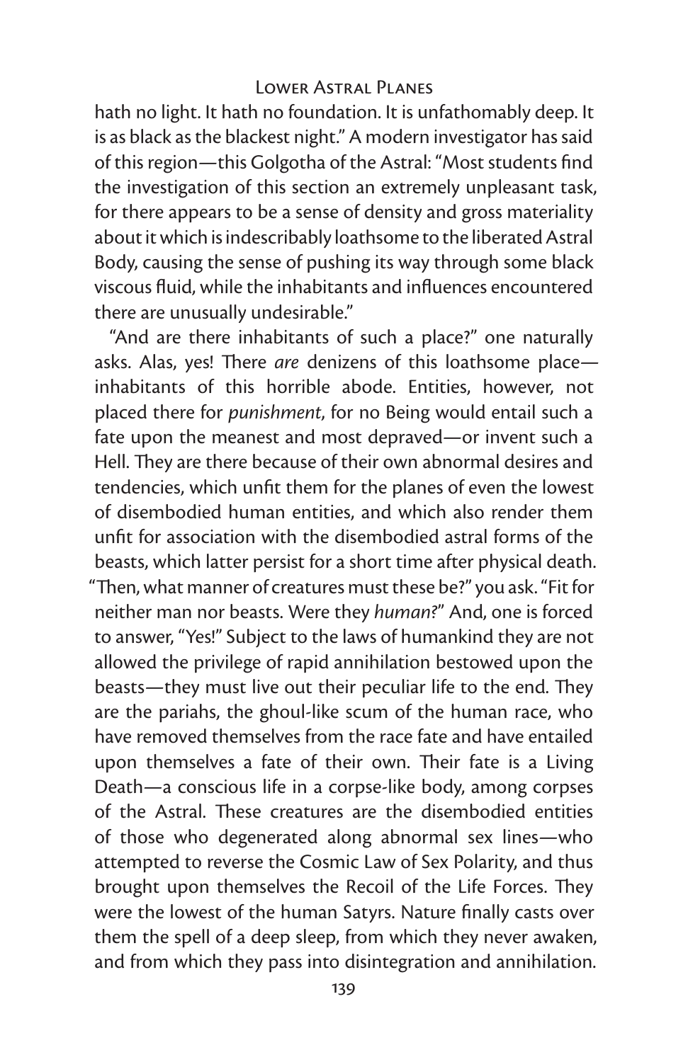hath no light. It hath no foundation. It is unfathomably deep. It is as black as the blackest night." A modern investigator has said of this region—this Golgotha of the Astral: "Most students find the investigation of this section an extremely unpleasant task, for there appears to be a sense of density and gross materiality about it which is indescribably loathsome to the liberated Astral Body, causing the sense of pushing its way through some black viscous fluid, while the inhabitants and influences encountered there are unusually undesirable."

"And are there inhabitants of such a place?" one naturally asks. Alas, yes! There *are* denizens of this loathsome place—inhabitants of this horrible abode. Entities, however, not placed there for *punishment*, for no Being would entail such a fate upon the meanest and most depraved—or invent such a Hell. They are there because of their own abnormal desires and tendencies, which unfit them for the planes of even the lowest of disembodied human entities, and which also render them unfit for association with the disembodied astral forms of the beasts, which latter persist for a short time after physical death. "Then, what manner of creatures must these be?" you ask. "Fit for neither man nor beasts. Were they *human*?" And, one is forced to answer, "Yes!" Subject to the laws of humankind they are not allowed the privilege of rapid annihilation bestowed upon the beasts—they must live out their peculiar life to the end. They are the pariahs, the ghoul-like scum of the human race, who have removed themselves from the race fate and have entailed upon themselves a fate of their own. Their fate is a Living Death—a conscious life in a corpse-like body, among corpses of the Astral. These creatures are the disembodied entities of those who degenerated along abnormal sex lines—who attempted to reverse the Cosmic Law of Sex Polarity, and thus brought upon themselves the Recoil of the Life Forces. They were the lowest of the human Satyrs. Nature finally casts over them the spell of a deep sleep, from which they never awaken, and from which they pass into disintegration and annihilation.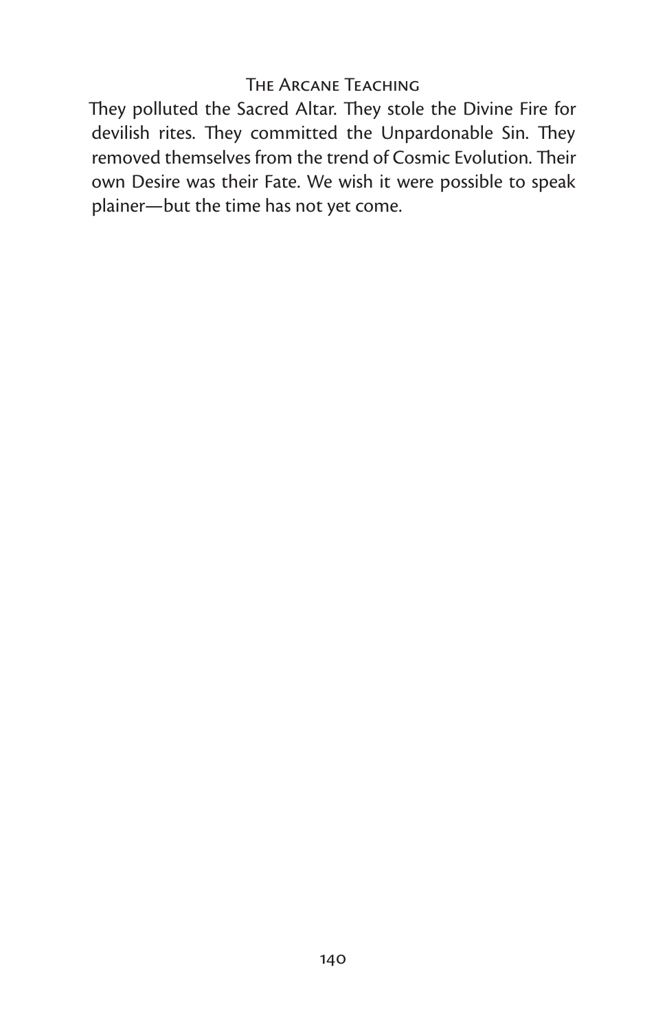They polluted the Sacred Altar. They stole the Divine Fire for devilish rites. They committed the Unpardonable Sin. They removed themselves from the trend of Cosmic Evolution. Their own Desire was their Fate. We wish it were possible to speak plainer—but the time has not yet come.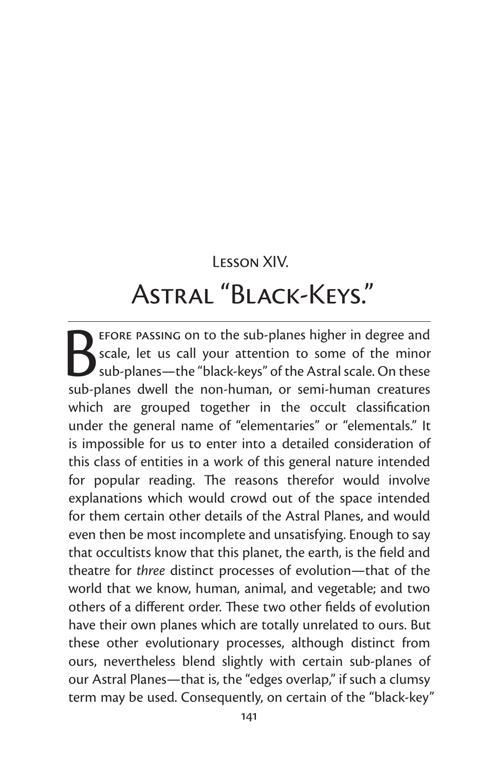## Lesson XIV.

# Astral "Black-Keys."

Before passing on to the sub-planes higher in degree and scale, let us call your attention to some of the minor sub-planes—the "black-keys" of the Astral scale. On these sub-planes dwell the non-human, or semi-human creatures which are grouped together in the occult classification under the general name of "elementaries" or "elementals." It is impossible for us to enter into a detailed consideration of this class of entities in a work of this general nature intended for popular reading. The reasons therefor would involve explanations which would crowd out of the space intended for them certain other details of the Astral Planes, and would even then be most incomplete and unsatisfying. Enough to say that occultists know that this planet, the earth, is the field and theatre for *three* distinct processes of evolution—that of the world that we know, human, animal, and vegetable; and two others of a different order. These two other fields of evolution have their own planes which are totally unrelated to ours. But these other evolutionary processes, although distinct from ours, nevertheless blend slightly with certain sub-planes of our Astral Planes—that is, the "edges overlap," if such a clumsy term may be used. Consequently, on certain of the "black-key"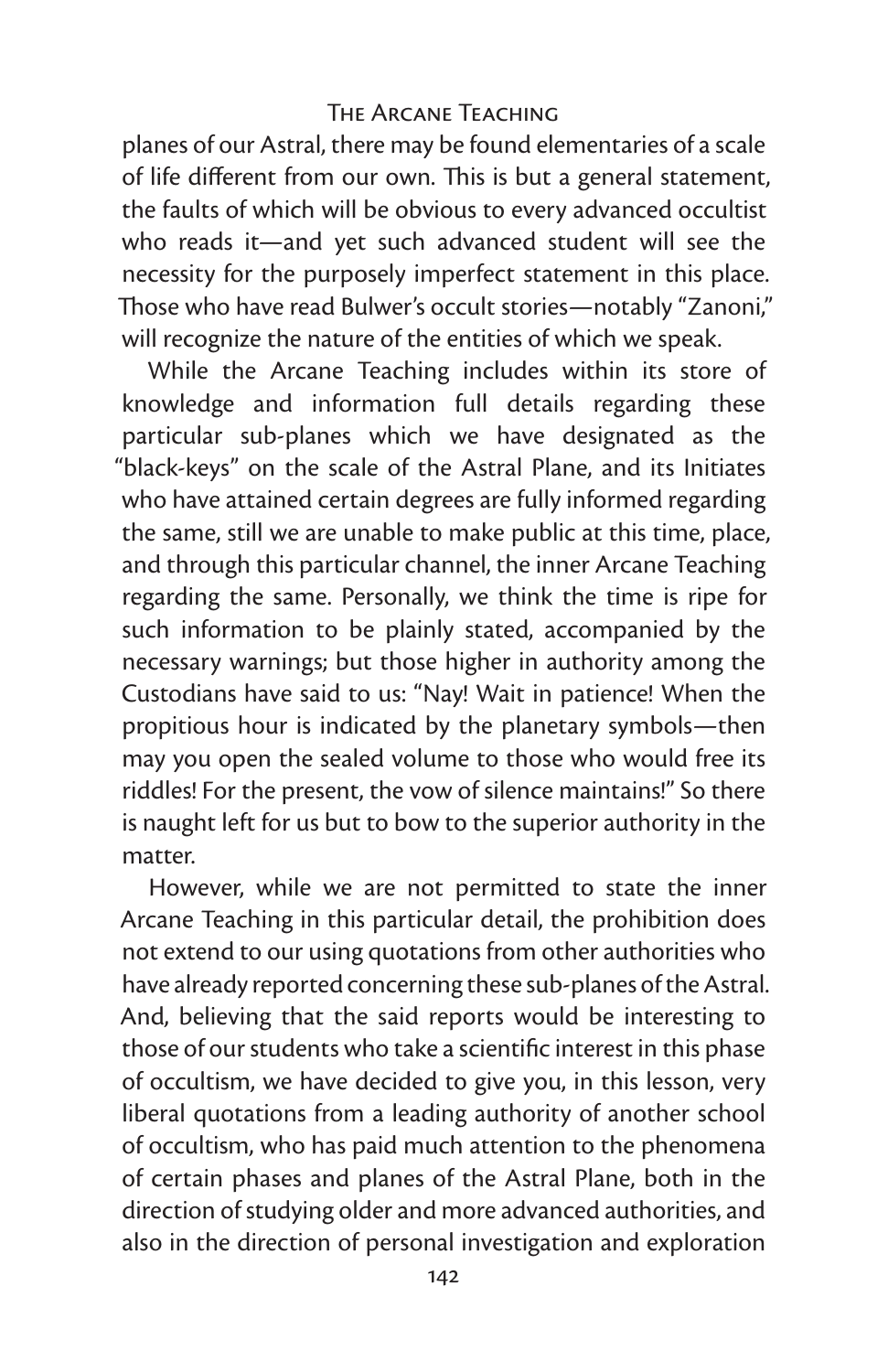planes of our Astral, there may be found elementaries of a scale of life different from our own. This is but a general statement, the faults of which will be obvious to every advanced occultist who reads it—and yet such advanced student will see the necessity for the purposely imperfect statement in this place. Those who have read Bulwer's occult stories—notably "Zanoni," will recognize the nature of the entities of which we speak.

While the Arcane Teaching includes within its store of knowledge and information full details regarding these particular sub-planes which we have designated as the "black-keys" on the scale of the Astral Plane, and its Initiates who have attained certain degrees are fully informed regarding the same, still we are unable to make public at this time, place, and through this particular channel, the inner Arcane Teaching regarding the same. Personally, we think the time is ripe for such information to be plainly stated, accompanied by the necessary warnings; but those higher in authority among the Custodians have said to us: "Nay! Wait in patience! When the propitious hour is indicated by the planetary symbols—then may you open the sealed volume to those who would free its riddles! For the present, the vow of silence maintains!" So there is naught left for us but to bow to the superior authority in the matter.

However, while we are not permitted to state the inner Arcane Teaching in this particular detail, the prohibition does not extend to our using quotations from other authorities who have already reported concerning these sub-planes of the Astral. And, believing that the said reports would be interesting to those of our students who take a scientific interest in this phase of occultism, we have decided to give you, in this lesson, very liberal quotations from a leading authority of another school of occultism, who has paid much attention to the phenomena of certain phases and planes of the Astral Plane, both in the direction of studying older and more advanced authorities, and also in the direction of personal investigation and exploration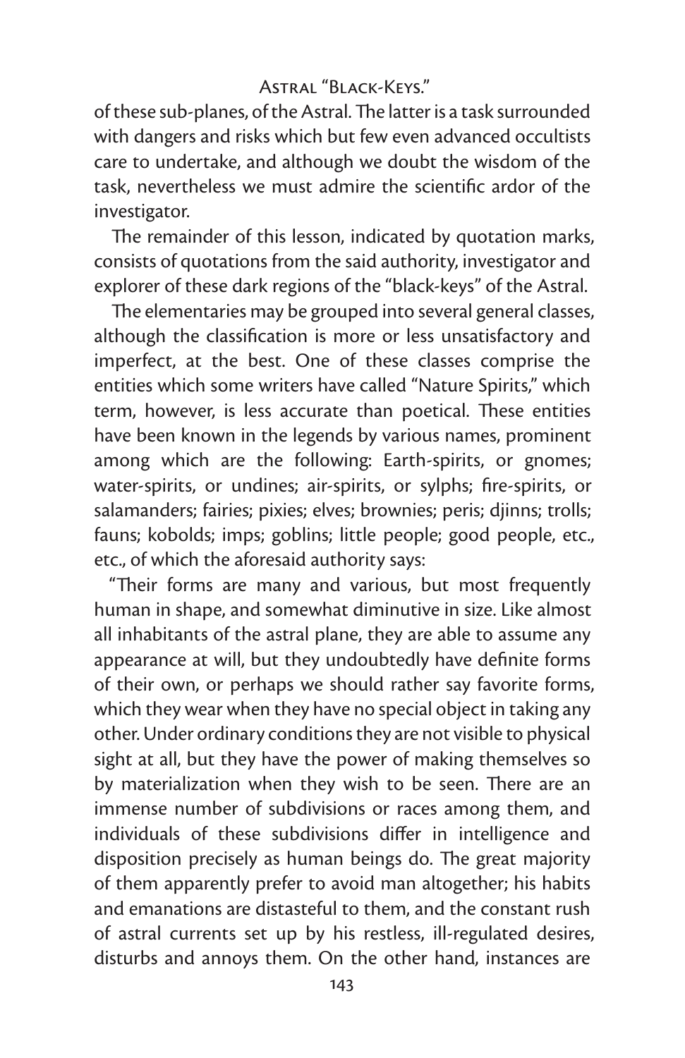of these sub-planes, of the Astral. The latter is a task surrounded with dangers and risks which but few even advanced occultists care to undertake, and although we doubt the wisdom of the task, nevertheless we must admire the scientific ardor of the investigator.

The remainder of this lesson, indicated by quotation marks, consists of quotations from the said authority, investigator and explorer of these dark regions of the "black-keys" of the Astral.

The elementaries may be grouped into several general classes, although the classification is more or less unsatisfactory and imperfect, at the best. One of these classes comprise the entities which some writers have called "Nature Spirits," which term, however, is less accurate than poetical. These entities have been known in the legends by various names, prominent among which are the following: Earth-spirits, or gnomes; water-spirits, or undines; air-spirits, or sylphs; fire-spirits, or salamanders; fairies; pixies; elves; brownies; peris; djinns; trolls; fauns; kobolds; imps; goblins; little people; good people, etc., etc., of which the aforesaid authority says:

"Their forms are many and various, but most frequently human in shape, and somewhat diminutive in size. Like almost all inhabitants of the astral plane, they are able to assume any appearance at will, but they undoubtedly have definite forms of their own, or perhaps we should rather say favorite forms, which they wear when they have no special object in taking any other. Under ordinary conditions they are not visible to physical sight at all, but they have the power of making themselves so by materialization when they wish to be seen. There are an immense number of subdivisions or races among them, and individuals of these subdivisions differ in intelligence and disposition precisely as human beings do. The great majority of them apparently prefer to avoid man altogether; his habits and emanations are distasteful to them, and the constant rush of astral currents set up by his restless, ill-regulated desires, disturbs and annoys them. On the other hand, instances are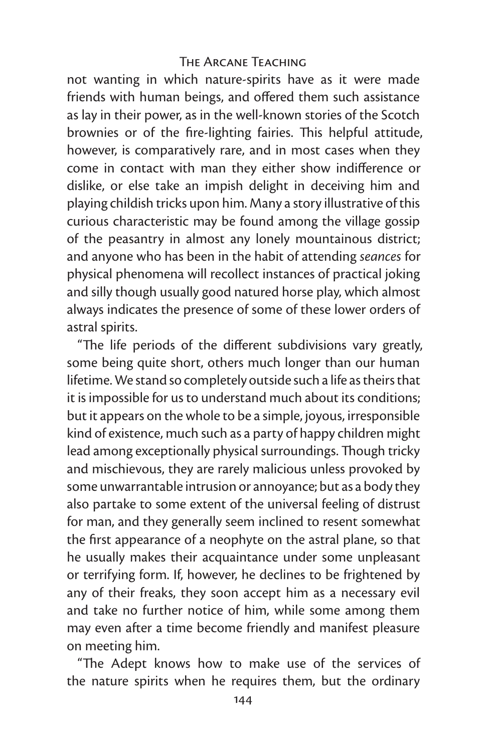not wanting in which nature-spirits have as it were made friends with human beings, and offered them such assistance as lay in their power, as in the well-known stories of the Scotch brownies or of the fire-lighting fairies. This helpful attitude, however, is comparatively rare, and in most cases when they come in contact with man they either show indifference or dislike, or else take an impish delight in deceiving him and playing childish tricks upon him. Many a story illustrative of this curious characteristic may be found among the village gossip of the peasantry in almost any lonely mountainous district; and anyone who has been in the habit of attending *seances* for physical phenomena will recollect instances of practical joking and silly though usually good natured horse play, which almost always indicates the presence of some of these lower orders of astral spirits.

"The life periods of the different subdivisions vary greatly, some being quite short, others much longer than our human lifetime. We stand so completely outside such a life as theirs that it is impossible for us to understand much about its conditions; but it appears on the whole to be a simple, joyous, irresponsible kind of existence, much such as a party of happy children might lead among exceptionally physical surroundings. Though tricky and mischievous, they are rarely malicious unless provoked by some unwarrantable intrusion or annoyance; but as a body they also partake to some extent of the universal feeling of distrust for man, and they generally seem inclined to resent somewhat the first appearance of a neophyte on the astral plane, so that he usually makes their acquaintance under some unpleasant or terrifying form. If, however, he declines to be frightened by any of their freaks, they soon accept him as a necessary evil and take no further notice of him, while some among them may even after a time become friendly and manifest pleasure on meeting him.

"The Adept knows how to make use of the services of the nature spirits when he requires them, but the ordinary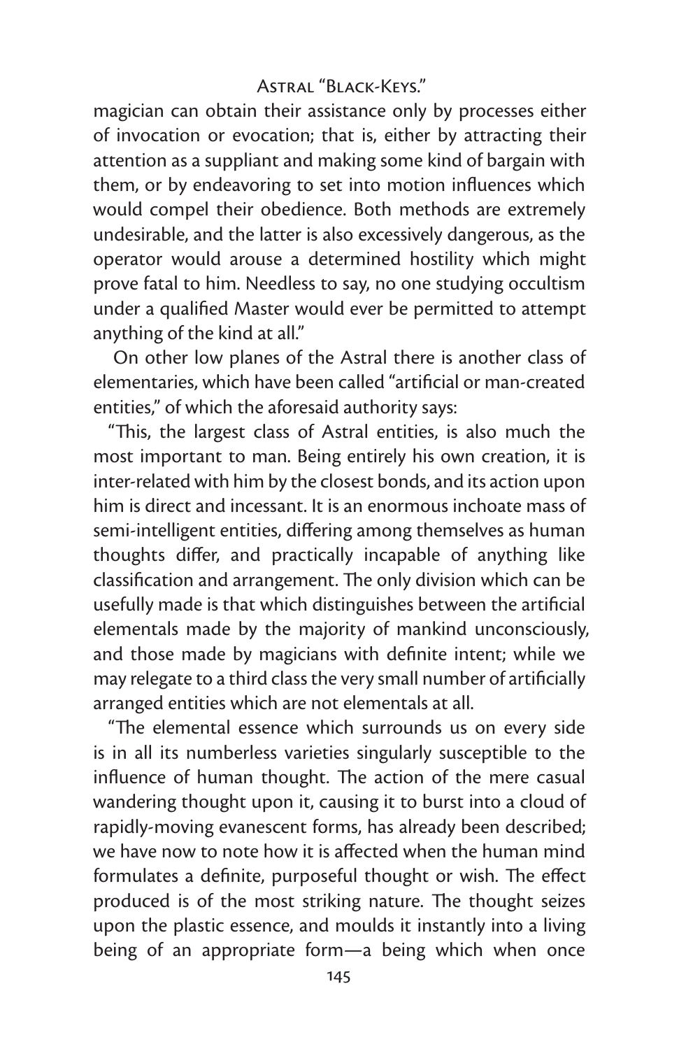magician can obtain their assistance only by processes either of invocation or evocation; that is, either by attracting their attention as a suppliant and making some kind of bargain with them, or by endeavoring to set into motion influences which would compel their obedience. Both methods are extremely undesirable, and the latter is also excessively dangerous, as the operator would arouse a determined hostility which might prove fatal to him. Needless to say, no one studying occultism under a qualified Master would ever be permitted to attempt anything of the kind at all."

On other low planes of the Astral there is another class of elementaries, which have been called "artificial or man-created entities," of which the aforesaid authority says:

"This, the largest class of Astral entities, is also much the most important to man. Being entirely his own creation, it is inter-related with him by the closest bonds, and its action upon him is direct and incessant. It is an enormous inchoate mass of semi-intelligent entities, differing among themselves as human thoughts differ, and practically incapable of anything like classification and arrangement. The only division which can be usefully made is that which distinguishes between the artificial elementals made by the majority of mankind unconsciously, and those made by magicians with definite intent; while we may relegate to a third class the very small number of artificially arranged entities which are not elementals at all.

"The elemental essence which surrounds us on every side is in all its numberless varieties singularly susceptible to the influence of human thought. The action of the mere casual wandering thought upon it, causing it to burst into a cloud of rapidly-moving evanescent forms, has already been described; we have now to note how it is affected when the human mind formulates a definite, purposeful thought or wish. The effect produced is of the most striking nature. The thought seizes upon the plastic essence, and moulds it instantly into a living being of an appropriate form—a being which when once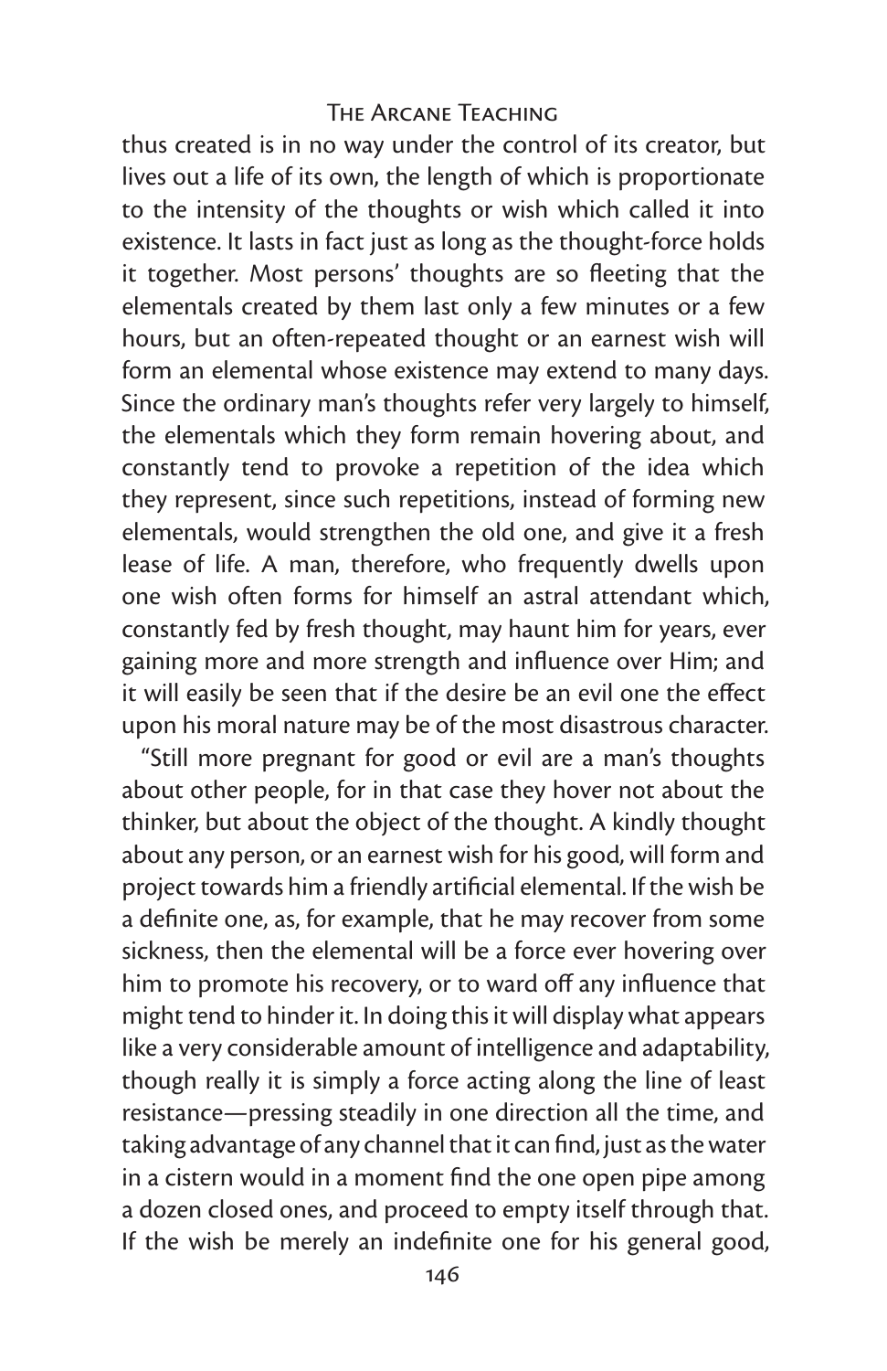thus created is in no way under the control of its creator, but lives out a life of its own, the length of which is proportionate to the intensity of the thoughts or wish which called it into existence. It lasts in fact just as long as the thought-force holds it together. Most persons' thoughts are so fleeting that the elementals created by them last only a few minutes or a few hours, but an often-repeated thought or an earnest wish will form an elemental whose existence may extend to many days. Since the ordinary man's thoughts refer very largely to himself, the elementals which they form remain hovering about, and constantly tend to provoke a repetition of the idea which they represent, since such repetitions, instead of forming new elementals, would strengthen the old one, and give it a fresh lease of life. A man, therefore, who frequently dwells upon one wish often forms for himself an astral attendant which, constantly fed by fresh thought, may haunt him for years, ever gaining more and more strength and influence over Him; and it will easily be seen that if the desire be an evil one the effect upon his moral nature may be of the most disastrous character.

"Still more pregnant for good or evil are a man's thoughts about other people, for in that case they hover not about the thinker, but about the object of the thought. A kindly thought about any person, or an earnest wish for his good, will form and project towards him a friendly artificial elemental. If the wish be a definite one, as, for example, that he may recover from some sickness, then the elemental will be a force ever hovering over him to promote his recovery, or to ward off any influence that might tend to hinder it. In doing this it will display what appears like a very considerable amount of intelligence and adaptability, though really it is simply a force acting along the line of least resistance—pressing steadily in one direction all the time, and taking advantage of any channel that it can find, just as the water in a cistern would in a moment find the one open pipe among a dozen closed ones, and proceed to empty itself through that. If the wish be merely an indefinite one for his general good,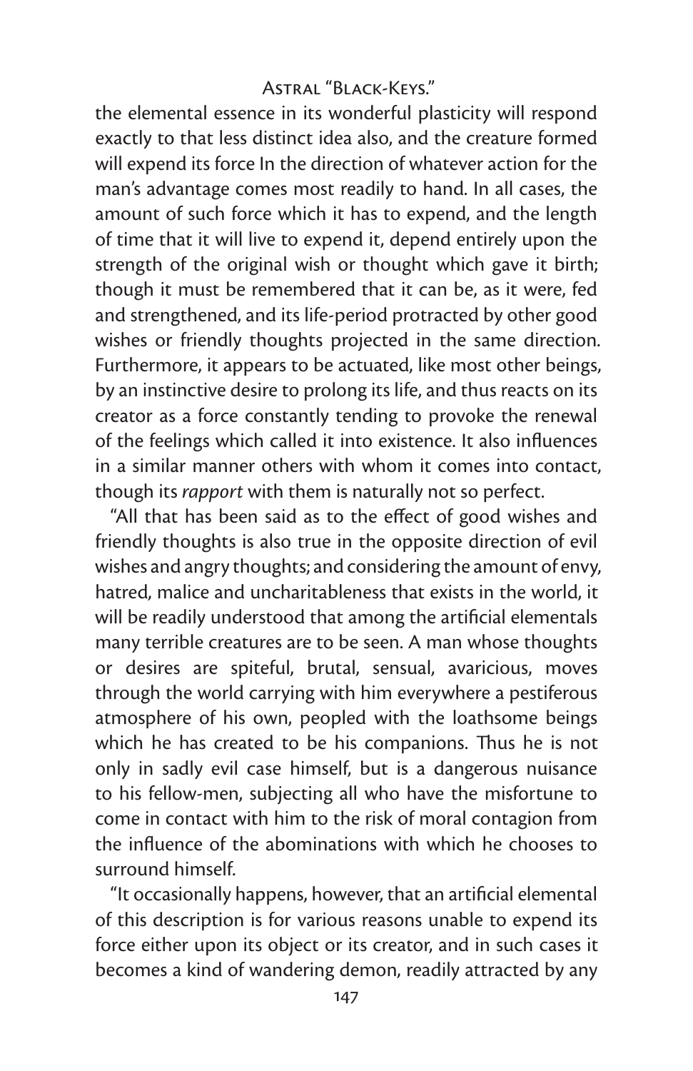the elemental essence in its wonderful plasticity will respond exactly to that less distinct idea also, and the creature formed will expend its force In the direction of whatever action for the man's advantage comes most readily to hand. In all cases, the amount of such force which it has to expend, and the length of time that it will live to expend it, depend entirely upon the strength of the original wish or thought which gave it birth; though it must be remembered that it can be, as it were, fed and strengthened, and its life-period protracted by other good wishes or friendly thoughts projected in the same direction. Furthermore, it appears to be actuated, like most other beings, by an instinctive desire to prolong its life, and thus reacts on its creator as a force constantly tending to provoke the renewal of the feelings which called it into existence. It also influences in a similar manner others with whom it comes into contact, though its *rapport* with them is naturally not so perfect.

"All that has been said as to the effect of good wishes and friendly thoughts is also true in the opposite direction of evil wishes and angry thoughts; and considering the amount of envy, hatred, malice and uncharitableness that exists in the world, it will be readily understood that among the artificial elementals many terrible creatures are to be seen. A man whose thoughts or desires are spiteful, brutal, sensual, avaricious, moves through the world carrying with him everywhere a pestiferous atmosphere of his own, peopled with the loathsome beings which he has created to be his companions. Thus he is not only in sadly evil case himself, but is a dangerous nuisance to his fellow-men, subjecting all who have the misfortune to come in contact with him to the risk of moral contagion from the influence of the abominations with which he chooses to surround himself.

"It occasionally happens, however, that an artificial elemental of this description is for various reasons unable to expend its force either upon its object or its creator, and in such cases it becomes a kind of wandering demon, readily attracted by any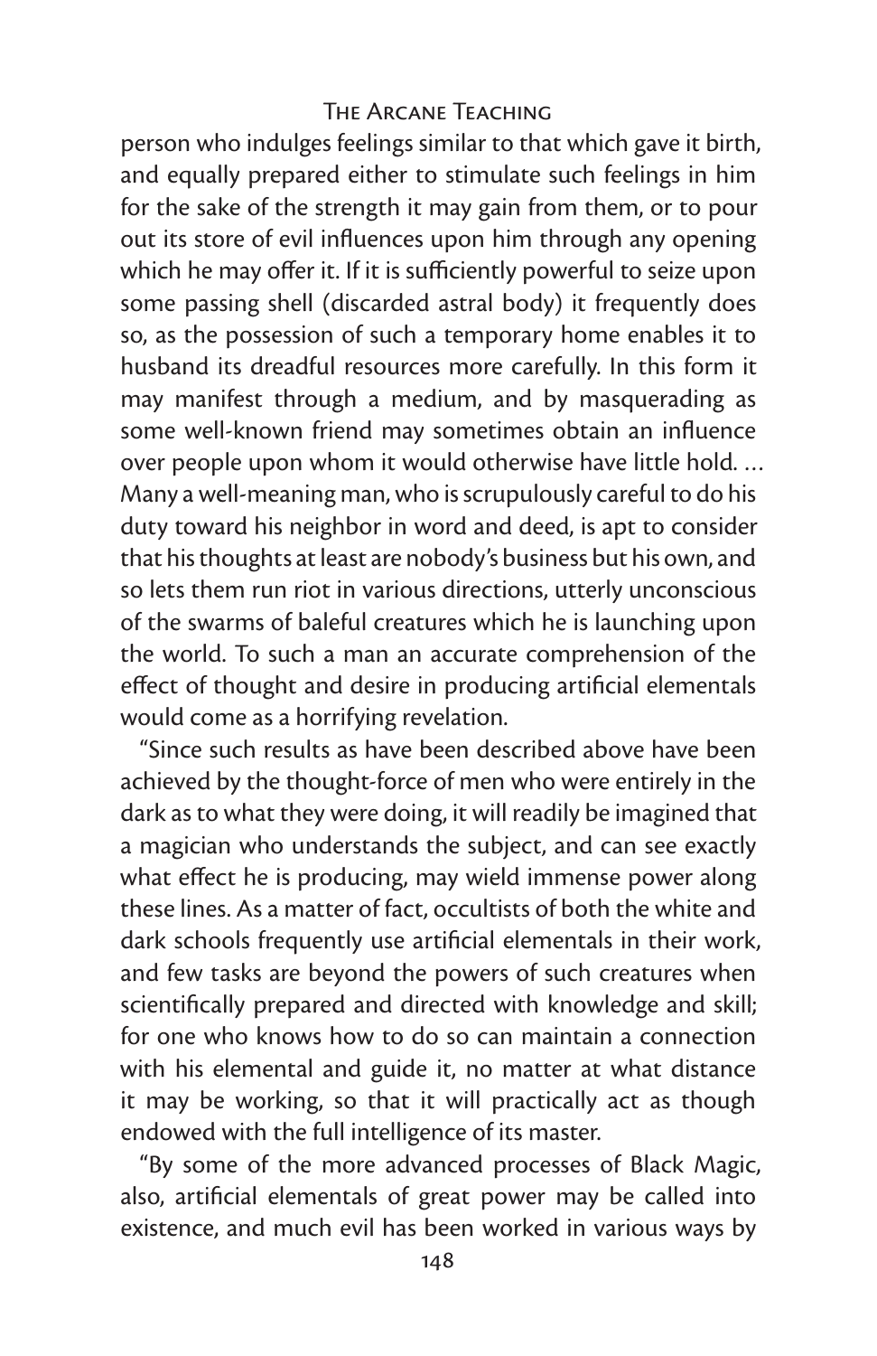person who indulges feelings similar to that which gave it birth, and equally prepared either to stimulate such feelings in him for the sake of the strength it may gain from them, or to pour out its store of evil influences upon him through any opening which he may offer it. If it is sufficiently powerful to seize upon some passing shell (discarded astral body) it frequently does so, as the possession of such a temporary home enables it to husband its dreadful resources more carefully. In this form it may manifest through a medium, and by masquerading as some well-known friend may sometimes obtain an influence over people upon whom it would otherwise have little hold. … Many a well-meaning man, who is scrupulously careful to do his duty toward his neighbor in word and deed, is apt to consider that his thoughts at least are nobody's business but his own, and so lets them run riot in various directions, utterly unconscious of the swarms of baleful creatures which he is launching upon the world. To such a man an accurate comprehension of the effect of thought and desire in producing artificial elementals would come as a horrifying revelation.

"Since such results as have been described above have been achieved by the thought-force of men who were entirely in the dark as to what they were doing, it will readily be imagined that a magician who understands the subject, and can see exactly what effect he is producing, may wield immense power along these lines. As a matter of fact, occultists of both the white and dark schools frequently use artificial elementals in their work, and few tasks are beyond the powers of such creatures when scientifically prepared and directed with knowledge and skill; for one who knows how to do so can maintain a connection with his elemental and guide it, no matter at what distance it may be working, so that it will practically act as though endowed with the full intelligence of its master.

"By some of the more advanced processes of Black Magic, also, artificial elementals of great power may be called into existence, and much evil has been worked in various ways by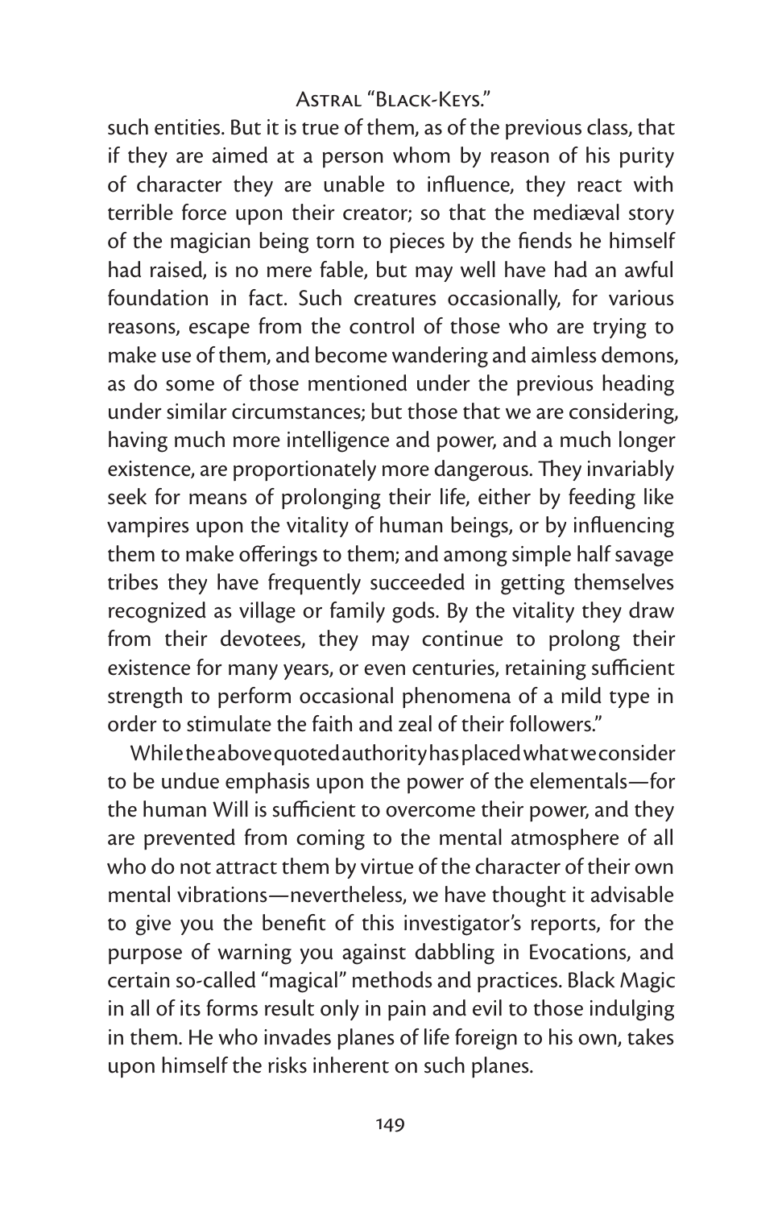such entities. But it is true of them, as of the previous class, that if they are aimed at a person whom by reason of his purity of character they are unable to influence, they react with terrible force upon their creator; so that the mediæval story of the magician being torn to pieces by the fiends he himself had raised, is no mere fable, but may well have had an awful foundation in fact. Such creatures occasionally, for various reasons, escape from the control of those who are trying to make use of them, and become wandering and aimless demons, as do some of those mentioned under the previous heading under similar circumstances; but those that we are considering, having much more intelligence and power, and a much longer existence, are proportionately more dangerous. They invariably seek for means of prolonging their life, either by feeding like vampires upon the vitality of human beings, or by influencing them to make offerings to them; and among simple half savage tribes they have frequently succeeded in getting themselves recognized as village or family gods. By the vitality they draw from their devotees, they may continue to prolong their existence for many years, or even centuries, retaining sufficient strength to perform occasional phenomena of a mild type in order to stimulate the faith and zeal of their followers."

While the above quoted authority has placed what we consider to be undue emphasis upon the power of the elementals—for the human Will is sufficient to overcome their power, and they are prevented from coming to the mental atmosphere of all who do not attract them by virtue of the character of their own mental vibrations—nevertheless, we have thought it advisable to give you the benefit of this investigator's reports, for the purpose of warning you against dabbling in Evocations, and certain so-called "magical" methods and practices. Black Magic in all of its forms result only in pain and evil to those indulging in them. He who invades planes of life foreign to his own, takes upon himself the risks inherent on such planes.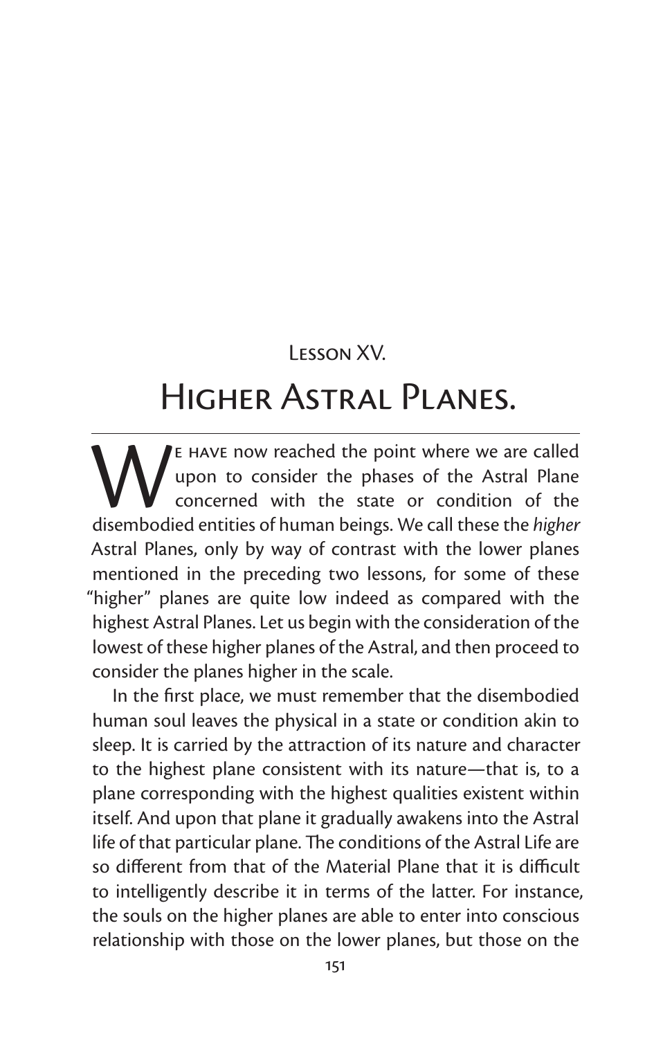## Lesson XV.

# Higher Astral Planes.

We have now reached the point where we are called upon to consider the phases of the Astral Plane concerned with the state or condition of the disembodied entities of human beings. We call these the *higher* Astral Planes, only by way of contrast with the lower planes mentioned in the preceding two lessons, for some of these "higher" planes are quite low indeed as compared with the highest Astral Planes. Let us begin with the consideration of the lowest of these higher planes of the Astral, and then proceed to consider the planes higher in the scale.

In the first place, we must remember that the disembodied human soul leaves the physical in a state or condition akin to sleep. It is carried by the attraction of its nature and character to the highest plane consistent with its nature—that is, to a plane corresponding with the highest qualities existent within itself. And upon that plane it gradually awakens into the Astral life of that particular plane. The conditions of the Astral Life are so different from that of the Material Plane that it is difficult to intelligently describe it in terms of the latter. For instance, the souls on the higher planes are able to enter into conscious relationship with those on the lower planes, but those on the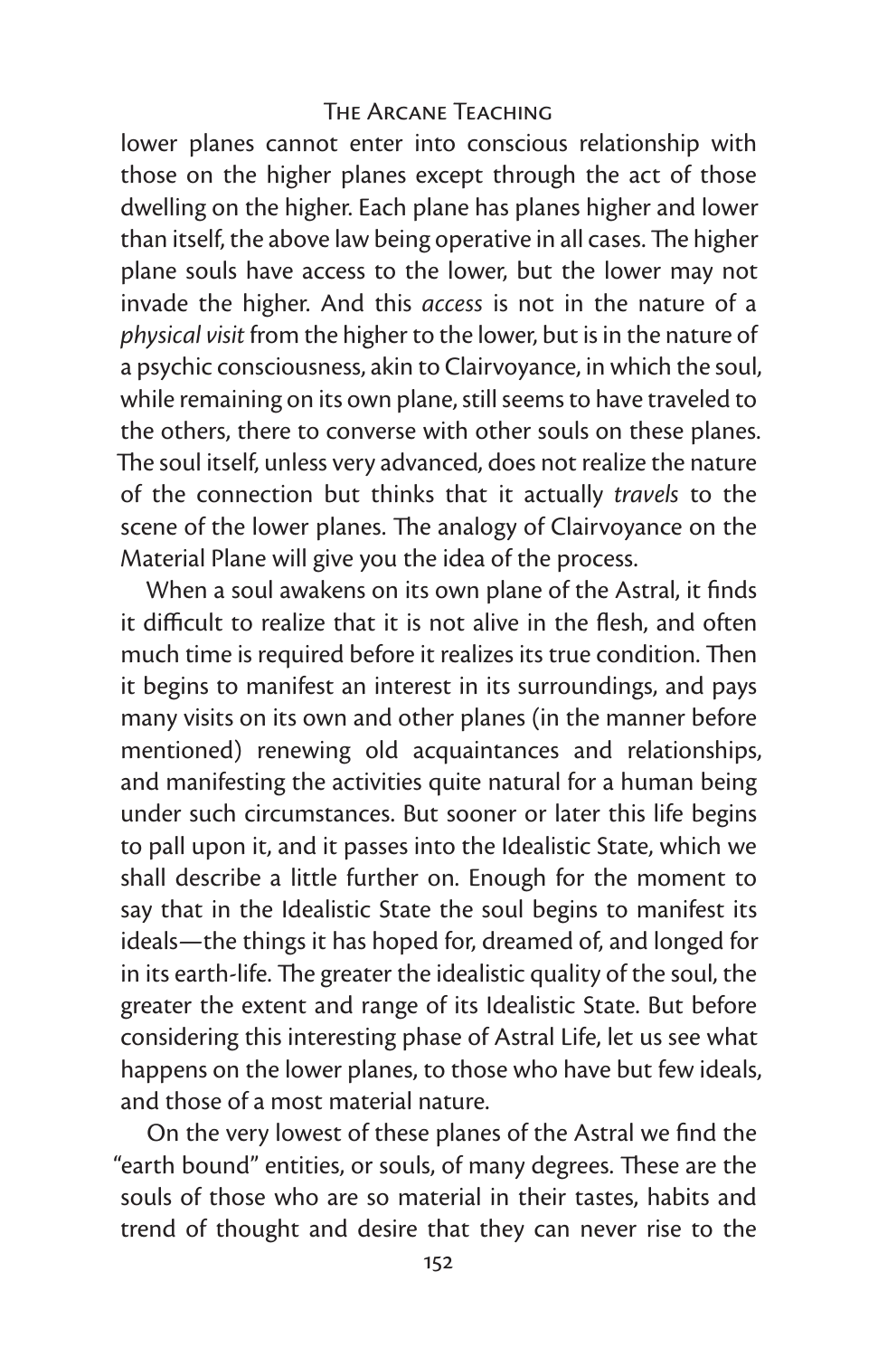lower planes cannot enter into conscious relationship with those on the higher planes except through the act of those dwelling on the higher. Each plane has planes higher and lower than itself, the above law being operative in all cases. The higher plane souls have access to the lower, but the lower may not invade the higher. And this *access* is not in the nature of a *physical visit* from the higher to the lower, but is in the nature of a psychic consciousness, akin to Clairvoyance, in which the soul, while remaining on its own plane, still seems to have traveled to the others, there to converse with other souls on these planes. The soul itself, unless very advanced, does not realize the nature of the connection but thinks that it actually *travels* to the scene of the lower planes. The analogy of Clairvoyance on the Material Plane will give you the idea of the process.

When a soul awakens on its own plane of the Astral, it finds it difficult to realize that it is not alive in the flesh, and often much time is required before it realizes its true condition. Then it begins to manifest an interest in its surroundings, and pays many visits on its own and other planes (in the manner before mentioned) renewing old acquaintances and relationships, and manifesting the activities quite natural for a human being under such circumstances. But sooner or later this life begins to pall upon it, and it passes into the Idealistic State, which we shall describe a little further on. Enough for the moment to say that in the Idealistic State the soul begins to manifest its ideals—the things it has hoped for, dreamed of, and longed for in its earth-life. The greater the idealistic quality of the soul, the greater the extent and range of its Idealistic State. But before considering this interesting phase of Astral Life, let us see what happens on the lower planes, to those who have but few ideals, and those of a most material nature.

On the very lowest of these planes of the Astral we find the "earth bound" entities, or souls, of many degrees. These are the souls of those who are so material in their tastes, habits and trend of thought and desire that they can never rise to the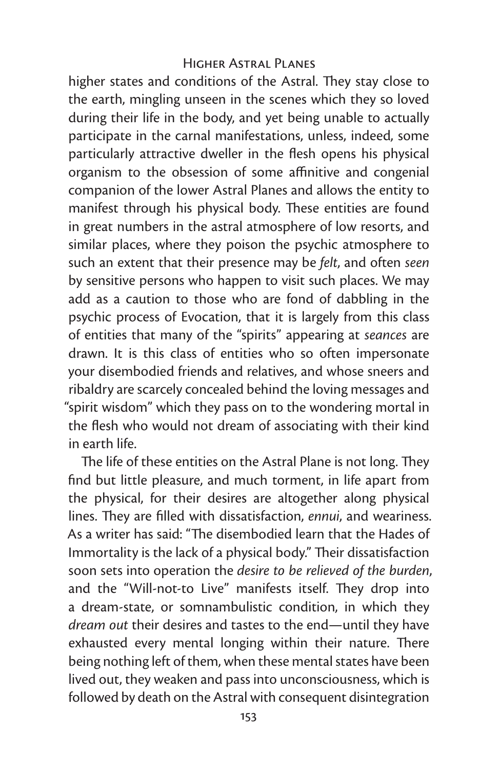higher states and conditions of the Astral. They stay close to the earth, mingling unseen in the scenes which they so loved during their life in the body, and yet being unable to actually participate in the carnal manifestations, unless, indeed, some particularly attractive dweller in the flesh opens his physical organism to the obsession of some affinitive and congenial companion of the lower Astral Planes and allows the entity to manifest through his physical body. These entities are found in great numbers in the astral atmosphere of low resorts, and similar places, where they poison the psychic atmosphere to such an extent that their presence may be *felt*, and often *seen* by sensitive persons who happen to visit such places. We may add as a caution to those who are fond of dabbling in the psychic process of Evocation, that it is largely from this class of entities that many of the "spirits" appearing at *seances* are drawn. It is this class of entities who so often impersonate your disembodied friends and relatives, and whose sneers and ribaldry are scarcely concealed behind the loving messages and "spirit wisdom" which they pass on to the wondering mortal in the flesh who would not dream of associating with their kind in earth life.

The life of these entities on the Astral Plane is not long. They find but little pleasure, and much torment, in life apart from the physical, for their desires are altogether along physical lines. They are filled with dissatisfaction, *ennui*, and weariness. As a writer has said: "The disembodied learn that the Hades of Immortality is the lack of a physical body." Their dissatisfaction soon sets into operation the *desire to be relieved of the burden*, and the "Will-not-to Live" manifests itself. They drop into a dream-state, or somnambulistic condition, in which they *dream out* their desires and tastes to the end—until they have exhausted every mental longing within their nature. There being nothing left of them, when these mental states have been lived out, they weaken and pass into unconsciousness, which is followed by death on the Astral with consequent disintegration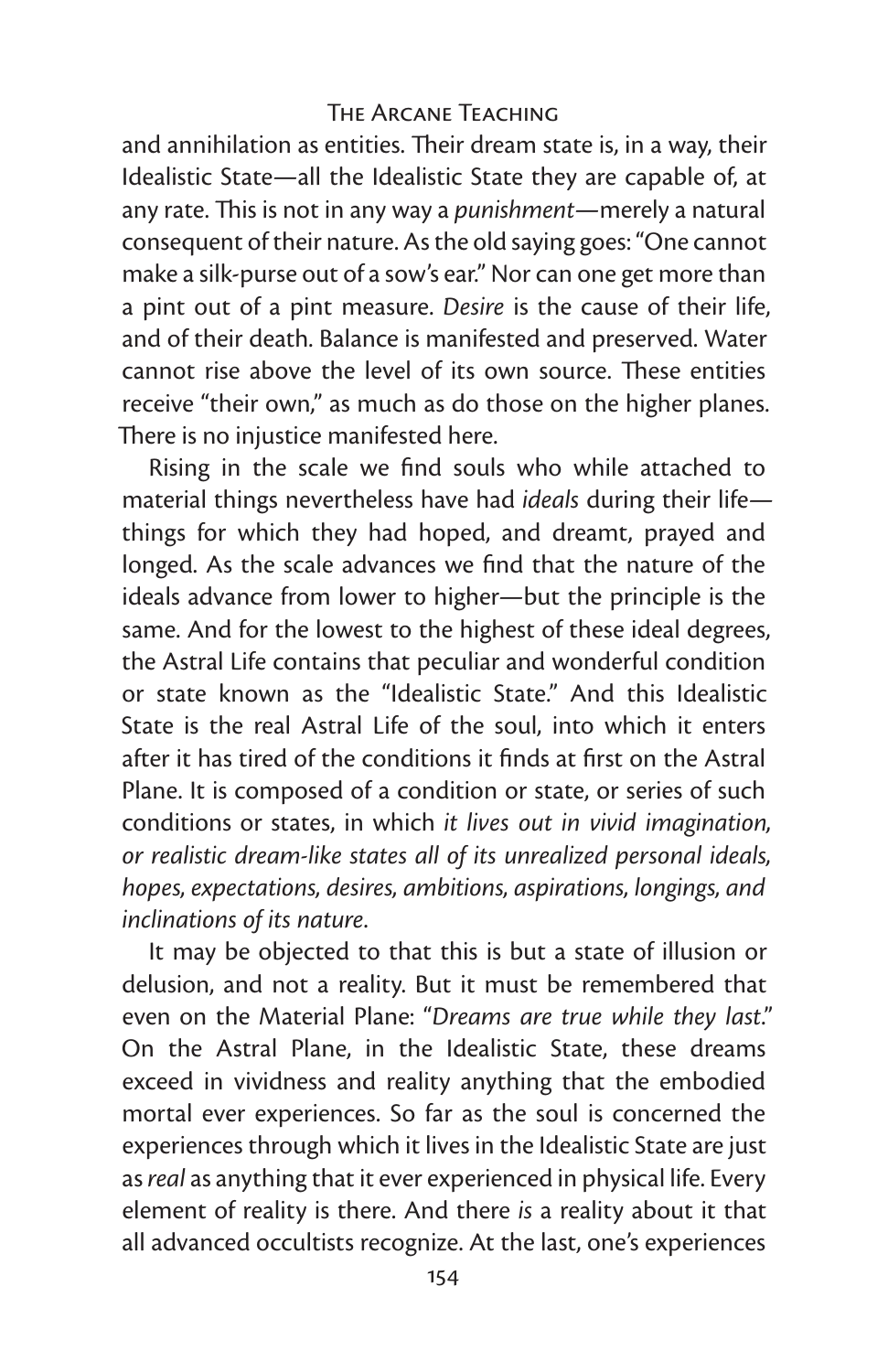and annihilation as entities. Their dream state is, in a way, their Idealistic State—all the Idealistic State they are capable of, at any rate. This is not in any way a *punishment*—merely a natural consequent of their nature. As the old saying goes: "One cannot make a silk-purse out of a sow's ear." Nor can one get more than a pint out of a pint measure. *Desire* is the cause of their life, and of their death. Balance is manifested and preserved. Water cannot rise above the level of its own source. These entities receive "their own," as much as do those on the higher planes. There is no injustice manifested here.

Rising in the scale we find souls who while attached to material things nevertheless have had *ideals* during their life—things for which they had hoped, and dreamt, prayed and longed. As the scale advances we find that the nature of the ideals advance from lower to higher—but the principle is the same. And for the lowest to the highest of these ideal degrees, the Astral Life contains that peculiar and wonderful condition or state known as the "Idealistic State." And this Idealistic State is the real Astral Life of the soul, into which it enters after it has tired of the conditions it finds at first on the Astral Plane. It is composed of a condition or state, or series of such conditions or states, in which *it lives out in vivid imagination, or realistic dream-like states all of its unrealized personal ideals, hopes, expectations, desires, ambitions, aspirations, longings, and inclinations of its nature.*

It may be objected to that this is but a state of illusion or delusion, and not a reality. But it must be remembered that even on the Material Plane: "*Dreams are true while they last.*" On the Astral Plane, in the Idealistic State, these dreams exceed in vividness and reality anything that the embodied mortal ever experiences. So far as the soul is concerned the experiences through which it lives in the Idealistic State are just as *real* as anything that it ever experienced in physical life. Every element of reality is there. And there *is* a reality about it that all advanced occultists recognize. At the last, one's experiences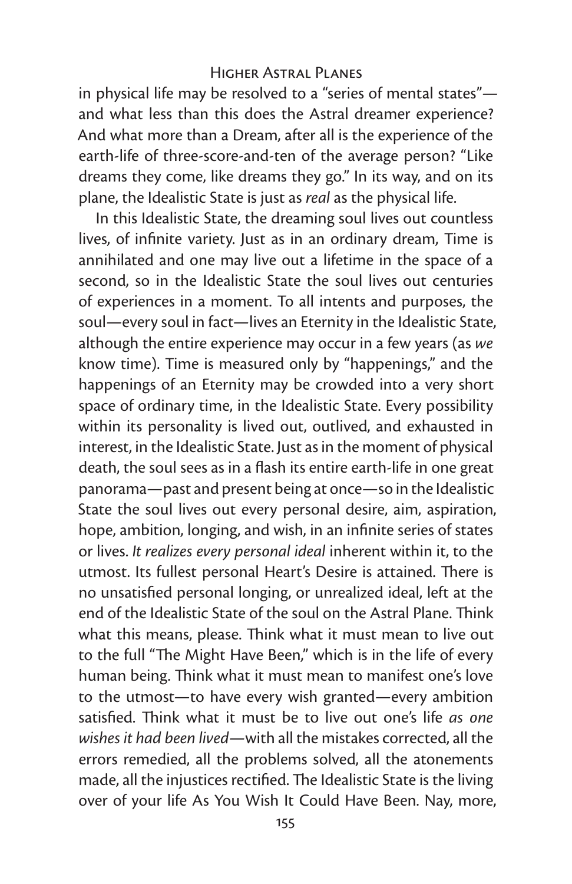in physical life may be resolved to a "series of mental states"—and what less than this does the Astral dreamer experience? And what more than a Dream, after all is the experience of the earth-life of three-score-and-ten of the average person? "Like dreams they come, like dreams they go." In its way, and on its plane, the Idealistic State is just as *real* as the physical life.

In this Idealistic State, the dreaming soul lives out countless lives, of infinite variety. Just as in an ordinary dream, Time is annihilated and one may live out a lifetime in the space of a second, so in the Idealistic State the soul lives out centuries of experiences in a moment. To all intents and purposes, the soul—every soul in fact—lives an Eternity in the Idealistic State, although the entire experience may occur in a few years (as *we* know time). Time is measured only by "happenings," and the happenings of an Eternity may be crowded into a very short space of ordinary time, in the Idealistic State. Every possibility within its personality is lived out, outlived, and exhausted in interest, in the Idealistic State. Just as in the moment of physical death, the soul sees as in a flash its entire earth-life in one great panorama—past and present being at once—so in the Idealistic State the soul lives out every personal desire, aim, aspiration, hope, ambition, longing, and wish, in an infinite series of states or lives. *It realizes every personal ideal* inherent within it, to the utmost. Its fullest personal Heart's Desire is attained. There is no unsatisfied personal longing, or unrealized ideal, left at the end of the Idealistic State of the soul on the Astral Plane. Think what this means, please. Think what it must mean to live out to the full "The Might Have Been," which is in the life of every human being. Think what it must mean to manifest one's love to the utmost—to have every wish granted—every ambition satisfied. Think what it must be to live out one's life *as one wishes it had been lived*—with all the mistakes corrected, all the errors remedied, all the problems solved, all the atonements made, all the injustices rectified. The Idealistic State is the living over of your life As You Wish It Could Have Been. Nay, more,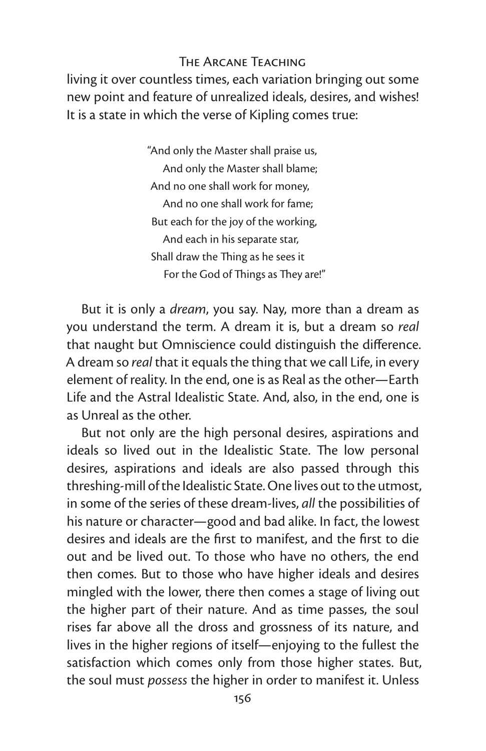living it over countless times, each variation bringing out some new point and feature of unrealized ideals, desires, and wishes! It is a state in which the verse of Kipling comes true:

> "And only the Master shall praise us,
> And only the Master shall blame;
> And no one shall work for money,
> And no one shall work for fame;
> But each for the joy of the working,
> And each in his separate star,
> Shall draw the Thing as he sees it
> For the God of Things as They are!"

But it is only a *dream*, you say. Nay, more than a dream as you understand the term. A dream it is, but a dream so *real* that naught but Omniscience could distinguish the difference. A dream so *real* that it equals the thing that we call Life, in every element of reality. In the end, one is as Real as the other—Earth Life and the Astral Idealistic State. And, also, in the end, one is as Unreal as the other.

But not only are the high personal desires, aspirations and ideals so lived out in the Idealistic State. The low personal desires, aspirations and ideals are also passed through this threshing-mill of the Idealistic State. One lives out to the utmost, in some of the series of these dream-lives, *all* the possibilities of his nature or character—good and bad alike. In fact, the lowest desires and ideals are the first to manifest, and the first to die out and be lived out. To those who have no others, the end then comes. But to those who have higher ideals and desires mingled with the lower, there then comes a stage of living out the higher part of their nature. And as time passes, the soul rises far above all the dross and grossness of its nature, and lives in the higher regions of itself—enjoying to the fullest the satisfaction which comes only from those higher states. But, the soul must *possess* the higher in order to manifest it. Unless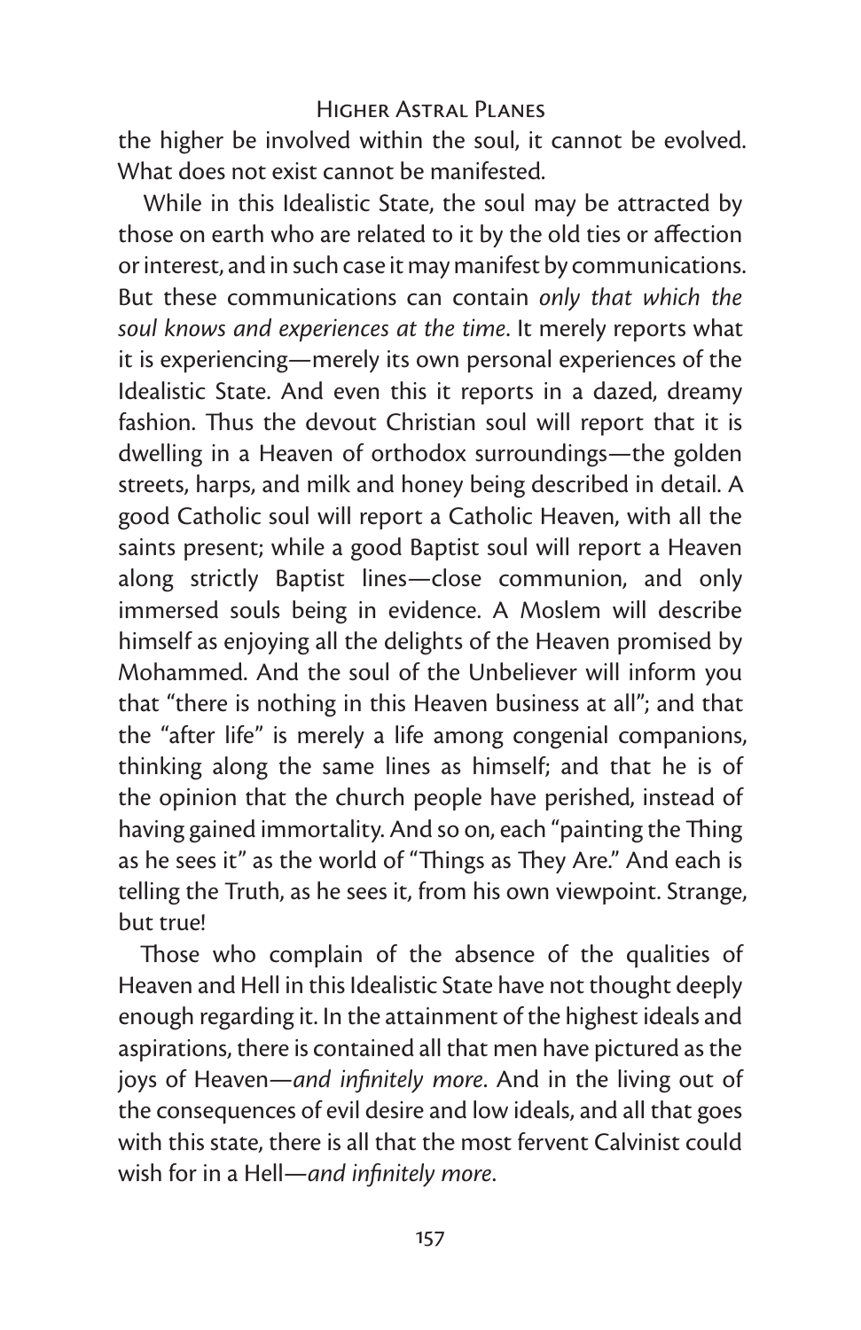the higher be involved within the soul, it cannot be evolved. What does not exist cannot be manifested.

While in this Idealistic State, the soul may be attracted by those on earth who are related to it by the old ties or affection or interest, and in such case it may manifest by communications. But these communications can contain *only that which the soul knows and experiences at the time*. It merely reports what it is experiencing—merely its own personal experiences of the Idealistic State. And even this it reports in a dazed, dreamy fashion. Thus the devout Christian soul will report that it is dwelling in a Heaven of orthodox surroundings—the golden streets, harps, and milk and honey being described in detail. A good Catholic soul will report a Catholic Heaven, with all the saints present; while a good Baptist soul will report a Heaven along strictly Baptist lines—close communion, and only immersed souls being in evidence. A Moslem will describe himself as enjoying all the delights of the Heaven promised by Mohammed. And the soul of the Unbeliever will inform you that "there is nothing in this Heaven business at all"; and that the "after life" is merely a life among congenial companions, thinking along the same lines as himself; and that he is of the opinion that the church people have perished, instead of having gained immortality. And so on, each "painting the Thing as he sees it" as the world of "Things as They Are." And each is telling the Truth, as he sees it, from his own viewpoint. Strange, but true!

Those who complain of the absence of the qualities of Heaven and Hell in this Idealistic State have not thought deeply enough regarding it. In the attainment of the highest ideals and aspirations, there is contained all that men have pictured as the joys of Heaven—*and infinitely more*. And in the living out of the consequences of evil desire and low ideals, and all that goes with this state, there is all that the most fervent Calvinist could wish for in a Hell—*and infinitely more*.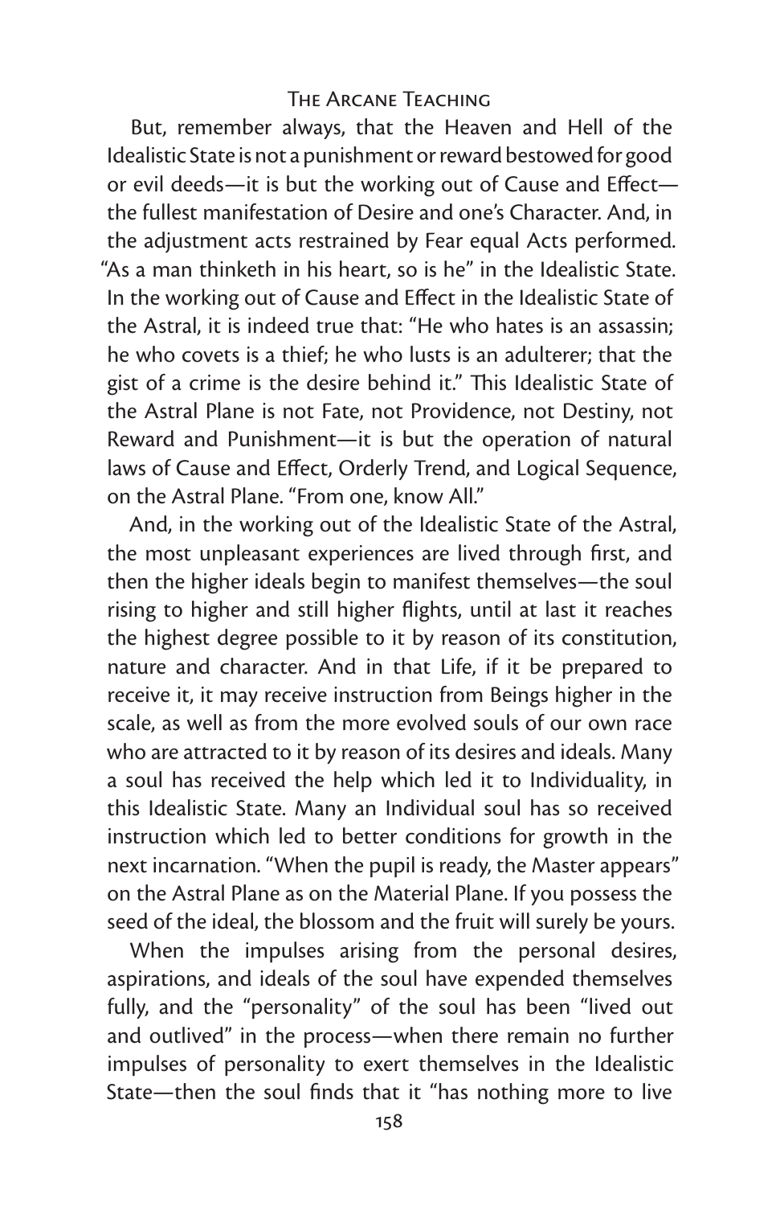But, remember always, that the Heaven and Hell of the Idealistic State is not a punishment or reward bestowed for good or evil deeds—it is but the working out of Cause and Effect—the fullest manifestation of Desire and one's Character. And, in the adjustment acts restrained by Fear equal Acts performed. "As a man thinketh in his heart, so is he" in the Idealistic State. In the working out of Cause and Effect in the Idealistic State of the Astral, it is indeed true that: "He who hates is an assassin; he who covets is a thief; he who lusts is an adulterer; that the gist of a crime is the desire behind it." This Idealistic State of the Astral Plane is not Fate, not Providence, not Destiny, not Reward and Punishment—it is but the operation of natural laws of Cause and Effect, Orderly Trend, and Logical Sequence, on the Astral Plane. "From one, know All."

And, in the working out of the Idealistic State of the Astral, the most unpleasant experiences are lived through first, and then the higher ideals begin to manifest themselves—the soul rising to higher and still higher flights, until at last it reaches the highest degree possible to it by reason of its constitution, nature and character. And in that Life, if it be prepared to receive it, it may receive instruction from Beings higher in the scale, as well as from the more evolved souls of our own race who are attracted to it by reason of its desires and ideals. Many a soul has received the help which led it to Individuality, in this Idealistic State. Many an Individual soul has so received instruction which led to better conditions for growth in the next incarnation. "When the pupil is ready, the Master appears" on the Astral Plane as on the Material Plane. If you possess the seed of the ideal, the blossom and the fruit will surely be yours.

When the impulses arising from the personal desires, aspirations, and ideals of the soul have expended themselves fully, and the "personality" of the soul has been "lived out and outlived" in the process—when there remain no further impulses of personality to exert themselves in the Idealistic State—then the soul finds that it "has nothing more to live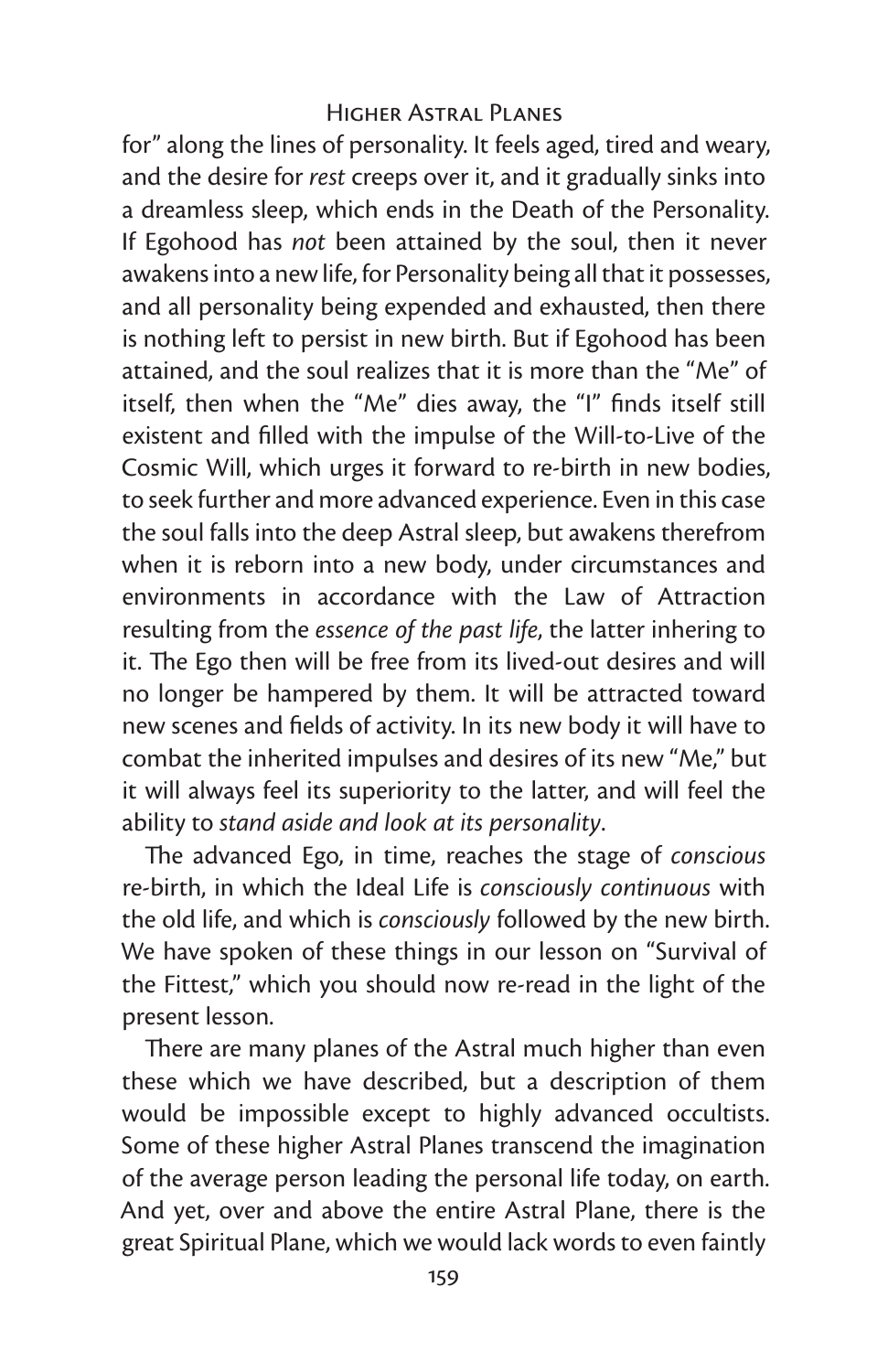for" along the lines of personality. It feels aged, tired and weary, and the desire for *rest* creeps over it, and it gradually sinks into a dreamless sleep, which ends in the Death of the Personality. If Egohood has *not* been attained by the soul, then it never awakens into a new life, for Personality being all that it possesses, and all personality being expended and exhausted, then there is nothing left to persist in new birth. But if Egohood has been attained, and the soul realizes that it is more than the "Me" of itself, then when the "Me" dies away, the "I" finds itself still existent and filled with the impulse of the Will-to-Live of the Cosmic Will, which urges it forward to re-birth in new bodies, to seek further and more advanced experience. Even in this case the soul falls into the deep Astral sleep, but awakens therefrom when it is reborn into a new body, under circumstances and environments in accordance with the Law of Attraction resulting from the *essence of the past life*, the latter inhering to it. The Ego then will be free from its lived-out desires and will no longer be hampered by them. It will be attracted toward new scenes and fields of activity. In its new body it will have to combat the inherited impulses and desires of its new "Me," but it will always feel its superiority to the latter, and will feel the ability to *stand aside and look at its personality*.

The advanced Ego, in time, reaches the stage of *conscious* re-birth, in which the Ideal Life is *consciously continuous* with the old life, and which is *consciously* followed by the new birth. We have spoken of these things in our lesson on "Survival of the Fittest," which you should now re-read in the light of the present lesson.

There are many planes of the Astral much higher than even these which we have described, but a description of them would be impossible except to highly advanced occultists. Some of these higher Astral Planes transcend the imagination of the average person leading the personal life today, on earth. And yet, over and above the entire Astral Plane, there is the great Spiritual Plane, which we would lack words to even faintly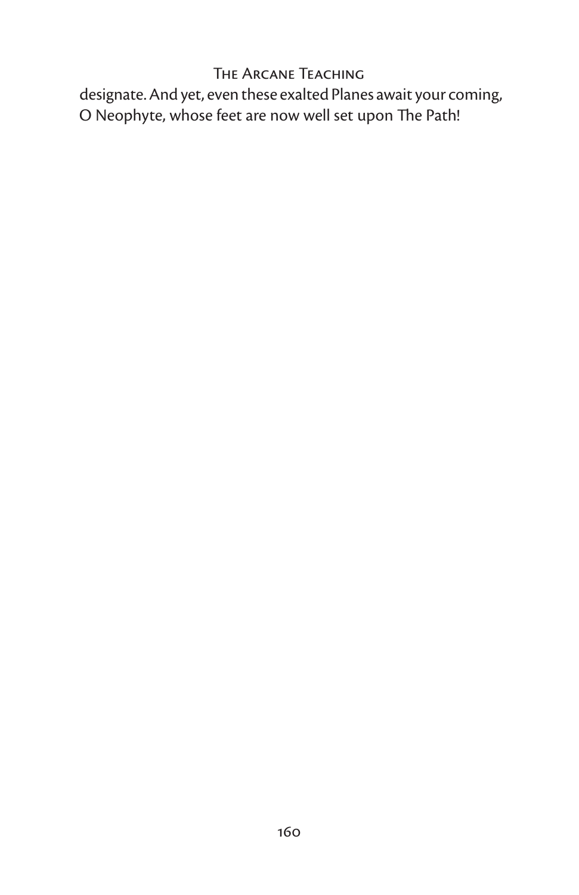designate. And yet, even these exalted Planes await your coming, O Neophyte, whose feet are now well set upon The Path!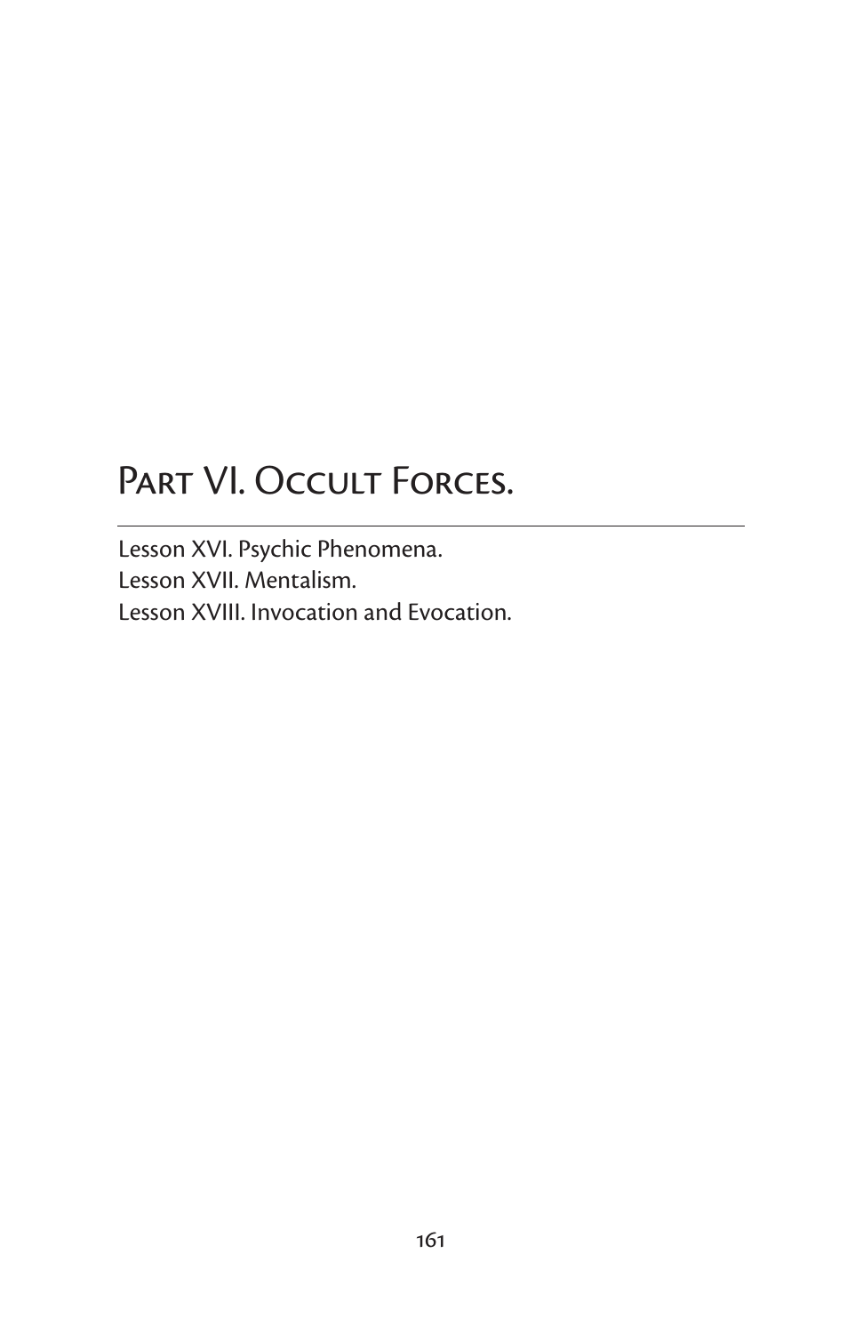# Part VI. Occult Forces.

Lesson XVI. Psychic Phenomena.
Lesson XVII. Mentalism.
Lesson XVIII. Invocation and Evocation.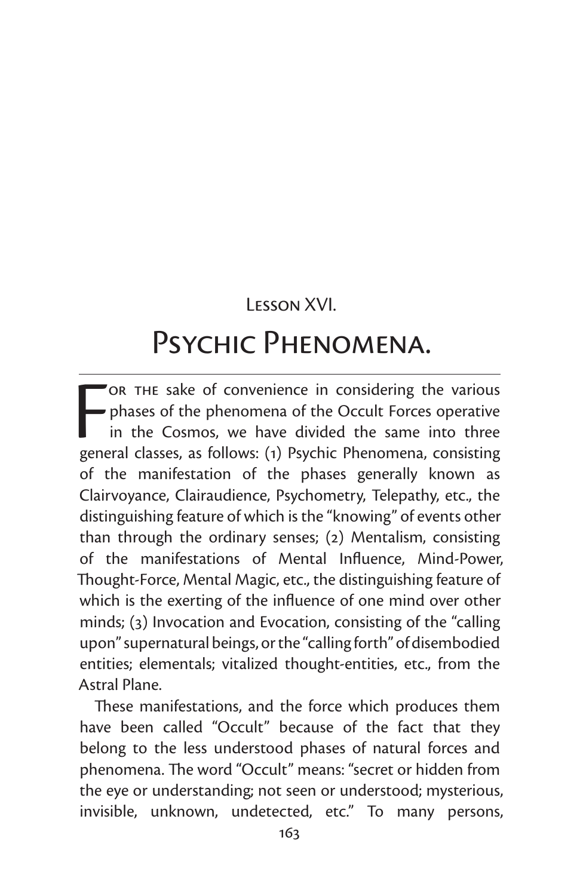## Lesson XVI.

# Psychic Phenomena.

For the sake of convenience in considering the various phases of the phenomena of the Occult Forces operative in the Cosmos, we have divided the same into three general classes, as follows: (1) Psychic Phenomena, consisting of the manifestation of the phases generally known as Clairvoyance, Clairaudience, Psychometry, Telepathy, etc., the distinguishing feature of which is the "knowing" of events other than through the ordinary senses; (2) Mentalism, consisting of the manifestations of Mental Influence, Mind-Power, Thought-Force, Mental Magic, etc., the distinguishing feature of which is the exerting of the influence of one mind over other minds; (3) Invocation and Evocation, consisting of the "calling upon" supernatural beings, or the "calling forth" of disembodied entities; elementals; vitalized thought-entities, etc., from the Astral Plane.

These manifestations, and the force which produces them have been called "Occult" because of the fact that they belong to the less understood phases of natural forces and phenomena. The word "Occult" means: "secret or hidden from the eye or understanding; not seen or understood; mysterious, invisible, unknown, undetected, etc." To many persons,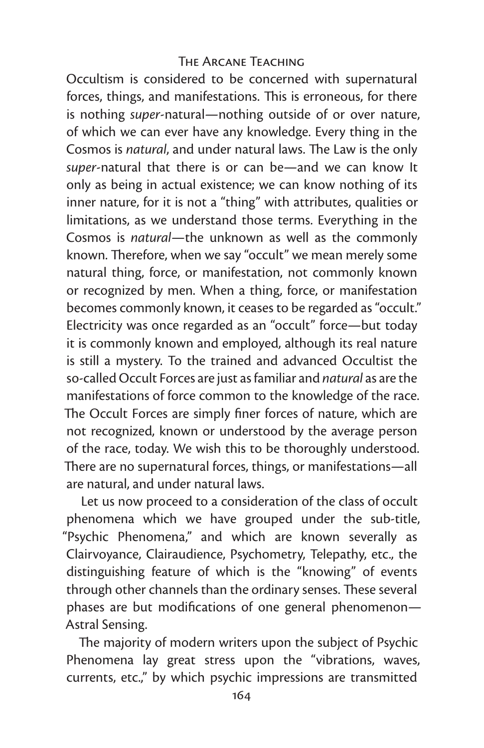Occultism is considered to be concerned with supernatural forces, things, and manifestations. This is erroneous, for there is nothing *super*-natural—nothing outside of or over nature, of which we can ever have any knowledge. Every thing in the Cosmos is *natural*, and under natural laws. The Law is the only *super*-natural that there is or can be—and we can know It only as being in actual existence; we can know nothing of its inner nature, for it is not a "thing" with attributes, qualities or limitations, as we understand those terms. Everything in the Cosmos is *natural*—the unknown as well as the commonly known. Therefore, when we say "occult" we mean merely some natural thing, force, or manifestation, not commonly known or recognized by men. When a thing, force, or manifestation becomes commonly known, it ceases to be regarded as "occult." Electricity was once regarded as an "occult" force—but today it is commonly known and employed, although its real nature is still a mystery. To the trained and advanced Occultist the so-called Occult Forces are just as familiar and *natural* as are the manifestations of force common to the knowledge of the race. The Occult Forces are simply finer forces of nature, which are not recognized, known or understood by the average person of the race, today. We wish this to be thoroughly understood. There are no supernatural forces, things, or manifestations—all are natural, and under natural laws.

Let us now proceed to a consideration of the class of occult phenomena which we have grouped under the sub-title, "Psychic Phenomena," and which are known severally as Clairvoyance, Clairaudience, Psychometry, Telepathy, etc., the distinguishing feature of which is the "knowing" of events through other channels than the ordinary senses. These several phases are but modifications of one general phenomenon—Astral Sensing.

The majority of modern writers upon the subject of Psychic Phenomena lay great stress upon the "vibrations, waves, currents, etc.," by which psychic impressions are transmitted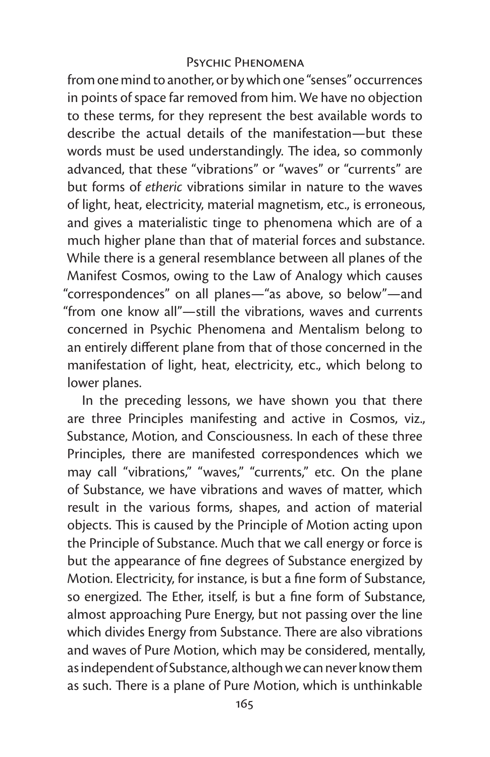from one mind to another, or by which one "senses" occurrences in points of space far removed from him. We have no objection to these terms, for they represent the best available words to describe the actual details of the manifestation—but these words must be used understandingly. The idea, so commonly advanced, that these "vibrations" or "waves" or "currents" are but forms of *etheric* vibrations similar in nature to the waves of light, heat, electricity, material magnetism, etc., is erroneous, and gives a materialistic tinge to phenomena which are of a much higher plane than that of material forces and substance. While there is a general resemblance between all planes of the Manifest Cosmos, owing to the Law of Analogy which causes "correspondences" on all planes—"as above, so below"—and "from one know all"—still the vibrations, waves and currents concerned in Psychic Phenomena and Mentalism belong to an entirely different plane from that of those concerned in the manifestation of light, heat, electricity, etc., which belong to lower planes.

In the preceding lessons, we have shown you that there are three Principles manifesting and active in Cosmos, viz., Substance, Motion, and Consciousness. In each of these three Principles, there are manifested correspondences which we may call "vibrations," "waves," "currents," etc. On the plane of Substance, we have vibrations and waves of matter, which result in the various forms, shapes, and action of material objects. This is caused by the Principle of Motion acting upon the Principle of Substance. Much that we call energy or force is but the appearance of fine degrees of Substance energized by Motion. Electricity, for instance, is but a fine form of Substance, so energized. The Ether, itself, is but a fine form of Substance, almost approaching Pure Energy, but not passing over the line which divides Energy from Substance. There are also vibrations and waves of Pure Motion, which may be considered, mentally, as independent of Substance, although we can never know them as such. There is a plane of Pure Motion, which is unthinkable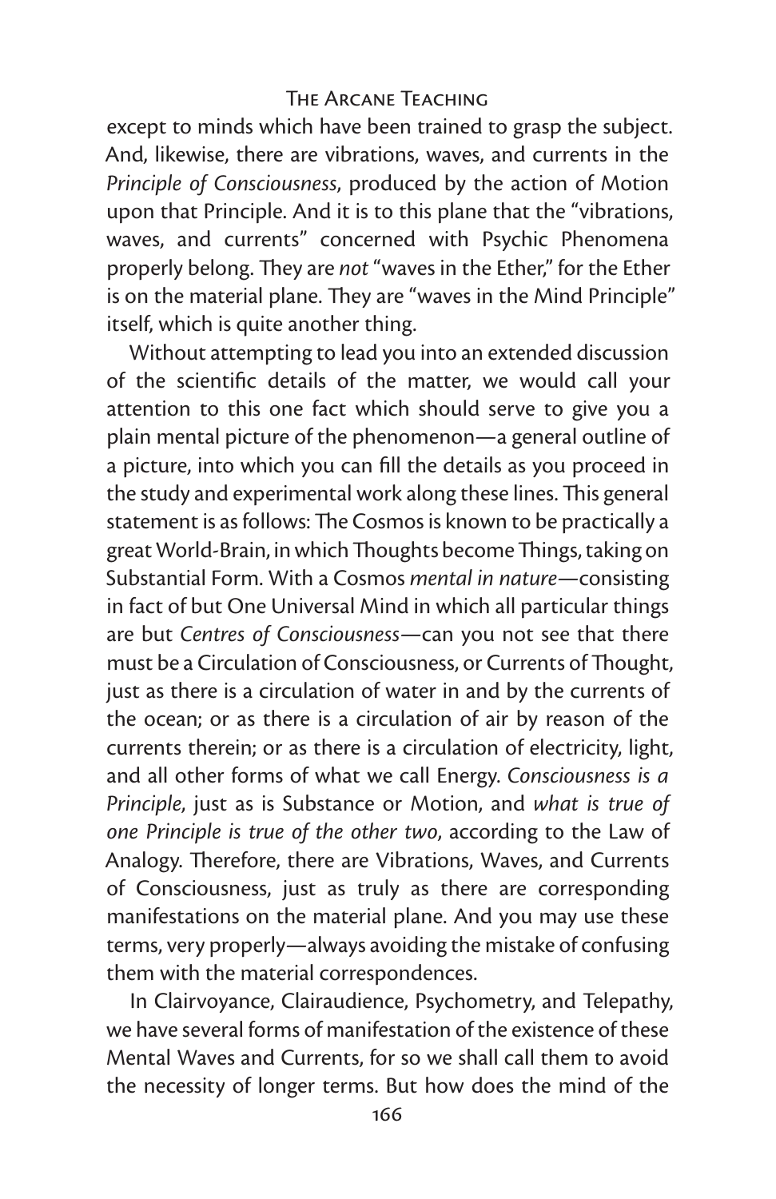except to minds which have been trained to grasp the subject. And, likewise, there are vibrations, waves, and currents in the *Principle of Consciousness*, produced by the action of Motion upon that Principle. And it is to this plane that the "vibrations, waves, and currents" concerned with Psychic Phenomena properly belong. They are *not* "waves in the Ether," for the Ether is on the material plane. They are "waves in the Mind Principle" itself, which is quite another thing.

Without attempting to lead you into an extended discussion of the scientific details of the matter, we would call your attention to this one fact which should serve to give you a plain mental picture of the phenomenon—a general outline of a picture, into which you can fill the details as you proceed in the study and experimental work along these lines. This general statement is as follows: The Cosmos is known to be practically a great World-Brain, in which Thoughts become Things, taking on Substantial Form. With a Cosmos *mental in nature*—consisting in fact of but One Universal Mind in which all particular things are but *Centres of Consciousness*—can you not see that there must be a Circulation of Consciousness, or Currents of Thought, just as there is a circulation of water in and by the currents of the ocean; or as there is a circulation of air by reason of the currents therein; or as there is a circulation of electricity, light, and all other forms of what we call Energy. *Consciousness is a Principle*, just as is Substance or Motion, and *what is true of one Principle is true of the other two*, according to the Law of Analogy. Therefore, there are Vibrations, Waves, and Currents of Consciousness, just as truly as there are corresponding manifestations on the material plane. And you may use these terms, very properly—always avoiding the mistake of confusing them with the material correspondences.

In Clairvoyance, Clairaudience, Psychometry, and Telepathy, we have several forms of manifestation of the existence of these Mental Waves and Currents, for so we shall call them to avoid the necessity of longer terms. But how does the mind of the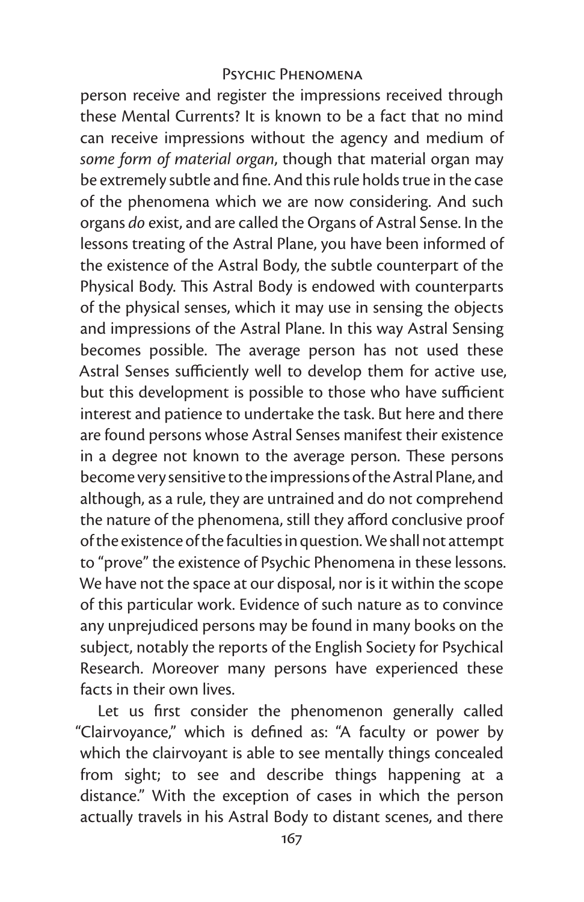person receive and register the impressions received through these Mental Currents? It is known to be a fact that no mind can receive impressions without the agency and medium of *some form of material organ*, though that material organ may be extremely subtle and fine. And this rule holds true in the case of the phenomena which we are now considering. And such organs *do* exist, and are called the Organs of Astral Sense. In the lessons treating of the Astral Plane, you have been informed of the existence of the Astral Body, the subtle counterpart of the Physical Body. This Astral Body is endowed with counterparts of the physical senses, which it may use in sensing the objects and impressions of the Astral Plane. In this way Astral Sensing becomes possible. The average person has not used these Astral Senses sufficiently well to develop them for active use, but this development is possible to those who have sufficient interest and patience to undertake the task. But here and there are found persons whose Astral Senses manifest their existence in a degree not known to the average person. These persons become very sensitive to the impressions of the Astral Plane, and although, as a rule, they are untrained and do not comprehend the nature of the phenomena, still they afford conclusive proof of the existence of the faculties in question. We shall not attempt to "prove" the existence of Psychic Phenomena in these lessons. We have not the space at our disposal, nor is it within the scope of this particular work. Evidence of such nature as to convince any unprejudiced persons may be found in many books on the subject, notably the reports of the English Society for Psychical Research. Moreover many persons have experienced these facts in their own lives.

Let us first consider the phenomenon generally called "Clairvoyance," which is defined as: "A faculty or power by which the clairvoyant is able to see mentally things concealed from sight; to see and describe things happening at a distance." With the exception of cases in which the person actually travels in his Astral Body to distant scenes, and there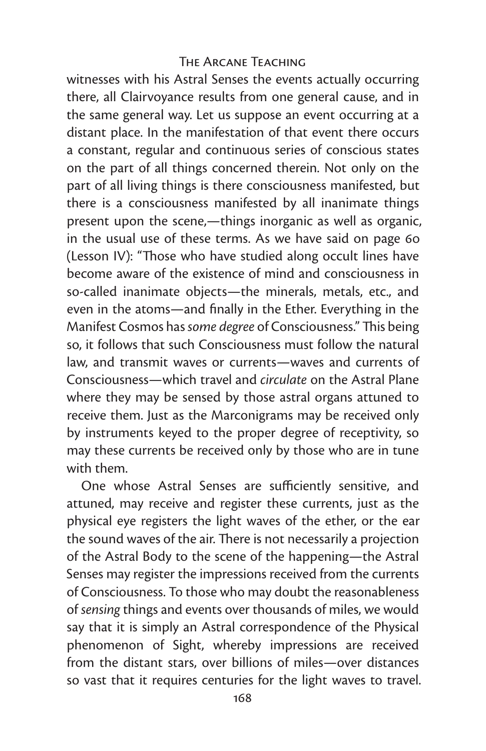witnesses with his Astral Senses the events actually occurring there, all Clairvoyance results from one general cause, and in the same general way. Let us suppose an event occurring at a distant place. In the manifestation of that event there occurs a constant, regular and continuous series of conscious states on the part of all things concerned therein. Not only on the part of all living things is there consciousness manifested, but there is a consciousness manifested by all inanimate things present upon the scene,—things inorganic as well as organic, in the usual use of these terms. As we have said on page 60 (Lesson IV): "Those who have studied along occult lines have become aware of the existence of mind and consciousness in so-called inanimate objects—the minerals, metals, etc., and even in the atoms—and finally in the Ether. Everything in the Manifest Cosmos has *some degree* of Consciousness." This being so, it follows that such Consciousness must follow the natural law, and transmit waves or currents—waves and currents of Consciousness—which travel and *circulate* on the Astral Plane where they may be sensed by those astral organs attuned to receive them. Just as the Marconigrams may be received only by instruments keyed to the proper degree of receptivity, so may these currents be received only by those who are in tune with them.

One whose Astral Senses are sufficiently sensitive, and attuned, may receive and register these currents, just as the physical eye registers the light waves of the ether, or the ear the sound waves of the air. There is not necessarily a projection of the Astral Body to the scene of the happening—the Astral Senses may register the impressions received from the currents of Consciousness. To those who may doubt the reasonableness of *sensing* things and events over thousands of miles, we would say that it is simply an Astral correspondence of the Physical phenomenon of Sight, whereby impressions are received from the distant stars, over billions of miles—over distances so vast that it requires centuries for the light waves to travel.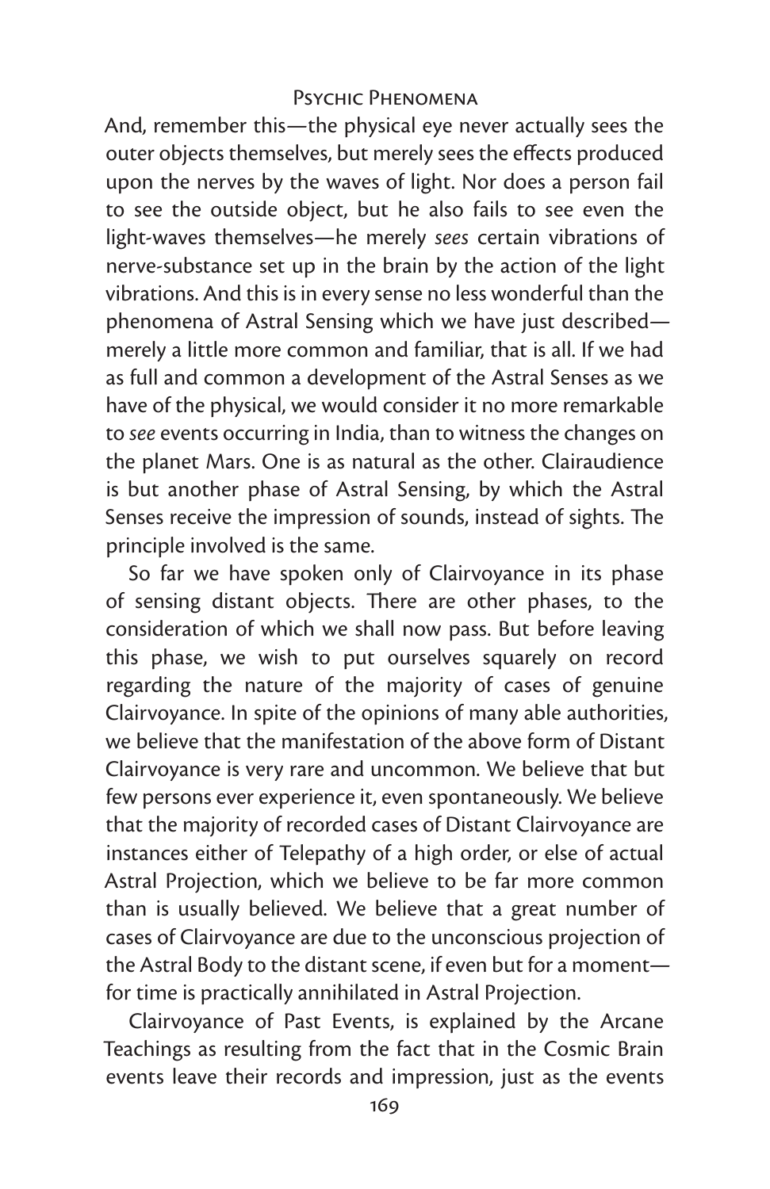And, remember this—the physical eye never actually sees the outer objects themselves, but merely sees the effects produced upon the nerves by the waves of light. Nor does a person fail to see the outside object, but he also fails to see even the light-waves themselves—he merely *sees* certain vibrations of nerve-substance set up in the brain by the action of the light vibrations. And this is in every sense no less wonderful than the phenomena of Astral Sensing which we have just described—merely a little more common and familiar, that is all. If we had as full and common a development of the Astral Senses as we have of the physical, we would consider it no more remarkable to *see* events occurring in India, than to witness the changes on the planet Mars. One is as natural as the other. Clairaudience is but another phase of Astral Sensing, by which the Astral Senses receive the impression of sounds, instead of sights. The principle involved is the same.

So far we have spoken only of Clairvoyance in its phase of sensing distant objects. There are other phases, to the consideration of which we shall now pass. But before leaving this phase, we wish to put ourselves squarely on record regarding the nature of the majority of cases of genuine Clairvoyance. In spite of the opinions of many able authorities, we believe that the manifestation of the above form of Distant Clairvoyance is very rare and uncommon. We believe that but few persons ever experience it, even spontaneously. We believe that the majority of recorded cases of Distant Clairvoyance are instances either of Telepathy of a high order, or else of actual Astral Projection, which we believe to be far more common than is usually believed. We believe that a great number of cases of Clairvoyance are due to the unconscious projection of the Astral Body to the distant scene, if even but for a moment—for time is practically annihilated in Astral Projection.

Clairvoyance of Past Events, is explained by the Arcane Teachings as resulting from the fact that in the Cosmic Brain events leave their records and impression, just as the events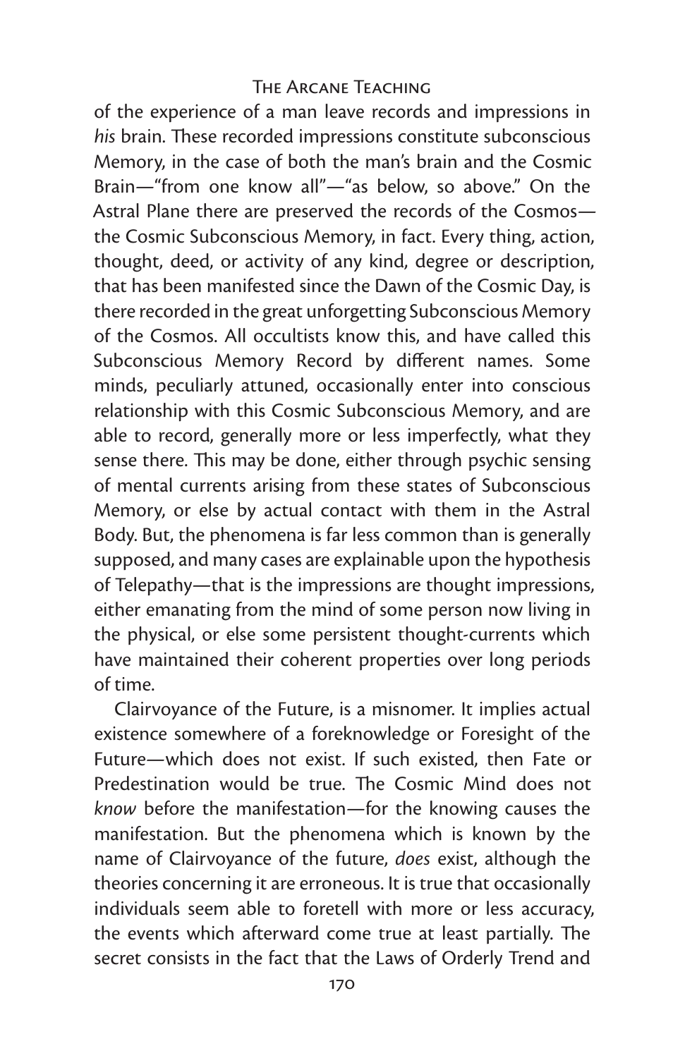of the experience of a man leave records and impressions in *his* brain. These recorded impressions constitute subconscious Memory, in the case of both the man's brain and the Cosmic Brain—"from one know all"—"as below, so above." On the Astral Plane there are preserved the records of the Cosmos—the Cosmic Subconscious Memory, in fact. Every thing, action, thought, deed, or activity of any kind, degree or description, that has been manifested since the Dawn of the Cosmic Day, is there recorded in the great unforgetting Subconscious Memory of the Cosmos. All occultists know this, and have called this Subconscious Memory Record by different names. Some minds, peculiarly attuned, occasionally enter into conscious relationship with this Cosmic Subconscious Memory, and are able to record, generally more or less imperfectly, what they sense there. This may be done, either through psychic sensing of mental currents arising from these states of Subconscious Memory, or else by actual contact with them in the Astral Body. But, the phenomena is far less common than is generally supposed, and many cases are explainable upon the hypothesis of Telepathy—that is the impressions are thought impressions, either emanating from the mind of some person now living in the physical, or else some persistent thought-currents which have maintained their coherent properties over long periods of time.

Clairvoyance of the Future, is a misnomer. It implies actual existence somewhere of a foreknowledge or Foresight of the Future—which does not exist. If such existed, then Fate or Predestination would be true. The Cosmic Mind does not *know* before the manifestation—for the knowing causes the manifestation. But the phenomena which is known by the name of Clairvoyance of the future, *does* exist, although the theories concerning it are erroneous. It is true that occasionally individuals seem able to foretell with more or less accuracy, the events which afterward come true at least partially. The secret consists in the fact that the Laws of Orderly Trend and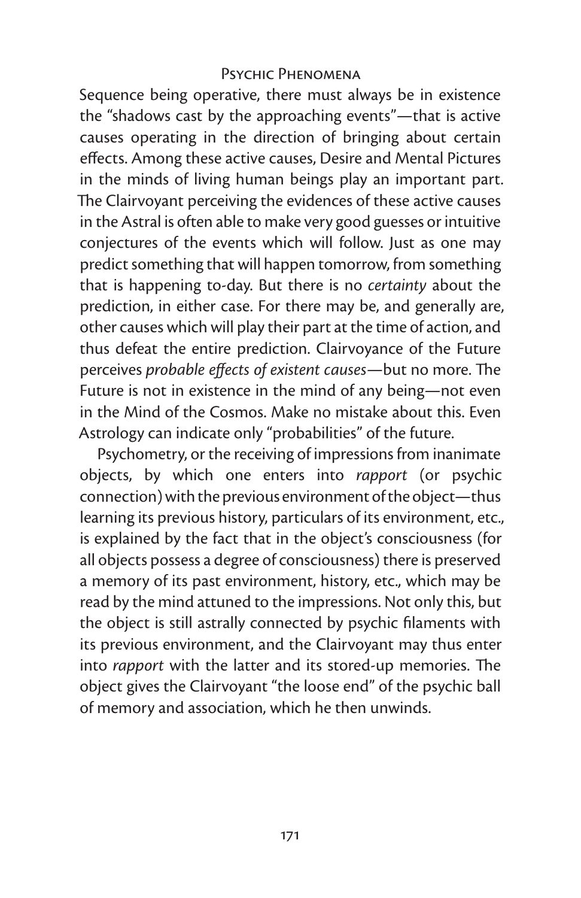Sequence being operative, there must always be in existence the "shadows cast by the approaching events"—that is active causes operating in the direction of bringing about certain effects. Among these active causes, Desire and Mental Pictures in the minds of living human beings play an important part. The Clairvoyant perceiving the evidences of these active causes in the Astral is often able to make very good guesses or intuitive conjectures of the events which will follow. Just as one may predict something that will happen tomorrow, from something that is happening to-day. But there is no *certainty* about the prediction, in either case. For there may be, and generally are, other causes which will play their part at the time of action, and thus defeat the entire prediction. Clairvoyance of the Future perceives *probable effects of existent causes*—but no more. The Future is not in existence in the mind of any being—not even in the Mind of the Cosmos. Make no mistake about this. Even Astrology can indicate only "probabilities" of the future.

Psychometry, or the receiving of impressions from inanimate objects, by which one enters into *rapport* (or psychic connection) with the previous environment of the object—thus learning its previous history, particulars of its environment, etc., is explained by the fact that in the object's consciousness (for all objects possess a degree of consciousness) there is preserved a memory of its past environment, history, etc., which may be read by the mind attuned to the impressions. Not only this, but the object is still astrally connected by psychic filaments with its previous environment, and the Clairvoyant may thus enter into *rapport* with the latter and its stored-up memories. The object gives the Clairvoyant "the loose end" of the psychic ball of memory and association, which he then unwinds.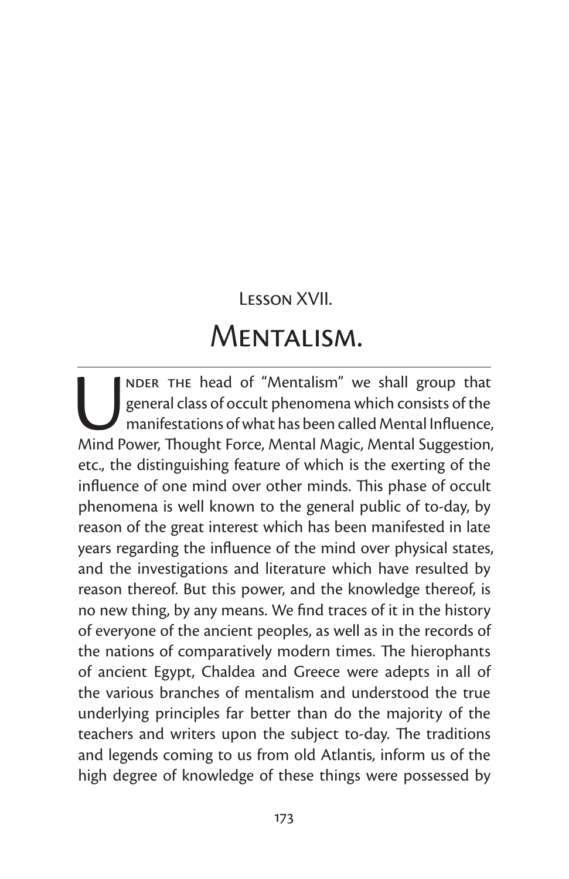## Lesson XVII.

# Mentalism.

Under the head of "Mentalism" we shall group that general class of occult phenomena which consists of the manifestations of what has been called Mental Influence, Mind Power, Thought Force, Mental Magic, Mental Suggestion, etc., the distinguishing feature of which is the exerting of the influence of one mind over other minds. This phase of occult phenomena is well known to the general public of to-day, by reason of the great interest which has been manifested in late years regarding the influence of the mind over physical states, and the investigations and literature which have resulted by reason thereof. But this power, and the knowledge thereof, is no new thing, by any means. We find traces of it in the history of everyone of the ancient peoples, as well as in the records of the nations of comparatively modern times. The hierophants of ancient Egypt, Chaldea and Greece were adepts in all of the various branches of mentalism and understood the true underlying principles far better than do the majority of the teachers and writers upon the subject to-day. The traditions and legends coming to us from old Atlantis, inform us of the high degree of knowledge of these things were possessed by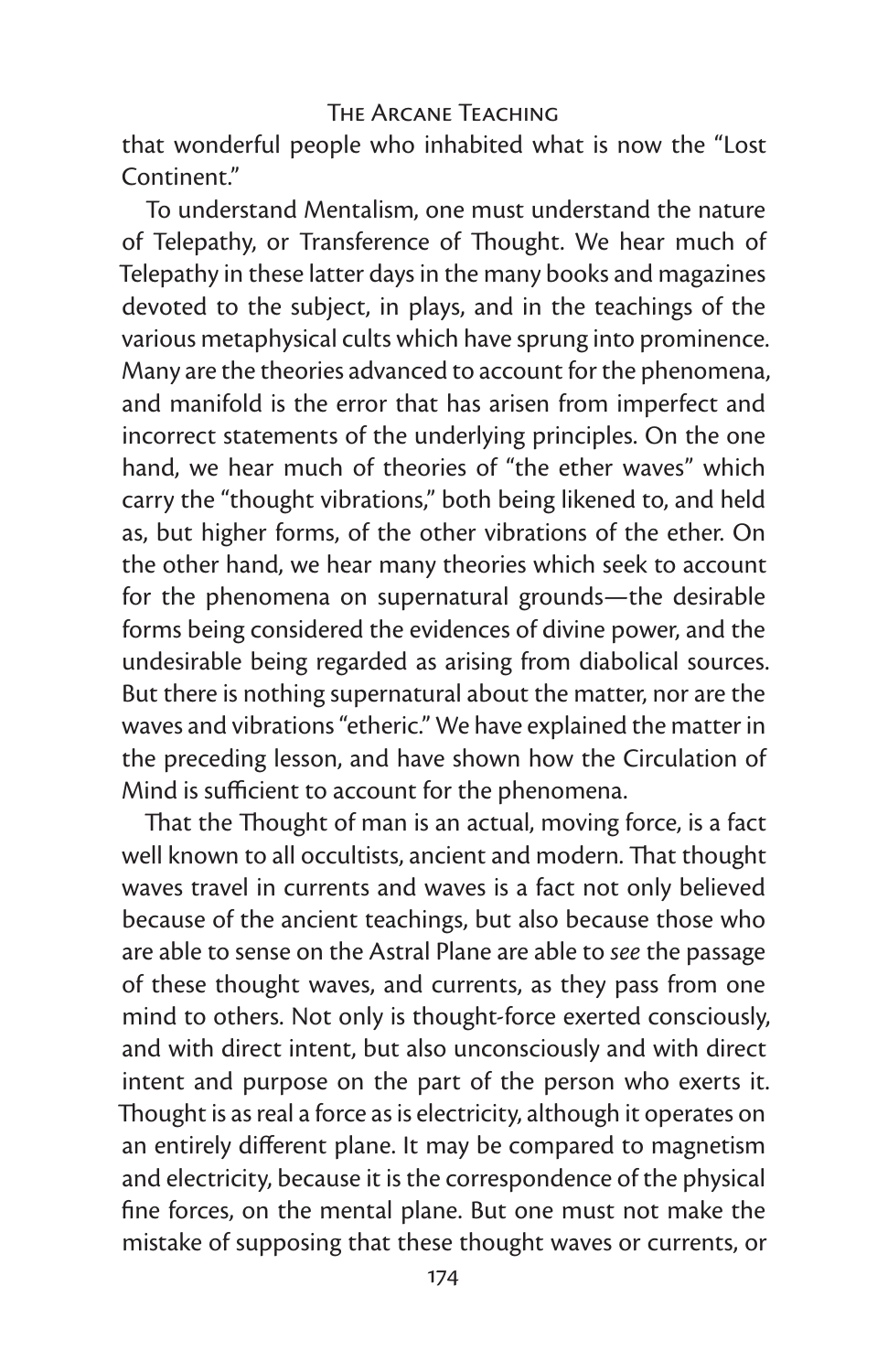that wonderful people who inhabited what is now the "Lost Continent."

To understand Mentalism, one must understand the nature of Telepathy, or Transference of Thought. We hear much of Telepathy in these latter days in the many books and magazines devoted to the subject, in plays, and in the teachings of the various metaphysical cults which have sprung into prominence. Many are the theories advanced to account for the phenomena, and manifold is the error that has arisen from imperfect and incorrect statements of the underlying principles. On the one hand, we hear much of theories of "the ether waves" which carry the "thought vibrations," both being likened to, and held as, but higher forms, of the other vibrations of the ether. On the other hand, we hear many theories which seek to account for the phenomena on supernatural grounds—the desirable forms being considered the evidences of divine power, and the undesirable being regarded as arising from diabolical sources. But there is nothing supernatural about the matter, nor are the waves and vibrations "etheric." We have explained the matter in the preceding lesson, and have shown how the Circulation of Mind is sufficient to account for the phenomena.

That the Thought of man is an actual, moving force, is a fact well known to all occultists, ancient and modern. That thought waves travel in currents and waves is a fact not only believed because of the ancient teachings, but also because those who are able to sense on the Astral Plane are able to *see* the passage of these thought waves, and currents, as they pass from one mind to others. Not only is thought-force exerted consciously, and with direct intent, but also unconsciously and with direct intent and purpose on the part of the person who exerts it. Thought is as real a force as is electricity, although it operates on an entirely different plane. It may be compared to magnetism and electricity, because it is the correspondence of the physical fine forces, on the mental plane. But one must not make the mistake of supposing that these thought waves or currents, or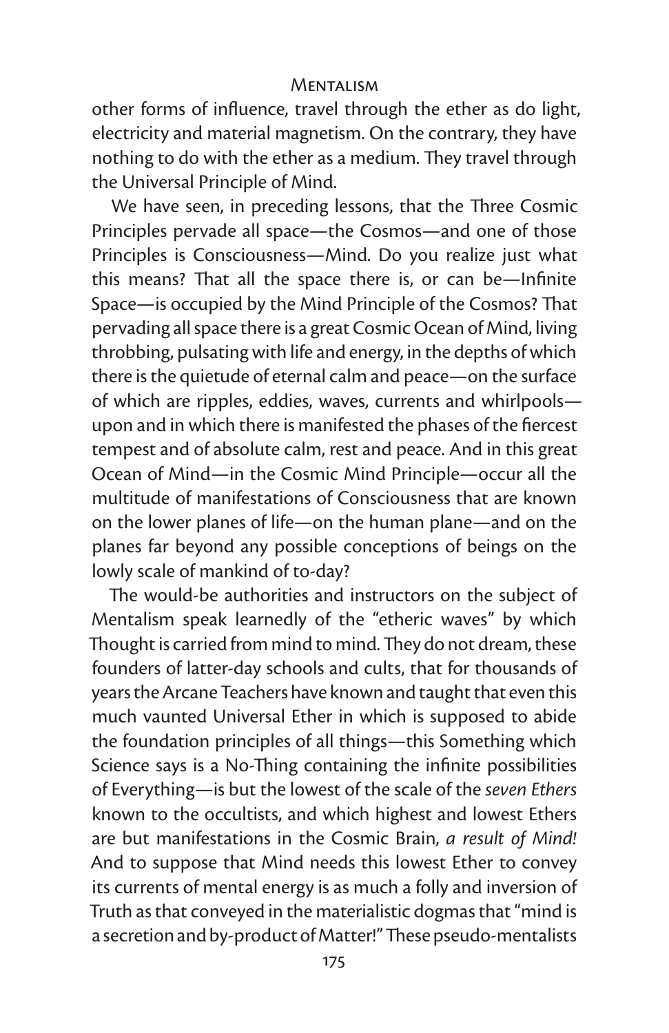other forms of influence, travel through the ether as do light, electricity and material magnetism. On the contrary, they have nothing to do with the ether as a medium. They travel through the Universal Principle of Mind.

We have seen, in preceding lessons, that the Three Cosmic Principles pervade all space—the Cosmos—and one of those Principles is Consciousness—Mind. Do you realize just what this means? That all the space there is, or can be—Infinite Space—is occupied by the Mind Principle of the Cosmos? That pervading all space there is a great Cosmic Ocean of Mind, living throbbing, pulsating with life and energy, in the depths of which there is the quietude of eternal calm and peace—on the surface of which are ripples, eddies, waves, currents and whirlpools—upon and in which there is manifested the phases of the fiercest tempest and of absolute calm, rest and peace. And in this great Ocean of Mind—in the Cosmic Mind Principle—occur all the multitude of manifestations of Consciousness that are known on the lower planes of life—on the human plane—and on the planes far beyond any possible conceptions of beings on the lowly scale of mankind of to-day?

The would-be authorities and instructors on the subject of Mentalism speak learnedly of the "etheric waves" by which Thought is carried from mind to mind. They do not dream, these founders of latter-day schools and cults, that for thousands of years the Arcane Teachers have known and taught that even this much vaunted Universal Ether in which is supposed to abide the foundation principles of all things—this Something which Science says is a No-Thing containing the infinite possibilities of Everything—is but the lowest of the scale of the *seven Ethers* known to the occultists, and which highest and lowest Ethers are but manifestations in the Cosmic Brain, *a result of Mind!* And to suppose that Mind needs this lowest Ether to convey its currents of mental energy is as much a folly and inversion of Truth as that conveyed in the materialistic dogmas that "mind is a secretion and by-product of Matter!" These pseudo-mentalists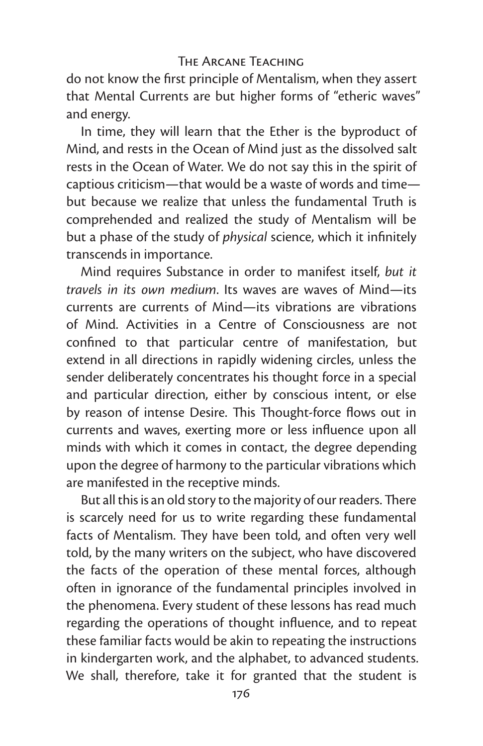do not know the first principle of Mentalism, when they assert that Mental Currents are but higher forms of "etheric waves" and energy.

In time, they will learn that the Ether is the byproduct of Mind, and rests in the Ocean of Mind just as the dissolved salt rests in the Ocean of Water. We do not say this in the spirit of captious criticism—that would be a waste of words and time—but because we realize that unless the fundamental Truth is comprehended and realized the study of Mentalism will be but a phase of the study of *physical* science, which it infinitely transcends in importance.

Mind requires Substance in order to manifest itself, *but it travels in its own medium*. Its waves are waves of Mind—its currents are currents of Mind—its vibrations are vibrations of Mind. Activities in a Centre of Consciousness are not confined to that particular centre of manifestation, but extend in all directions in rapidly widening circles, unless the sender deliberately concentrates his thought force in a special and particular direction, either by conscious intent, or else by reason of intense Desire. This Thought-force flows out in currents and waves, exerting more or less influence upon all minds with which it comes in contact, the degree depending upon the degree of harmony to the particular vibrations which are manifested in the receptive minds.

But all this is an old story to the majority of our readers. There is scarcely need for us to write regarding these fundamental facts of Mentalism. They have been told, and often very well told, by the many writers on the subject, who have discovered the facts of the operation of these mental forces, although often in ignorance of the fundamental principles involved in the phenomena. Every student of these lessons has read much regarding the operations of thought influence, and to repeat these familiar facts would be akin to repeating the instructions in kindergarten work, and the alphabet, to advanced students. We shall, therefore, take it for granted that the student is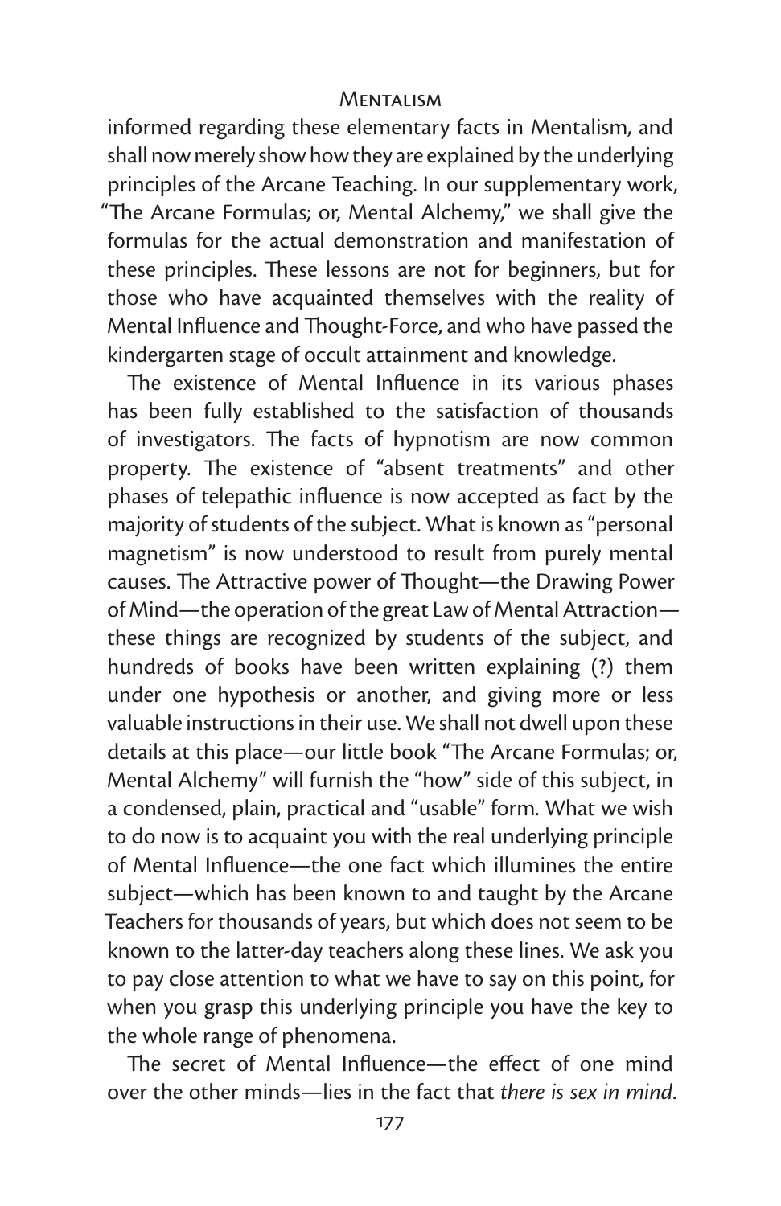informed regarding these elementary facts in Mentalism, and shall now merely show how they are explained by the underlying principles of the Arcane Teaching. In our supplementary work, "The Arcane Formulas; or, Mental Alchemy," we shall give the formulas for the actual demonstration and manifestation of these principles. These lessons are not for beginners, but for those who have acquainted themselves with the reality of Mental Influence and Thought-Force, and who have passed the kindergarten stage of occult attainment and knowledge.

The existence of Mental Influence in its various phases has been fully established to the satisfaction of thousands of investigators. The facts of hypnotism are now common property. The existence of "absent treatments" and other phases of telepathic influence is now accepted as fact by the majority of students of the subject. What is known as "personal magnetism" is now understood to result from purely mental causes. The Attractive power of Thought—the Drawing Power of Mind—the operation of the great Law of Mental Attraction—these things are recognized by students of the subject, and hundreds of books have been written explaining (?) them under one hypothesis or another, and giving more or less valuable instructions in their use. We shall not dwell upon these details at this place—our little book "The Arcane Formulas; or, Mental Alchemy" will furnish the "how" side of this subject, in a condensed, plain, practical and "usable" form. What we wish to do now is to acquaint you with the real underlying principle of Mental Influence—the one fact which illumines the entire subject—which has been known to and taught by the Arcane Teachers for thousands of years, but which does not seem to be known to the latter-day teachers along these lines. We ask you to pay close attention to what we have to say on this point, for when you grasp this underlying principle you have the key to the whole range of phenomena.

The secret of Mental Influence—the effect of one mind over the other minds—lies in the fact that *there is sex in mind*.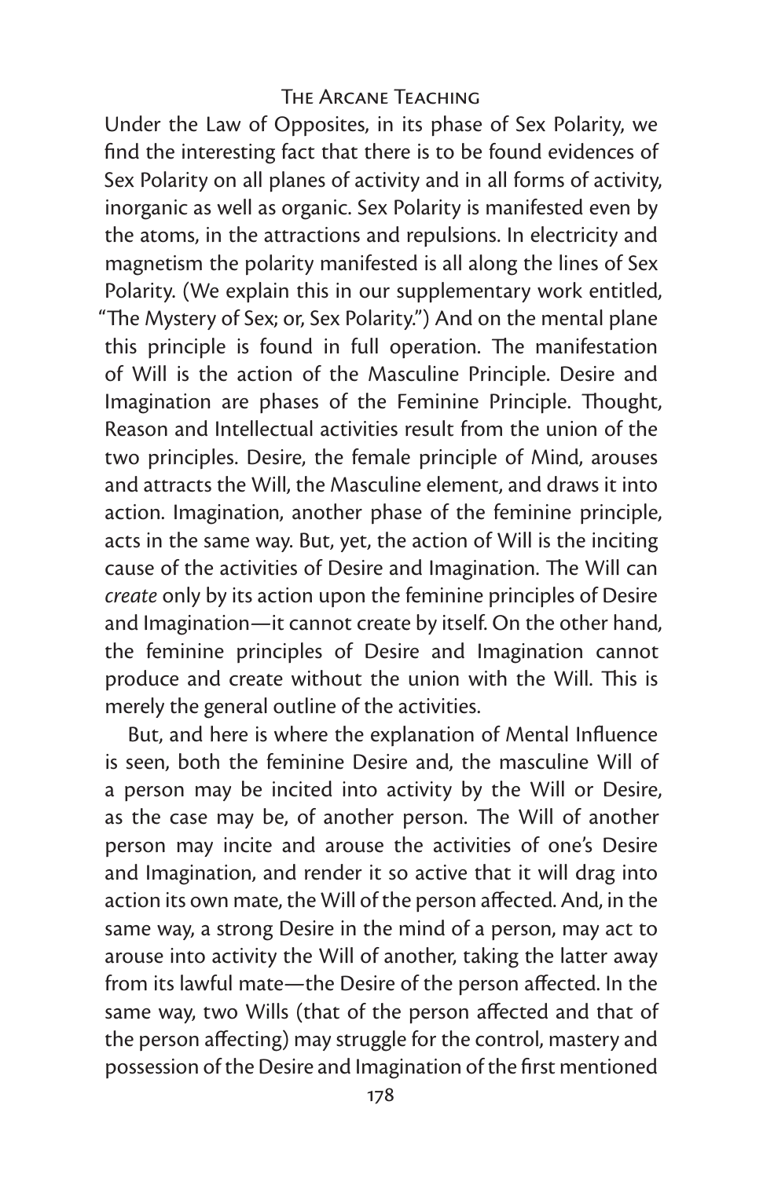Under the Law of Opposites, in its phase of Sex Polarity, we find the interesting fact that there is to be found evidences of Sex Polarity on all planes of activity and in all forms of activity, inorganic as well as organic. Sex Polarity is manifested even by the atoms, in the attractions and repulsions. In electricity and magnetism the polarity manifested is all along the lines of Sex Polarity. (We explain this in our supplementary work entitled, "The Mystery of Sex; or, Sex Polarity.") And on the mental plane this principle is found in full operation. The manifestation of Will is the action of the Masculine Principle. Desire and Imagination are phases of the Feminine Principle. Thought, Reason and Intellectual activities result from the union of the two principles. Desire, the female principle of Mind, arouses and attracts the Will, the Masculine element, and draws it into action. Imagination, another phase of the feminine principle, acts in the same way. But, yet, the action of Will is the inciting cause of the activities of Desire and Imagination. The Will can *create* only by its action upon the feminine principles of Desire and Imagination—it cannot create by itself. On the other hand, the feminine principles of Desire and Imagination cannot produce and create without the union with the Will. This is merely the general outline of the activities.

But, and here is where the explanation of Mental Influence is seen, both the feminine Desire and, the masculine Will of a person may be incited into activity by the Will or Desire, as the case may be, of another person. The Will of another person may incite and arouse the activities of one's Desire and Imagination, and render it so active that it will drag into action its own mate, the Will of the person affected. And, in the same way, a strong Desire in the mind of a person, may act to arouse into activity the Will of another, taking the latter away from its lawful mate—the Desire of the person affected. In the same way, two Wills (that of the person affected and that of the person affecting) may struggle for the control, mastery and possession of the Desire and Imagination of the first mentioned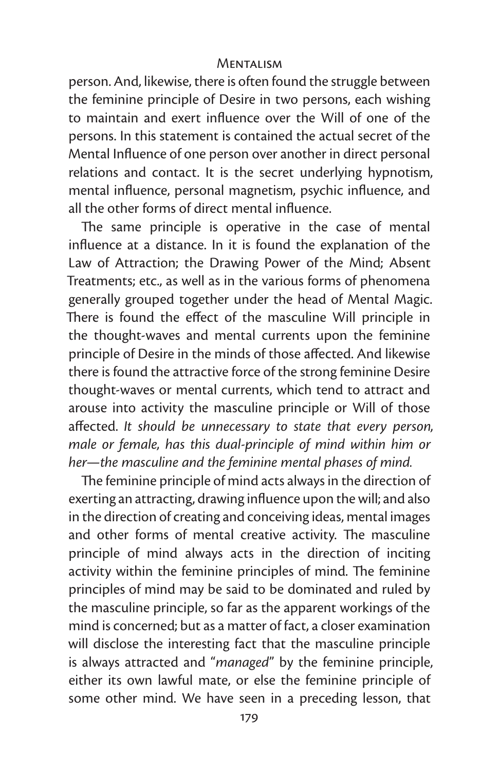person. And, likewise, there is often found the struggle between the feminine principle of Desire in two persons, each wishing to maintain and exert influence over the Will of one of the persons. In this statement is contained the actual secret of the Mental Influence of one person over another in direct personal relations and contact. It is the secret underlying hypnotism, mental influence, personal magnetism, psychic influence, and all the other forms of direct mental influence.

The same principle is operative in the case of mental influence at a distance. In it is found the explanation of the Law of Attraction; the Drawing Power of the Mind; Absent Treatments; etc., as well as in the various forms of phenomena generally grouped together under the head of Mental Magic. There is found the effect of the masculine Will principle in the thought-waves and mental currents upon the feminine principle of Desire in the minds of those affected. And likewise there is found the attractive force of the strong feminine Desire thought-waves or mental currents, which tend to attract and arouse into activity the masculine principle or Will of those affected. *It should be unnecessary to state that every person, male or female, has this dual-principle of mind within him or her—the masculine and the feminine mental phases of mind.*

The feminine principle of mind acts always in the direction of exerting an attracting, drawing influence upon the will; and also in the direction of creating and conceiving ideas, mental images and other forms of mental creative activity. The masculine principle of mind always acts in the direction of inciting activity within the feminine principles of mind. The feminine principles of mind may be said to be dominated and ruled by the masculine principle, so far as the apparent workings of the mind is concerned; but as a matter of fact, a closer examination will disclose the interesting fact that the masculine principle is always attracted and "*managed*" by the feminine principle, either its own lawful mate, or else the feminine principle of some other mind. We have seen in a preceding lesson, that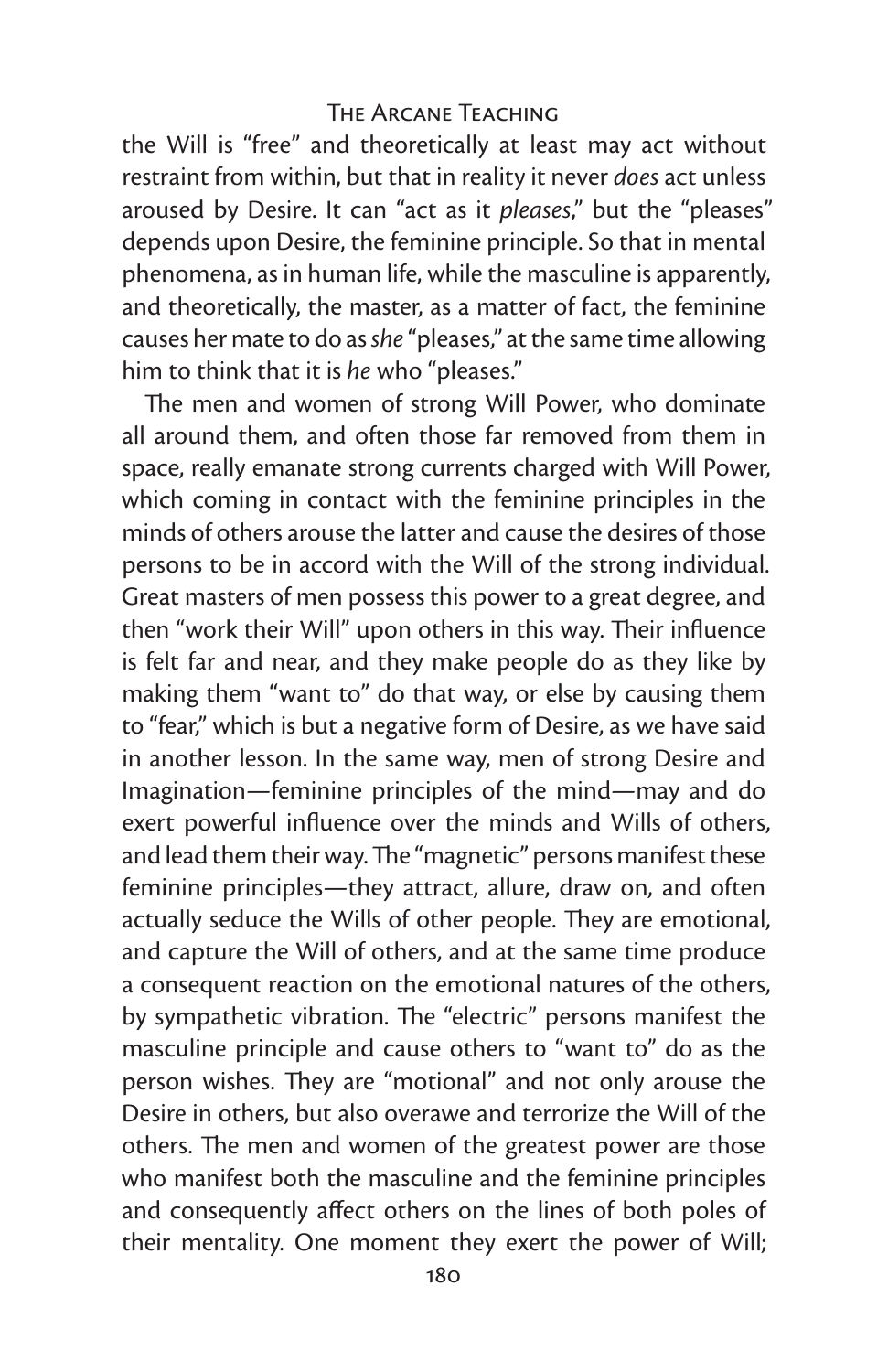the Will is "free" and theoretically at least may act without restraint from within, but that in reality it never *does* act unless aroused by Desire. It can "act as it *pleases*," but the "pleases" depends upon Desire, the feminine principle. So that in mental phenomena, as in human life, while the masculine is apparently, and theoretically, the master, as a matter of fact, the feminine causes her mate to do as *she* "pleases," at the same time allowing him to think that it is *he* who "pleases."

The men and women of strong Will Power, who dominate all around them, and often those far removed from them in space, really emanate strong currents charged with Will Power, which coming in contact with the feminine principles in the minds of others arouse the latter and cause the desires of those persons to be in accord with the Will of the strong individual. Great masters of men possess this power to a great degree, and then "work their Will" upon others in this way. Their influence is felt far and near, and they make people do as they like by making them "want to" do that way, or else by causing them to "fear," which is but a negative form of Desire, as we have said in another lesson. In the same way, men of strong Desire and Imagination—feminine principles of the mind—may and do exert powerful influence over the minds and Wills of others, and lead them their way. The "magnetic" persons manifest these feminine principles—they attract, allure, draw on, and often actually seduce the Wills of other people. They are emotional, and capture the Will of others, and at the same time produce a consequent reaction on the emotional natures of the others, by sympathetic vibration. The "electric" persons manifest the masculine principle and cause others to "want to" do as the person wishes. They are "motional" and not only arouse the Desire in others, but also overawe and terrorize the Will of the others. The men and women of the greatest power are those who manifest both the masculine and the feminine principles and consequently affect others on the lines of both poles of their mentality. One moment they exert the power of Will;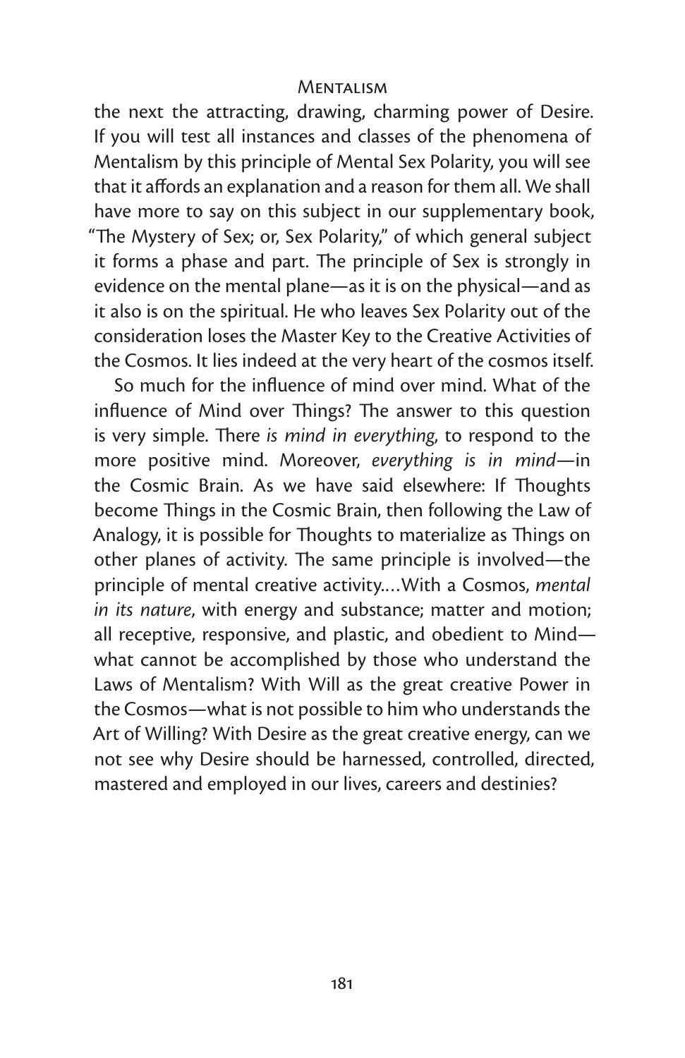the next the attracting, drawing, charming power of Desire. If you will test all instances and classes of the phenomena of Mentalism by this principle of Mental Sex Polarity, you will see that it affords an explanation and a reason for them all. We shall have more to say on this subject in our supplementary book, "The Mystery of Sex; or, Sex Polarity," of which general subject it forms a phase and part. The principle of Sex is strongly in evidence on the mental plane—as it is on the physical—and as it also is on the spiritual. He who leaves Sex Polarity out of the consideration loses the Master Key to the Creative Activities of the Cosmos. It lies indeed at the very heart of the cosmos itself.

So much for the influence of mind over mind. What of the influence of Mind over Things? The answer to this question is very simple. There *is mind in everything*, to respond to the more positive mind. Moreover, *everything is in mind*—in the Cosmic Brain. As we have said elsewhere: If Thoughts become Things in the Cosmic Brain, then following the Law of Analogy, it is possible for Thoughts to materialize as Things on other planes of activity. The same principle is involved—the principle of mental creative activity....With a Cosmos, *mental in its nature*, with energy and substance; matter and motion; all receptive, responsive, and plastic, and obedient to Mind—what cannot be accomplished by those who understand the Laws of Mentalism? With Will as the great creative Power in the Cosmos—what is not possible to him who understands the Art of Willing? With Desire as the great creative energy, can we not see why Desire should be harnessed, controlled, directed, mastered and employed in our lives, careers and destinies?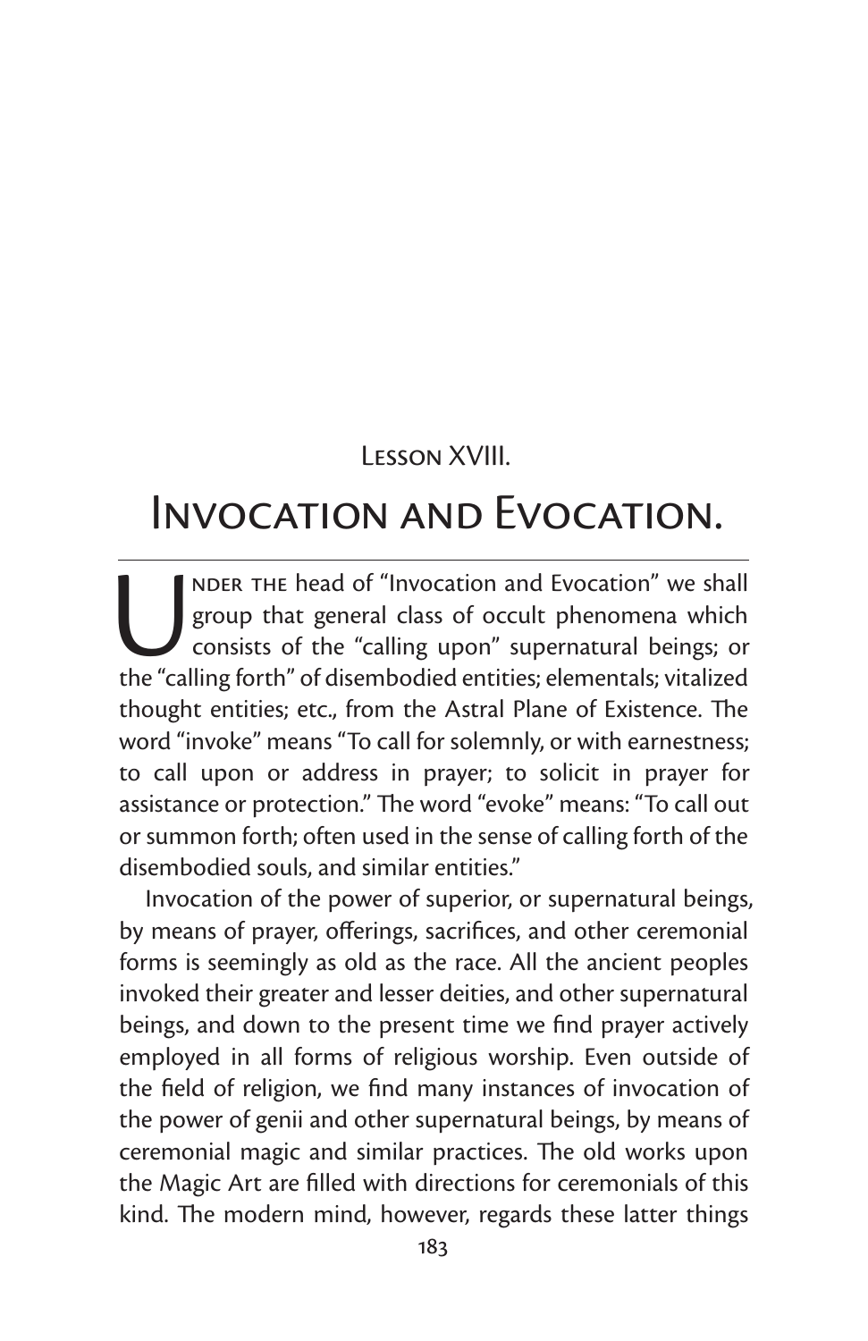## Lesson XVIII.

# Invocation and Evocation.

Under the head of "Invocation and Evocation" we shall group that general class of occult phenomena which consists of the "calling upon" supernatural beings; or the "calling forth" of disembodied entities; elementals; vitalized thought entities; etc., from the Astral Plane of Existence. The word "invoke" means "To call for solemnly, or with earnestness; to call upon or address in prayer; to solicit in prayer for assistance or protection." The word "evoke" means: "To call out or summon forth; often used in the sense of calling forth of the disembodied souls, and similar entities."

Invocation of the power of superior, or supernatural beings, by means of prayer, offerings, sacrifices, and other ceremonial forms is seemingly as old as the race. All the ancient peoples invoked their greater and lesser deities, and other supernatural beings, and down to the present time we find prayer actively employed in all forms of religious worship. Even outside of the field of religion, we find many instances of invocation of the power of genii and other supernatural beings, by means of ceremonial magic and similar practices. The old works upon the Magic Art are filled with directions for ceremonials of this kind. The modern mind, however, regards these latter things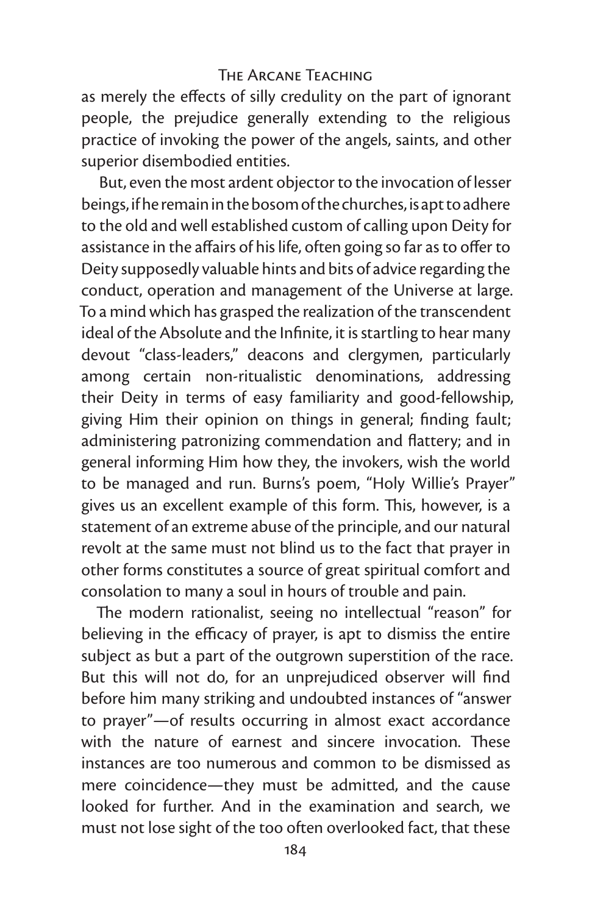as merely the effects of silly credulity on the part of ignorant people, the prejudice generally extending to the religious practice of invoking the power of the angels, saints, and other superior disembodied entities.

But, even the most ardent objector to the invocation of lesser beings, if he remain in the bosom of the churches, is apt to adhere to the old and well established custom of calling upon Deity for assistance in the affairs of his life, often going so far as to offer to Deity supposedly valuable hints and bits of advice regarding the conduct, operation and management of the Universe at large. To a mind which has grasped the realization of the transcendent ideal of the Absolute and the Infinite, it is startling to hear many devout "class-leaders," deacons and clergymen, particularly among certain non-ritualistic denominations, addressing their Deity in terms of easy familiarity and good-fellowship, giving Him their opinion on things in general; finding fault; administering patronizing commendation and flattery; and in general informing Him how they, the invokers, wish the world to be managed and run. Burns's poem, "Holy Willie's Prayer" gives us an excellent example of this form. This, however, is a statement of an extreme abuse of the principle, and our natural revolt at the same must not blind us to the fact that prayer in other forms constitutes a source of great spiritual comfort and consolation to many a soul in hours of trouble and pain.

The modern rationalist, seeing no intellectual "reason" for believing in the efficacy of prayer, is apt to dismiss the entire subject as but a part of the outgrown superstition of the race. But this will not do, for an unprejudiced observer will find before him many striking and undoubted instances of "answer to prayer"—of results occurring in almost exact accordance with the nature of earnest and sincere invocation. These instances are too numerous and common to be dismissed as mere coincidence—they must be admitted, and the cause looked for further. And in the examination and search, we must not lose sight of the too often overlooked fact, that these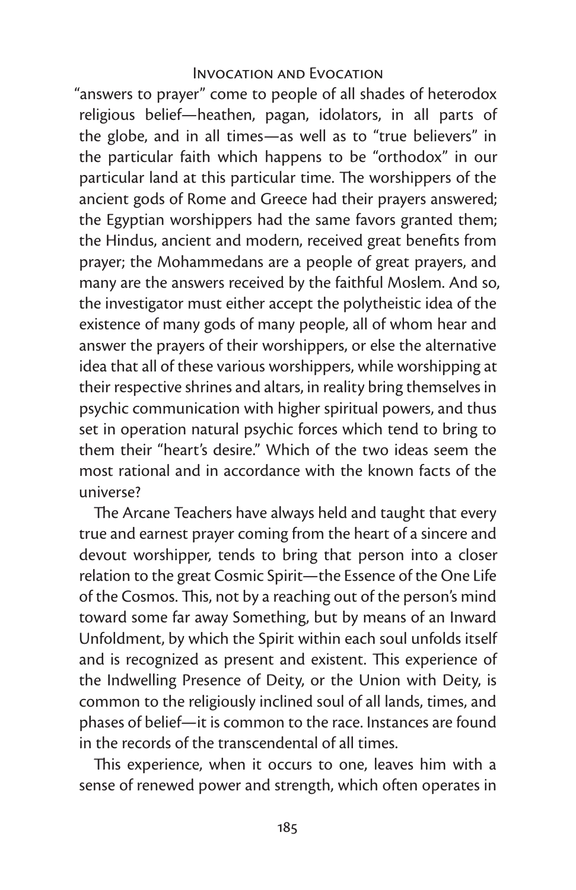"answers to prayer" come to people of all shades of heterodox religious belief—heathen, pagan, idolators, in all parts of the globe, and in all times—as well as to "true believers" in the particular faith which happens to be "orthodox" in our particular land at this particular time. The worshippers of the ancient gods of Rome and Greece had their prayers answered; the Egyptian worshippers had the same favors granted them; the Hindus, ancient and modern, received great benefits from prayer; the Mohammedans are a people of great prayers, and many are the answers received by the faithful Moslem. And so, the investigator must either accept the polytheistic idea of the existence of many gods of many people, all of whom hear and answer the prayers of their worshippers, or else the alternative idea that all of these various worshippers, while worshipping at their respective shrines and altars, in reality bring themselves in psychic communication with higher spiritual powers, and thus set in operation natural psychic forces which tend to bring to them their "heart's desire." Which of the two ideas seem the most rational and in accordance with the known facts of the universe?

The Arcane Teachers have always held and taught that every true and earnest prayer coming from the heart of a sincere and devout worshipper, tends to bring that person into a closer relation to the great Cosmic Spirit—the Essence of the One Life of the Cosmos. This, not by a reaching out of the person's mind toward some far away Something, but by means of an Inward Unfoldment, by which the Spirit within each soul unfolds itself and is recognized as present and existent. This experience of the Indwelling Presence of Deity, or the Union with Deity, is common to the religiously inclined soul of all lands, times, and phases of belief—it is common to the race. Instances are found in the records of the transcendental of all times.

This experience, when it occurs to one, leaves him with a sense of renewed power and strength, which often operates in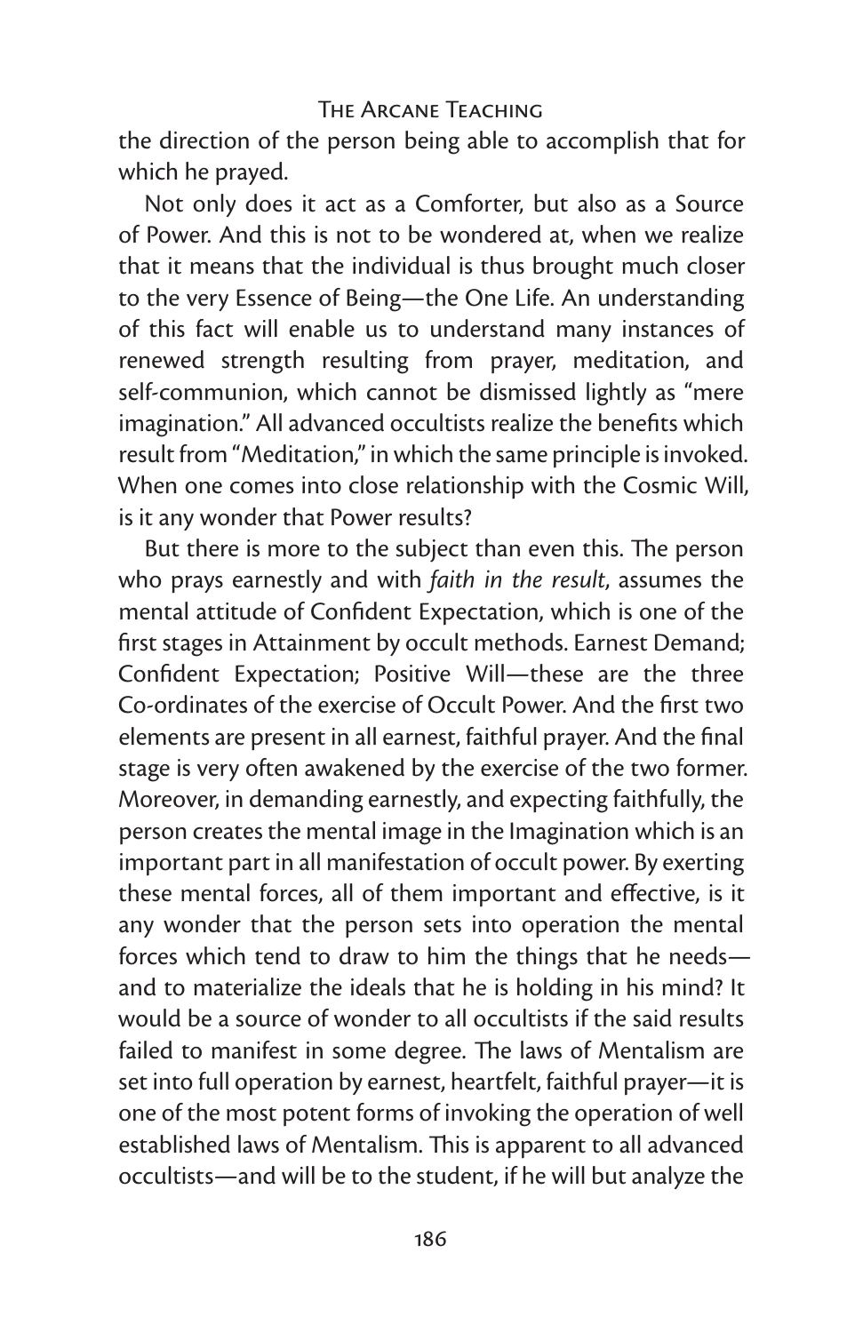the direction of the person being able to accomplish that for which he prayed.

Not only does it act as a Comforter, but also as a Source of Power. And this is not to be wondered at, when we realize that it means that the individual is thus brought much closer to the very Essence of Being—the One Life. An understanding of this fact will enable us to understand many instances of renewed strength resulting from prayer, meditation, and self-communion, which cannot be dismissed lightly as "mere imagination." All advanced occultists realize the benefits which result from "Meditation," in which the same principle is invoked. When one comes into close relationship with the Cosmic Will, is it any wonder that Power results?

But there is more to the subject than even this. The person who prays earnestly and with *faith in the result*, assumes the mental attitude of Confident Expectation, which is one of the first stages in Attainment by occult methods. Earnest Demand; Confident Expectation; Positive Will—these are the three Co-ordinates of the exercise of Occult Power. And the first two elements are present in all earnest, faithful prayer. And the final stage is very often awakened by the exercise of the two former. Moreover, in demanding earnestly, and expecting faithfully, the person creates the mental image in the Imagination which is an important part in all manifestation of occult power. By exerting these mental forces, all of them important and effective, is it any wonder that the person sets into operation the mental forces which tend to draw to him the things that he needs—and to materialize the ideals that he is holding in his mind? It would be a source of wonder to all occultists if the said results failed to manifest in some degree. The laws of Mentalism are set into full operation by earnest, heartfelt, faithful prayer—it is one of the most potent forms of invoking the operation of well established laws of Mentalism. This is apparent to all advanced occultists—and will be to the student, if he will but analyze the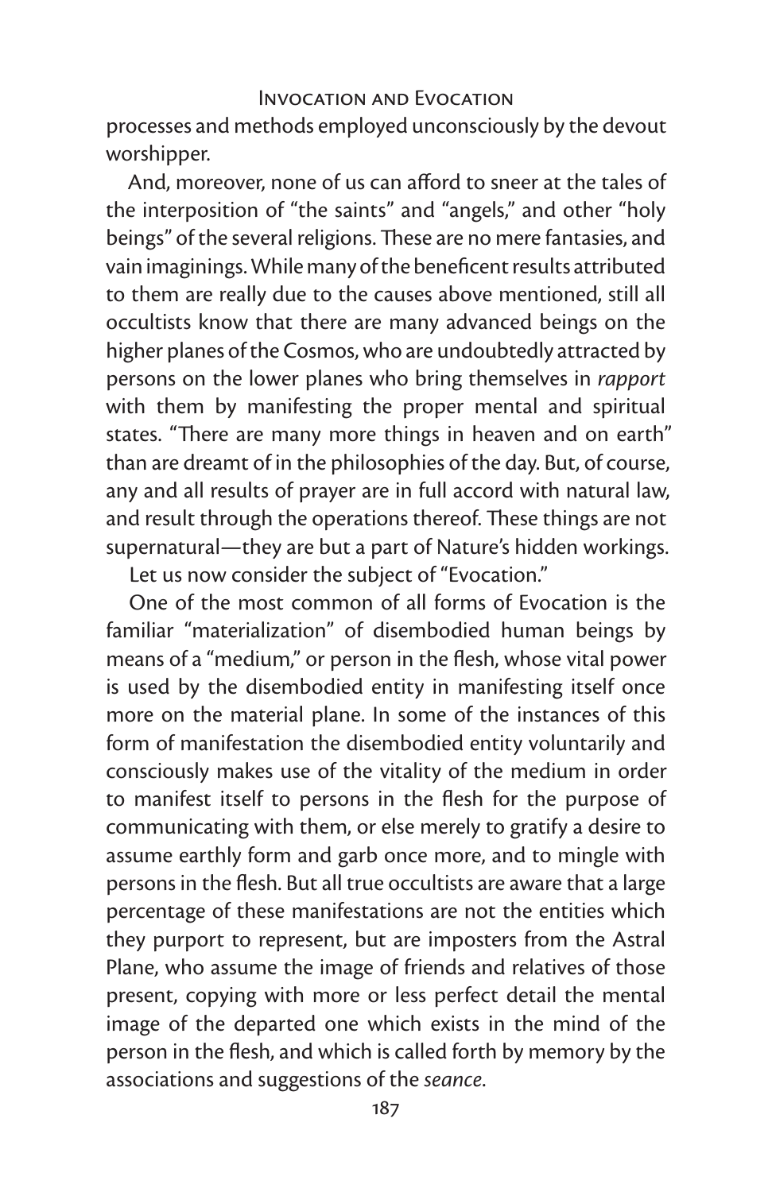processes and methods employed unconsciously by the devout worshipper.

And, moreover, none of us can afford to sneer at the tales of the interposition of "the saints" and "angels," and other "holy beings" of the several religions. These are no mere fantasies, and vain imaginings. While many of the beneficent results attributed to them are really due to the causes above mentioned, still all occultists know that there are many advanced beings on the higher planes of the Cosmos, who are undoubtedly attracted by persons on the lower planes who bring themselves in *rapport* with them by manifesting the proper mental and spiritual states. "There are many more things in heaven and on earth" than are dreamt of in the philosophies of the day. But, of course, any and all results of prayer are in full accord with natural law, and result through the operations thereof. These things are not supernatural—they are but a part of Nature's hidden workings.

Let us now consider the subject of "Evocation."

One of the most common of all forms of Evocation is the familiar "materialization" of disembodied human beings by means of a "medium," or person in the flesh, whose vital power is used by the disembodied entity in manifesting itself once more on the material plane. In some of the instances of this form of manifestation the disembodied entity voluntarily and consciously makes use of the vitality of the medium in order to manifest itself to persons in the flesh for the purpose of communicating with them, or else merely to gratify a desire to assume earthly form and garb once more, and to mingle with persons in the flesh. But all true occultists are aware that a large percentage of these manifestations are not the entities which they purport to represent, but are imposters from the Astral Plane, who assume the image of friends and relatives of those present, copying with more or less perfect detail the mental image of the departed one which exists in the mind of the person in the flesh, and which is called forth by memory by the associations and suggestions of the *seance*.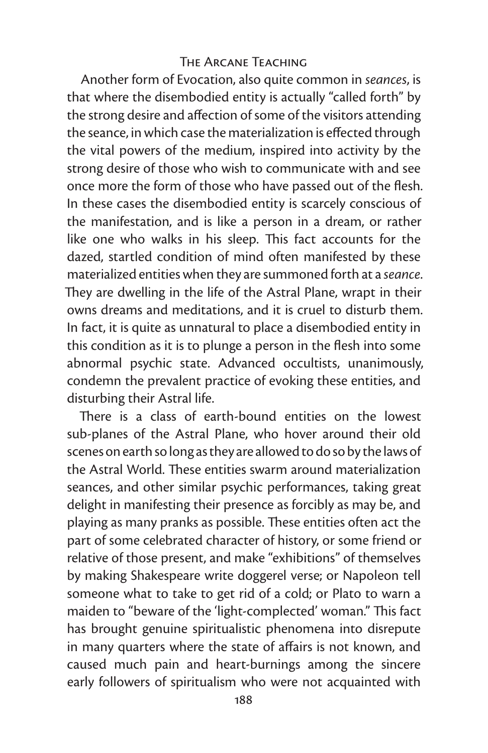Another form of Evocation, also quite common in *seances*, is that where the disembodied entity is actually "called forth" by the strong desire and affection of some of the visitors attending the seance, in which case the materialization is effected through the vital powers of the medium, inspired into activity by the strong desire of those who wish to communicate with and see once more the form of those who have passed out of the flesh. In these cases the disembodied entity is scarcely conscious of the manifestation, and is like a person in a dream, or rather like one who walks in his sleep. This fact accounts for the dazed, startled condition of mind often manifested by these materialized entities when they are summoned forth at a *seance*. They are dwelling in the life of the Astral Plane, wrapt in their owns dreams and meditations, and it is cruel to disturb them. In fact, it is quite as unnatural to place a disembodied entity in this condition as it is to plunge a person in the flesh into some abnormal psychic state. Advanced occultists, unanimously, condemn the prevalent practice of evoking these entities, and disturbing their Astral life.

There is a class of earth-bound entities on the lowest sub-planes of the Astral Plane, who hover around their old scenes on earth so long as they are allowed to do so by the laws of the Astral World. These entities swarm around materialization seances, and other similar psychic performances, taking great delight in manifesting their presence as forcibly as may be, and playing as many pranks as possible. These entities often act the part of some celebrated character of history, or some friend or relative of those present, and make "exhibitions" of themselves by making Shakespeare write doggerel verse; or Napoleon tell someone what to take to get rid of a cold; or Plato to warn a maiden to "beware of the 'light-complected' woman." This fact has brought genuine spiritualistic phenomena into disrepute in many quarters where the state of affairs is not known, and caused much pain and heart-burnings among the sincere early followers of spiritualism who were not acquainted with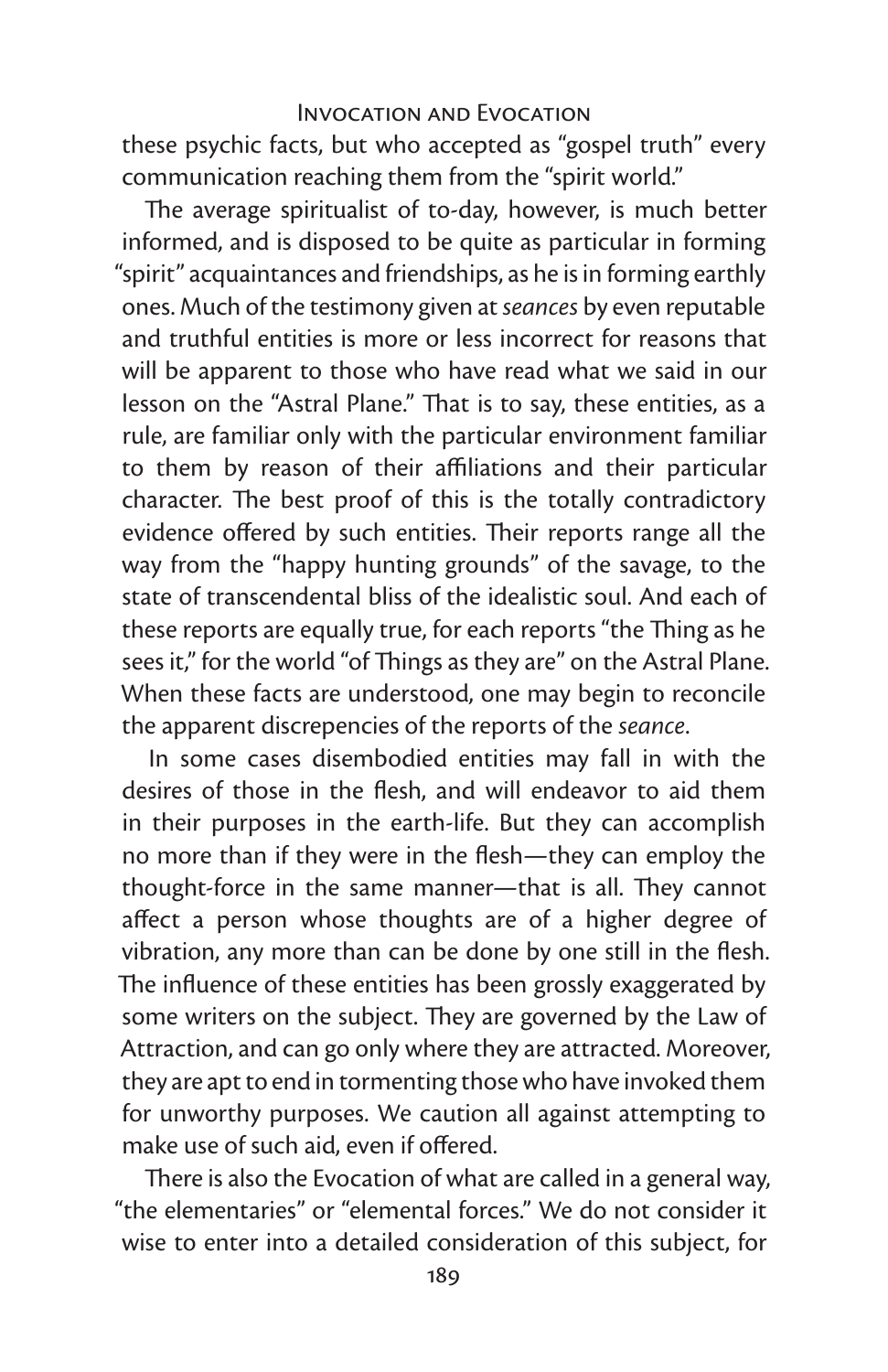these psychic facts, but who accepted as "gospel truth" every communication reaching them from the "spirit world."

The average spiritualist of to-day, however, is much better informed, and is disposed to be quite as particular in forming "spirit" acquaintances and friendships, as he is in forming earthly ones. Much of the testimony given at *seances* by even reputable and truthful entities is more or less incorrect for reasons that will be apparent to those who have read what we said in our lesson on the "Astral Plane." That is to say, these entities, as a rule, are familiar only with the particular environment familiar to them by reason of their affiliations and their particular character. The best proof of this is the totally contradictory evidence offered by such entities. Their reports range all the way from the "happy hunting grounds" of the savage, to the state of transcendental bliss of the idealistic soul. And each of these reports are equally true, for each reports "the Thing as he sees it," for the world "of Things as they are" on the Astral Plane. When these facts are understood, one may begin to reconcile the apparent discrepencies of the reports of the *seance*.

In some cases disembodied entities may fall in with the desires of those in the flesh, and will endeavor to aid them in their purposes in the earth-life. But they can accomplish no more than if they were in the flesh—they can employ the thought-force in the same manner—that is all. They cannot affect a person whose thoughts are of a higher degree of vibration, any more than can be done by one still in the flesh. The influence of these entities has been grossly exaggerated by some writers on the subject. They are governed by the Law of Attraction, and can go only where they are attracted. Moreover, they are apt to end in tormenting those who have invoked them for unworthy purposes. We caution all against attempting to make use of such aid, even if offered.

There is also the Evocation of what are called in a general way, "the elementaries" or "elemental forces." We do not consider it wise to enter into a detailed consideration of this subject, for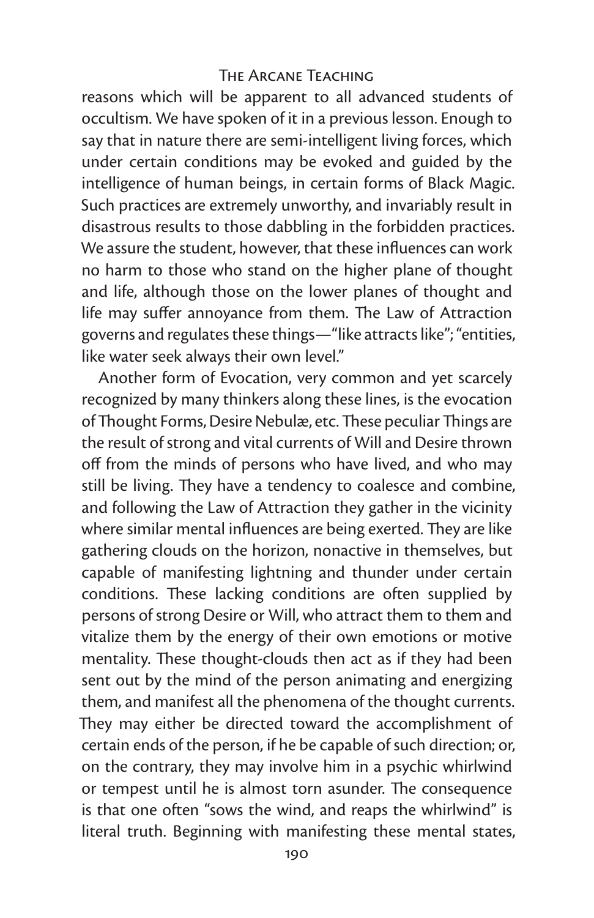reasons which will be apparent to all advanced students of occultism. We have spoken of it in a previous lesson. Enough to say that in nature there are semi-intelligent living forces, which under certain conditions may be evoked and guided by the intelligence of human beings, in certain forms of Black Magic. Such practices are extremely unworthy, and invariably result in disastrous results to those dabbling in the forbidden practices. We assure the student, however, that these influences can work no harm to those who stand on the higher plane of thought and life, although those on the lower planes of thought and life may suffer annoyance from them. The Law of Attraction governs and regulates these things—"like attracts like"; "entities, like water seek always their own level."

Another form of Evocation, very common and yet scarcely recognized by many thinkers along these lines, is the evocation of Thought Forms, Desire Nebulæ, etc. These peculiar Things are the result of strong and vital currents of Will and Desire thrown off from the minds of persons who have lived, and who may still be living. They have a tendency to coalesce and combine, and following the Law of Attraction they gather in the vicinity where similar mental influences are being exerted. They are like gathering clouds on the horizon, nonactive in themselves, but capable of manifesting lightning and thunder under certain conditions. These lacking conditions are often supplied by persons of strong Desire or Will, who attract them to them and vitalize them by the energy of their own emotions or motive mentality. These thought-clouds then act as if they had been sent out by the mind of the person animating and energizing them, and manifest all the phenomena of the thought currents. They may either be directed toward the accomplishment of certain ends of the person, if he be capable of such direction; or, on the contrary, they may involve him in a psychic whirlwind or tempest until he is almost torn asunder. The consequence is that one often "sows the wind, and reaps the whirlwind" is literal truth. Beginning with manifesting these mental states,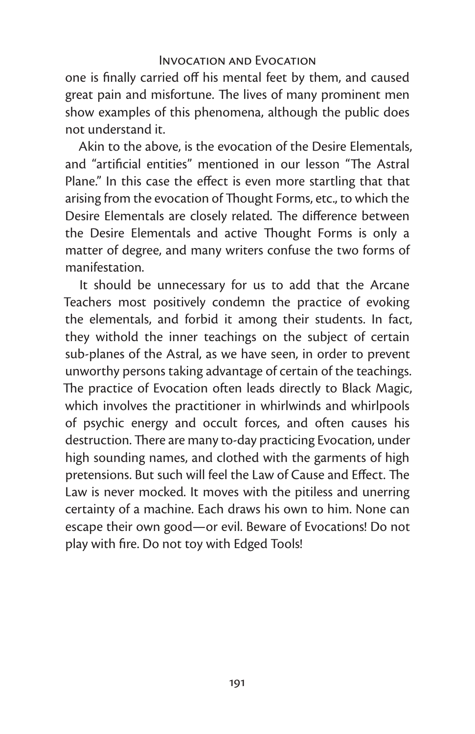one is finally carried off his mental feet by them, and caused great pain and misfortune. The lives of many prominent men show examples of this phenomena, although the public does not understand it.

Akin to the above, is the evocation of the Desire Elementals, and "artificial entities" mentioned in our lesson "The Astral Plane." In this case the effect is even more startling that that arising from the evocation of Thought Forms, etc., to which the Desire Elementals are closely related. The difference between the Desire Elementals and active Thought Forms is only a matter of degree, and many writers confuse the two forms of manifestation.

It should be unnecessary for us to add that the Arcane Teachers most positively condemn the practice of evoking the elementals, and forbid it among their students. In fact, they withold the inner teachings on the subject of certain sub-planes of the Astral, as we have seen, in order to prevent unworthy persons taking advantage of certain of the teachings. The practice of Evocation often leads directly to Black Magic, which involves the practitioner in whirlwinds and whirlpools of psychic energy and occult forces, and often causes his destruction. There are many to-day practicing Evocation, under high sounding names, and clothed with the garments of high pretensions. But such will feel the Law of Cause and Effect. The Law is never mocked. It moves with the pitiless and unerring certainty of a machine. Each draws his own to him. None can escape their own good—or evil. Beware of Evocations! Do not play with fire. Do not toy with Edged Tools!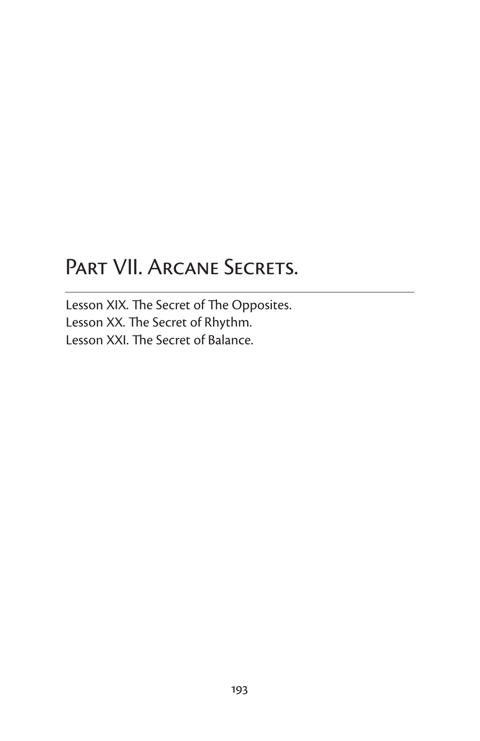# Part VII. Arcane Secrets.

---

Lesson XIX. The Secret of The Opposites.
Lesson XX. The Secret of Rhythm.
Lesson XXI. The Secret of Balance.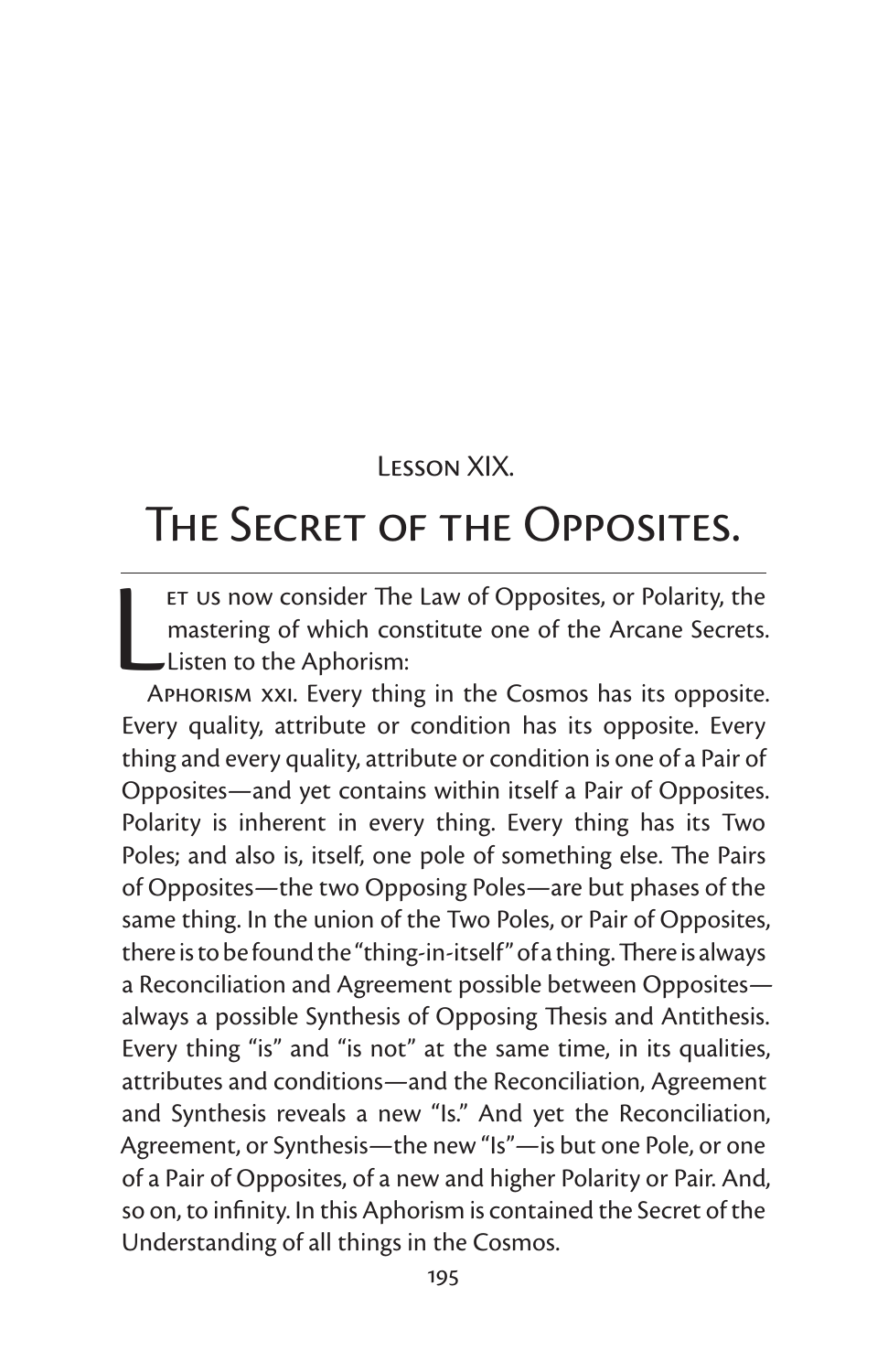## Lesson XIX.

# The Secret of the Opposites.

Let us now consider The Law of Opposites, or Polarity, the mastering of which constitute one of the Arcane Secrets. Listen to the Aphorism:

Aphorism xxi. Every thing in the Cosmos has its opposite. Every quality, attribute or condition has its opposite. Every thing and every quality, attribute or condition is one of a Pair of Opposites—and yet contains within itself a Pair of Opposites. Polarity is inherent in every thing. Every thing has its Two Poles; and also is, itself, one pole of something else. The Pairs of Opposites—the two Opposing Poles—are but phases of the same thing. In the union of the Two Poles, or Pair of Opposites, there is to be found the "thing-in-itself" of a thing. There is always a Reconciliation and Agreement possible between Opposites—always a possible Synthesis of Opposing Thesis and Antithesis. Every thing "is" and "is not" at the same time, in its qualities, attributes and conditions—and the Reconciliation, Agreement and Synthesis reveals a new "Is." And yet the Reconciliation, Agreement, or Synthesis—the new "Is"—is but one Pole, or one of a Pair of Opposites, of a new and higher Polarity or Pair. And, so on, to infinity. In this Aphorism is contained the Secret of the Understanding of all things in the Cosmos.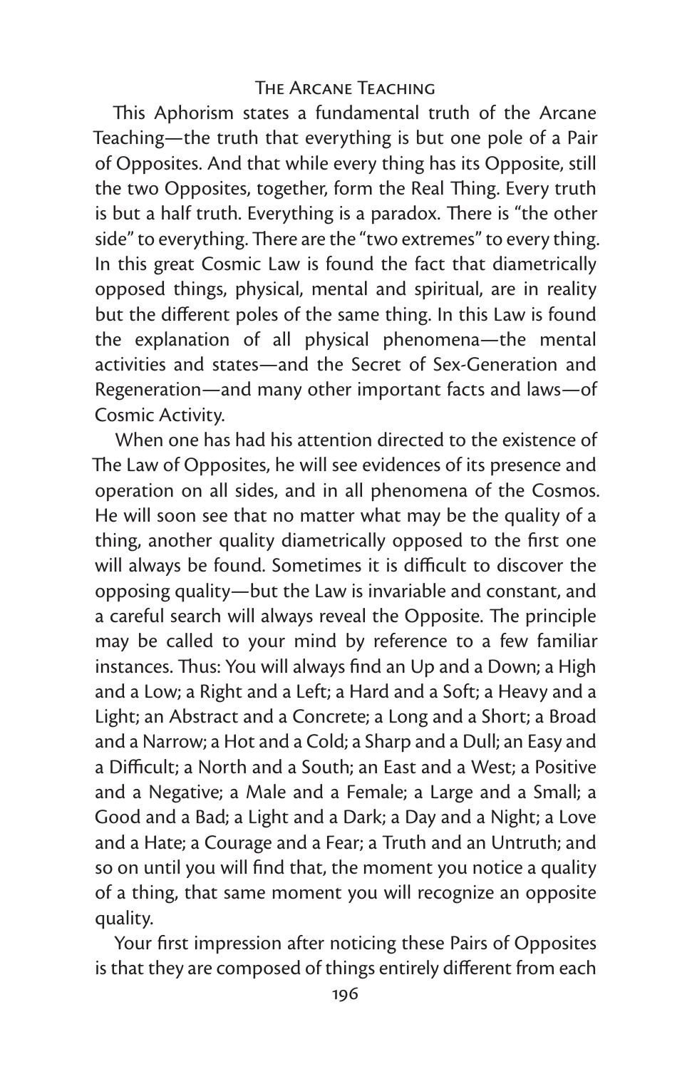This Aphorism states a fundamental truth of the Arcane Teaching—the truth that everything is but one pole of a Pair of Opposites. And that while every thing has its Opposite, still the two Opposites, together, form the Real Thing. Every truth is but a half truth. Everything is a paradox. There is "the other side" to everything. There are the "two extremes" to every thing. In this great Cosmic Law is found the fact that diametrically opposed things, physical, mental and spiritual, are in reality but the different poles of the same thing. In this Law is found the explanation of all physical phenomena—the mental activities and states—and the Secret of Sex-Generation and Regeneration—and many other important facts and laws—of Cosmic Activity.

When one has had his attention directed to the existence of The Law of Opposites, he will see evidences of its presence and operation on all sides, and in all phenomena of the Cosmos. He will soon see that no matter what may be the quality of a thing, another quality diametrically opposed to the first one will always be found. Sometimes it is difficult to discover the opposing quality—but the Law is invariable and constant, and a careful search will always reveal the Opposite. The principle may be called to your mind by reference to a few familiar instances. Thus: You will always find an Up and a Down; a High and a Low; a Right and a Left; a Hard and a Soft; a Heavy and a Light; an Abstract and a Concrete; a Long and a Short; a Broad and a Narrow; a Hot and a Cold; a Sharp and a Dull; an Easy and a Difficult; a North and a South; an East and a West; a Positive and a Negative; a Male and a Female; a Large and a Small; a Good and a Bad; a Light and a Dark; a Day and a Night; a Love and a Hate; a Courage and a Fear; a Truth and an Untruth; and so on until you will find that, the moment you notice a quality of a thing, that same moment you will recognize an opposite quality.

Your first impression after noticing these Pairs of Opposites is that they are composed of things entirely different from each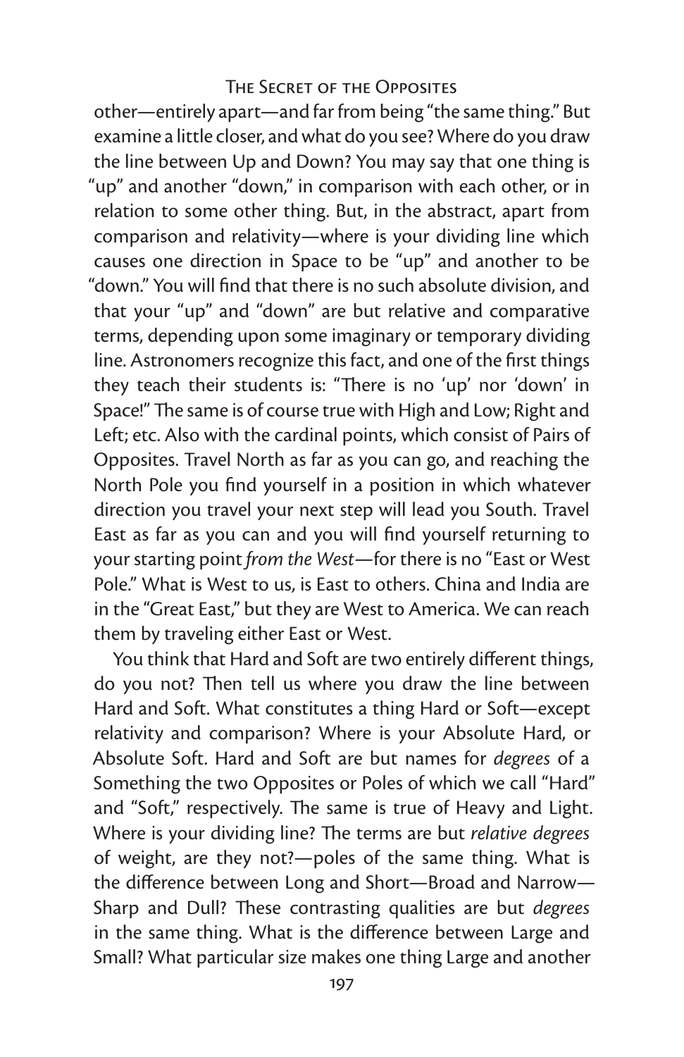other—entirely apart—and far from being "the same thing." But examine a little closer, and what do you see? Where do you draw the line between Up and Down? You may say that one thing is "up" and another "down," in comparison with each other, or in relation to some other thing. But, in the abstract, apart from comparison and relativity—where is your dividing line which causes one direction in Space to be "up" and another to be "down." You will find that there is no such absolute division, and that your "up" and "down" are but relative and comparative terms, depending upon some imaginary or temporary dividing line. Astronomers recognize this fact, and one of the first things they teach their students is: "There is no 'up' nor 'down' in Space!" The same is of course true with High and Low; Right and Left; etc. Also with the cardinal points, which consist of Pairs of Opposites. Travel North as far as you can go, and reaching the North Pole you find yourself in a position in which whatever direction you travel your next step will lead you South. Travel East as far as you can and you will find yourself returning to your starting point *from the West*—for there is no "East or West Pole." What is West to us, is East to others. China and India are in the "Great East," but they are West to America. We can reach them by traveling either East or West.

You think that Hard and Soft are two entirely different things, do you not? Then tell us where you draw the line between Hard and Soft. What constitutes a thing Hard or Soft—except relativity and comparison? Where is your Absolute Hard, or Absolute Soft. Hard and Soft are but names for *degrees* of a Something the two Opposites or Poles of which we call "Hard" and "Soft," respectively. The same is true of Heavy and Light. Where is your dividing line? The terms are but *relative degrees* of weight, are they not?—poles of the same thing. What is the difference between Long and Short—Broad and Narrow—Sharp and Dull? These contrasting qualities are but *degrees* in the same thing. What is the difference between Large and Small? What particular size makes one thing Large and another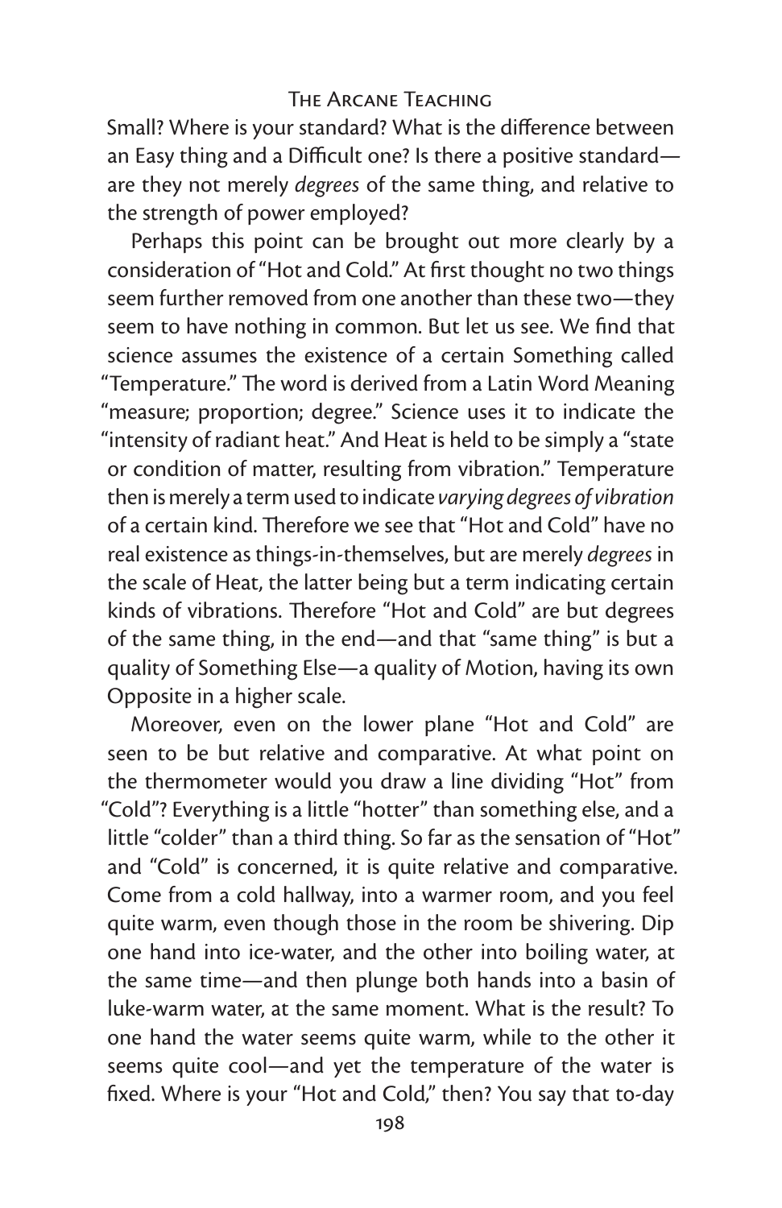Small? Where is your standard? What is the difference between an Easy thing and a Difficult one? Is there a positive standard—are they not merely *degrees* of the same thing, and relative to the strength of power employed?

Perhaps this point can be brought out more clearly by a consideration of "Hot and Cold." At first thought no two things seem further removed from one another than these two—they seem to have nothing in common. But let us see. We find that science assumes the existence of a certain Something called "Temperature." The word is derived from a Latin Word Meaning "measure; proportion; degree." Science uses it to indicate the "intensity of radiant heat." And Heat is held to be simply a "state or condition of matter, resulting from vibration." Temperature then is merely a term used to indicate *varying degrees of vibration* of a certain kind. Therefore we see that "Hot and Cold" have no real existence as things-in-themselves, but are merely *degrees* in the scale of Heat, the latter being but a term indicating certain kinds of vibrations. Therefore "Hot and Cold" are but degrees of the same thing, in the end—and that "same thing" is but a quality of Something Else—a quality of Motion, having its own Opposite in a higher scale.

Moreover, even on the lower plane "Hot and Cold" are seen to be but relative and comparative. At what point on the thermometer would you draw a line dividing "Hot" from "Cold"? Everything is a little "hotter" than something else, and a little "colder" than a third thing. So far as the sensation of "Hot" and "Cold" is concerned, it is quite relative and comparative. Come from a cold hallway, into a warmer room, and you feel quite warm, even though those in the room be shivering. Dip one hand into ice-water, and the other into boiling water, at the same time—and then plunge both hands into a basin of luke-warm water, at the same moment. What is the result? To one hand the water seems quite warm, while to the other it seems quite cool—and yet the temperature of the water is fixed. Where is your "Hot and Cold," then? You say that to-day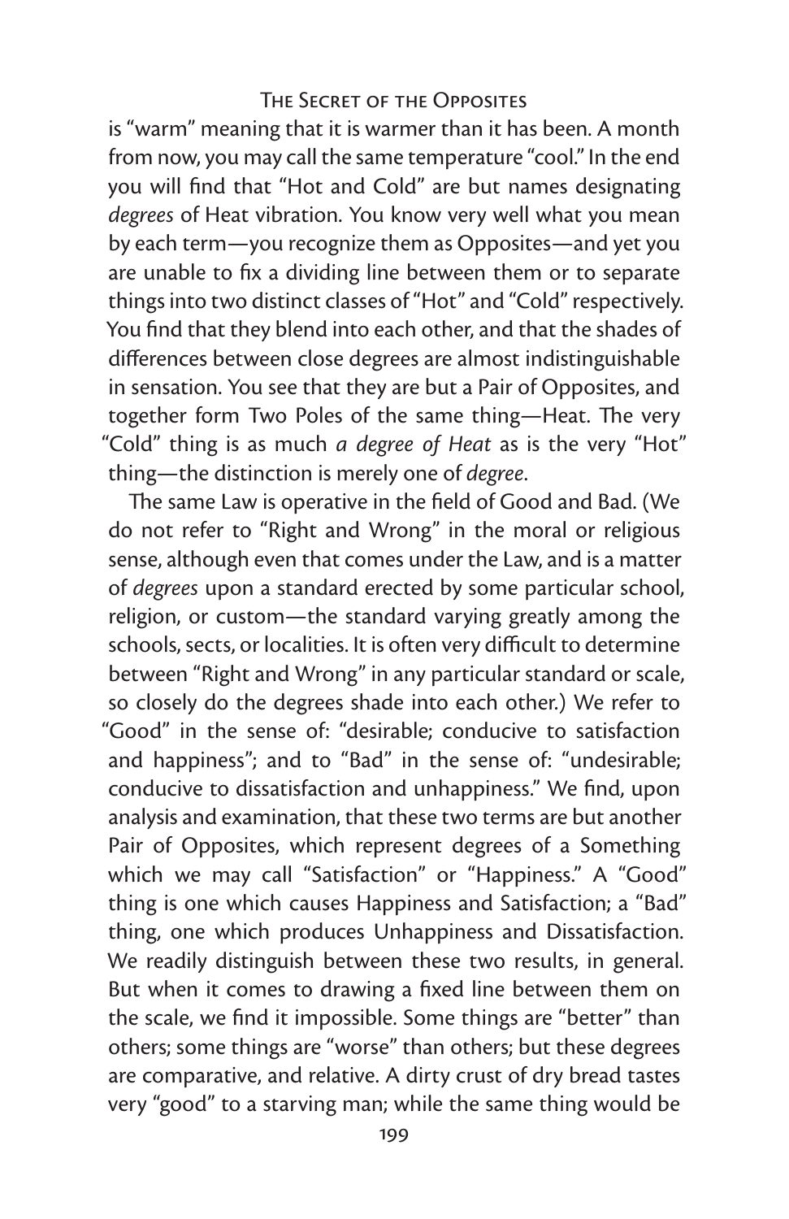is "warm" meaning that it is warmer than it has been. A month from now, you may call the same temperature "cool." In the end you will find that "Hot and Cold" are but names designating *degrees* of Heat vibration. You know very well what you mean by each term—you recognize them as Opposites—and yet you are unable to fix a dividing line between them or to separate things into two distinct classes of "Hot" and "Cold" respectively. You find that they blend into each other, and that the shades of differences between close degrees are almost indistinguishable in sensation. You see that they are but a Pair of Opposites, and together form Two Poles of the same thing—Heat. The very "Cold" thing is as much *a degree of Heat* as is the very "Hot" thing—the distinction is merely one of *degree*.

The same Law is operative in the field of Good and Bad. (We do not refer to "Right and Wrong" in the moral or religious sense, although even that comes under the Law, and is a matter of *degrees* upon a standard erected by some particular school, religion, or custom—the standard varying greatly among the schools, sects, or localities. It is often very difficult to determine between "Right and Wrong" in any particular standard or scale, so closely do the degrees shade into each other.) We refer to "Good" in the sense of: "desirable; conducive to satisfaction and happiness"; and to "Bad" in the sense of: "undesirable; conducive to dissatisfaction and unhappiness." We find, upon analysis and examination, that these two terms are but another Pair of Opposites, which represent degrees of a Something which we may call "Satisfaction" or "Happiness." A "Good" thing is one which causes Happiness and Satisfaction; a "Bad" thing, one which produces Unhappiness and Dissatisfaction. We readily distinguish between these two results, in general. But when it comes to drawing a fixed line between them on the scale, we find it impossible. Some things are "better" than others; some things are "worse" than others; but these degrees are comparative, and relative. A dirty crust of dry bread tastes very "good" to a starving man; while the same thing would be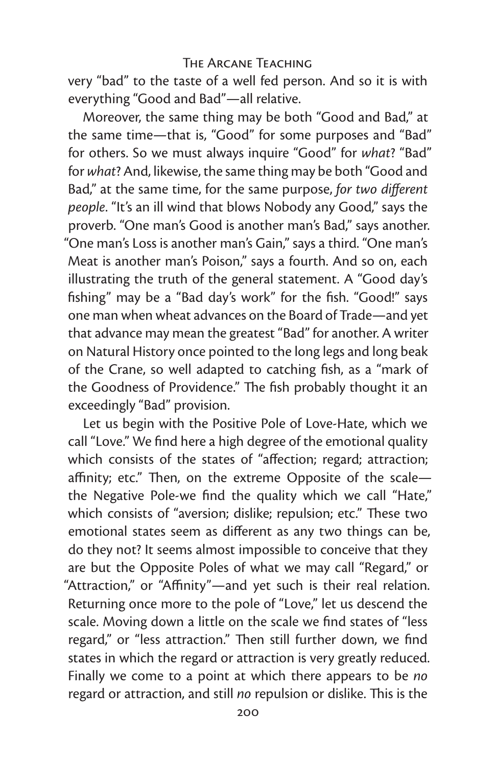very "bad" to the taste of a well fed person. And so it is with everything "Good and Bad"—all relative.

Moreover, the same thing may be both "Good and Bad," at the same time—that is, "Good" for some purposes and "Bad" for others. So we must always inquire "Good" for *what*? "Bad" for *what*? And, likewise, the same thing may be both "Good and Bad," at the same time, for the same purpose, *for two different people*. "It's an ill wind that blows Nobody any Good," says the proverb. "One man's Good is another man's Bad," says another. "One man's Loss is another man's Gain," says a third. "One man's Meat is another man's Poison," says a fourth. And so on, each illustrating the truth of the general statement. A "Good day's fishing" may be a "Bad day's work" for the fish. "Good!" says one man when wheat advances on the Board of Trade—and yet that advance may mean the greatest "Bad" for another. A writer on Natural History once pointed to the long legs and long beak of the Crane, so well adapted to catching fish, as a "mark of the Goodness of Providence." The fish probably thought it an exceedingly "Bad" provision.

Let us begin with the Positive Pole of Love-Hate, which we call "Love." We find here a high degree of the emotional quality which consists of the states of "affection; regard; attraction; affinity; etc." Then, on the extreme Opposite of the scale—the Negative Pole-we find the quality which we call "Hate," which consists of "aversion; dislike; repulsion; etc." These two emotional states seem as different as any two things can be, do they not? It seems almost impossible to conceive that they are but the Opposite Poles of what we may call "Regard," or "Attraction," or "Affinity"—and yet such is their real relation. Returning once more to the pole of "Love," let us descend the scale. Moving down a little on the scale we find states of "less regard," or "less attraction." Then still further down, we find states in which the regard or attraction is very greatly reduced. Finally we come to a point at which there appears to be *no* regard or attraction, and still *no* repulsion or dislike. This is the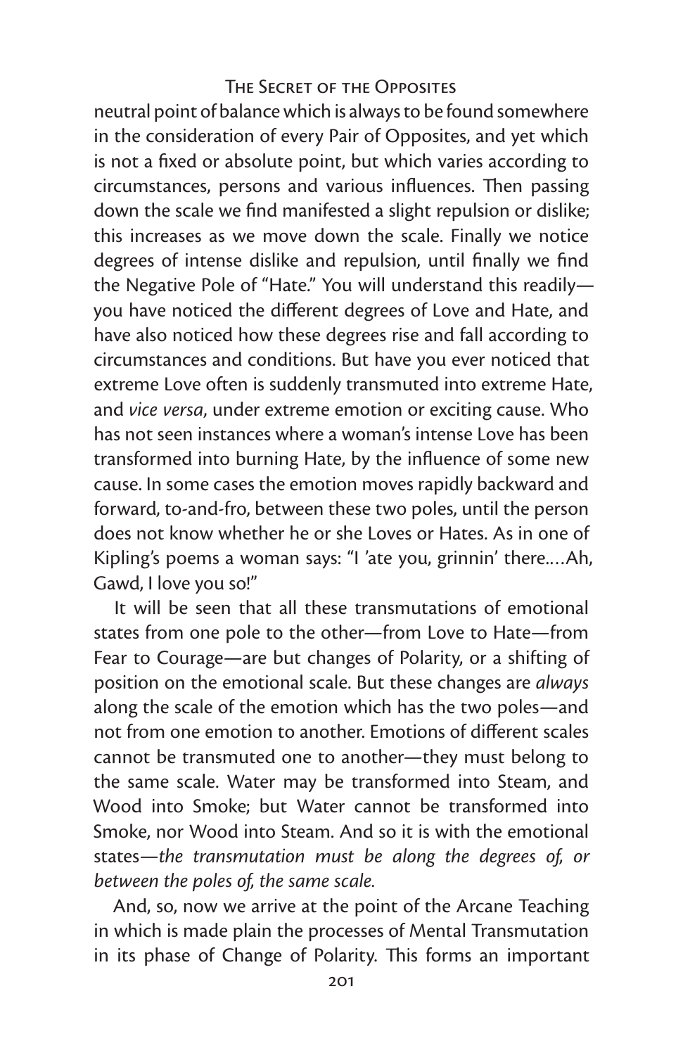neutral point of balance which is always to be found somewhere in the consideration of every Pair of Opposites, and yet which is not a fixed or absolute point, but which varies according to circumstances, persons and various influences. Then passing down the scale we find manifested a slight repulsion or dislike; this increases as we move down the scale. Finally we notice degrees of intense dislike and repulsion, until finally we find the Negative Pole of "Hate." You will understand this readily—you have noticed the different degrees of Love and Hate, and have also noticed how these degrees rise and fall according to circumstances and conditions. But have you ever noticed that extreme Love often is suddenly transmuted into extreme Hate, and *vice versa*, under extreme emotion or exciting cause. Who has not seen instances where a woman's intense Love has been transformed into burning Hate, by the influence of some new cause. In some cases the emotion moves rapidly backward and forward, to-and-fro, between these two poles, until the person does not know whether he or she Loves or Hates. As in one of Kipling's poems a woman says: "I 'ate you, grinnin' there....Ah, Gawd, I love you so!"

It will be seen that all these transmutations of emotional states from one pole to the other—from Love to Hate—from Fear to Courage—are but changes of Polarity, or a shifting of position on the emotional scale. But these changes are *always* along the scale of the emotion which has the two poles—and not from one emotion to another. Emotions of different scales cannot be transmuted one to another—they must belong to the same scale. Water may be transformed into Steam, and Wood into Smoke; but Water cannot be transformed into Smoke, nor Wood into Steam. And so it is with the emotional states—*the transmutation must be along the degrees of, or between the poles of, the same scale.*

And, so, now we arrive at the point of the Arcane Teaching in which is made plain the processes of Mental Transmutation in its phase of Change of Polarity. This forms an important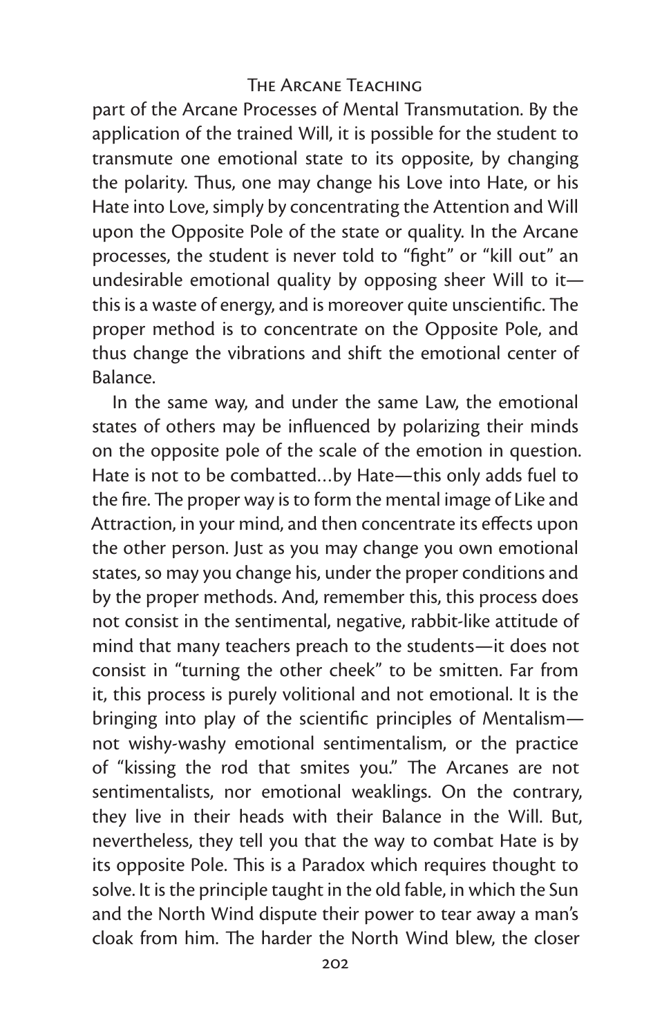part of the Arcane Processes of Mental Transmutation. By the application of the trained Will, it is possible for the student to transmute one emotional state to its opposite, by changing the polarity. Thus, one may change his Love into Hate, or his Hate into Love, simply by concentrating the Attention and Will upon the Opposite Pole of the state or quality. In the Arcane processes, the student is never told to "fight" or "kill out" an undesirable emotional quality by opposing sheer Will to it—this is a waste of energy, and is moreover quite unscientific. The proper method is to concentrate on the Opposite Pole, and thus change the vibrations and shift the emotional center of Balance.

In the same way, and under the same Law, the emotional states of others may be influenced by polarizing their minds on the opposite pole of the scale of the emotion in question. Hate is not to be combatted…by Hate—this only adds fuel to the fire. The proper way is to form the mental image of Like and Attraction, in your mind, and then concentrate its effects upon the other person. Just as you may change you own emotional states, so may you change his, under the proper conditions and by the proper methods. And, remember this, this process does not consist in the sentimental, negative, rabbit-like attitude of mind that many teachers preach to the students—it does not consist in "turning the other cheek" to be smitten. Far from it, this process is purely volitional and not emotional. It is the bringing into play of the scientific principles of Mentalism—not wishy-washy emotional sentimentalism, or the practice of "kissing the rod that smites you." The Arcanes are not sentimentalists, nor emotional weaklings. On the contrary, they live in their heads with their Balance in the Will. But, nevertheless, they tell you that the way to combat Hate is by its opposite Pole. This is a Paradox which requires thought to solve. It is the principle taught in the old fable, in which the Sun and the North Wind dispute their power to tear away a man's cloak from him. The harder the North Wind blew, the closer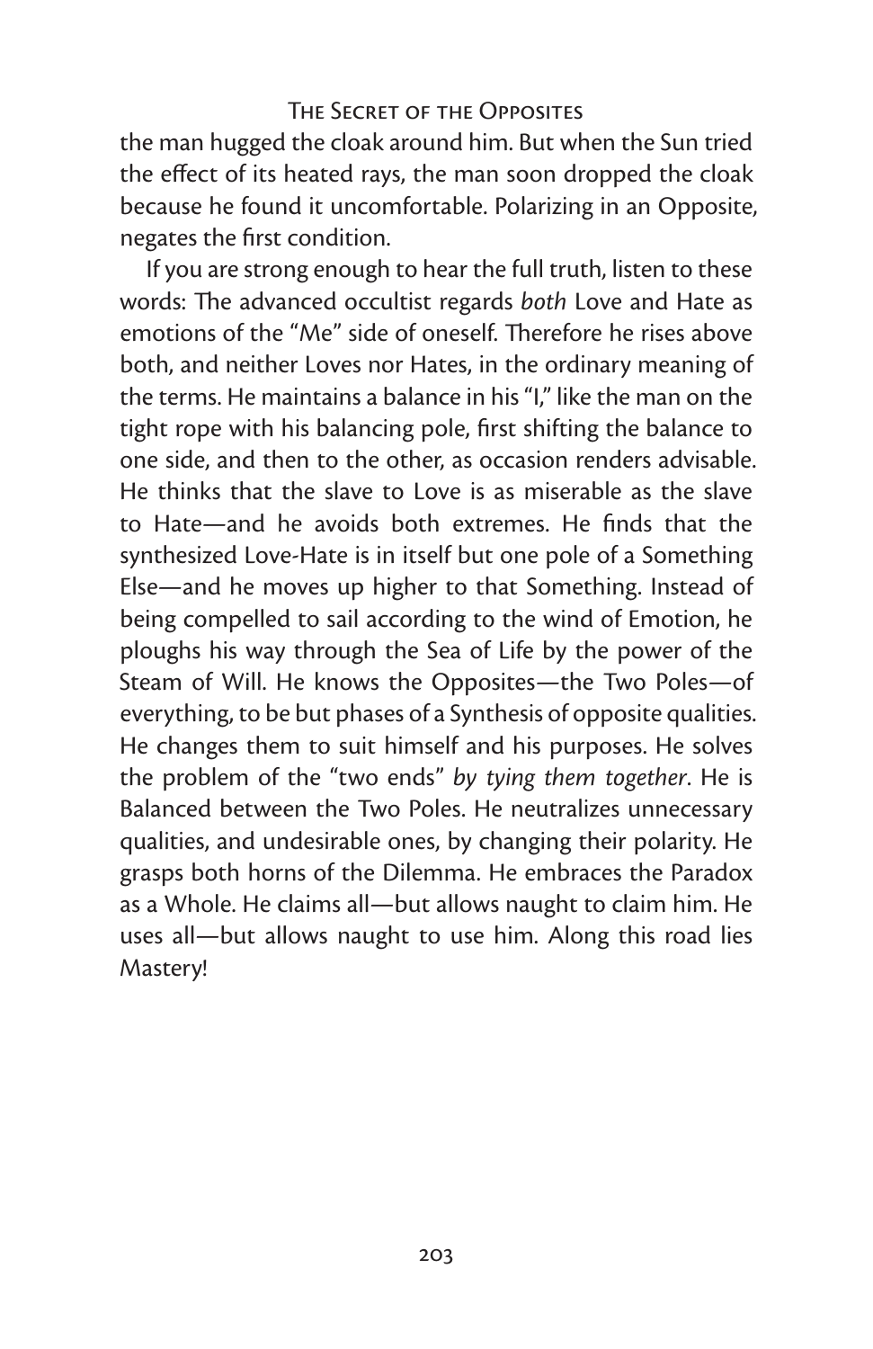the man hugged the cloak around him. But when the Sun tried the effect of its heated rays, the man soon dropped the cloak because he found it uncomfortable. Polarizing in an Opposite, negates the first condition.

If you are strong enough to hear the full truth, listen to these words: The advanced occultist regards *both* Love and Hate as emotions of the "Me" side of oneself. Therefore he rises above both, and neither Loves nor Hates, in the ordinary meaning of the terms. He maintains a balance in his "I," like the man on the tight rope with his balancing pole, first shifting the balance to one side, and then to the other, as occasion renders advisable. He thinks that the slave to Love is as miserable as the slave to Hate—and he avoids both extremes. He finds that the synthesized Love-Hate is in itself but one pole of a Something Else—and he moves up higher to that Something. Instead of being compelled to sail according to the wind of Emotion, he ploughs his way through the Sea of Life by the power of the Steam of Will. He knows the Opposites—the Two Poles—of everything, to be but phases of a Synthesis of opposite qualities. He changes them to suit himself and his purposes. He solves the problem of the "two ends" *by tying them together*. He is Balanced between the Two Poles. He neutralizes unnecessary qualities, and undesirable ones, by changing their polarity. He grasps both horns of the Dilemma. He embraces the Paradox as a Whole. He claims all—but allows naught to claim him. He uses all—but allows naught to use him. Along this road lies Mastery!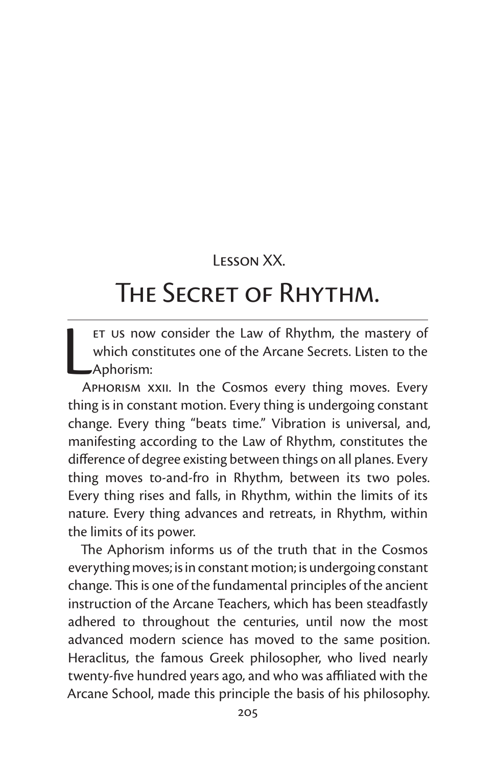## Lesson XX.

# The Secret of Rhythm.

Let us now consider the Law of Rhythm, the mastery of which constitutes one of the Arcane Secrets. Listen to the Aphorism:

Aphorism xxii. In the Cosmos every thing moves. Every thing is in constant motion. Every thing is undergoing constant change. Every thing "beats time." Vibration is universal, and, manifesting according to the Law of Rhythm, constitutes the difference of degree existing between things on all planes. Every thing moves to-and-fro in Rhythm, between its two poles. Every thing rises and falls, in Rhythm, within the limits of its nature. Every thing advances and retreats, in Rhythm, within the limits of its power.

The Aphorism informs us of the truth that in the Cosmos everything moves; is in constant motion; is undergoing constant change. This is one of the fundamental principles of the ancient instruction of the Arcane Teachers, which has been steadfastly adhered to throughout the centuries, until now the most advanced modern science has moved to the same position. Heraclitus, the famous Greek philosopher, who lived nearly twenty-five hundred years ago, and who was affiliated with the Arcane School, made this principle the basis of his philosophy.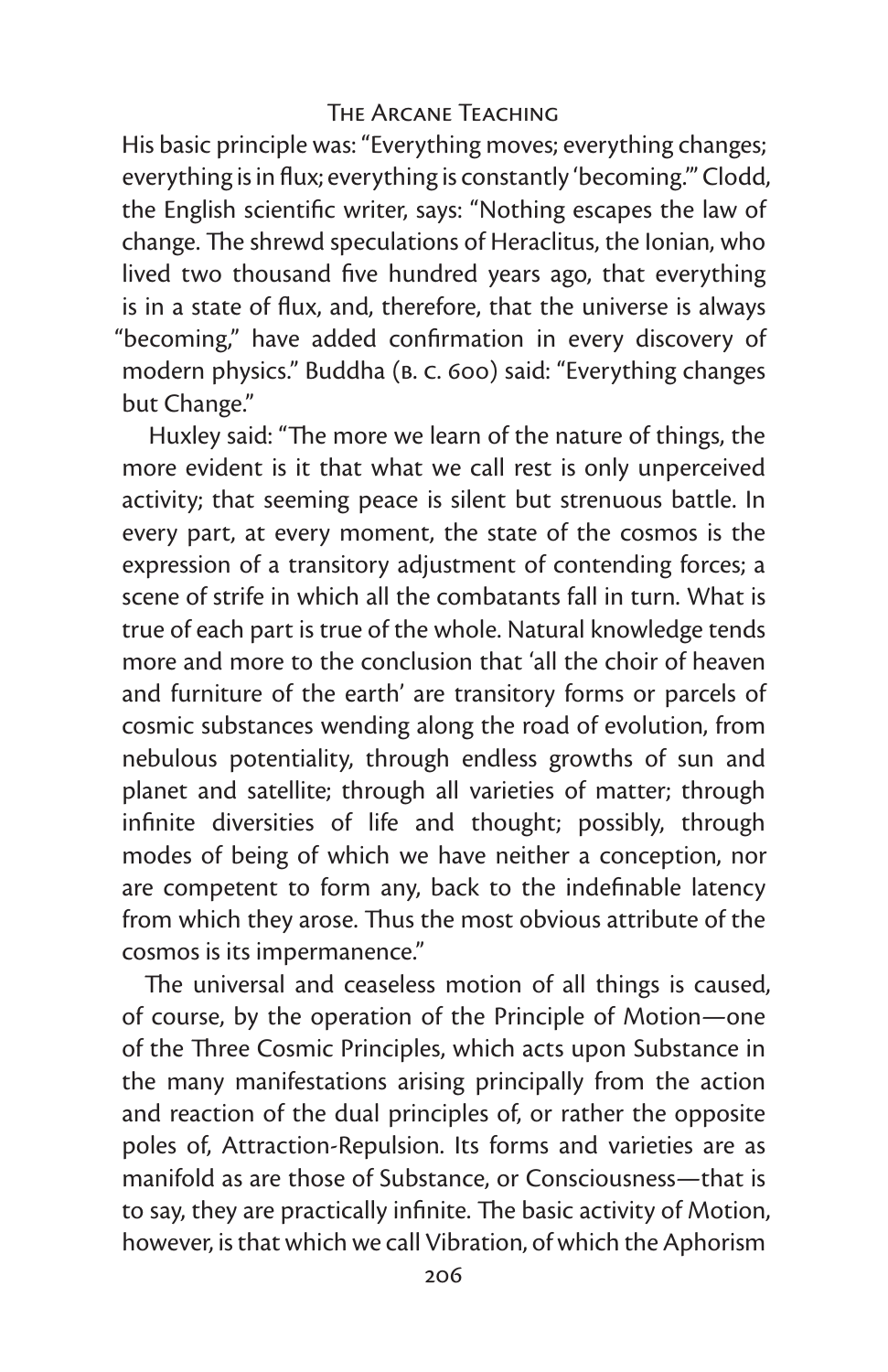His basic principle was: "Everything moves; everything changes; everything is in flux; everything is constantly 'becoming.'" Clodd, the English scientific writer, says: "Nothing escapes the law of change. The shrewd speculations of Heraclitus, the Ionian, who lived two thousand five hundred years ago, that everything is in a state of flux, and, therefore, that the universe is always "becoming," have added confirmation in every discovery of modern physics." Buddha (B. C. 600) said: "Everything changes but Change."

Huxley said: "The more we learn of the nature of things, the more evident is it that what we call rest is only unperceived activity; that seeming peace is silent but strenuous battle. In every part, at every moment, the state of the cosmos is the expression of a transitory adjustment of contending forces; a scene of strife in which all the combatants fall in turn. What is true of each part is true of the whole. Natural knowledge tends more and more to the conclusion that 'all the choir of heaven and furniture of the earth' are transitory forms or parcels of cosmic substances wending along the road of evolution, from nebulous potentiality, through endless growths of sun and planet and satellite; through all varieties of matter; through infinite diversities of life and thought; possibly, through modes of being of which we have neither a conception, nor are competent to form any, back to the indefinable latency from which they arose. Thus the most obvious attribute of the cosmos is its impermanence."

The universal and ceaseless motion of all things is caused, of course, by the operation of the Principle of Motion—one of the Three Cosmic Principles, which acts upon Substance in the many manifestations arising principally from the action and reaction of the dual principles of, or rather the opposite poles of, Attraction-Repulsion. Its forms and varieties are as manifold as are those of Substance, or Consciousness—that is to say, they are practically infinite. The basic activity of Motion, however, is that which we call Vibration, of which the Aphorism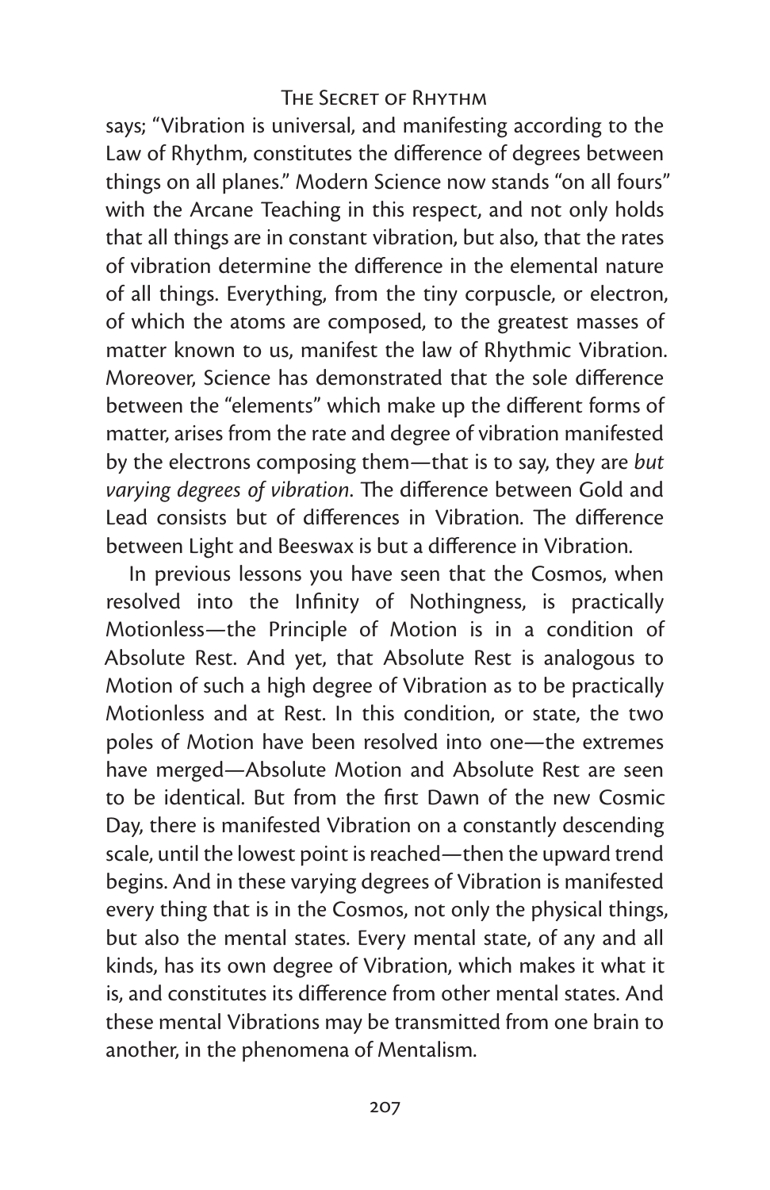says; "Vibration is universal, and manifesting according to the Law of Rhythm, constitutes the difference of degrees between things on all planes." Modern Science now stands "on all fours" with the Arcane Teaching in this respect, and not only holds that all things are in constant vibration, but also, that the rates of vibration determine the difference in the elemental nature of all things. Everything, from the tiny corpuscle, or electron, of which the atoms are composed, to the greatest masses of matter known to us, manifest the law of Rhythmic Vibration. Moreover, Science has demonstrated that the sole difference between the "elements" which make up the different forms of matter, arises from the rate and degree of vibration manifested by the electrons composing them—that is to say, they are *but varying degrees of vibration*. The difference between Gold and Lead consists but of differences in Vibration. The difference between Light and Beeswax is but a difference in Vibration.

In previous lessons you have seen that the Cosmos, when resolved into the Infinity of Nothingness, is practically Motionless—the Principle of Motion is in a condition of Absolute Rest. And yet, that Absolute Rest is analogous to Motion of such a high degree of Vibration as to be practically Motionless and at Rest. In this condition, or state, the two poles of Motion have been resolved into one—the extremes have merged—Absolute Motion and Absolute Rest are seen to be identical. But from the first Dawn of the new Cosmic Day, there is manifested Vibration on a constantly descending scale, until the lowest point is reached—then the upward trend begins. And in these varying degrees of Vibration is manifested every thing that is in the Cosmos, not only the physical things, but also the mental states. Every mental state, of any and all kinds, has its own degree of Vibration, which makes it what it is, and constitutes its difference from other mental states. And these mental Vibrations may be transmitted from one brain to another, in the phenomena of Mentalism.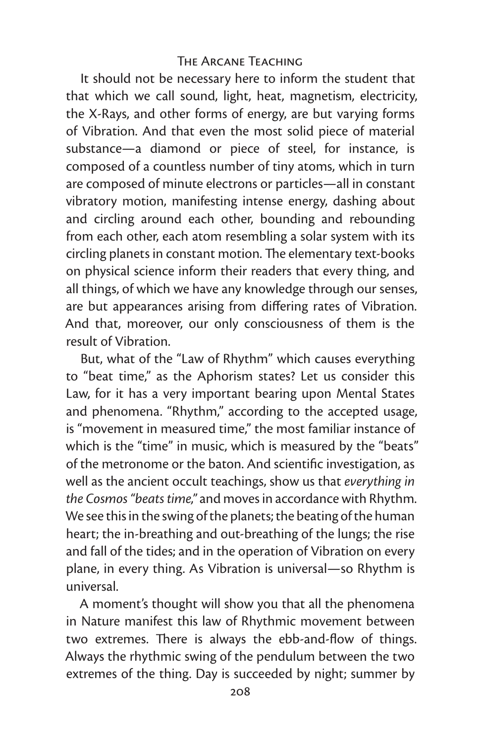It should not be necessary here to inform the student that that which we call sound, light, heat, magnetism, electricity, the X-Rays, and other forms of energy, are but varying forms of Vibration. And that even the most solid piece of material substance—a diamond or piece of steel, for instance, is composed of a countless number of tiny atoms, which in turn are composed of minute electrons or particles—all in constant vibratory motion, manifesting intense energy, dashing about and circling around each other, bounding and rebounding from each other, each atom resembling a solar system with its circling planets in constant motion. The elementary text-books on physical science inform their readers that every thing, and all things, of which we have any knowledge through our senses, are but appearances arising from differing rates of Vibration. And that, moreover, our only consciousness of them is the result of Vibration.

But, what of the "Law of Rhythm" which causes everything to "beat time," as the Aphorism states? Let us consider this Law, for it has a very important bearing upon Mental States and phenomena. "Rhythm," according to the accepted usage, is "movement in measured time," the most familiar instance of which is the "time" in music, which is measured by the "beats" of the metronome or the baton. And scientific investigation, as well as the ancient occult teachings, show us that *everything in the Cosmos "beats time,"* and moves in accordance with Rhythm. We see this in the swing of the planets; the beating of the human heart; the in-breathing and out-breathing of the lungs; the rise and fall of the tides; and in the operation of Vibration on every plane, in every thing. As Vibration is universal—so Rhythm is universal.

A moment's thought will show you that all the phenomena in Nature manifest this law of Rhythmic movement between two extremes. There is always the ebb-and-flow of things. Always the rhythmic swing of the pendulum between the two extremes of the thing. Day is succeeded by night; summer by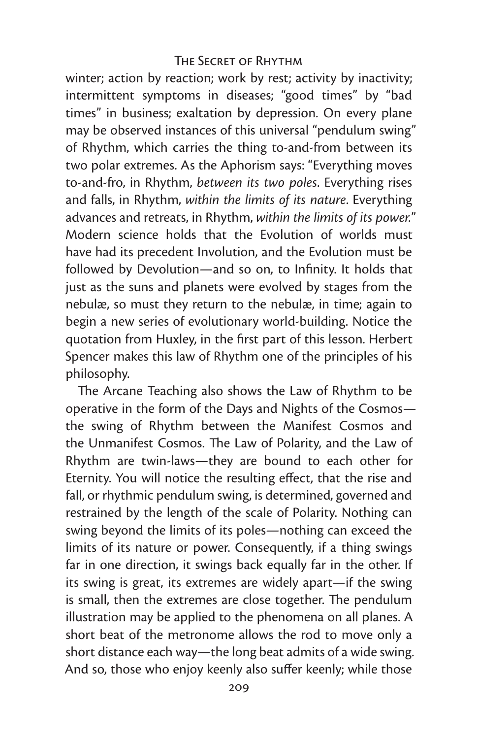winter; action by reaction; work by rest; activity by inactivity; intermittent symptoms in diseases; "good times" by "bad times" in business; exaltation by depression. On every plane may be observed instances of this universal "pendulum swing" of Rhythm, which carries the thing to-and-from between its two polar extremes. As the Aphorism says: "Everything moves to-and-fro, in Rhythm, *between its two poles*. Everything rises and falls, in Rhythm, *within the limits of its nature*. Everything advances and retreats, in Rhythm, *within the limits of its power*." Modern science holds that the Evolution of worlds must have had its precedent Involution, and the Evolution must be followed by Devolution—and so on, to Infinity. It holds that just as the suns and planets were evolved by stages from the nebulæ, so must they return to the nebulæ, in time; again to begin a new series of evolutionary world-building. Notice the quotation from Huxley, in the first part of this lesson. Herbert Spencer makes this law of Rhythm one of the principles of his philosophy.

The Arcane Teaching also shows the Law of Rhythm to be operative in the form of the Days and Nights of the Cosmos—the swing of Rhythm between the Manifest Cosmos and the Unmanifest Cosmos. The Law of Polarity, and the Law of Rhythm are twin-laws—they are bound to each other for Eternity. You will notice the resulting effect, that the rise and fall, or rhythmic pendulum swing, is determined, governed and restrained by the length of the scale of Polarity. Nothing can swing beyond the limits of its poles—nothing can exceed the limits of its nature or power. Consequently, if a thing swings far in one direction, it swings back equally far in the other. If its swing is great, its extremes are widely apart—if the swing is small, then the extremes are close together. The pendulum illustration may be applied to the phenomena on all planes. A short beat of the metronome allows the rod to move only a short distance each way—the long beat admits of a wide swing. And so, those who enjoy keenly also suffer keenly; while those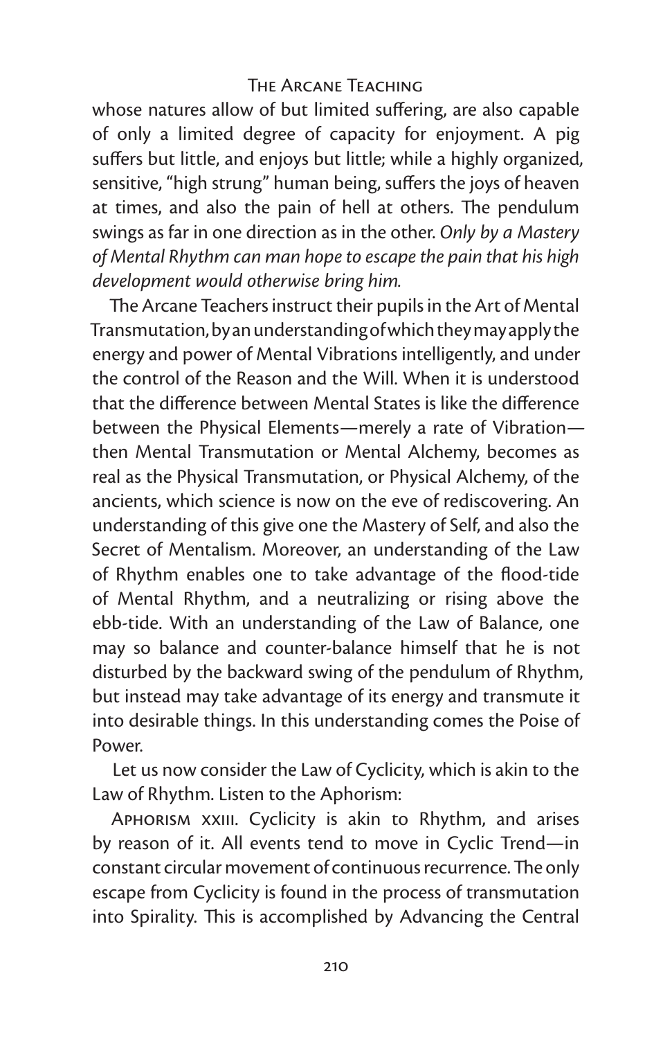whose natures allow of but limited suffering, are also capable of only a limited degree of capacity for enjoyment. A pig suffers but little, and enjoys but little; while a highly organized, sensitive, "high strung" human being, suffers the joys of heaven at times, and also the pain of hell at others. The pendulum swings as far in one direction as in the other. *Only by a Mastery of Mental Rhythm can man hope to escape the pain that his high development would otherwise bring him.*

The Arcane Teachers instruct their pupils in the Art of Mental Transmutation, by an understanding of which they may apply the energy and power of Mental Vibrations intelligently, and under the control of the Reason and the Will. When it is understood that the difference between Mental States is like the difference between the Physical Elements—merely a rate of Vibration—then Mental Transmutation or Mental Alchemy, becomes as real as the Physical Transmutation, or Physical Alchemy, of the ancients, which science is now on the eve of rediscovering. An understanding of this give one the Mastery of Self, and also the Secret of Mentalism. Moreover, an understanding of the Law of Rhythm enables one to take advantage of the flood-tide of Mental Rhythm, and a neutralizing or rising above the ebb-tide. With an understanding of the Law of Balance, one may so balance and counter-balance himself that he is not disturbed by the backward swing of the pendulum of Rhythm, but instead may take advantage of its energy and transmute it into desirable things. In this understanding comes the Poise of Power.

Let us now consider the Law of Cyclicity, which is akin to the Law of Rhythm. Listen to the Aphorism:

Aphorism xxiii. Cyclicity is akin to Rhythm, and arises by reason of it. All events tend to move in Cyclic Trend—in constant circular movement of continuous recurrence. The only escape from Cyclicity is found in the process of transmutation into Spirality. This is accomplished by Advancing the Central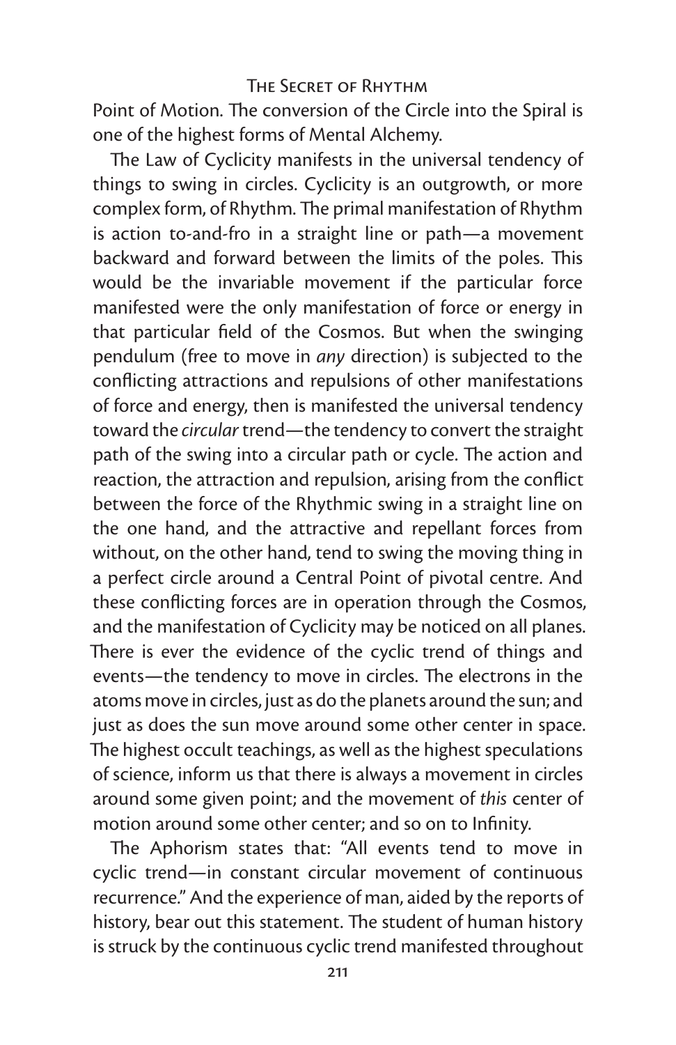Point of Motion. The conversion of the Circle into the Spiral is one of the highest forms of Mental Alchemy.

The Law of Cyclicity manifests in the universal tendency of things to swing in circles. Cyclicity is an outgrowth, or more complex form, of Rhythm. The primal manifestation of Rhythm is action to-and-fro in a straight line or path—a movement backward and forward between the limits of the poles. This would be the invariable movement if the particular force manifested were the only manifestation of force or energy in that particular field of the Cosmos. But when the swinging pendulum (free to move in *any* direction) is subjected to the conflicting attractions and repulsions of other manifestations of force and energy, then is manifested the universal tendency toward the *circular* trend—the tendency to convert the straight path of the swing into a circular path or cycle. The action and reaction, the attraction and repulsion, arising from the conflict between the force of the Rhythmic swing in a straight line on the one hand, and the attractive and repellant forces from without, on the other hand, tend to swing the moving thing in a perfect circle around a Central Point of pivotal centre. And these conflicting forces are in operation through the Cosmos, and the manifestation of Cyclicity may be noticed on all planes. There is ever the evidence of the cyclic trend of things and events—the tendency to move in circles. The electrons in the atoms move in circles, just as do the planets around the sun; and just as does the sun move around some other center in space. The highest occult teachings, as well as the highest speculations of science, inform us that there is always a movement in circles around some given point; and the movement of *this* center of motion around some other center; and so on to Infinity.

The Aphorism states that: "All events tend to move in cyclic trend—in constant circular movement of continuous recurrence." And the experience of man, aided by the reports of history, bear out this statement. The student of human history is struck by the continuous cyclic trend manifested throughout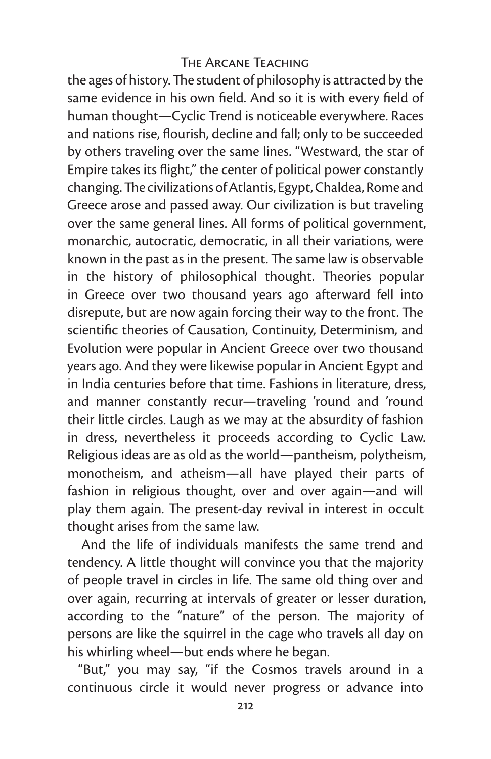the ages of history. The student of philosophy is attracted by the same evidence in his own field. And so it is with every field of human thought—Cyclic Trend is noticeable everywhere. Races and nations rise, flourish, decline and fall; only to be succeeded by others traveling over the same lines. "Westward, the star of Empire takes its flight," the center of political power constantly changing. The civilizations of Atlantis, Egypt, Chaldea, Rome and Greece arose and passed away. Our civilization is but traveling over the same general lines. All forms of political government, monarchic, autocratic, democratic, in all their variations, were known in the past as in the present. The same law is observable in the history of philosophical thought. Theories popular in Greece over two thousand years ago afterward fell into disrepute, but are now again forcing their way to the front. The scientific theories of Causation, Continuity, Determinism, and Evolution were popular in Ancient Greece over two thousand years ago. And they were likewise popular in Ancient Egypt and in India centuries before that time. Fashions in literature, dress, and manner constantly recur—traveling 'round and 'round their little circles. Laugh as we may at the absurdity of fashion in dress, nevertheless it proceeds according to Cyclic Law. Religious ideas are as old as the world—pantheism, polytheism, monotheism, and atheism—all have played their parts of fashion in religious thought, over and over again—and will play them again. The present-day revival in interest in occult thought arises from the same law.

And the life of individuals manifests the same trend and tendency. A little thought will convince you that the majority of people travel in circles in life. The same old thing over and over again, recurring at intervals of greater or lesser duration, according to the "nature" of the person. The majority of persons are like the squirrel in the cage who travels all day on his whirling wheel—but ends where he began.

"But," you may say, "if the Cosmos travels around in a continuous circle it would never progress or advance into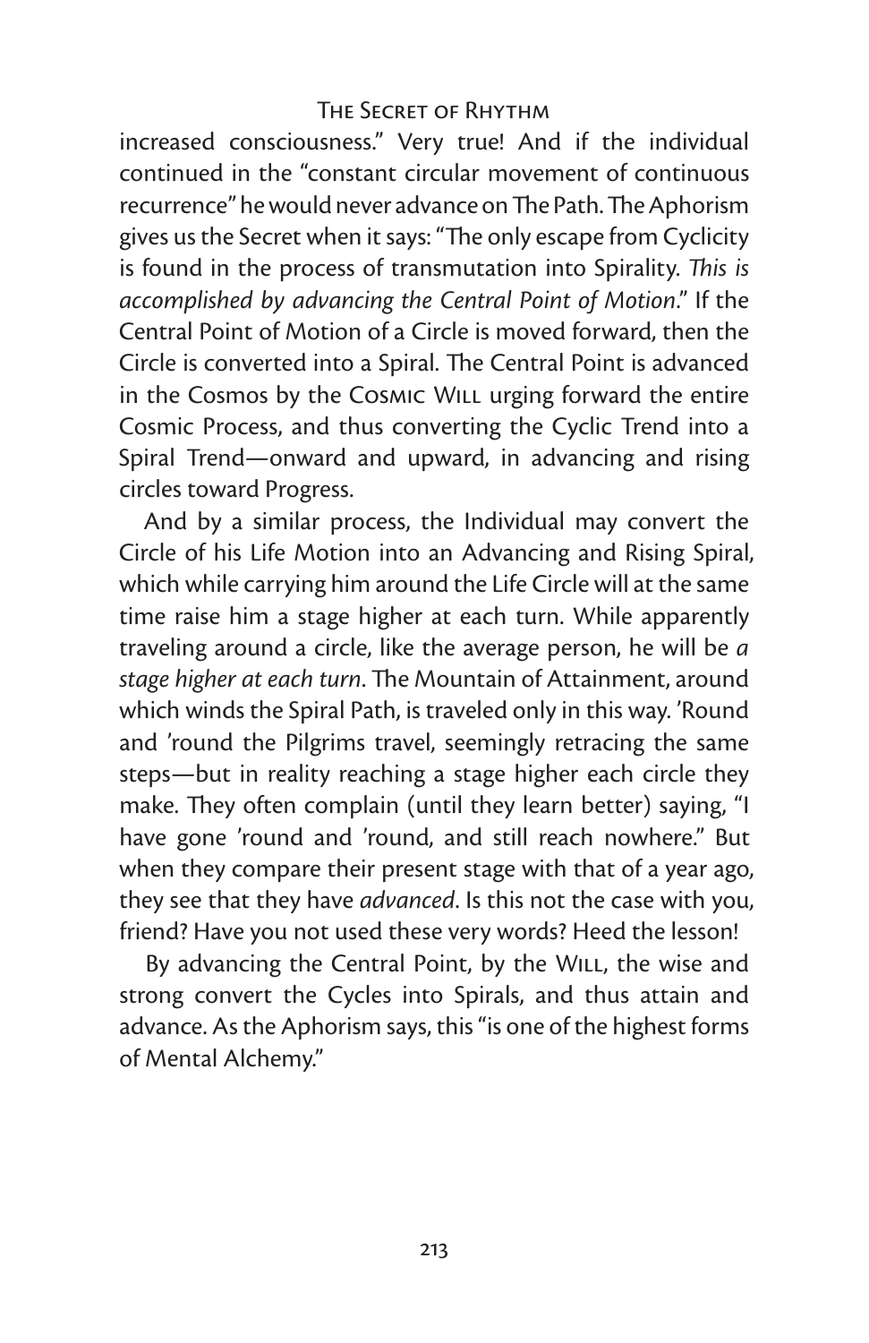increased consciousness." Very true! And if the individual continued in the "constant circular movement of continuous recurrence" he would never advance on The Path. The Aphorism gives us the Secret when it says: "The only escape from Cyclicity is found in the process of transmutation into Spirality. *This is accomplished by advancing the Central Point of Motion*." If the Central Point of Motion of a Circle is moved forward, then the Circle is converted into a Spiral. The Central Point is advanced in the Cosmos by the Cosmic Will urging forward the entire Cosmic Process, and thus converting the Cyclic Trend into a Spiral Trend—onward and upward, in advancing and rising circles toward Progress.

And by a similar process, the Individual may convert the Circle of his Life Motion into an Advancing and Rising Spiral, which while carrying him around the Life Circle will at the same time raise him a stage higher at each turn. While apparently traveling around a circle, like the average person, he will be *a stage higher at each turn*. The Mountain of Attainment, around which winds the Spiral Path, is traveled only in this way. 'Round and 'round the Pilgrims travel, seemingly retracing the same steps—but in reality reaching a stage higher each circle they make. They often complain (until they learn better) saying, "I have gone 'round and 'round, and still reach nowhere." But when they compare their present stage with that of a year ago, they see that they have *advanced*. Is this not the case with you, friend? Have you not used these very words? Heed the lesson!

By advancing the Central Point, by the Will, the wise and strong convert the Cycles into Spirals, and thus attain and advance. As the Aphorism says, this "is one of the highest forms of Mental Alchemy."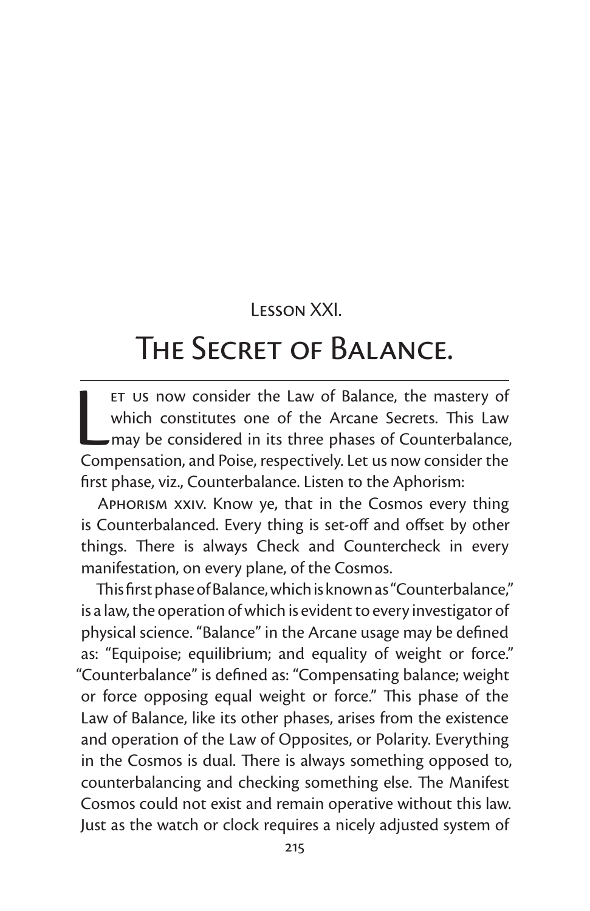## Lesson XXI.

# The Secret of Balance.

Let us now consider the Law of Balance, the mastery of which constitutes one of the Arcane Secrets. This Law may be considered in its three phases of Counterbalance, Compensation, and Poise, respectively. Let us now consider the first phase, viz., Counterbalance. Listen to the Aphorism:

Aphorism xxiv. Know ye, that in the Cosmos every thing is Counterbalanced. Every thing is set-off and offset by other things. There is always Check and Countercheck in every manifestation, on every plane, of the Cosmos.

This first phase of Balance, which is known as "Counterbalance," is a law, the operation of which is evident to every investigator of physical science. "Balance" in the Arcane usage may be defined as: "Equipoise; equilibrium; and equality of weight or force." "Counterbalance" is defined as: "Compensating balance; weight or force opposing equal weight or force." This phase of the Law of Balance, like its other phases, arises from the existence and operation of the Law of Opposites, or Polarity. Everything in the Cosmos is dual. There is always something opposed to, counterbalancing and checking something else. The Manifest Cosmos could not exist and remain operative without this law. Just as the watch or clock requires a nicely adjusted system of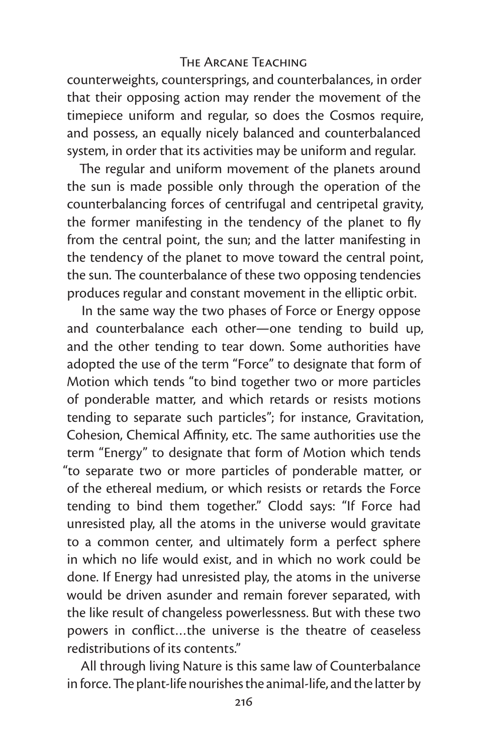counterweights, countersprings, and counterbalances, in order that their opposing action may render the movement of the timepiece uniform and regular, so does the Cosmos require, and possess, an equally nicely balanced and counterbalanced system, in order that its activities may be uniform and regular.

The regular and uniform movement of the planets around the sun is made possible only through the operation of the counterbalancing forces of centrifugal and centripetal gravity, the former manifesting in the tendency of the planet to fly from the central point, the sun; and the latter manifesting in the tendency of the planet to move toward the central point, the sun. The counterbalance of these two opposing tendencies produces regular and constant movement in the elliptic orbit.

In the same way the two phases of Force or Energy oppose and counterbalance each other—one tending to build up, and the other tending to tear down. Some authorities have adopted the use of the term "Force" to designate that form of Motion which tends "to bind together two or more particles of ponderable matter, and which retards or resists motions tending to separate such particles"; for instance, Gravitation, Cohesion, Chemical Affinity, etc. The same authorities use the term "Energy" to designate that form of Motion which tends "to separate two or more particles of ponderable matter, or of the ethereal medium, or which resists or retards the Force tending to bind them together." Clodd says: "If Force had unresisted play, all the atoms in the universe would gravitate to a common center, and ultimately form a perfect sphere in which no life would exist, and in which no work could be done. If Energy had unresisted play, the atoms in the universe would be driven asunder and remain forever separated, with the like result of changeless powerlessness. But with these two powers in conflict…the universe is the theatre of ceaseless redistributions of its contents."

All through living Nature is this same law of Counterbalance in force. The plant-life nourishes the animal-life, and the latter by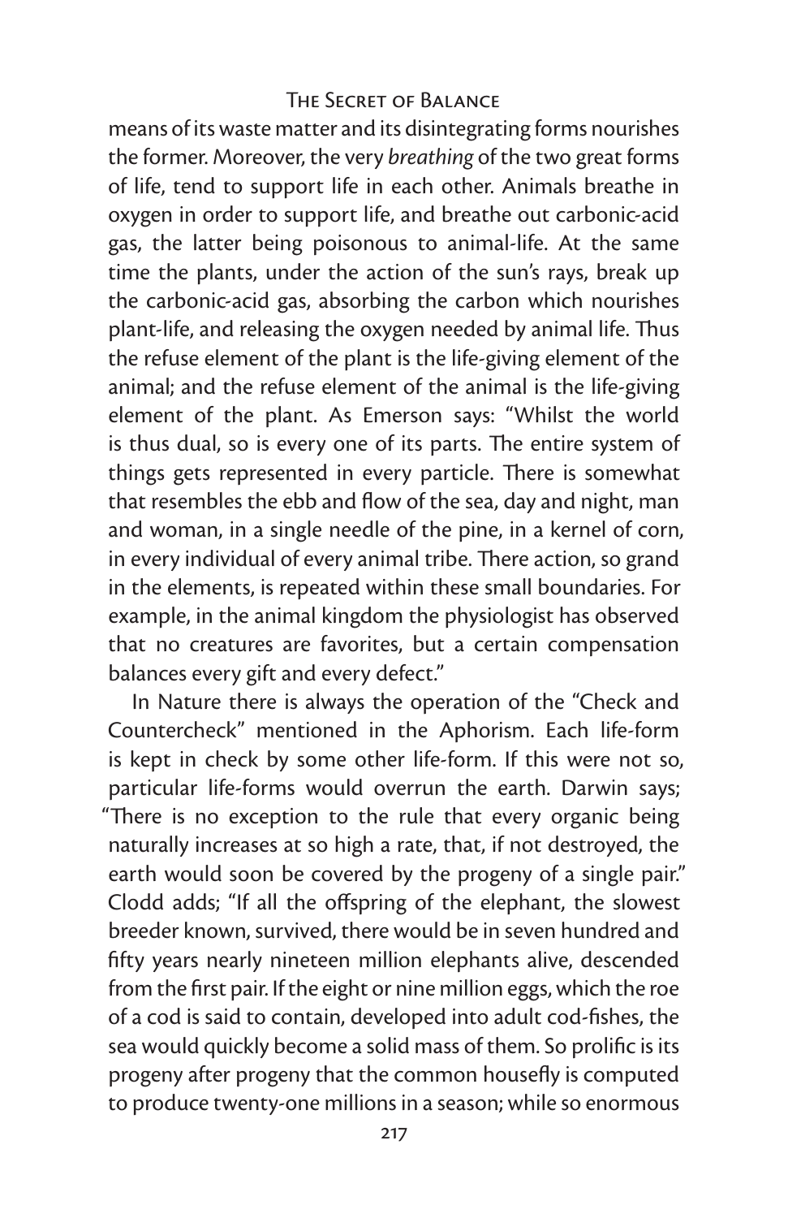means of its waste matter and its disintegrating forms nourishes the former. Moreover, the very *breathing* of the two great forms of life, tend to support life in each other. Animals breathe in oxygen in order to support life, and breathe out carbonic-acid gas, the latter being poisonous to animal-life. At the same time the plants, under the action of the sun's rays, break up the carbonic-acid gas, absorbing the carbon which nourishes plant-life, and releasing the oxygen needed by animal life. Thus the refuse element of the plant is the life-giving element of the animal; and the refuse element of the animal is the life-giving element of the plant. As Emerson says: "Whilst the world is thus dual, so is every one of its parts. The entire system of things gets represented in every particle. There is somewhat that resembles the ebb and flow of the sea, day and night, man and woman, in a single needle of the pine, in a kernel of corn, in every individual of every animal tribe. There action, so grand in the elements, is repeated within these small boundaries. For example, in the animal kingdom the physiologist has observed that no creatures are favorites, but a certain compensation balances every gift and every defect."

In Nature there is always the operation of the "Check and Countercheck" mentioned in the Aphorism. Each life-form is kept in check by some other life-form. If this were not so, particular life-forms would overrun the earth. Darwin says; "There is no exception to the rule that every organic being naturally increases at so high a rate, that, if not destroyed, the earth would soon be covered by the progeny of a single pair." Clodd adds; "If all the offspring of the elephant, the slowest breeder known, survived, there would be in seven hundred and fifty years nearly nineteen million elephants alive, descended from the first pair. If the eight or nine million eggs, which the roe of a cod is said to contain, developed into adult cod-fishes, the sea would quickly become a solid mass of them. So prolific is its progeny after progeny that the common housefly is computed to produce twenty-one millions in a season; while so enormous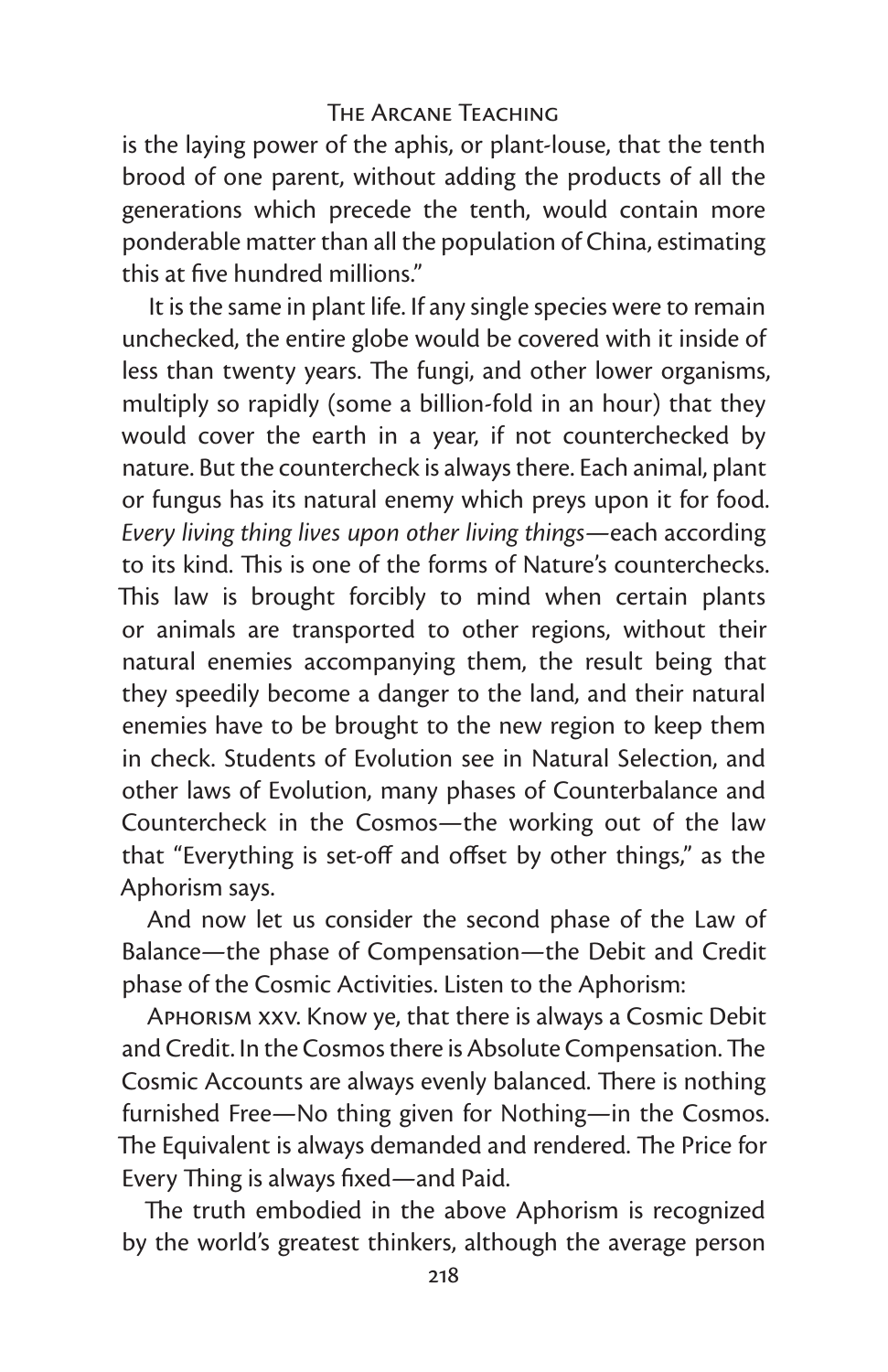is the laying power of the aphis, or plant-louse, that the tenth brood of one parent, without adding the products of all the generations which precede the tenth, would contain more ponderable matter than all the population of China, estimating this at five hundred millions."

It is the same in plant life. If any single species were to remain unchecked, the entire globe would be covered with it inside of less than twenty years. The fungi, and other lower organisms, multiply so rapidly (some a billion-fold in an hour) that they would cover the earth in a year, if not counterchecked by nature. But the countercheck is always there. Each animal, plant or fungus has its natural enemy which preys upon it for food. *Every living thing lives upon other living things*—each according to its kind. This is one of the forms of Nature's counterchecks. This law is brought forcibly to mind when certain plants or animals are transported to other regions, without their natural enemies accompanying them, the result being that they speedily become a danger to the land, and their natural enemies have to be brought to the new region to keep them in check. Students of Evolution see in Natural Selection, and other laws of Evolution, many phases of Counterbalance and Countercheck in the Cosmos—the working out of the law that "Everything is set-off and offset by other things," as the Aphorism says.

And now let us consider the second phase of the Law of Balance—the phase of Compensation—the Debit and Credit phase of the Cosmic Activities. Listen to the Aphorism:

Aphorism xxv. Know ye, that there is always a Cosmic Debit and Credit. In the Cosmos there is Absolute Compensation. The Cosmic Accounts are always evenly balanced. There is nothing furnished Free—No thing given for Nothing—in the Cosmos. The Equivalent is always demanded and rendered. The Price for Every Thing is always fixed—and Paid.

The truth embodied in the above Aphorism is recognized by the world's greatest thinkers, although the average person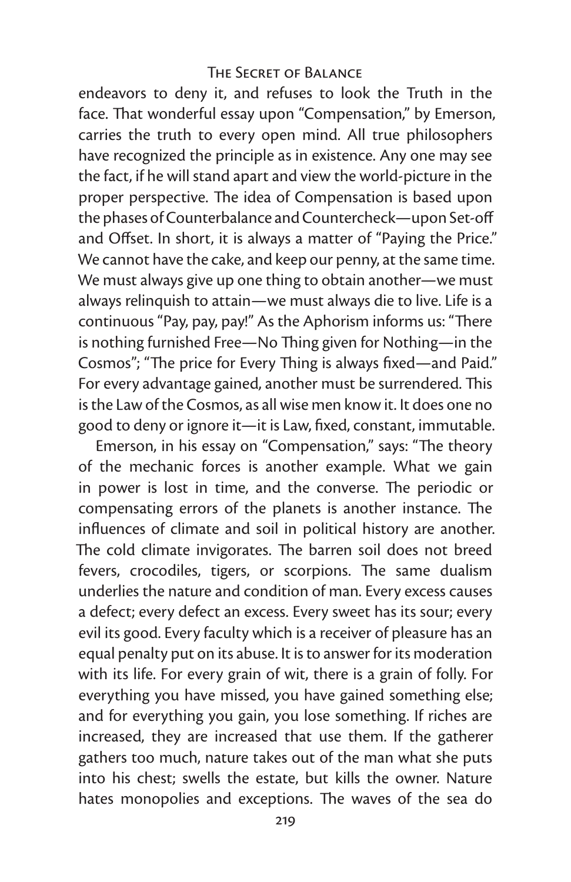endeavors to deny it, and refuses to look the Truth in the face. That wonderful essay upon "Compensation," by Emerson, carries the truth to every open mind. All true philosophers have recognized the principle as in existence. Any one may see the fact, if he will stand apart and view the world-picture in the proper perspective. The idea of Compensation is based upon the phases of Counterbalance and Countercheck—upon Set-off and Offset. In short, it is always a matter of "Paying the Price." We cannot have the cake, and keep our penny, at the same time. We must always give up one thing to obtain another—we must always relinquish to attain—we must always die to live. Life is a continuous "Pay, pay, pay!" As the Aphorism informs us: "There is nothing furnished Free—No Thing given for Nothing—in the Cosmos"; "The price for Every Thing is always fixed—and Paid." For every advantage gained, another must be surrendered. This is the Law of the Cosmos, as all wise men know it. It does one no good to deny or ignore it—it is Law, fixed, constant, immutable.

Emerson, in his essay on "Compensation," says: "The theory of the mechanic forces is another example. What we gain in power is lost in time, and the converse. The periodic or compensating errors of the planets is another instance. The influences of climate and soil in political history are another. The cold climate invigorates. The barren soil does not breed fevers, crocodiles, tigers, or scorpions. The same dualism underlies the nature and condition of man. Every excess causes a defect; every defect an excess. Every sweet has its sour; every evil its good. Every faculty which is a receiver of pleasure has an equal penalty put on its abuse. It is to answer for its moderation with its life. For every grain of wit, there is a grain of folly. For everything you have missed, you have gained something else; and for everything you gain, you lose something. If riches are increased, they are increased that use them. If the gatherer gathers too much, nature takes out of the man what she puts into his chest; swells the estate, but kills the owner. Nature hates monopolies and exceptions. The waves of the sea do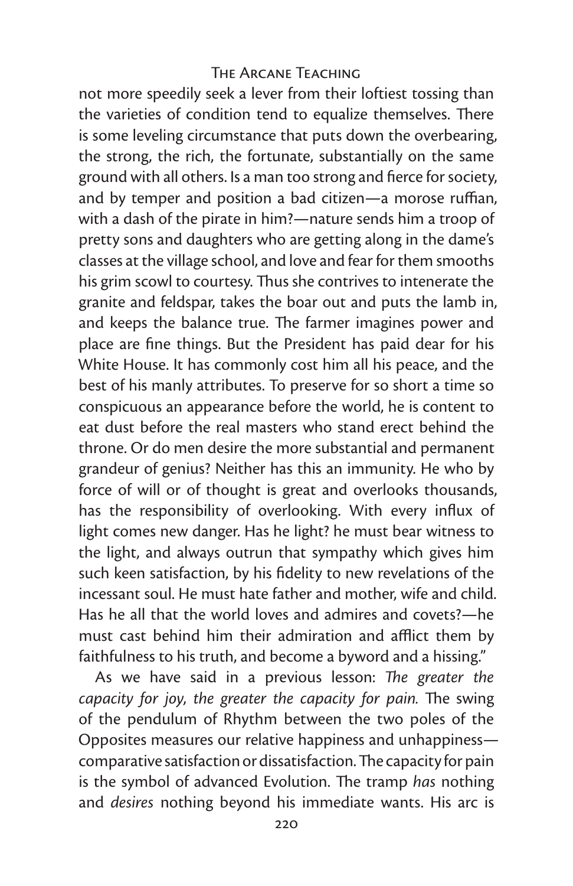not more speedily seek a lever from their loftiest tossing than the varieties of condition tend to equalize themselves. There is some leveling circumstance that puts down the overbearing, the strong, the rich, the fortunate, substantially on the same ground with all others. Is a man too strong and fierce for society, and by temper and position a bad citizen—a morose ruffian, with a dash of the pirate in him?—nature sends him a troop of pretty sons and daughters who are getting along in the dame's classes at the village school, and love and fear for them smooths his grim scowl to courtesy. Thus she contrives to intenerate the granite and feldspar, takes the boar out and puts the lamb in, and keeps the balance true. The farmer imagines power and place are fine things. But the President has paid dear for his White House. It has commonly cost him all his peace, and the best of his manly attributes. To preserve for so short a time so conspicuous an appearance before the world, he is content to eat dust before the real masters who stand erect behind the throne. Or do men desire the more substantial and permanent grandeur of genius? Neither has this an immunity. He who by force of will or of thought is great and overlooks thousands, has the responsibility of overlooking. With every influx of light comes new danger. Has he light? he must bear witness to the light, and always outrun that sympathy which gives him such keen satisfaction, by his fidelity to new revelations of the incessant soul. He must hate father and mother, wife and child. Has he all that the world loves and admires and covets?—he must cast behind him their admiration and afflict them by faithfulness to his truth, and become a byword and a hissing."

As we have said in a previous lesson: *The greater the capacity for joy, the greater the capacity for pain.* The swing of the pendulum of Rhythm between the two poles of the Opposites measures our relative happiness and unhappiness—comparative satisfaction or dissatisfaction. The capacity for pain is the symbol of advanced Evolution. The tramp *has* nothing and *desires* nothing beyond his immediate wants. His arc is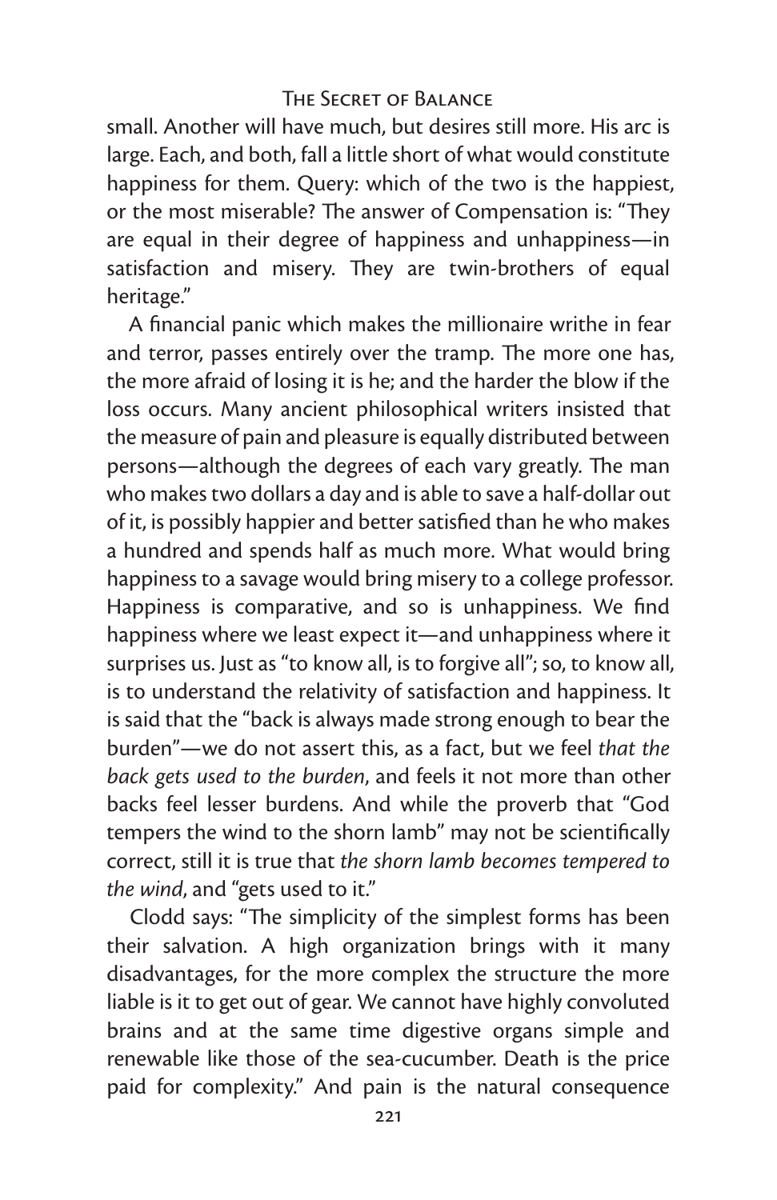small. Another will have much, but desires still more. His arc is large. Each, and both, fall a little short of what would constitute happiness for them. Query: which of the two is the happiest, or the most miserable? The answer of Compensation is: "They are equal in their degree of happiness and unhappiness—in satisfaction and misery. They are twin-brothers of equal heritage."

A financial panic which makes the millionaire writhe in fear and terror, passes entirely over the tramp. The more one has, the more afraid of losing it is he; and the harder the blow if the loss occurs. Many ancient philosophical writers insisted that the measure of pain and pleasure is equally distributed between persons—although the degrees of each vary greatly. The man who makes two dollars a day and is able to save a half-dollar out of it, is possibly happier and better satisfied than he who makes a hundred and spends half as much more. What would bring happiness to a savage would bring misery to a college professor. Happiness is comparative, and so is unhappiness. We find happiness where we least expect it—and unhappiness where it surprises us. Just as "to know all, is to forgive all"; so, to know all, is to understand the relativity of satisfaction and happiness. It is said that the "back is always made strong enough to bear the burden"—we do not assert this, as a fact, but we feel *that the back gets used to the burden*, and feels it not more than other backs feel lesser burdens. And while the proverb that "God tempers the wind to the shorn lamb" may not be scientifically correct, still it is true that *the shorn lamb becomes tempered to the wind*, and "gets used to it."

Clodd says: "The simplicity of the simplest forms has been their salvation. A high organization brings with it many disadvantages, for the more complex the structure the more liable is it to get out of gear. We cannot have highly convoluted brains and at the same time digestive organs simple and renewable like those of the sea-cucumber. Death is the price paid for complexity." And pain is the natural consequence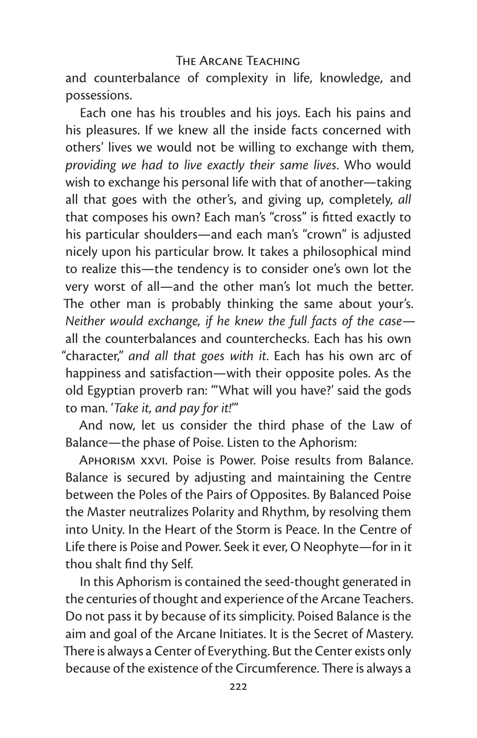and counterbalance of complexity in life, knowledge, and possessions.

Each one has his troubles and his joys. Each his pains and his pleasures. If we knew all the inside facts concerned with others' lives we would not be willing to exchange with them, *providing we had to live exactly their same lives*. Who would wish to exchange his personal life with that of another—taking all that goes with the other's, and giving up, completely, *all* that composes his own? Each man's "cross" is fitted exactly to his particular shoulders—and each man's "crown" is adjusted nicely upon his particular brow. It takes a philosophical mind to realize this—the tendency is to consider one's own lot the very worst of all—and the other man's lot much the better. The other man is probably thinking the same about your's. *Neither would exchange, if he knew the full facts of the case*—all the counterbalances and counterchecks. Each has his own "character," *and all that goes with it*. Each has his own arc of happiness and satisfaction—with their opposite poles. As the old Egyptian proverb ran: "'What will you have?' said the gods to man. '*Take it, and pay for it!*'"

And now, let us consider the third phase of the Law of Balance—the phase of Poise. Listen to the Aphorism:

Aphorism xxvi. Poise is Power. Poise results from Balance. Balance is secured by adjusting and maintaining the Centre between the Poles of the Pairs of Opposites. By Balanced Poise the Master neutralizes Polarity and Rhythm, by resolving them into Unity. In the Heart of the Storm is Peace. In the Centre of Life there is Poise and Power. Seek it ever, O Neophyte—for in it thou shalt find thy Self.

In this Aphorism is contained the seed-thought generated in the centuries of thought and experience of the Arcane Teachers. Do not pass it by because of its simplicity. Poised Balance is the aim and goal of the Arcane Initiates. It is the Secret of Mastery. There is always a Center of Everything. But the Center exists only because of the existence of the Circumference. There is always a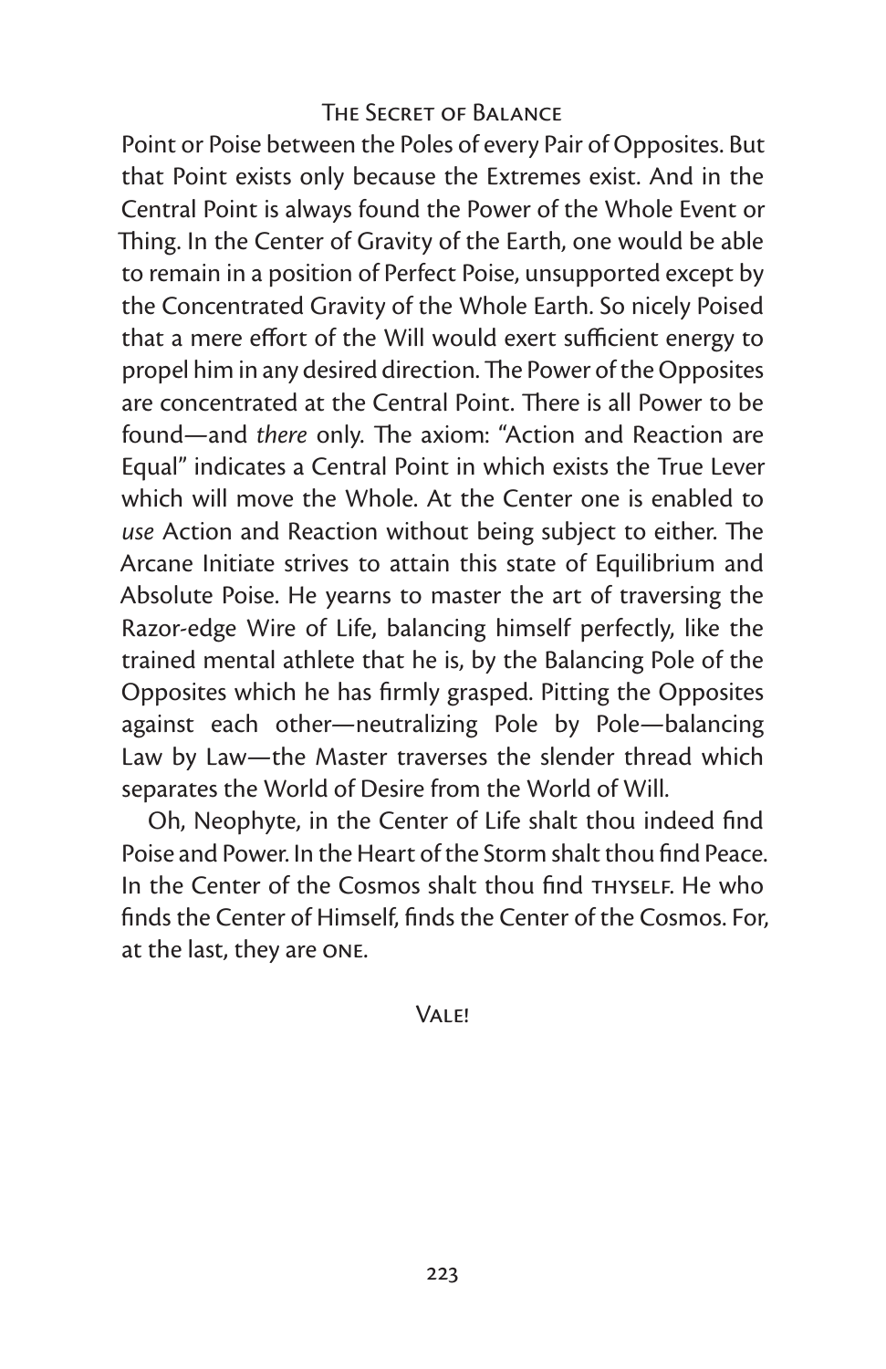Point or Poise between the Poles of every Pair of Opposites. But that Point exists only because the Extremes exist. And in the Central Point is always found the Power of the Whole Event or Thing. In the Center of Gravity of the Earth, one would be able to remain in a position of Perfect Poise, unsupported except by the Concentrated Gravity of the Whole Earth. So nicely Poised that a mere effort of the Will would exert sufficient energy to propel him in any desired direction. The Power of the Opposites are concentrated at the Central Point. There is all Power to be found—and *there* only. The axiom: "Action and Reaction are Equal" indicates a Central Point in which exists the True Lever which will move the Whole. At the Center one is enabled to *use* Action and Reaction without being subject to either. The Arcane Initiate strives to attain this state of Equilibrium and Absolute Poise. He yearns to master the art of traversing the Razor-edge Wire of Life, balancing himself perfectly, like the trained mental athlete that he is, by the Balancing Pole of the Opposites which he has firmly grasped. Pitting the Opposites against each other—neutralizing Pole by Pole—balancing Law by Law—the Master traverses the slender thread which separates the World of Desire from the World of Will.

Oh, Neophyte, in the Center of Life shalt thou indeed find Poise and Power. In the Heart of the Storm shalt thou find Peace. In the Center of the Cosmos shalt thou find THYSELF. He who finds the Center of Himself, finds the Center of the Cosmos. For, at the last, they are ONE.

VALE!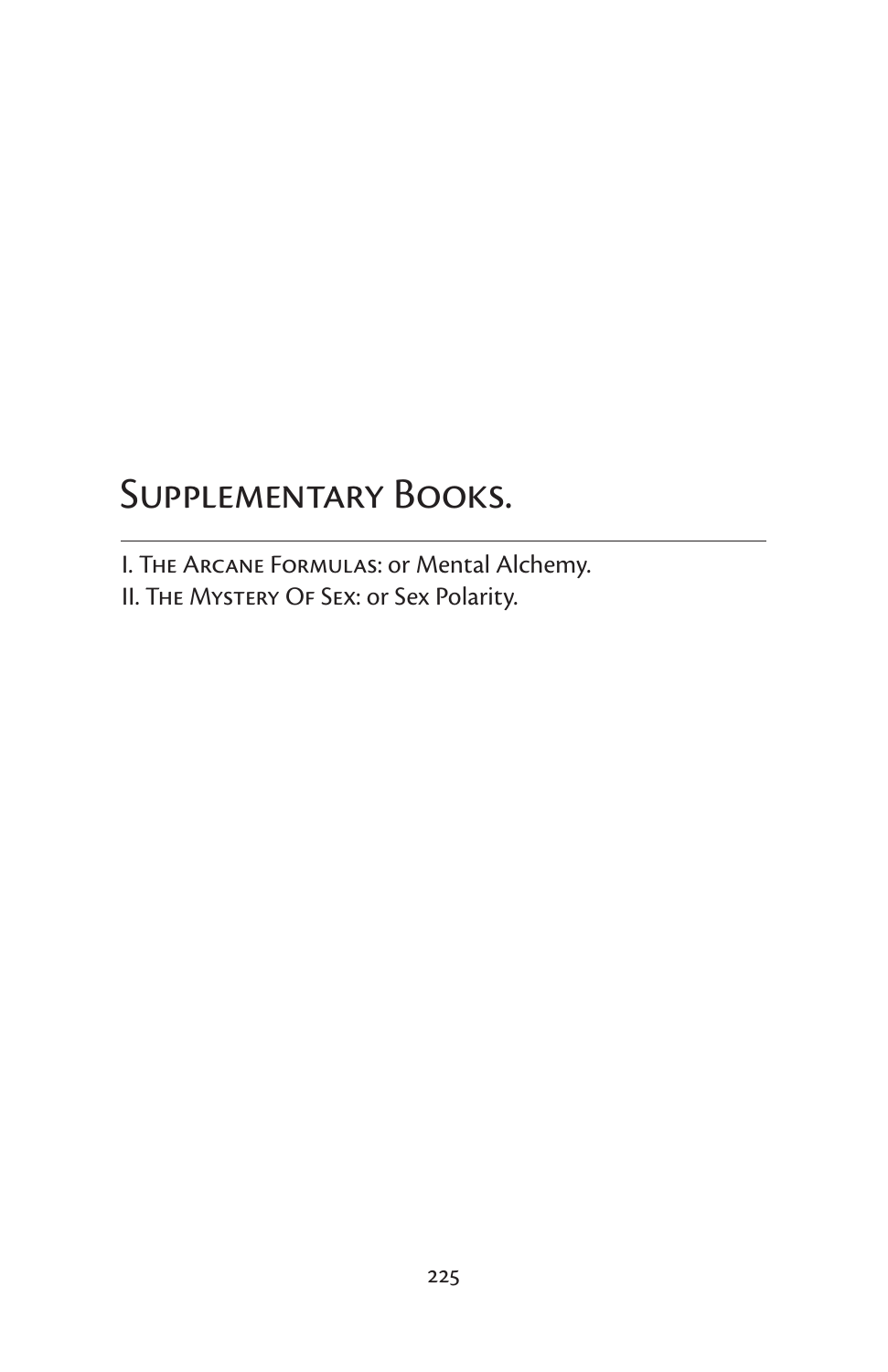# Supplementary Books.

I. The Arcane Formulas: or Mental Alchemy.
II. The Mystery Of Sex: or Sex Polarity.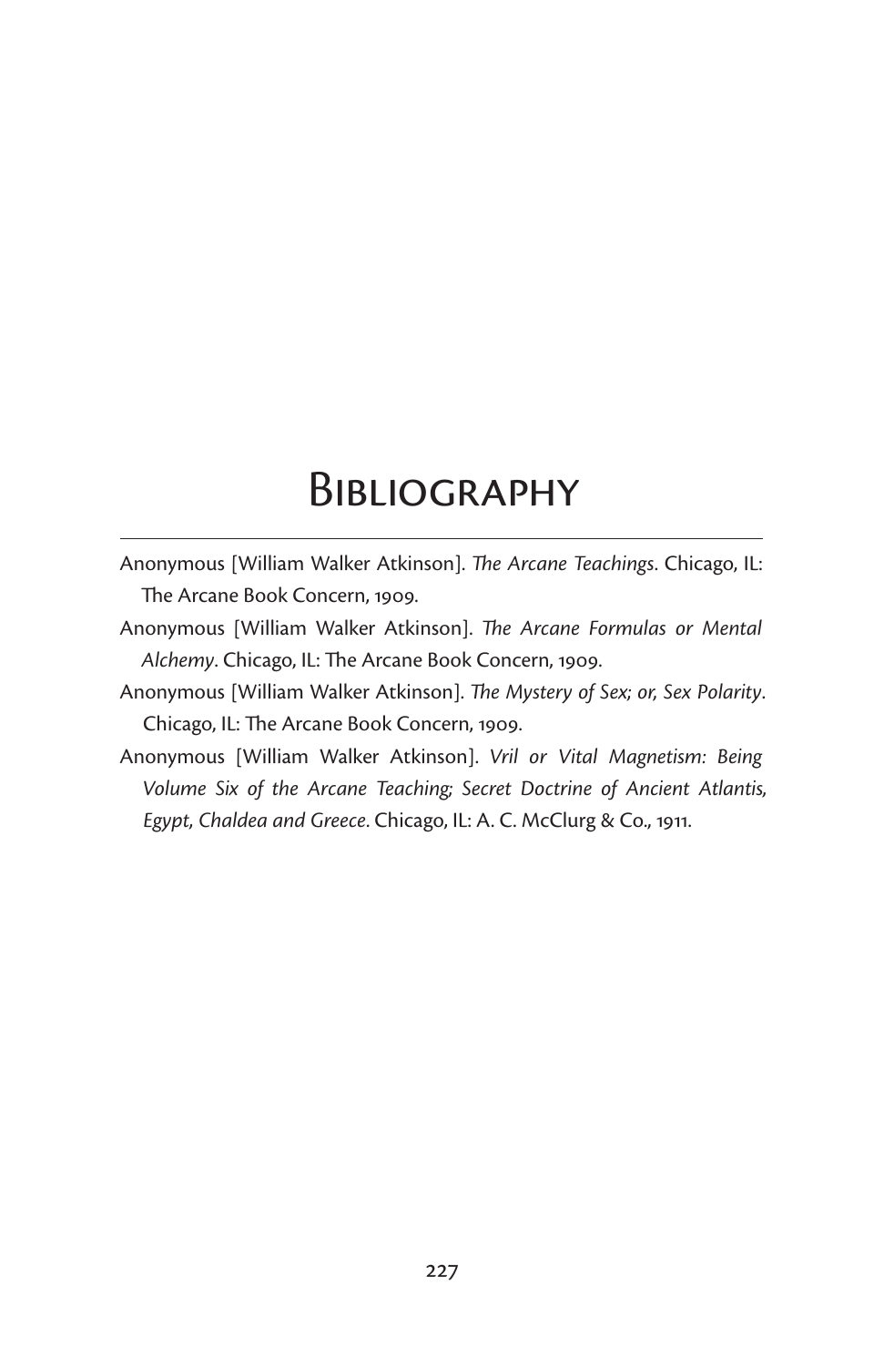# Bibliography

Anonymous [William Walker Atkinson]. *The Arcane Teachings*. Chicago, IL: The Arcane Book Concern, 1909.

Anonymous [William Walker Atkinson]. *The Arcane Formulas or Mental Alchemy*. Chicago, IL: The Arcane Book Concern, 1909.

Anonymous [William Walker Atkinson]. *The Mystery of Sex; or, Sex Polarity*. Chicago, IL: The Arcane Book Concern, 1909.

Anonymous [William Walker Atkinson]. *Vril or Vital Magnetism: Being Volume Six of the Arcane Teaching; Secret Doctrine of Ancient Atlantis, Egypt, Chaldea and Greece*. Chicago, IL: A. C. McClurg & Co., 1911.